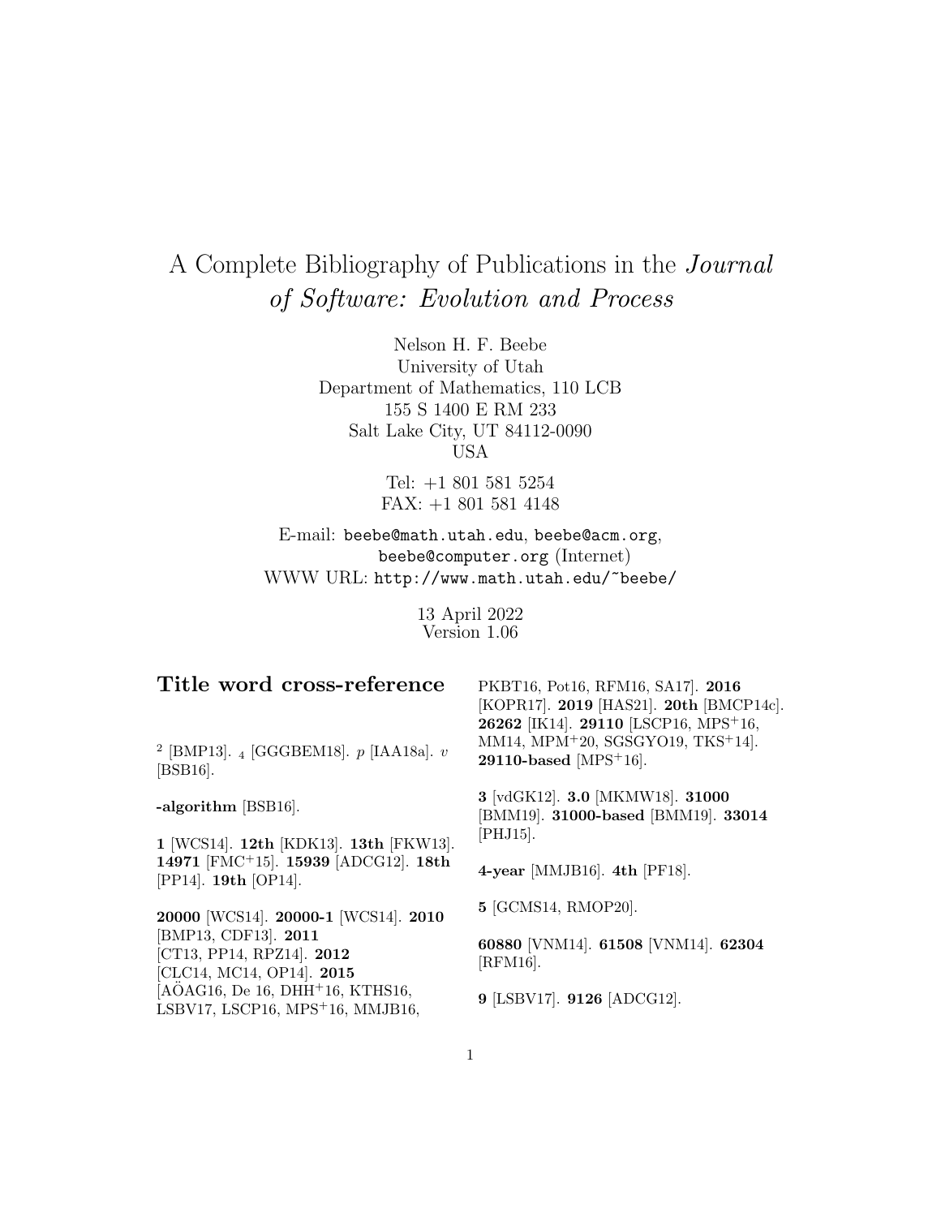# A Complete Bibliography of Publications in the *Journal of Software: Evolution and Process*

Nelson H. F. Beebe
University of Utah
Department of Mathematics, 110 LCB
155 S 1400 E RM 233
Salt Lake City, UT 84112-0090
USA

Tel: +1 801 581 5254
FAX: +1 801 581 4148

E-mail: `beebe@math.utah.edu`, `beebe@acm.org`, `beebe@computer.org` (Internet)
WWW URL: `http://www.math.utah.edu/~beebe/`

13 April 2022
Version 1.06

## Title word cross-reference

$^2$ [BMP13]. $_4$ [GGGBEM18]. $p$ [IAA18a]. $v$ [BSB16].

**-algorithm** [BSB16].

**1** [WCS14]. **12th** [KDK13]. **13th** [FKW13]. **14971** [FMC+15]. **15939** [ADCG12]. **18th** [PP14]. **19th** [OP14].

**20000** [WCS14]. **20000-1** [WCS14]. **2010** [BMP13, CDF13]. **2011** [CT13, PP14, RPZ14]. **2012** [CLC14, MC14, OP14]. **2015** [AÖAG16, De 16, DHH+16, KTHS16, LSBV17, LSCP16, MPS+16, MMJB16, PKBT16, Pot16, RFM16, SA17]. **2016** [KOPR17]. **2019** [HAS21]. **20th** [BMCP14c]. **26262** [IK14]. **29110** [LSCP16, MPS+16, MM14, MPM+20, SGSGYO19, TKS+14]. **29110-based** [MPS+16].

**3** [vdGK12]. **3.0** [MKMW18]. **31000** [BMM19]. **31000-based** [BMM19]. **33014** [PHJ15].

**4-year** [MMJB16]. **4th** [PF18].

**5** [GCMS14, RMOP20].

**60880** [VNM14]. **61508** [VNM14]. **62304** [RFM16].

**9** [LSBV17]. **9126** [ADCG12].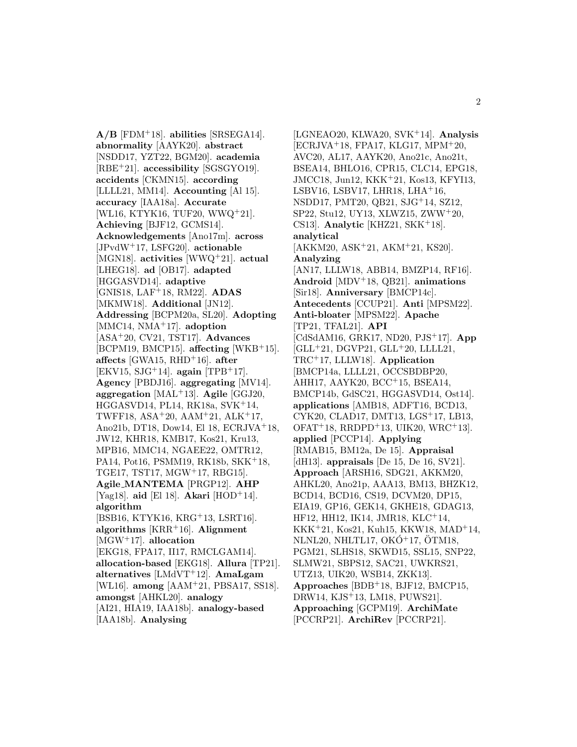**A/B** [FDM+18]. **abilities** [SRSEGA14]. **abnormality** [AAYK20]. **abstract** [NSDD17, YZT22, BGM20]. **academia** [RBE+21]. **accessibility** [SGSGYO19]. **accidents** [CKMN15]. **according** [LLLL21, MM14]. **Accounting** [Al 15]. **accuracy** [IAA18a]. **Accurate** [WL16, KTYK16, TUF20, WWQ+21]. **Achieving** [BJF12, GCMS14]. **Acknowledgements** [Ano17m]. **across** [JPvdW+17, LSFG20]. **actionable** [MGN18]. **activities** [WWQ+21]. **actual** [LHEG18]. **ad** [OB17]. **adapted** [HGGASVD14]. **adaptive** [GNIS18, LAF+18, RM22]. **ADAS** [MKMW18]. **Additional** [JN12]. **Addressing** [BCPM20a, SL20]. **Adopting** [MMC14, NMA+17]. **adoption** [ASA+20, CV21, TST17]. **Advances** [BCPM19, BMCP15]. **affecting** [WKB+15]. **affects** [GWA15, RHD+16]. **after** [EKV15, SJG+14]. **again** [TPB+17]. **Agency** [PBDJ16]. **aggregating** [MV14]. **aggregation** [MAL+13]. **Agile** [GGJ20, HGGASVD14, PL14, RK18a, SVK+14, TWFF18, ASA+20, AAM+21, ALK+17, Ano21b, DT18, Dow14, El 18, ECRJVA+18, JW12, KHR18, KMB17, Kos21, Kru13, MPB16, MMC14, NGAEE22, OMTR12, PA14, Pot16, PSMM19, RK18b, SKK+18, TGE17, TST17, MGW+17, RBG15]. **Agile_MANTEMA** [PRGP12]. **AHP** [Yag18]. **aid** [El 18]. **Akari** [HOD+14]. **algorithm** [BSB16, KTYK16, KRG+13, LSRT16]. **algorithms** [KRR+16]. **Alignment** [MGW+17]. **allocation** [EKG18, FPA17, II17, RMCLGAM14]. **allocation-based** [EKG18]. **Allura** [TP21]. **alternatives** [LMdVT+12]. **AmaLgam** [WL16]. **among** [AAM+21, PBSA17, SS18]. **amongst** [AHKL20]. **analogy** [AI21, HIA19, IAA18b]. **analogy-based** [IAA18b]. **Analysing** [LGNEAO20, KLWA20, SVK+14]. **Analysis** [ECRJVA+18, FPA17, KLG17, MPM+20, AVC20, AL17, AAYK20, Ano21c, Ano21t, BSEA14, BHLO16, CPR15, CLC14, EPG18, JMCC18, Jun12, KKK+21, Kos13, KFYI13, LSBV16, LSBV17, LHR18, LHA+16, NSDD17, PMT20, QB21, SJG+14, SZ12, SP22, Stu12, UY13, XLWZ15, ZWW+20, CS13]. **Analytic** [KHZ21, SKK+18]. **analytical** [AKKM20, ASK+21, AKM+21, KS20]. **Analyzing** [AN17, LLLW18, ABB14, BMZP14, RF16]. **Android** [MDV+18, QB21]. **animations** [Sir18]. **Anniversary** [BMCP14c]. **Antecedents** [CCUP21]. **Anti** [MPSM22]. **Anti-bloater** [MPSM22]. **Apache** [TP21, TFAL21]. **API** [CdSdAM16, GRK17, ND20, PJS+17]. **App** [GLL+21, DGVP21, GLL+20, LLLL21, TRC+17, LLLW18]. **Application** [BMCP14a, LLLL21, OCCSBDBP20, AHH17, AAYK20, BCC+15, BSEA14, BMCP14b, GdSC21, HGGASVD14, Ost14]. **applications** [AMB18, ADFT16, BCD13, CYK20, CLAD17, DMT13, LGS+17, LB13, OFAT+18, RRDPD+13, UIK20, WRC+13]. **applied** [PCCP14]. **Applying** [RMAB15, BM12a, De 15]. **Appraisal** [dH13]. **appraisals** [De 15, De 16, SV21]. **Approach** [ARSH16, SDG21, AKKM20, AHKL20, Ano21p, AAA13, BM13, BHZK12, BCD14, BCD16, CS19, DCVM20, DP15, EIA19, GP16, GEK14, GKHE18, GDAG13, HF12, HH12, IK14, JMR18, KLC+14, KKK+21, Kos21, Kuh15, KKW18, MAD+14, NLNL20, NHLTL17, OKÓ+17, ÖTM18, PGM21, SLHS18, SKWD15, SSL15, SNP22, SLMW21, SBPS12, SAC21, UWKRS21, UTZ13, UIK20, WSB14, ZKK13]. **Approaches** [BDB+18, BJF12, BMCP15, DRW14, KJS+13, LM18, PUWS21]. **Approaching** [GCPM19]. **ArchiMate** [PCCRP21]. **ArchiRev** [PCCRP21].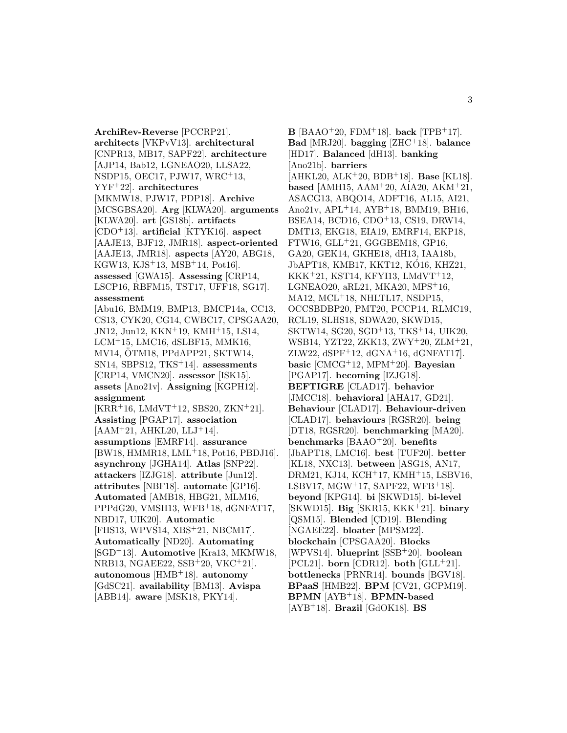**ArchiRev-Reverse** [PCCRP21]. **architects** [VKPvV13]. **architectural** [CNPR13, MB17, SAPF22]. **architecture** [AJP14, Bab12, LGNEAO20, LLSA22, NSDP15, OEC17, PJW17, WRC+13, YYF+22]. **architectures** [MKMW18, PJW17, PDP18]. **Archive** [MCSGBSA20]. **Arg** [KLWA20]. **arguments** [KLWA20]. **art** [GS18b]. **artifacts** [CDO+13]. **artificial** [KTYK16]. **aspect** [AAJE13, BJF12, JMR18]. **aspect-oriented** [AAJE13, JMR18]. **aspects** [AY20, ABG18, KGW13, KJS+13, MSB+14, Pot16]. **assessed** [GWA15]. **Assessing** [CRP14, LSCP16, RBFM15, TST17, UFF18, SG17]. **assessment** [Abu16, BMM19, BMP13, BMCP14a, CC13, CS13, CYK20, CG14, CWBC17, CPSGAA20, JN12, Jun12, KKN+19, KMH+15, LS14, LCM+15, LMC16, dSLBF15, MMK16, MV14, ÖTM18, PPdAPP21, SKTW14, SN14, SBPS12, TKS+14]. **assessments** [CRP14, VMCN20]. **assessor** [ISK15]. **assets** [Ano21v]. **Assigning** [KGPH12]. **assignment** [KRR+16, LMdVT+12, SBS20, ZKN+21]. **Assisting** [PGAP17]. **association** [AAM+21, AHKL20, LLJ+14]. **assumptions** [EMRF14]. **assurance** [BW18, HMMR18, LML+18, Pot16, PBDJ16]. **asynchrony** [JGHA14]. **Atlas** [SNP22]. **attackers** [IZJG18]. **attribute** [Jun12]. **attributes** [NBF18]. **automate** [GP16]. **Automated** [AMB18, HBG21, MLM16, PPPdG20, VMSH13, WFB+18, dGNFAT17, NBD17, UIK20]. **Automatic** [FHS13, WPVS14, XBS+21, NBCM17]. **Automatically** [ND20]. **Automating** [SGD+13]. **Automotive** [Kra13, MKMW18, NRB13, NGAEE22, SSB+20, VKC+21]. **autonomous** [HMB+18]. **autonomy** [GdSC21]. **availability** [BM13]. **Avispa** [ABB14]. **aware** [MSK18, PKY14].

**B** [BAAO+20, FDM+18]. **back** [TPB+17]. **Bad** [MRJ20]. **bagging** [ZHC+18]. **balance** [HD17]. **Balanced** [dH13]. **banking** [Ano21b]. **barriers** [AHKL20, ALK+20, BDB+18]. **Base** [KL18]. **based** [AMH15, AAM+20, AIA20, AKM+21, ASACG13, ABQO14, ADFT16, AL15, AI21, Ano21v, APL+14, AYB+18, BMM19, BH16, BSEA14, BCD16, CDO+13, CS19, DRW14, DMT13, EKG18, EIA19, EMRF14, EKP18, FTW16, GLL+21, GGGBEM18, GP16, GA20, GEK14, GKHE18, dH13, IAA18b, JbAPT18, KMB17, KKT12, KÓ16, KHZ21, KKK+21, KST14, KFYI13, LMdVT+12, LGNEAO20, aRL21, MKA20, MPS+16, MA12, MCL+18, NHLTL17, NSDP15, OCCSBDBP20, PMT20, PCCP14, RLMC19, RCL19, SLHS18, SDWA20, SKWD15, SKTW14, SG20, SGD+13, TKS+14, UIK20, WSB14, YZT22, ZKK13, ZWY+20, ZLM+21, ZLW22, dSPF+12, dGNA+16, dGNFAT17]. **basic** [CMCG+12, MPM+20]. **Bayesian** [PGAP17]. **becoming** [IZJG18]. **BEFTIGRE** [CLAD17]. **behavior** [JMCC18]. **behavioral** [AHA17, GD21]. **Behaviour** [CLAD17]. **Behaviour-driven** [CLAD17]. **behaviours** [RGSR20]. **being** [DT18, RGSR20]. **benchmarking** [MA20]. **benchmarks** [BAAO+20]. **benefits** [JbAPT18, LMC16]. **best** [TUF20]. **better** [KL18, NXC13]. **between** [ASG18, AN17, DRM21, KJ14, KCH+17, KMH+15, LSBV16, LSBV17, MGW+17, SAPF22, WFB+18]. **beyond** [KPG14]. **bi** [SKWD15]. **bi-level** [SKWD15]. **Big** [SKR15, KKK+21]. **binary** [QSM15]. **Blended** [ÇD19]. **Blending** [NGAEE22]. **bloater** [MPSM22]. **blockchain** [CPSGAA20]. **Blocks** [WPVS14]. **blueprint** [SSB+20]. **boolean** [PCL21]. **born** [CDR12]. **both** [GLL+21]. **bottlenecks** [PRNR14]. **bounds** [BGV18]. **BPaaS** [HMB22]. **BPM** [CV21, GCPM19]. **BPMN** [AYB+18]. **BPMN-based** [AYB+18]. **Brazil** [GdOK18]. **BS**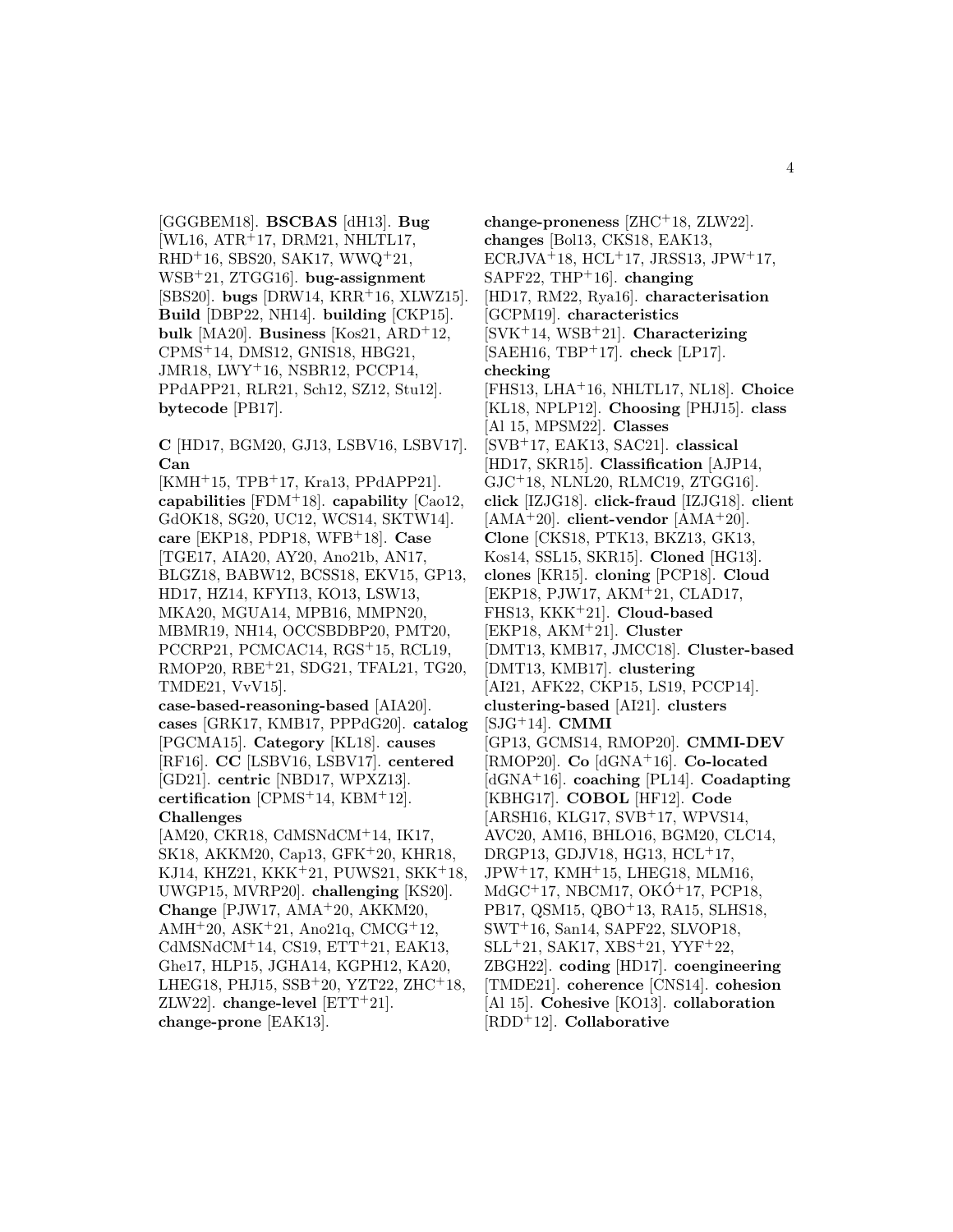[GGGBEM18]. **BSCBAS** [dH13]. **Bug** [WL16, ATR+17, DRM21, NHLTL17, RHD+16, SBS20, SAK17, WWQ+21, WSB+21, ZTGG16]. **bug-assignment** [SBS20]. **bugs** [DRW14, KRR+16, XLWZ15]. **Build** [DBP22, NH14]. **building** [CKP15]. **bulk** [MA20]. **Business** [Kos21, ARD+12, CPMS+14, DMS12, GNIS18, HBG21, JMR18, LWY+16, NSBR12, PCCP14, PPdAPP21, RLR21, Sch12, SZ12, Stu12]. **bytecode** [PB17].

**C** [HD17, BGM20, GJ13, LSBV16, LSBV17]. **Can** [KMH+15, TPB+17, Kra13, PPdAPP21]. **capabilities** [FDM+18]. **capability** [Cao12, GdOK18, SG20, UC12, WCS14, SKTW14]. **care** [EKP18, PDP18, WFB+18]. **Case** [TGE17, AIA20, AY20, Ano21b, AN17, BLGZ18, BABW12, BCSS18, EKV15, GP13, HD17, HZ14, KFYI13, KO13, LSW13, MKA20, MGUA14, MPB16, MMPN20, MBMR19, NH14, OCCSBDBP20, PMT20, PCCRP21, PCMCAC14, RGS+15, RCL19, RMOP20, RBE+21, SDG21, TFAL21, TG20, TMDE21, VvV15]. **case-based-reasoning-based** [AIA20]. **cases** [GRK17, KMB17, PPPdG20]. **catalog** [PGCMA15]. **Category** [KL18]. **causes** [RF16]. **CC** [LSBV16, LSBV17]. **centered** [GD21]. **centric** [NBD17, WPXZ13]. **certification** [CPMS+14, KBM+12]. **Challenges** [AM20, CKR18, CdMSNdCM+14, IK17, SK18, AKKM20, Cap13, GFK+20, KHR18, KJ14, KHZ21, KKK+21, PUWS21, SKK+18, UWGP15, MVRP20]. **challenging** [KS20]. **Change** [PJW17, AMA+20, AKKM20, AMH+20, ASK+21, Ano21q, CMCG+12, CdMSNdCM+14, CS19, ETT+21, EAK13, Ghe17, HLP15, JGHA14, KGPH12, KA20, LHEG18, PHJ15, SSB+20, YZT22, ZHC+18, ZLW22]. **change-level** [ETT+21]. **change-prone** [EAK13]. **change-proneness** [ZHC+18, ZLW22]. **changes** [Bol13, CKS18, EAK13, ECRJVA+18, HCL+17, JRSS13, JPW+17, SAPF22, THP+16]. **changing** [HD17, RM22, Rya16]. **characterisation** [GCPM19]. **characteristics** [SVK+14, WSB+21]. **Characterizing** [SAEH16, TBP+17]. **check** [LP17]. **checking** [FHS13, LHA+16, NHLTL17, NL18]. **Choice** [KL18, NPLP12]. **Choosing** [PHJ15]. **class** [Al 15, MPSM22]. **Classes** [SVB+17, EAK13, SAC21]. **classical** [HD17, SKR15]. **Classification** [AJP14, GJC+18, NLNL20, RLMC19, ZTGG16]. **click** [IZJG18]. **click-fraud** [IZJG18]. **client** [AMA+20]. **client-vendor** [AMA+20]. **Clone** [CKS18, PTK13, BKZ13, GK13, Kos14, SSL15, SKR15]. **Cloned** [HG13]. **clones** [KR15]. **cloning** [PCP18]. **Cloud** [EKP18, PJW17, AKM+21, CLAD17, FHS13, KKK+21]. **Cloud-based** [EKP18, AKM+21]. **Cluster** [DMT13, KMB17, JMCC18]. **Cluster-based** [DMT13, KMB17]. **clustering** [AI21, AFK22, CKP15, LS19, PCCP14]. **clustering-based** [AI21]. **clusters** [SJG+14]. **CMMI** [GP13, GCMS14, RMOP20]. **CMMI-DEV** [RMOP20]. **Co** [dGNA+16]. **Co-located** [dGNA+16]. **coaching** [PL14]. **Coadapting** [KBHG17]. **COBOL** [HF12]. **Code** [ARSH16, KLG17, SVB+17, WPVS14, AVC20, AM16, BHLO16, BGM20, CLC14, DRGP13, GDJV18, HG13, HCL+17, JPW+17, KMH+15, LHEG18, MLM16, MdGC+17, NBCM17, OKÓ+17, PCP18, PB17, QSM15, QBO+13, RA15, SLHS18, SWT+16, San14, SAPF22, SLVOP18, SLL+21, SAK17, XBS+21, YYF+22, ZBGH22]. **coding** [HD17]. **coengineering** [TMDE21]. **coherence** [CNS14]. **cohesion** [Al 15]. **Cohesive** [KO13]. **collaboration** [RDD+12]. **Collaborative**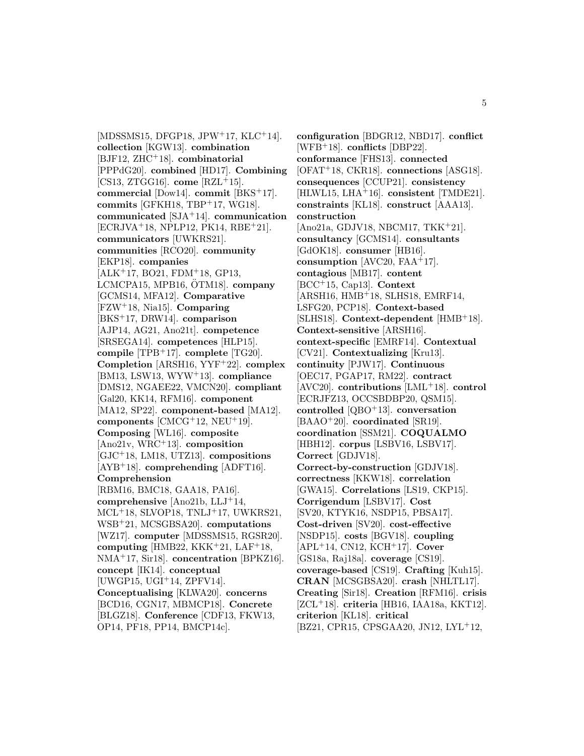[MDSSMS15, DFGP18, JPW[+]17, KLC[+]14]. **collection** [KGW13]. **combination** [BJF12, ZHC[+]18]. **combinatorial** [PPPdG20]. **combined** [HD17]. **Combining** [CS13, ZTGG16]. **come** [RZL[+]15]. **commercial** [Dow14]. **commit** [BKS[+]17]. **commits** [GFKH18, TBP[+]17, WG18]. **communicated** [SJA[+]14]. **communication** [ECRJVA[+]18, NPLP12, PK14, RBE[+]21]. **communicators** [UWKRS21]. **communities** [RCO20]. **community** [EKP18]. **companies** [ALK[+]17, BO21, FDM[+]18, GP13, LCMCPA15, MPB16, ÖTM18]. **company** [GCMS14, MFA12]. **Comparative** [FZW[+]18, Nia15]. **Comparing** [BKS[+]17, DRW14]. **comparison** [AJP14, AG21, Ano21t]. **competence** [SRSEGA14]. **competences** [HLP15]. **compile** [TPB[+]17]. **complete** [TG20]. **Completion** [ARSH16, YYF[+]22]. **complex** [BM13, LSW13, WYW[+]13]. **compliance** [DMS12, NGAEE22, VMCN20]. **compliant** [Gal20, KK14, RFM16]. **component** [MA12, SP22]. **component-based** [MA12]. **components** [CMCG[+]12, NEU[+]19]. **Composing** [WL16]. **composite** [Ano21v, WRC[+]13]. **composition** [GJC[+]18, LM18, UTZ13]. **compositions** [AYB[+]18]. **comprehending** [ADFT16]. **Comprehension** [RBM16, BMC18, GAA18, PA16]. **comprehensive** [Ano21b, LLJ[+]14, MCL[+]18, SLVOP18, TNLJ[+]17, UWKRS21, WSB[+]21, MCSGBSA20]. **computations** [WZ17]. **computer** [MDSSMS15, RGSR20]. **computing** [HMB22, KKK[+]21, LAF[+]18, NMA[+]17, Sir18]. **concentration** [BPKZ16]. **concept** [IK14]. **conceptual** [UWGP15, UGI[+]14, ZPFV14]. **Conceptualising** [KLWA20]. **concerns** [BCD16, CGN17, MBMCP18]. **Concrete** [BLGZ18]. **Conference** [CDF13, FKW13, OP14, PF18, PP14, BMCP14c].

**configuration** [BDGR12, NBD17]. **conflict** [WFB[+]18]. **conflicts** [DBP22]. **conformance** [FHS13]. **connected** [OFAT[+]18, CKR18]. **connections** [ASG18]. **consequences** [CCUP21]. **consistency** [HLWL15, LHA[+]16]. **consistent** [TMDE21]. **constraints** [KL18]. **construct** [AAA13]. **construction** [Ano21a, GDJV18, NBCM17, TKK[+]21]. **consultancy** [GCMS14]. **consultants** [GdOK18]. **consumer** [HB16]. **consumption** [AVC20, FAA[+]17]. **contagious** [MB17]. **content** [BCC[+]15, Cap13]. **Context** [ARSH16, HMB[+]18, SLHS18, EMRF14, LSFG20, PCP18]. **Context-based** [SLHS18]. **Context-dependent** [HMB[+]18]. **Context-sensitive** [ARSH16]. **context-specific** [EMRF14]. **Contextual** [CV21]. **Contextualizing** [Kru13]. **continuity** [PJW17]. **Continuous** [OEC17, PGAP17, RM22]. **contract** [AVC20]. **contributions** [LML[+]18]. **control** [ECRJFZ13, OCCSBDBP20, QSM15]. **controlled** [QBO[+]13]. **conversation** [BAAO[+]20]. **coordinated** [SR19]. **coordination** [SSM21]. **COQUALMO** [HBH12]. **corpus** [LSBV16, LSBV17]. **Correct** [GDJV18]. **Correct-by-construction** [GDJV18]. **correctness** [KKW18]. **correlation** [GWA15]. **Correlations** [LS19, CKP15]. **Corrigendum** [LSBV17]. **Cost** [SV20, KTYK16, NSDP15, PBSA17]. **Cost-driven** [SV20]. **cost-effective** [NSDP15]. **costs** [BGV18]. **coupling** [APL[+]14, CN12, KCH[+]17]. **Cover** [GS18a, Raj18a]. **coverage** [CS19]. **coverage-based** [CS19]. **Crafting** [Kuh15]. **CRAN** [MCSGBSA20]. **crash** [NHLTL17]. **Creating** [Sir18]. **Creation** [RFM16]. **crisis** [ZCL[+]18]. **criteria** [HB16, IAA18a, KKT12]. **criterion** [KL18]. **critical** [BZ21, CPR15, CPSGAA20, JN12, LYL[+]12,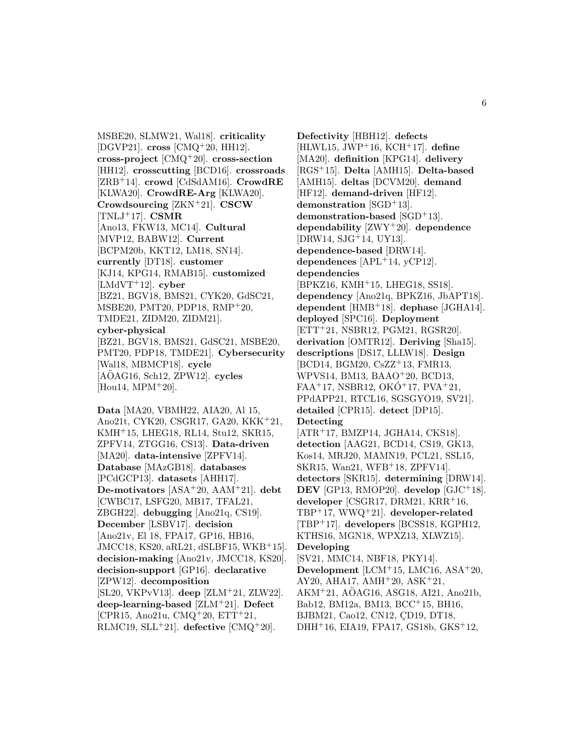MSBE20, SLMW21, Wal18]. **criticality** [DGVP21]. **cross** [CMQ+20, HH12]. **cross-project** [CMQ+20]. **cross-section** [HH12]. **crosscutting** [BCD16]. **crossroads** [ZRB+14]. **crowd** [CdSdAM16]. **CrowdRE** [KLWA20]. **CrowdRE-Arg** [KLWA20]. **Crowdsourcing** [ZKN+21]. **CSCW** [TNLJ+17]. **CSMR** [Ano13, FKW13, MC14]. **Cultural** [MVP12, BABW12]. **Current** [BCPM20b, KKT12, LM18, SN14]. **currently** [DT18]. **customer** [KJ14, KPG14, RMAB15]. **customized** [LMdVT+12]. **cyber** [BZ21, BGV18, BMS21, CYK20, GdSC21, MSBE20, PMT20, PDP18, RMP+20, TMDE21, ZIDM20, ZIDM21]. **cyber-physical** [BZ21, BGV18, BMS21, GdSC21, MSBE20, PMT20, PDP18, TMDE21]. **Cybersecurity** [Wal18, MBMCP18]. **cycle** [AÖAG16, Sch12, ZPW12]. **cycles** [Hou14, MPM+20].

**Data** [MA20, VBMH22, AIA20, Al 15, Ano21t, CYK20, CSGR17, GA20, KKK+21, KMH+15, LHEG18, RL14, Stu12, SKR15, ZPFV14, ZTGG16, CS13]. **Data-driven** [MA20]. **data-intensive** [ZPFV14]. **Database** [MAzGB18]. **databases** [PCdGCP13]. **datasets** [AHH17]. **De-motivators** [ASA+20, AAM+21]. **debt** [CWBC17, LSFG20, MB17, TFAL21, ZBGH22]. **debugging** [Ano21q, CS19]. **December** [LSBV17]. **decision** [Ano21v, El 18, FPA17, GP16, HB16, JMCC18, KS20, aRL21, dSLBF15, WKB+15]. **decision-making** [Ano21v, JMCC18, KS20]. **decision-support** [GP16]. **declarative** [ZPW12]. **decomposition** [SL20, VKPvV13]. **deep** [ZLM+21, ZLW22]. **deep-learning-based** [ZLM+21]. **Defect** [CPR15, Ano21u, CMQ+20, ETT+21, RLMC19, SLL+21]. **defective** [CMQ+20]. **Defectivity** [HBH12]. **defects** [HLWL15, JWP+16, KCH+17]. **define** [MA20]. **definition** [KPG14]. **delivery** [RGS+15]. **Delta** [AMH15]. **Delta-based** [AMH15]. **deltas** [DCVM20]. **demand** [HF12]. **demand-driven** [HF12]. **demonstration** [SGD+13]. **demonstration-based** [SGD+13]. **dependability** [ZWY+20]. **dependence** [DRW14, SJG+14, UY13]. **dependence-based** [DRW14]. **dependences** [APL+14, yCP12]. **dependencies** [BPKZ16, KMH+15, LHEG18, SS18]. **dependency** [Ano21q, BPKZ16, JbAPT18]. **dependent** [HMB+18]. **dephase** [JGHA14]. **deployed** [SPC16]. **Deployment** [ETT+21, NSBR12, PGM21, RGSR20]. **derivation** [OMTR12]. **Deriving** [Sha15]. **descriptions** [DS17, LLLW18]. **Design** [BCD14, BGM20, CsZZ+13, FMR13, WPVS14, BM13, BAAO+20, BCD13, FAA+17, NSBR12, OKÓ+17, PVA+21, PPdAPP21, RTCL16, SGSGYO19, SV21]. **detailed** [CPR15]. **detect** [DP15]. **Detecting** [ATR+17, BMZP14, JGHA14, CKS18]. **detection** [AAG21, BCD14, CS19, GK13, Kos14, MRJ20, MAMN19, PCL21, SSL15, SKR15, Wan21, WFB+18, ZPFV14]. **detectors** [SKR15]. **determining** [DRW14]. **DEV** [GP13, RMOP20]. **develop** [GJC+18]. **developer** [CSGR17, DRM21, KRR+16, TBP+17, WWQ+21]. **developer-related** [TBP+17]. **developers** [BCSS18, KGPH12, KTHS16, MGN18, WPXZ13, XLWZ15]. **Developing** [SV21, MMC14, NBF18, PKY14]. **Development** [LCM+15, LMC16, ASA+20, AY20, AHA17, AMH+20, ASK+21, AKM+21, AÖAG16, ASG18, AI21, Ano21b, Bab12, BM12a, BM13, BCC+15, BH16, BJBM21, Cao12, CN12, ÇD19, DT18, DHH+16, EIA19, FPA17, GS18b, GKS+12,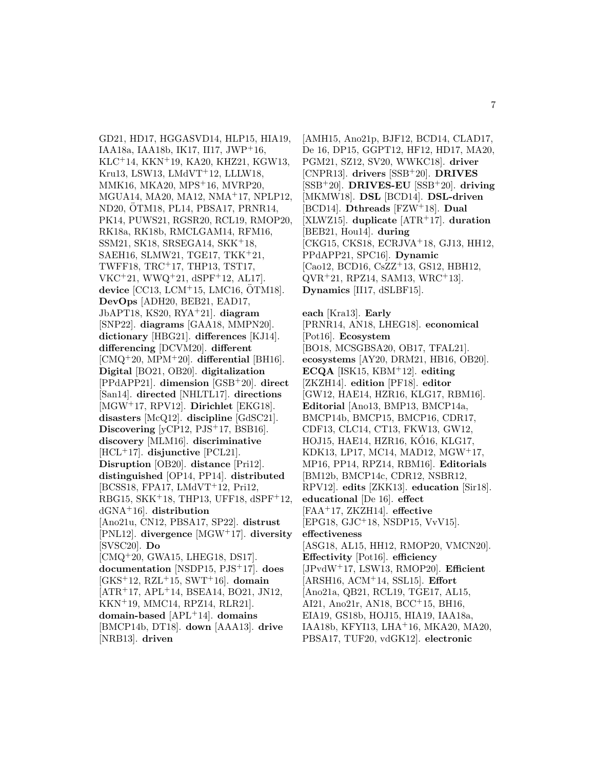GD21, HD17, HGGASVD14, HLP15, HIA19, IAA18a, IAA18b, IK17, II17, JWP+16, KLC+14, KKN+19, KA20, KHZ21, KGW13, Kru13, LSW13, LMdVT+12, LLLW18, MMK16, MKA20, MPS+16, MVRP20, MGUA14, MA20, MA12, NMA+17, NPLP12, ND20, ÖTM18, PL14, PBSA17, PRNR14, PK14, PUWS21, RGSR20, RCL19, RMOP20, RK18a, RK18b, RMCLGAM14, RFM16, SSM21, SK18, SRSEGA14, SKK+18, SAEH16, SLMW21, TGE17, TKK+21, TWFF18, TRC+17, THP13, TST17, VKC+21, WWQ+21, dSPF+12, AL17]. **device** [CC13, LCM+15, LMC16, ÖTM18]. **DevOps** [ADH20, BEB21, EAD17, JbAPT18, KS20, RYA+21]. **diagram** [SNP22]. **diagrams** [GAA18, MMPN20]. **dictionary** [HBG21]. **differences** [KJ14]. **differencing** [DCVM20]. **different** [CMQ+20, MPM+20]. **differential** [BH16]. **Digital** [BO21, OB20]. **digitalization** [PPdAPP21]. **dimension** [GSB+20]. **direct** [San14]. **directed** [NHLTL17]. **directions** [MGW+17, RPV12]. **Dirichlet** [EKG18]. **disasters** [McQ12]. **discipline** [GdSC21]. **Discovering** [yCP12, PJS+17, BSB16]. **discovery** [MLM16]. **discriminative** [HCL+17]. **disjunctive** [PCL21]. **Disruption** [OB20]. **distance** [Pri12]. **distinguished** [OP14, PP14]. **distributed** [BCSS18, FPA17, LMdVT+12, Pri12, RBG15, SKK+18, THP13, UFF18, dSPF+12, dGNA+16]. **distribution** [Ano21u, CN12, PBSA17, SP22]. **distrust** [PNL12]. **divergence** [MGW+17]. **diversity** [SVSC20]. **Do** [CMQ+20, GWA15, LHEG18, DS17]. **documentation** [NSDP15, PJS+17]. **does** [GKS+12, RZL+15, SWT+16]. **domain** [ATR+17, APL+14, BSEA14, BO21, JN12, KKN+19, MMC14, RPZ14, RLR21]. **domain-based** [APL+14]. **domains** [BMCP14b, DT18]. **down** [AAA13]. **drive** [NRB13]. **driven** [AMH15, Ano21p, BJF12, BCD14, CLAD17, De 16, DP15, GGPT12, HF12, HD17, MA20, PGM21, SZ12, SV20, WWKC18]. **driver** [CNPR13]. **drivers** [SSB+20]. **DRIVES** [SSB+20]. **DRIVES-EU** [SSB+20]. **driving** [MKMW18]. **DSL** [BCD14]. **DSL-driven** [BCD14]. **Dthreads** [FZW+18]. **Dual** [XLWZ15]. **duplicate** [ATR+17]. **duration** [BEB21, Hou14]. **during** [CKG15, CKS18, ECRJVA+18, GJ13, HH12, PPdAPP21, SPC16]. **Dynamic** [Cao12, BCD16, CsZZ+13, GS12, HBH12, QVR+21, RPZ14, SAM13, WRC+13]. **Dynamics** [II17, dSLBF15].

**each** [Kra13]. **Early** [PRNR14, AN18, LHEG18]. **economical** [Pot16]. **Ecosystem** [BO18, MCSGBSA20, OB17, TFAL21]. **ecosystems** [AY20, DRM21, HB16, OB20]. **ECQA** [ISK15, KBM+12]. **editing** [ZKZH14]. **edition** [PF18]. **editor** [GW12, HAE14, HZR16, KLG17, RBM16]. **Editorial** [Ano13, BMP13, BMCP14a, BMCP14b, BMCP15, BMCP16, CDR17, CDF13, CLC14, CT13, FKW13, GW12, HOJ15, HAE14, HZR16, KÓ16, KLG17, KDK13, LP17, MC14, MAD12, MGW+17, MP16, PP14, RPZ14, RBM16]. **Editorials** [BM12b, BMCP14c, CDR12, NSBR12, RPV12]. **edits** [ZKK13]. **education** [Sir18]. **educational** [De 16]. **effect** [FAA+17, ZKZH14]. **effective** [EPG18, GJC+18, NSDP15, VvV15]. **effectiveness** [ASG18, AL15, HH12, RMOP20, VMCN20]. **Effectivity** [Pot16]. **efficiency** [JPvdW+17, LSW13, RMOP20]. **Efficient** [ARSH16, ACM+14, SSL15]. **Effort** [Ano21a, QB21, RCL19, TGE17, AL15, AI21, Ano21r, AN18, BCC+15, BH16, EIA19, GS18b, HOJ15, HIA19, IAA18a, IAA18b, KFYI13, LHA+16, MKA20, MA20, PBSA17, TUF20, vdGK12]. **electronic**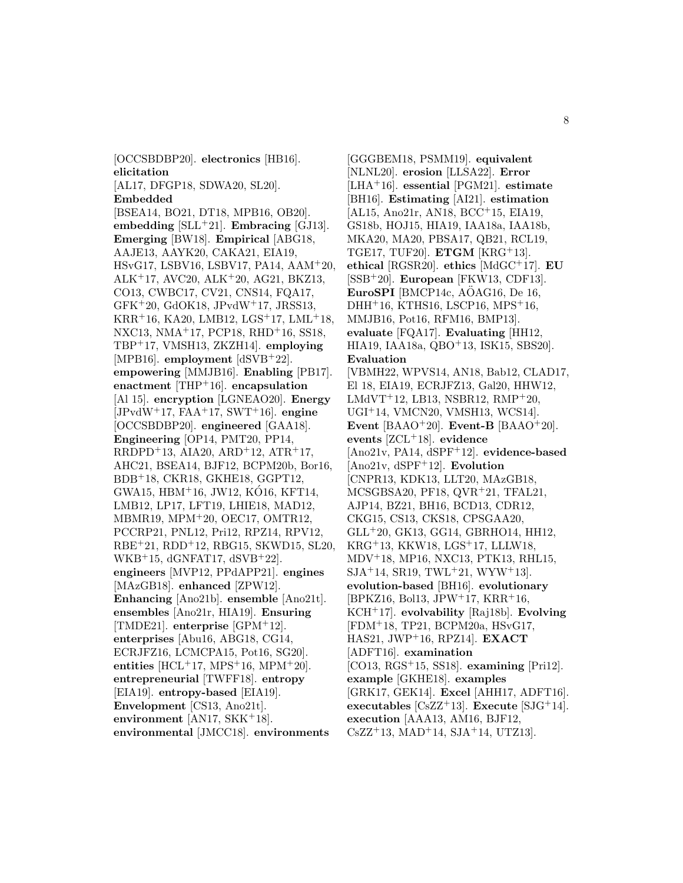[OCCSBDBP20]. **electronics** [HB16]. **elicitation** [AL17, DFGP18, SDWA20, SL20]. **Embedded** [BSEA14, BO21, DT18, MPB16, OB20]. **embedding** [SLL[+]21]. **Embracing** [GJ13]. **Emerging** [BW18]. **Empirical** [ABG18, AAJE13, AAYK20, CAKA21, EIA19, HSvG17, LSBV16, LSBV17, PA14, AAM[+]20, ALK[+]17, AVC20, ALK[+]20, AG21, BKZ13, CO13, CWBC17, CV21, CNS14, FQA17, GFK[+]20, GdOK18, JPvdW[+]17, JRSS13, KRR[+]16, KA20, LMB12, LGS[+]17, LML[+]18, NXC13, NMA[+]17, PCP18, RHD[+]16, SS18, TBP[+]17, VMSH13, ZKZH14]. **employing** [MPB16]. **employment** [dSVB[+]22]. **empowering** [MMJB16]. **Enabling** [PB17]. **enactment** [THP[+]16]. **encapsulation** [Al 15]. **encryption** [LGNEAO20]. **Energy** [JPvdW[+]17, FAA[+]17, SWT[+]16]. **engine** [OCCSBDBP20]. **engineered** [GAA18]. **Engineering** [OP14, PMT20, PP14, RRDPD[+]13, AIA20, ARD[+]12, ATR[+]17, AHC21, BSEA14, BJF12, BCPM20b, Bor16, BDB[+]18, CKR18, GKHE18, GGPT12, GWA15, HBM[+]16, JW12, KÓ16, KFT14, LMB12, LP17, LFT19, LHIE18, MAD12, MBMR19, MPM[+]20, OEC17, OMTR12, PCCRP21, PNL12, Pri12, RPZ14, RPV12, RBE[+]21, RDD[+]12, RBG15, SKWD15, SL20, WKB[+]15, dGNFAT17, dSVB[+]22]. **engineers** [MVP12, PPdAPP21]. **engines** [MAzGB18]. **enhanced** [ZPW12]. **Enhancing** [Ano21b]. **ensemble** [Ano21t]. **ensembles** [Ano21r, HIA19]. **Ensuring** [TMDE21]. **enterprise** [GPM[+]12]. **enterprises** [Abu16, ABG18, CG14, ECRJFZ16, LCMCPA15, Pot16, SG20]. **entities** [HCL[+]17, MPS[+]16, MPM[+]20]. **entrepreneurial** [TWFF18]. **entropy** [EIA19]. **entropy-based** [EIA19]. **Envelopment** [CS13, Ano21t]. **environment** [AN17, SKK[+]18]. **environmental** [JMCC18]. **environments** [GGGBEM18, PSMM19]. **equivalent** [NLNL20]. **erosion** [LLSA22]. **Error** [LHA[+]16]. **essential** [PGM21]. **estimate** [BH16]. **Estimating** [AI21]. **estimation** [AL15, Ano21r, AN18, BCC[+]15, EIA19, GS18b, HOJ15, HIA19, IAA18a, IAA18b, MKA20, MA20, PBSA17, QB21, RCL19, TGE17, TUF20]. **ETGM** [KRG[+]13]. **ethical** [RGSR20]. **ethics** [MdGC[+]17]. **EU** [SSB[+]20]. **European** [FKW13, CDF13]. **EuroSPI** [BMCP14c, AÖAG16, De 16, DHH[+]16, KTHS16, LSCP16, MPS[+]16, MMJB16, Pot16, RFM16, BMP13]. **evaluate** [FQA17]. **Evaluating** [HH12, HIA19, IAA18a, QBO[+]13, ISK15, SBS20]. **Evaluation** [VBMH22, WPVS14, AN18, Bab12, CLAD17, El 18, EIA19, ECRJFZ13, Gal20, HHW12, LMdVT[+]12, LB13, NSBR12, RMP[+]20, UGI[+]14, VMCN20, VMSH13, WCS14]. **Event** [BAAO[+]20]. **Event-B** [BAAO[+]20]. **events** [ZCL[+]18]. **evidence** [Ano21v, PA14, dSPF[+]12]. **evidence-based** [Ano21v, dSPF[+]12]. **Evolution** [CNPR13, KDK13, LLT20, MAzGB18, MCSGBSA20, PF18, QVR[+]21, TFAL21, AJP14, BZ21, BH16, BCD13, CDR12, CKG15, CS13, CKS18, CPSGAA20, GLL[+]20, GK13, GG14, GBRHO14, HH12, KRG[+]13, KKW18, LGS[+]17, LLLW18, MDV[+]18, MP16, NXC13, PTK13, RHL15, SJA[+]14, SR19, TWL[+]21, WYW[+]13]. **evolution-based** [BH16]. **evolutionary** [BPKZ16, Bol13, JPW[+]17, KRR[+]16, KCH[+]17]. **evolvability** [Raj18b]. **Evolving** [FDM[+]18, TP21, BCPM20a, HSvG17, HAS21, JWP[+]16, RPZ14]. **EXACT** [ADFT16]. **examination** [CO13, RGS[+]15, SS18]. **examining** [Pri12]. **example** [GKHE18]. **examples** [GRK17, GEK14]. **Excel** [AHH17, ADFT16]. **executables** [CsZZ[+]13]. **Execute** [SJG[+]14]. **execution** [AAA13, AM16, BJF12, CsZZ[+]13, MAD[+]14, SJA[+]14, UTZ13].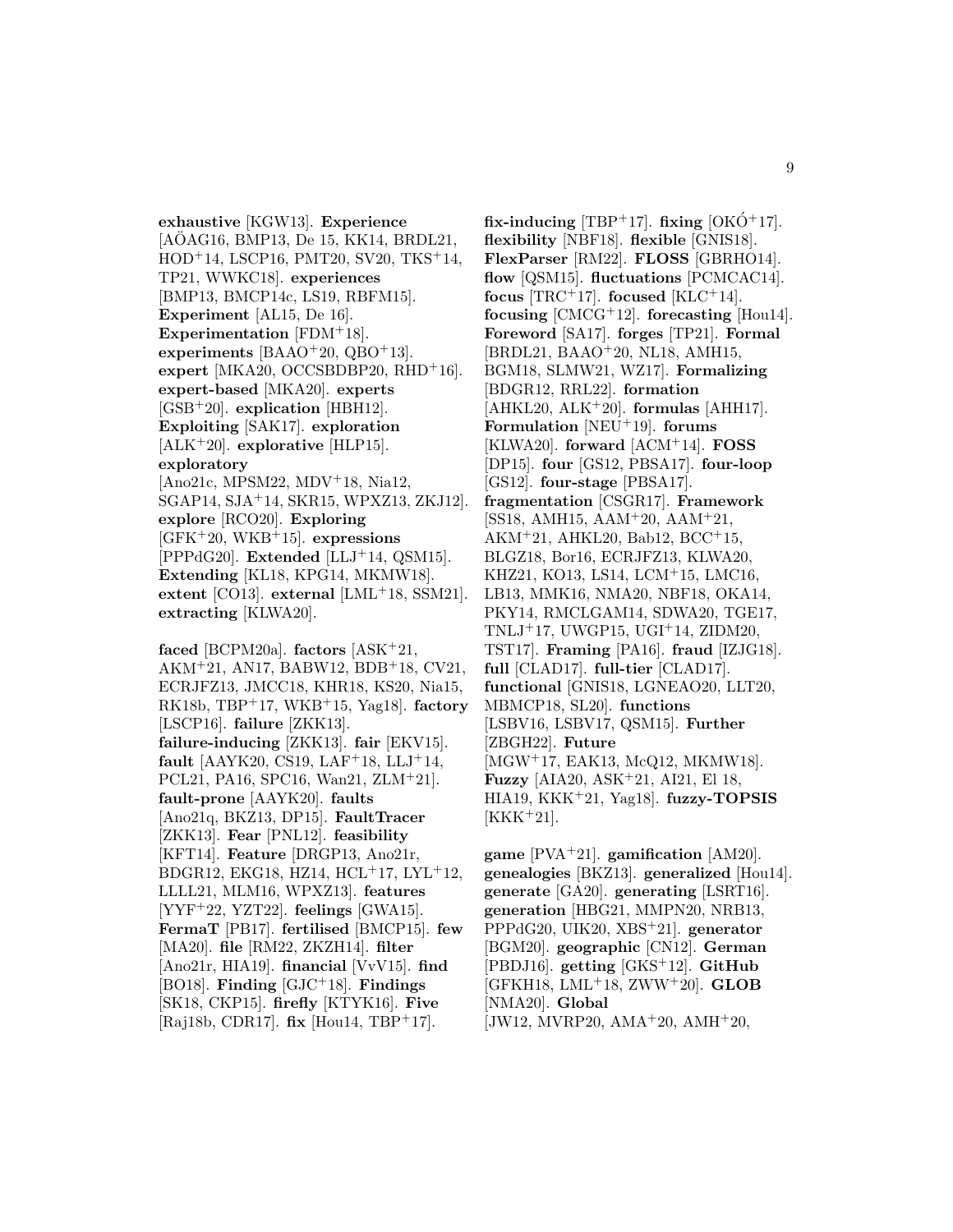**exhaustive** [KGW13]. **Experience** [AÖAG16, BMP13, De 15, KK14, BRDL21, HOD[+]14, LSCP16, PMT20, SV20, TKS[+]14, TP21, WWKC18]. **experiences** [BMP13, BMCP14c, LS19, RBFM15]. **Experiment** [AL15, De 16]. **Experimentation** [FDM[+]18]. **experiments** [BAAO[+]20, QBO[+]13]. **expert** [MKA20, OCCSBDBP20, RHD[+]16]. **expert-based** [MKA20]. **experts** [GSB[+]20]. **explication** [HBH12]. **Exploiting** [SAK17]. **exploration** [ALK[+]20]. **explorative** [HLP15]. **exploratory** [Ano21c, MPSM22, MDV[+]18, Nia12, SGAP14, SJA[+]14, SKR15, WPXZ13, ZKJ12]. **explore** [RCO20]. **Exploring** [GFK[+]20, WKB[+]15]. **expressions** [PPPdG20]. **Extended** [LLJ[+]14, QSM15]. **Extending** [KL18, KPG14, MKMW18]. **extent** [CO13]. **external** [LML[+]18, SSM21]. **extracting** [KLWA20].

**faced** [BCPM20a]. **factors** [ASK[+]21, AKM[+]21, AN17, BABW12, BDB[+]18, CV21, ECRJFZ13, JMCC18, KHR18, KS20, Nia15, RK18b, TBP[+]17, WKB[+]15, Yag18]. **factory** [LSCP16]. **failure** [ZKK13]. **failure-inducing** [ZKK13]. **fair** [EKV15]. **fault** [AAYK20, CS19, LAF[+]18, LLJ[+]14, PCL21, PA16, SPC16, Wan21, ZLM[+]21]. **fault-prone** [AAYK20]. **faults** [Ano21q, BKZ13, DP15]. **FaultTracer** [ZKK13]. **Fear** [PNL12]. **feasibility** [KFT14]. **Feature** [DRGP13, Ano21r, BDGR12, EKG18, HZ14, HCL[+]17, LYL[+]12, LLLL21, MLM16, WPXZ13]. **features** [YYF[+]22, YZT22]. **feelings** [GWA15]. **FermaT** [PB17]. **fertilised** [BMCP15]. **few** [MA20]. **file** [RM22, ZKZH14]. **filter** [Ano21r, HIA19]. **financial** [VvV15]. **find** [BO18]. **Finding** [GJC[+]18]. **Findings** [SK18, CKP15]. **firefly** [KTYK16]. **Five** [Raj18b, CDR17]. **fix** [Hou14, TBP[+]17].

**fix-inducing** [TBP[+]17]. **fixing** [OKÓ[+]17]. **flexibility** [NBF18]. **flexible** [GNIS18]. **FlexParser** [RM22]. **FLOSS** [GBRHO14]. **flow** [QSM15]. **fluctuations** [PCMCAC14]. **focus** [TRC[+]17]. **focused** [KLC[+]14]. **focusing** [CMCG[+]12]. **forecasting** [Hou14]. **Foreword** [SA17]. **forges** [TP21]. **Formal** [BRDL21, BAAO[+]20, NL18, AMH15, BGM18, SLMW21, WZ17]. **Formalizing** [BDGR12, RRL22]. **formation** [AHKL20, ALK[+]20]. **formulas** [AHH17]. **Formulation** [NEU[+]19]. **forums** [KLWA20]. **forward** [ACM[+]14]. **FOSS** [DP15]. **four** [GS12, PBSA17]. **four-loop** [GS12]. **four-stage** [PBSA17]. **fragmentation** [CSGR17]. **Framework** [SS18, AMH15, AAM[+]20, AAM[+]21, AKM[+]21, AHKL20, Bab12, BCC[+]15, BLGZ18, Bor16, ECRJFZ13, KLWA20, KHZ21, KO13, LS14, LCM[+]15, LMC16, LB13, MMK16, NMA20, NBF18, OKA14, PKY14, RMCLGAM14, SDWA20, TGE17, TNLJ[+]17, UWGP15, UGI[+]14, ZIDM20, TST17]. **Framing** [PA16]. **fraud** [IZJG18]. **full** [CLAD17]. **full-tier** [CLAD17]. **functional** [GNIS18, LGNEAO20, LLT20, MBMCP18, SL20]. **functions** [LSBV16, LSBV17, QSM15]. **Further** [ZBGH22]. **Future** [MGW[+]17, EAK13, McQ12, MKMW18]. **Fuzzy** [AIA20, ASK[+]21, AI21, El 18, HIA19, KKK[+]21, Yag18]. **fuzzy-TOPSIS** [KKK[+]21].

**game** [PVA[+]21]. **gamification** [AM20]. **genealogies** [BKZ13]. **generalized** [Hou14]. **generate** [GA20]. **generating** [LSRT16]. **generation** [HBG21, MMPN20, NRB13, PPPdG20, UIK20, XBS[+]21]. **generator** [BGM20]. **geographic** [CN12]. **German** [PBDJ16]. **getting** [GKS[+]12]. **GitHub** [GFKH18, LML[+]18, ZWW[+]20]. **GLOB** [NMA20]. **Global** [JW12, MVRP20, AMA[+]20, AMH[+]20,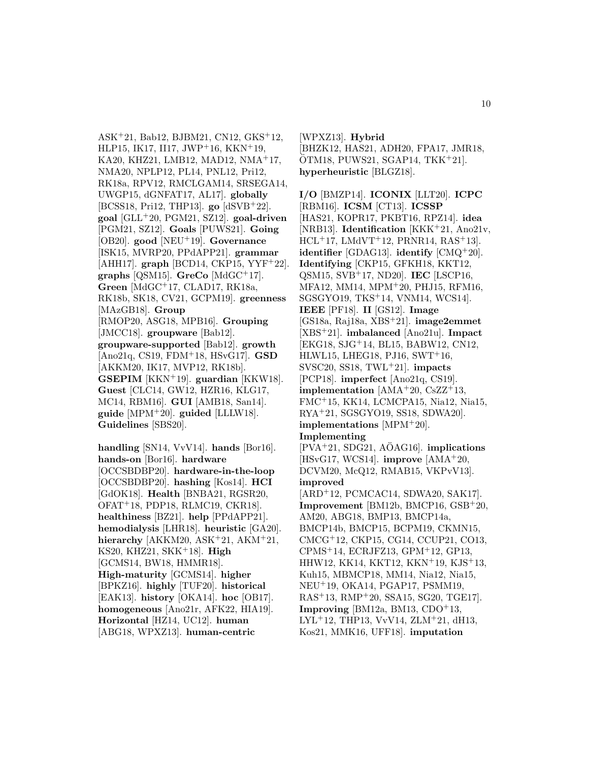ASK[+]21, Bab12, BJBM21, CN12, GKS[+]12, HLP15, IK17, II17, JWP[+]16, KKN[+]19, KA20, KHZ21, LMB12, MAD12, NMA[+]17, NMA20, NPLP12, PL14, PNL12, Pri12, RK18a, RPV12, RMCLGAM14, SRSEGA14, UWGP15, dGNFAT17, AL17]. **globally** [BCSS18, Pri12, THP13]. **go** [dSVB[+]22]. **goal** [GLL[+]20, PGM21, SZ12]. **goal-driven** [PGM21, SZ12]. **Goals** [PUWS21]. **Going** [OB20]. **good** [NEU[+]19]. **Governance** [ISK15, MVRP20, PPdAPP21]. **grammar** [AHH17]. **graph** [BCD14, CKP15, YYF[+]22]. **graphs** [QSM15]. **GreCo** [MdGC[+]17]. **Green** [MdGC[+]17, CLAD17, RK18a, RK18b, SK18, CV21, GCPM19]. **greenness** [MAzGB18]. **Group** [RMOP20, ASG18, MPB16]. **Grouping** [JMCC18]. **groupware** [Bab12]. **groupware-supported** [Bab12]. **growth** [Ano21q, CS19, FDM[+]18, HSvG17]. **GSD** [AKKM20, IK17, MVP12, RK18b]. **GSEPIM** [KKN[+]19]. **guardian** [KKW18]. **Guest** [CLC14, GW12, HZR16, KLG17, MC14, RBM16]. **GUI** [AMB18, San14]. **guide** [MPM[+]20]. **guided** [LLLW18]. **Guidelines** [SBS20].

**handling** [SN14, VvV14]. **hands** [Bor16]. **hands-on** [Bor16]. **hardware** [OCCSBDBP20]. **hardware-in-the-loop** [OCCSBDBP20]. **hashing** [Kos14]. **HCI** [GdOK18]. **Health** [BNBA21, RGSR20, OFAT[+]18, PDP18, RLMC19, CKR18]. **healthiness** [BZ21]. **help** [PPdAPP21]. **hemodialysis** [LHR18]. **heuristic** [GA20]. **hierarchy** [AKKM20, ASK[+]21, AKM[+]21, KS20, KHZ21, SKK[+]18]. **High** [GCMS14, BW18, HMMR18]. **High-maturity** [GCMS14]. **higher** [BPKZ16]. **highly** [TUF20]. **historical** [EAK13]. **history** [OKA14]. **hoc** [OB17]. **homogeneous** [Ano21r, AFK22, HIA19]. **Horizontal** [HZ14, UC12]. **human** [ABG18, WPXZ13]. **human-centric** [WPXZ13]. **Hybrid** [BHZK12, HAS21, ADH20, FPA17, JMR18, ÖTM18, PUWS21, SGAP14, TKK[+]21]. **hyperheuristic** [BLGZ18].

**I/O** [BMZP14]. **ICONIX** [LLT20]. **ICPC** [RBM16]. **ICSM** [CT13]. **ICSSP** [HAS21, KOPR17, PKBT16, RPZ14]. **idea** [NRB13]. **Identification** [KKK[+]21, Ano21v, HCL[+]17, LMdVT[+]12, PRNR14, RAS[+]13]. **identifier** [GDAG13]. **identify** [CMQ[+]20]. **Identifying** [CKP15, GFKH18, KKT12, QSM15, SVB[+]17, ND20]. **IEC** [LSCP16, MFA12, MM14, MPM[+]20, PHJ15, RFM16, SGSGYO19, TKS[+]14, VNM14, WCS14]. **IEEE** [PF18]. **II** [GS12]. **Image** [GS18a, Raj18a, XBS[+]21]. **image2emmet** [XBS[+]21]. **imbalanced** [Ano21u]. **Impact** [EKG18, SJG[+]14, BL15, BABW12, CN12, HLWL15, LHEG18, PJ16, SWT[+]16, SVSC20, SS18, TWL[+]21]. **impacts** [PCP18]. **imperfect** [Ano21q, CS19]. **implementation** [AMA[+]20, CsZZ[+]13, FMC[+]15, KK14, LCMCPA15, Nia12, Nia15, RYA[+]21, SGSGYO19, SS18, SDWA20]. **implementations** [MPM[+]20]. **Implementing** [PVA[+]21, SDG21, AÖAG16]. **implications** [HSvG17, WCS14]. **improve** [AMA[+]20, DCVM20, McQ12, RMAB15, VKPvV13]. **improved** [ARD[+]12, PCMCAC14, SDWA20, SAK17]. **Improvement** [BM12b, BMCP16, GSB[+]20, AM20, ABG18, BMP13, BMCP14a, BMCP14b, BMCP15, BCPM19, CKMN15, CMCG[+]12, CKP15, CG14, CCUP21, CO13, CPMS[+]14, ECRJFZ13, GPM[+]12, GP13, HHW12, KK14, KKT12, KKN[+]19, KJS[+]13, Kuh15, MBMCP18, MM14, Nia12, Nia15, NEU[+]19, OKA14, PGAP17, PSMM19, RAS[+]13, RMP[+]20, SSA15, SG20, TGE17]. **Improving** [BM12a, BM13, CDO[+]13, LYL[+]12, THP13, VvV14, ZLM[+]21, dH13, Kos21, MMK16, UFF18]. **imputation**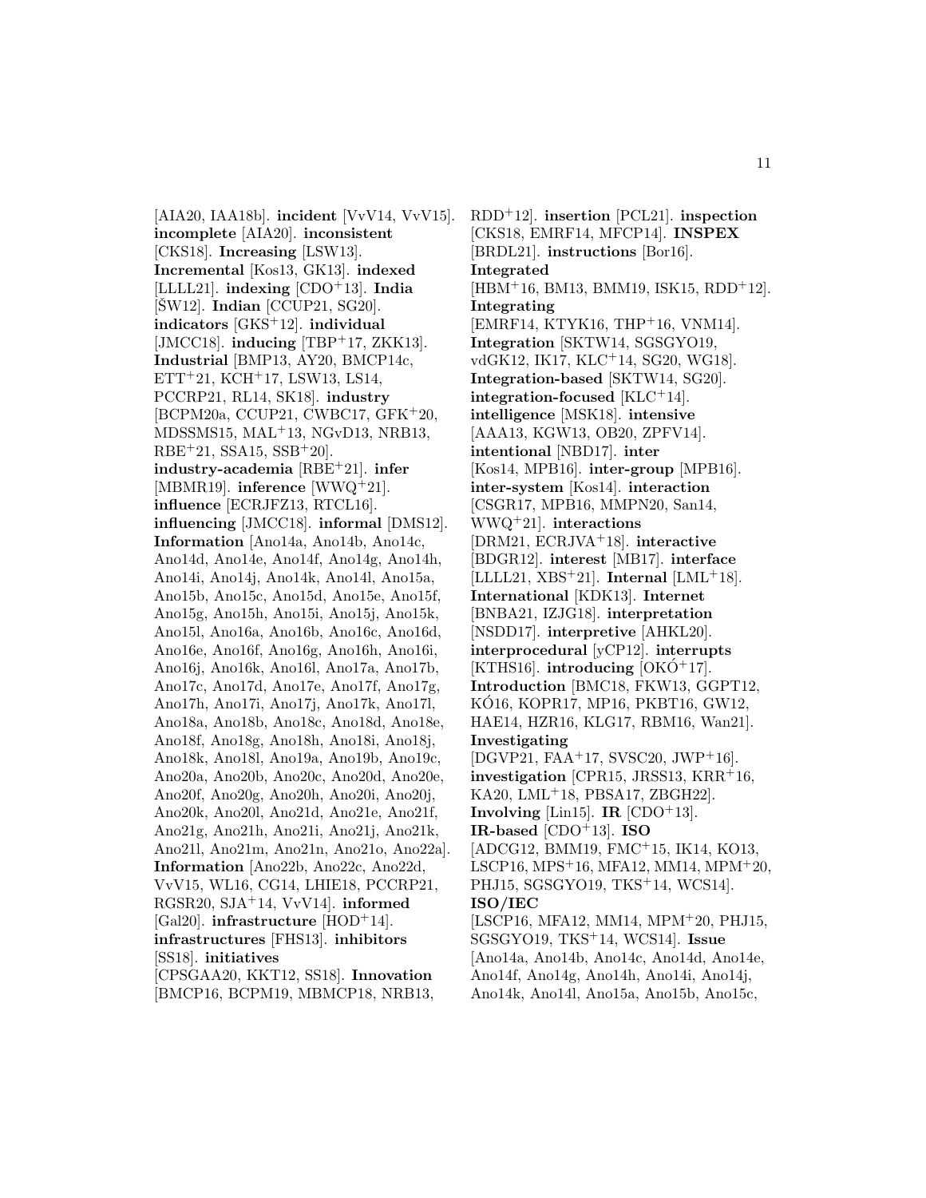[AIA20, IAA18b]. **incident** [VvV14, VvV15]. **incomplete** [AIA20]. **inconsistent** [CKS18]. **Increasing** [LSW13]. **Incremental** [Kos13, GK13]. **indexed** [LLLL21]. **indexing** [CDO+13]. **India** [ŠW12]. **Indian** [CCUP21, SG20]. **indicators** [GKS+12]. **individual** [JMCC18]. **inducing** [TBP+17, ZKK13]. **Industrial** [BMP13, AY20, BMCP14c, ETT+21, KCH+17, LSW13, LS14, PCCRP21, RL14, SK18]. **industry** [BCPM20a, CCUP21, CWBC17, GFK+20, MDSSMS15, MAL+13, NGvD13, NRB13, RBE+21, SSA15, SSB+20]. **industry-academia** [RBE+21]. **infer** [MBMR19]. **inference** [WWQ+21]. **influence** [ECRJFZ13, RTCL16]. **influencing** [JMCC18]. **informal** [DMS12]. **Information** [Ano14a, Ano14b, Ano14c, Ano14d, Ano14e, Ano14f, Ano14g, Ano14h, Ano14i, Ano14j, Ano14k, Ano14l, Ano15a, Ano15b, Ano15c, Ano15d, Ano15e, Ano15f, Ano15g, Ano15h, Ano15i, Ano15j, Ano15k, Ano15l, Ano16a, Ano16b, Ano16c, Ano16d, Ano16e, Ano16f, Ano16g, Ano16h, Ano16i, Ano16j, Ano16k, Ano16l, Ano17a, Ano17b, Ano17c, Ano17d, Ano17e, Ano17f, Ano17g, Ano17h, Ano17i, Ano17j, Ano17k, Ano17l, Ano18a, Ano18b, Ano18c, Ano18d, Ano18e, Ano18f, Ano18g, Ano18h, Ano18i, Ano18j, Ano18k, Ano18l, Ano19a, Ano19b, Ano19c, Ano20a, Ano20b, Ano20c, Ano20d, Ano20e, Ano20f, Ano20g, Ano20h, Ano20i, Ano20j, Ano20k, Ano20l, Ano21d, Ano21e, Ano21f, Ano21g, Ano21h, Ano21i, Ano21j, Ano21k, Ano21l, Ano21m, Ano21n, Ano21o, Ano22a]. **Information** [Ano22b, Ano22c, Ano22d, VvV15, WL16, CG14, LHIE18, PCCRP21, RGSR20, SJA+14, VvV14]. **informed** [Gal20]. **infrastructure** [HOD+14]. **infrastructures** [FHS13]. **inhibitors** [SS18]. **initiatives** [CPSGAA20, KKT12, SS18]. **Innovation** [BMCP16, BCPM19, MBMCP18, NRB13, RDD+12]. **insertion** [PCL21]. **inspection** [CKS18, EMRF14, MFCP14]. **INSPEX** [BRDL21]. **instructions** [Bor16]. **Integrated** [HBM+16, BM13, BMM19, ISK15, RDD+12]. **Integrating** [EMRF14, KTYK16, THP+16, VNM14]. **Integration** [SKTW14, SGSGYO19, vdGK12, IK17, KLC+14, SG20, WG18]. **Integration-based** [SKTW14, SG20]. **integration-focused** [KLC+14]. **intelligence** [MSK18]. **intensive** [AAA13, KGW13, OB20, ZPFV14]. **intentional** [NBD17]. **inter** [Kos14, MPB16]. **inter-group** [MPB16]. **inter-system** [Kos14]. **interaction** [CSGR17, MPB16, MMPN20, San14, WWQ+21]. **interactions** [DRM21, ECRJVA+18]. **interactive** [BDGR12]. **interest** [MB17]. **interface** [LLLL21, XBS+21]. **Internal** [LML+18]. **International** [KDK13]. **Internet** [BNBA21, IZJG18]. **interpretation** [NSDD17]. **interpretive** [AHKL20]. **interprocedural** [yCP12]. **interrupts** [KTHS16]. **introducing** [OKÓ+17]. **Introduction** [BMC18, FKW13, GGPT12, KÓ16, KOPR17, MP16, PKBT16, GW12, HAE14, HZR16, KLG17, RBM16, Wan21]. **Investigating** [DGVP21, FAA+17, SVSC20, JWP+16]. **investigation** [CPR15, JRSS13, KRR+16, KA20, LML+18, PBSA17, ZBGH22]. **Involving** [Lin15]. **IR** [CDO+13]. **IR-based** [CDO+13]. **ISO** [ADCG12, BMM19, FMC+15, IK14, KO13, LSCP16, MPS+16, MFA12, MM14, MPM+20, PHJ15, SGSGYO19, TKS+14, WCS14]. **ISO/IEC** [LSCP16, MFA12, MM14, MPM+20, PHJ15, SGSGYO19, TKS+14, WCS14]. **Issue** [Ano14a, Ano14b, Ano14c, Ano14d, Ano14e, Ano14f, Ano14g, Ano14h, Ano14i, Ano14j, Ano14k, Ano14l, Ano15a, Ano15b, Ano15c,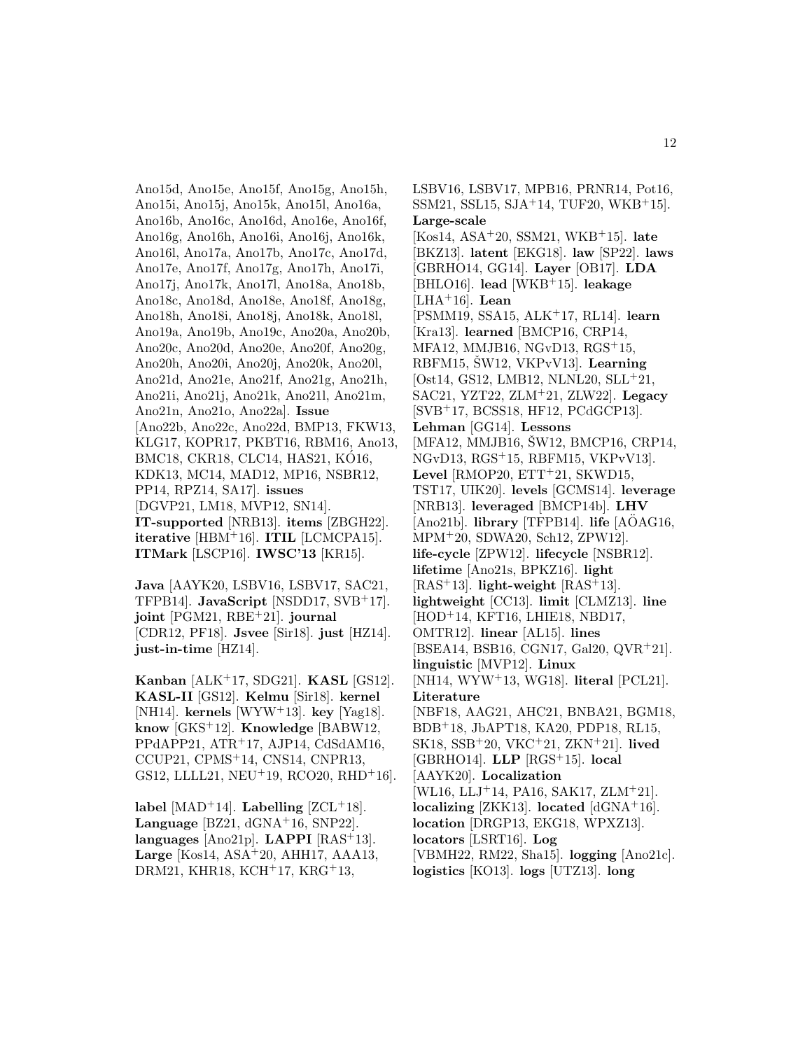Ano15d, Ano15e, Ano15f, Ano15g, Ano15h, Ano15i, Ano15j, Ano15k, Ano15l, Ano16a, Ano16b, Ano16c, Ano16d, Ano16e, Ano16f, Ano16g, Ano16h, Ano16i, Ano16j, Ano16k, Ano16l, Ano17a, Ano17b, Ano17c, Ano17d, Ano17e, Ano17f, Ano17g, Ano17h, Ano17i, Ano17j, Ano17k, Ano17l, Ano18a, Ano18b, Ano18c, Ano18d, Ano18e, Ano18f, Ano18g, Ano18h, Ano18i, Ano18j, Ano18k, Ano18l, Ano19a, Ano19b, Ano19c, Ano20a, Ano20b, Ano20c, Ano20d, Ano20e, Ano20f, Ano20g, Ano20h, Ano20i, Ano20j, Ano20k, Ano20l, Ano21d, Ano21e, Ano21f, Ano21g, Ano21h, Ano21i, Ano21j, Ano21k, Ano21l, Ano21m, Ano21n, Ano21o, Ano22a]. **Issue** [Ano22b, Ano22c, Ano22d, BMP13, FKW13, KLG17, KOPR17, PKBT16, RBM16, Ano13, BMC18, CKR18, CLC14, HAS21, KÓ16, KDK13, MC14, MAD12, MP16, NSBR12, PP14, RPZ14, SA17]. **issues** [DGVP21, LM18, MVP12, SN14]. **IT-supported** [NRB13]. **items** [ZBGH22]. **iterative** [HBM+16]. **ITIL** [LCMCPA15]. **ITMark** [LSCP16]. **IWSC'13** [KR15].

**Java** [AAYK20, LSBV16, LSBV17, SAC21, TFPB14]. **JavaScript** [NSDD17, SVB+17]. **joint** [PGM21, RBE+21]. **journal** [CDR12, PF18]. **Jsvee** [Sir18]. **just** [HZ14]. **just-in-time** [HZ14].

**Kanban** [ALK+17, SDG21]. **KASL** [GS12]. **KASL-II** [GS12]. **Kelmu** [Sir18]. **kernel** [NH14]. **kernels** [WYW+13]. **key** [Yag18]. **know** [GKS+12]. **Knowledge** [BABW12, PPdAPP21, ATR+17, AJP14, CdSdAM16, CCUP21, CPMS+14, CNS14, CNPR13, GS12, LLLL21, NEU+19, RCO20, RHD+16].

**label** [MAD+14]. **Labelling** [ZCL+18]. **Language** [BZ21, dGNA+16, SNP22]. **languages** [Ano21p]. **LAPPI** [RAS+13]. **Large** [Kos14, ASA+20, AHH17, AAA13, DRM21, KHR18, KCH+17, KRG+13, LSBV16, LSBV17, MPB16, PRNR14, Pot16, SSM21, SSL15, SJA+14, TUF20, WKB+15]. **Large-scale** [Kos14, ASA+20, SSM21, WKB+15]. **late** [BKZ13]. **latent** [EKG18]. **law** [SP22]. **laws** [GBRHO14, GG14]. **Layer** [OB17]. **LDA** [BHLO16]. **lead** [WKB+15]. **leakage** [LHA+16]. **Lean** [PSMM19, SSA15, ALK+17, RL14]. **learn** [Kra13]. **learned** [BMCP16, CRP14, MFA12, MMJB16, NGvD13, RGS+15, RBFM15, ŠW12, VKPvV13]. **Learning** [Ost14, GS12, LMB12, NLNL20, SLL+21, SAC21, YZT22, ZLM+21, ZLW22]. **Legacy** [SVB+17, BCSS18, HF12, PCdGCP13]. **Lehman** [GG14]. **Lessons** [MFA12, MMJB16, ŠW12, BMCP16, CRP14, NGvD13, RGS+15, RBFM15, VKPvV13]. **Level** [RMOP20, ETT+21, SKWD15, TST17, UIK20]. **levels** [GCMS14]. **leverage** [NRB13]. **leveraged** [BMCP14b]. **LHV** [Ano21b]. **library** [TFPB14]. **life** [AÖAG16, MPM+20, SDWA20, Sch12, ZPW12]. **life-cycle** [ZPW12]. **lifecycle** [NSBR12]. **lifetime** [Ano21s, BPKZ16]. **light** [RAS+13]. **light-weight** [RAS+13]. **lightweight** [CC13]. **limit** [CLMZ13]. **line** [HOD+14, KFT16, LHIE18, NBD17, OMTR12]. **linear** [AL15]. **lines** [BSEA14, BSB16, CGN17, Gal20, QVR+21]. **linguistic** [MVP12]. **Linux** [NH14, WYW+13, WG18]. **literal** [PCL21]. **Literature** [NBF18, AAG21, AHC21, BNBA21, BGM18, BDB+18, JbAPT18, KA20, PDP18, RL15, SK18, SSB+20, VKC+21, ZKN+21]. **lived** [GBRHO14]. **LLP** [RGS+15]. **local** [AAYK20]. **Localization** [WL16, LLJ+14, PA16, SAK17, ZLM+21]. **localizing** [ZKK13]. **located** [dGNA+16]. **location** [DRGP13, EKG18, WPXZ13]. **locators** [LSRT16]. **Log** [VBMH22, RM22, Sha15]. **logging** [Ano21c]. **logistics** [KO13]. **logs** [UTZ13]. **long**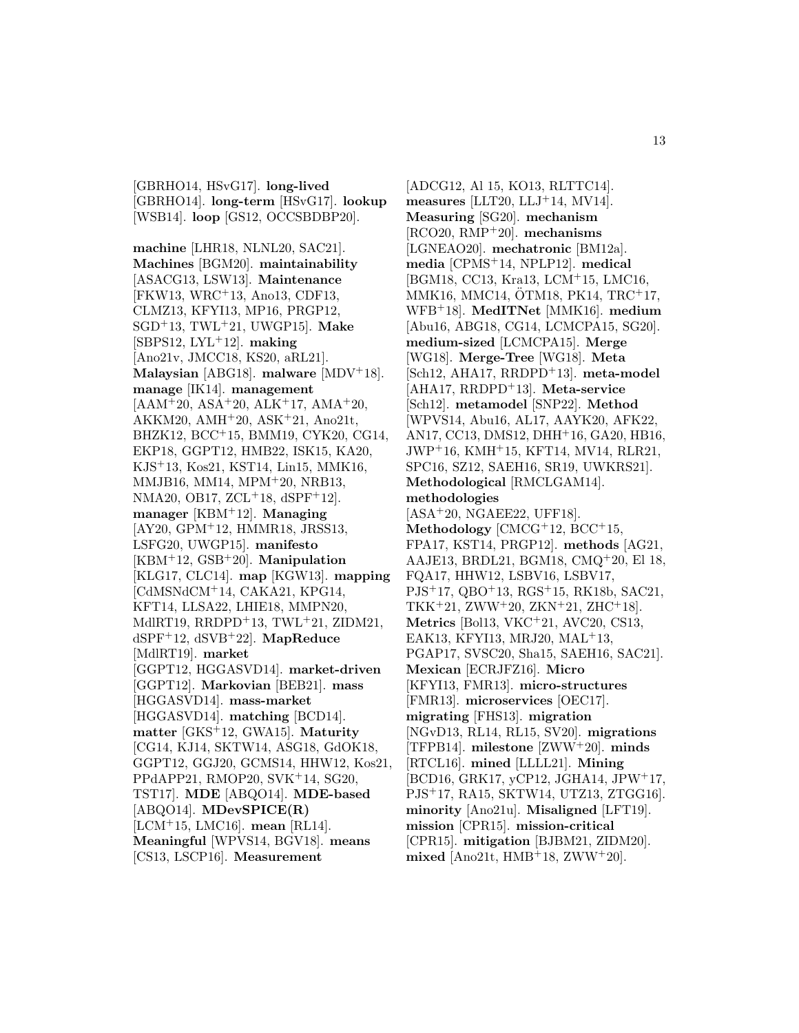[GBRHO14, HSvG17]. **long-lived** [GBRHO14]. **long-term** [HSvG17]. **lookup** [WSB14]. **loop** [GS12, OCCSBDBP20].

**machine** [LHR18, NLNL20, SAC21]. **Machines** [BGM20]. **maintainability** [ASACG13, LSW13]. **Maintenance** [FKW13, WRC+13, Ano13, CDF13, CLMZ13, KFYI13, MP16, PRGP12, SGD+13, TWL+21, UWGP15]. **Make** [SBPS12, LYL+12]. **making** [Ano21v, JMCC18, KS20, aRL21]. **Malaysian** [ABG18]. **malware** [MDV+18]. **manage** [IK14]. **management** [AAM+20, ASA+20, ALK+17, AMA+20, AKKM20, AMH+20, ASK+21, Ano21t, BHZK12, BCC+15, BMM19, CYK20, CG14, EKP18, GGPT12, HMB22, ISK15, KA20, KJS+13, Kos21, KST14, Lin15, MMK16, MMJB16, MM14, MPM+20, NRB13, NMA20, OB17, ZCL+18, dSPF+12]. **manager** [KBM+12]. **Managing** [AY20, GPM+12, HMMR18, JRSS13, LSFG20, UWGP15]. **manifesto** [KBM+12, GSB+20]. **Manipulation** [KLG17, CLC14]. **map** [KGW13]. **mapping** [CdMSNdCM+14, CAKA21, KPG14, KFT14, LLSA22, LHIE18, MMPN20, MdlRT19, RRDPD+13, TWL+21, ZIDM21, dSPF+12, dSVB+22]. **MapReduce** [MdlRT19]. **market** [GGPT12, HGGASVD14]. **market-driven** [GGPT12]. **Markovian** [BEB21]. **mass** [HGGASVD14]. **mass-market** [HGGASVD14]. **matching** [BCD14]. **matter** [GKS+12, GWA15]. **Maturity** [CG14, KJ14, SKTW14, ASG18, GdOK18, GGPT12, GGJ20, GCMS14, HHW12, Kos21, PPdAPP21, RMOP20, SVK+14, SG20, TST17]. **MDE** [ABQO14]. **MDE-based** [ABQO14]. **MDevSPICE(R)** [LCM+15, LMC16]. **mean** [RL14]. **Meaningful** [WPVS14, BGV18]. **means** [CS13, LSCP16]. **Measurement** [ADCG12, Al 15, KO13, RLTTC14]. **measures** [LLT20, LLJ+14, MV14]. **Measuring** [SG20]. **mechanism** [RCO20, RMP+20]. **mechanisms** [LGNEAO20]. **mechatronic** [BM12a]. **media** [CPMS+14, NPLP12]. **medical** [BGM18, CC13, Kra13, LCM+15, LMC16, MMK16, MMC14, ÖTM18, PK14, TRC+17, WFB+18]. **MedITNet** [MMK16]. **medium** [Abu16, ABG18, CG14, LCMCPA15, SG20]. **medium-sized** [LCMCPA15]. **Merge** [WG18]. **Merge-Tree** [WG18]. **Meta** [Sch12, AHA17, RRDPD+13]. **meta-model** [AHA17, RRDPD+13]. **Meta-service** [Sch12]. **metamodel** [SNP22]. **Method** [WPVS14, Abu16, AL17, AAYK20, AFK22, AN17, CC13, DMS12, DHH+16, GA20, HB16, JWP+16, KMH+15, KFT14, MV14, RLR21, SPC16, SZ12, SAEH16, SR19, UWKRS21]. **Methodological** [RMCLGAM14]. **methodologies** [ASA+20, NGAEE22, UFF18]. **Methodology** [CMCG+12, BCC+15, FPA17, KST14, PRGP12]. **methods** [AG21, AAJE13, BRDL21, BGM18, CMQ+20, El 18, FQA17, HHW12, LSBV16, LSBV17, PJS+17, QBO+13, RGS+15, RK18b, SAC21, TKK+21, ZWW+20, ZKN+21, ZHC+18]. **Metrics** [Bol13, VKC+21, AVC20, CS13, EAK13, KFYI13, MRJ20, MAL+13, PGAP17, SVSC20, Sha15, SAEH16, SAC21]. **Mexican** [ECRJFZ16]. **Micro** [KFYI13, FMR13]. **micro-structures** [FMR13]. **microservices** [OEC17]. **migrating** [FHS13]. **migration** [NGvD13, RL14, RL15, SV20]. **migrations** [TFPB14]. **milestone** [ZWW+20]. **minds** [RTCL16]. **mined** [LLLL21]. **Mining** [BCD16, GRK17, yCP12, JGHA14, JPW+17, PJS+17, RA15, SKTW14, UTZ13, ZTGG16]. **minority** [Ano21u]. **Misaligned** [LFT19]. **mission** [CPR15]. **mission-critical** [CPR15]. **mitigation** [BJBM21, ZIDM20]. **mixed** [Ano21t, HMB+18, ZWW+20].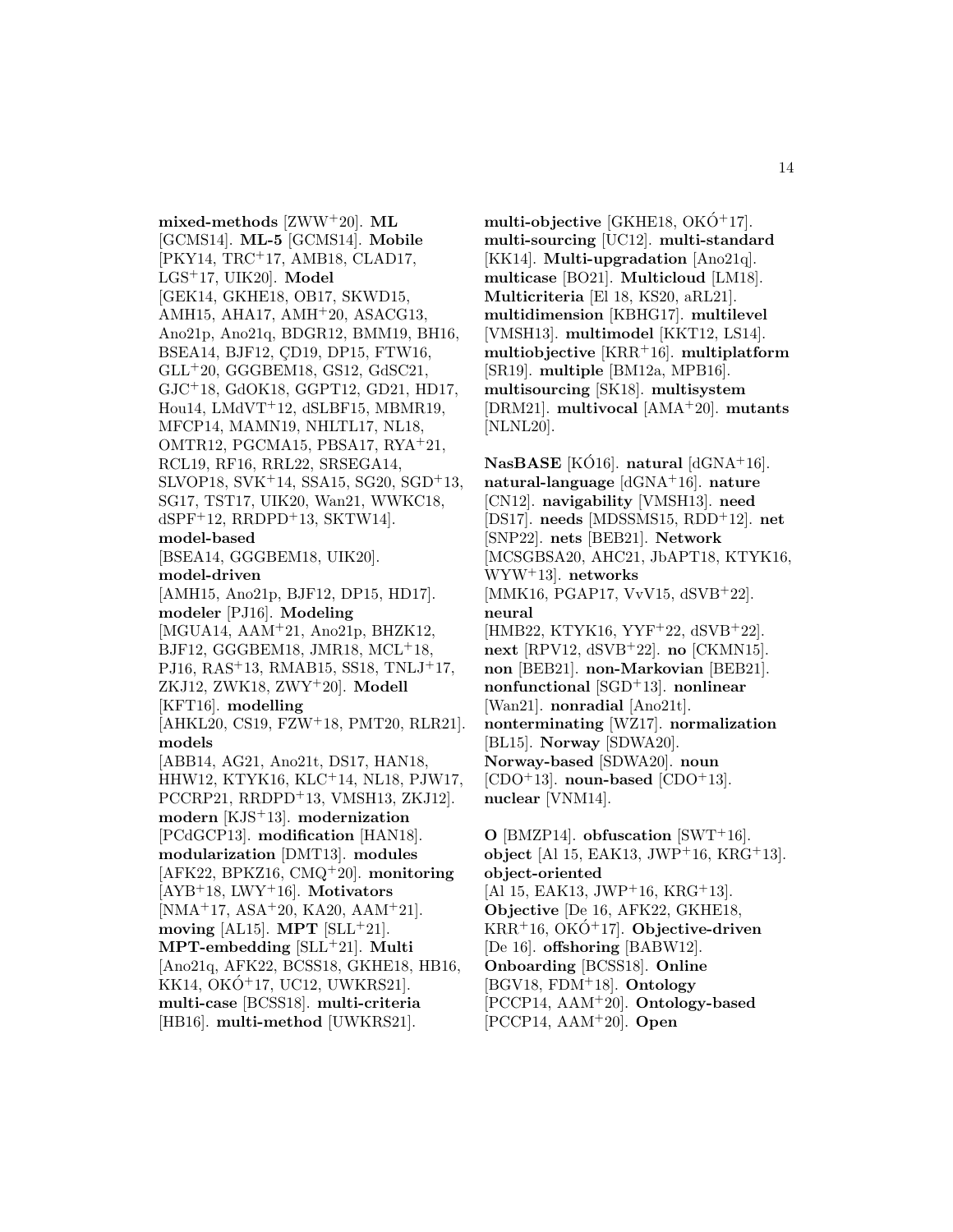**mixed-methods** [ZWW[+]20]. **ML** [GCMS14]. **ML-5** [GCMS14]. **Mobile** [PKY14, TRC[+]17, AMB18, CLAD17, LGS[+]17, UIK20]. **Model** [GEK14, GKHE18, OB17, SKWD15, AMH15, AHA17, AMH[+]20, ASACG13, Ano21p, Ano21q, BDGR12, BMM19, BH16, BSEA14, BJF12, ÇD19, DP15, FTW16, GLL[+]20, GGGBEM18, GS12, GdSC21, GJC[+]18, GdOK18, GGPT12, GD21, HD17, Hou14, LMdVT[+]12, dSLBF15, MBMR19, MFCP14, MAMN19, NHLTL17, NL18, OMTR12, PGCMA15, PBSA17, RYA[+]21, RCL19, RF16, RRL22, SRSEGA14, SLVOP18, SVK[+]14, SSA15, SG20, SGD[+]13, SG17, TST17, UIK20, Wan21, WWKC18, dSPF[+]12, RRDPD[+]13, SKTW14]. **model-based** [BSEA14, GGGBEM18, UIK20]. **model-driven** [AMH15, Ano21p, BJF12, DP15, HD17]. **modeler** [PJ16]. **Modeling** [MGUA14, AAM[+]21, Ano21p, BHZK12, BJF12, GGGBEM18, JMR18, MCL[+]18, PJ16, RAS[+]13, RMAB15, SS18, TNLJ[+]17, ZKJ12, ZWK18, ZWY[+]20]. **Modell** [KFT16]. **modelling** [AHKL20, CS19, FZW[+]18, PMT20, RLR21]. **models** [ABB14, AG21, Ano21t, DS17, HAN18, HHW12, KTYK16, KLC[+]14, NL18, PJW17, PCCRP21, RRDPD[+]13, VMSH13, ZKJ12]. **modern** [KJS[+]13]. **modernization** [PCdGCP13]. **modification** [HAN18]. **modularization** [DMT13]. **modules** [AFK22, BPKZ16, CMQ[+]20]. **monitoring** [AYB[+]18, LWY[+]16]. **Motivators** [NMA[+]17, ASA[+]20, KA20, AAM[+]21]. **moving** [AL15]. **MPT** [SLL[+]21]. **MPT-embedding** [SLL[+]21]. **Multi** [Ano21q, AFK22, BCSS18, GKHE18, HB16, KK14, OKÓ[+]17, UC12, UWKRS21]. **multi-case** [BCSS18]. **multi-criteria** [HB16]. **multi-method** [UWKRS21].

**multi-objective** [GKHE18, OKÓ[+]17]. **multi-sourcing** [UC12]. **multi-standard** [KK14]. **Multi-upgradation** [Ano21q]. **multicase** [BO21]. **Multicloud** [LM18]. **Multicriteria** [El 18, KS20, aRL21]. **multidimension** [KBHG17]. **multilevel** [VMSH13]. **multimodel** [KKT12, LS14]. **multiobjective** [KRR[+]16]. **multiplatform** [SR19]. **multiple** [BM12a, MPB16]. **multisourcing** [SK18]. **multisystem** [DRM21]. **multivocal** [AMA[+]20]. **mutants** [NLNL20].

**NasBASE** [KÓ16]. **natural** [dGNA[+]16]. **natural-language** [dGNA[+]16]. **nature** [CN12]. **navigability** [VMSH13]. **need** [DS17]. **needs** [MDSSMS15, RDD[+]12]. **net** [SNP22]. **nets** [BEB21]. **Network** [MCSGBSA20, AHC21, JbAPT18, KTYK16, WYW[+]13]. **networks** [MMK16, PGAP17, VvV15, dSVB[+]22]. **neural** [HMB22, KTYK16, YYF[+]22, dSVB[+]22]. **next** [RPV12, dSVB[+]22]. **no** [CKMN15]. **non** [BEB21]. **non-Markovian** [BEB21]. **nonfunctional** [SGD[+]13]. **nonlinear** [Wan21]. **nonradial** [Ano21t]. **nonterminating** [WZ17]. **normalization** [BL15]. **Norway** [SDWA20]. **Norway-based** [SDWA20]. **noun** [CDO[+]13]. **noun-based** [CDO[+]13]. **nuclear** [VNM14].

**O** [BMZP14]. **obfuscation** [SWT[+]16]. **object** [Al 15, EAK13, JWP[+]16, KRG[+]13]. **object-oriented** [Al 15, EAK13, JWP[+]16, KRG[+]13]. **Objective** [De 16, AFK22, GKHE18, KRR[+]16, OKÓ[+]17]. **Objective-driven** [De 16]. **offshoring** [BABW12]. **Onboarding** [BCSS18]. **Online** [BGV18, FDM[+]18]. **Ontology** [PCCP14, AAM[+]20]. **Ontology-based** [PCCP14, AAM[+]20]. **Open**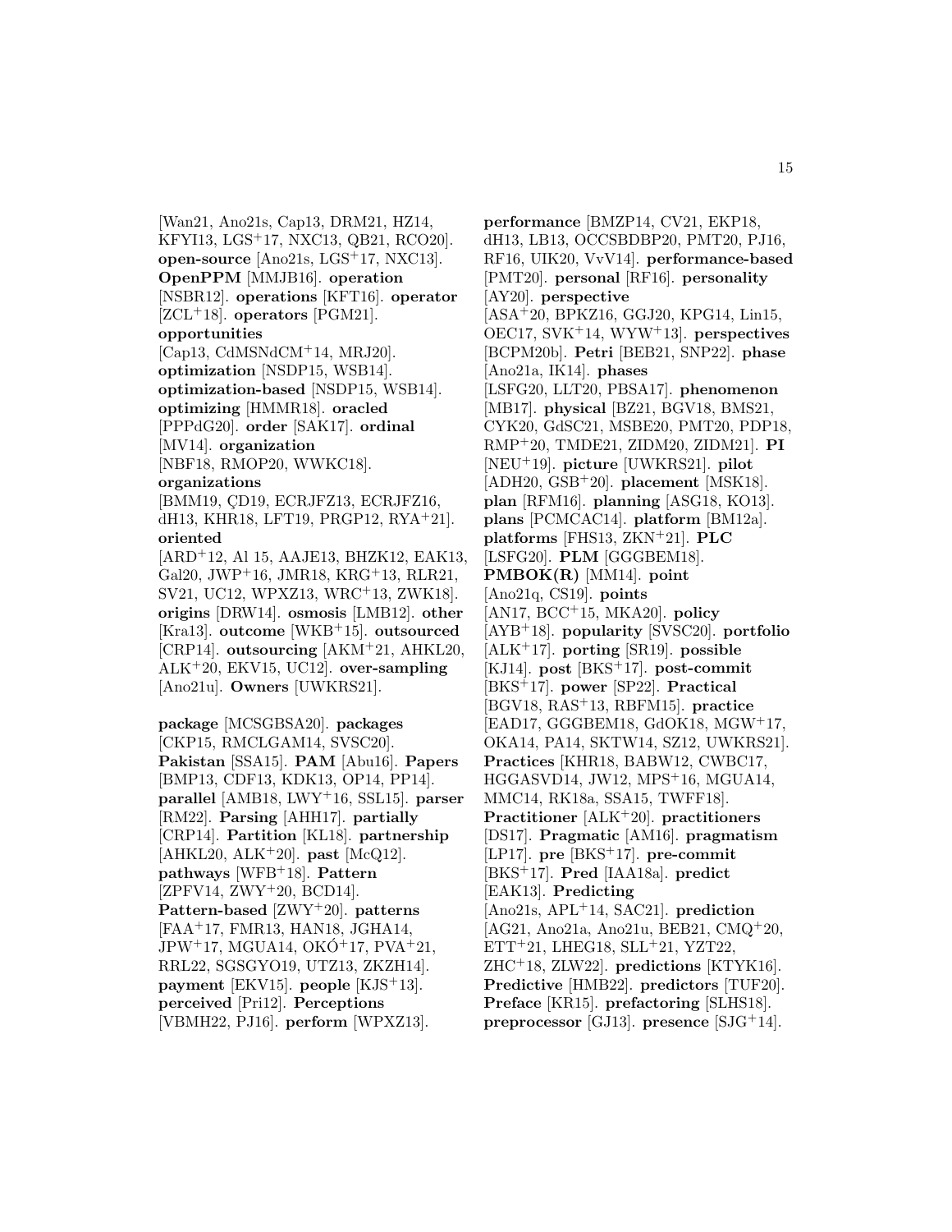[Wan21, Ano21s, Cap13, DRM21, HZ14, KFYI13, LGS+17, NXC13, QB21, RCO20]. **open-source** [Ano21s, LGS+17, NXC13]. **OpenPPM** [MMJB16]. **operation** [NSBR12]. **operations** [KFT16]. **operator** [ZCL+18]. **operators** [PGM21]. **opportunities** [Cap13, CdMSNdCM+14, MRJ20]. **optimization** [NSDP15, WSB14]. **optimization-based** [NSDP15, WSB14]. **optimizing** [HMMR18]. **oracled** [PPPdG20]. **order** [SAK17]. **ordinal** [MV14]. **organization** [NBF18, RMOP20, WWKC18]. **organizations** [BMM19, ÇD19, ECRJFZ13, ECRJFZ16, dH13, KHR18, LFT19, PRGP12, RYA+21]. **oriented** [ARD+12, Al 15, AAJE13, BHZK12, EAK13, Gal20, JWP+16, JMR18, KRG+13, RLR21, SV21, UC12, WPXZ13, WRC+13, ZWK18]. **origins** [DRW14]. **osmosis** [LMB12]. **other** [Kra13]. **outcome** [WKB+15]. **outsourced** [CRP14]. **outsourcing** [AKM+21, AHKL20, ALK+20, EKV15, UC12]. **over-sampling** [Ano21u]. **Owners** [UWKRS21].

**package** [MCSGBSA20]. **packages** [CKP15, RMCLGAM14, SVSC20]. **Pakistan** [SSA15]. **PAM** [Abu16]. **Papers** [BMP13, CDF13, KDK13, OP14, PP14]. **parallel** [AMB18, LWY+16, SSL15]. **parser** [RM22]. **Parsing** [AHH17]. **partially** [CRP14]. **Partition** [KL18]. **partnership** [AHKL20, ALK+20]. **past** [McQ12]. **pathways** [WFB+18]. **Pattern** [ZPFV14, ZWY+20, BCD14]. **Pattern-based** [ZWY+20]. **patterns** [FAA+17, FMR13, HAN18, JGHA14, JPW+17, MGUA14, OKÓ+17, PVA+21, RRL22, SGSGYO19, UTZ13, ZKZH14]. **payment** [EKV15]. **people** [KJS+13]. **perceived** [Pri12]. **Perceptions** [VBMH22, PJ16]. **perform** [WPXZ13]. **performance** [BMZP14, CV21, EKP18, dH13, LB13, OCCSBDBP20, PMT20, PJ16, RF16, UIK20, VvV14]. **performance-based** [PMT20]. **personal** [RF16]. **personality** [AY20]. **perspective** [ASA+20, BPKZ16, GGJ20, KPG14, Lin15, OEC17, SVK+14, WYW+13]. **perspectives** [BCPM20b]. **Petri** [BEB21, SNP22]. **phase** [Ano21a, IK14]. **phases** [LSFG20, LLT20, PBSA17]. **phenomenon** [MB17]. **physical** [BZ21, BGV18, BMS21, CYK20, GdSC21, MSBE20, PMT20, PDP18, RMP+20, TMDE21, ZIDM20, ZIDM21]. **PI** [NEU+19]. **picture** [UWKRS21]. **pilot** [ADH20, GSB+20]. **placement** [MSK18]. **plan** [RFM16]. **planning** [ASG18, KO13]. **plans** [PCMCAC14]. **platform** [BM12a]. **platforms** [FHS13, ZKN+21]. **PLC** [LSFG20]. **PLM** [GGGBEM18]. **PMBOK(R)** [MM14]. **point** [Ano21q, CS19]. **points** [AN17, BCC+15, MKA20]. **policy** [AYB+18]. **popularity** [SVSC20]. **portfolio** [ALK+17]. **porting** [SR19]. **possible** [KJ14]. **post** [BKS+17]. **post-commit** [BKS+17]. **power** [SP22]. **Practical** [BGV18, RAS+13, RBFM15]. **practice** [EAD17, GGGBEM18, GdOK18, MGW+17, OKA14, PA14, SKTW14, SZ12, UWKRS21]. **Practices** [KHR18, BABW12, CWBC17, HGGASVD14, JW12, MPS+16, MGUA14, MMC14, RK18a, SSA15, TWFF18]. **Practitioner** [ALK+20]. **practitioners** [DS17]. **Pragmatic** [AM16]. **pragmatism** [LP17]. **pre** [BKS+17]. **pre-commit** [BKS+17]. **Pred** [IAA18a]. **predict** [EAK13]. **Predicting** [Ano21s, APL+14, SAC21]. **prediction** [AG21, Ano21a, Ano21u, BEB21, CMQ+20, ETT+21, LHEG18, SLL+21, YZT22, ZHC+18, ZLW22]. **predictions** [KTYK16]. **Predictive** [HMB22]. **predictors** [TUF20]. **Preface** [KR15]. **prefactoring** [SLHS18]. **preprocessor** [GJ13]. **presence** [SJG+14].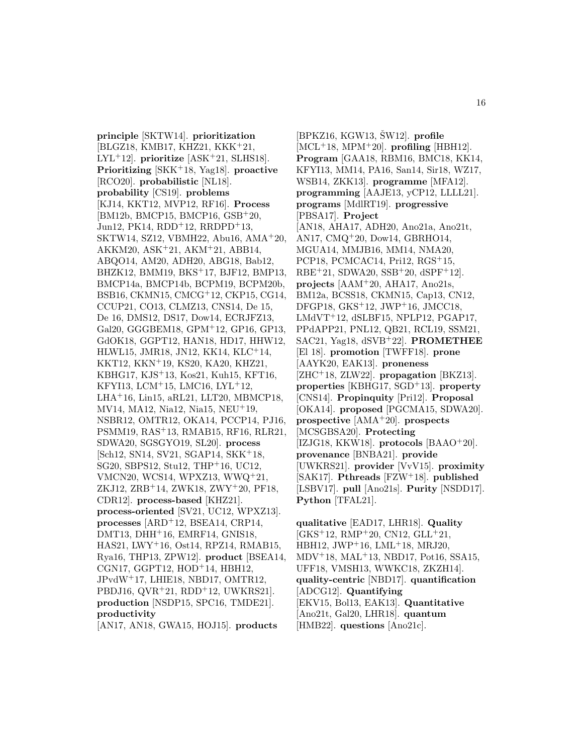**principle** [SKTW14]. **prioritization** [BLGZ18, KMB17, KHZ21, KKK+21, LYL+12]. **prioritize** [ASK+21, SLHS18]. **Prioritizing** [SKK+18, Yag18]. **proactive** [RCO20]. **probabilistic** [NL18]. **probability** [CS19]. **problems** [KJ14, KKT12, MVP12, RF16]. **Process** [BM12b, BMCP15, BMCP16, GSB+20, Jun12, PK14, RDD+12, RRDPD+13, SKTW14, SZ12, VBMH22, Abu16, AMA+20, AKKM20, ASK+21, AKM+21, ABB14, ABQO14, AM20, ADH20, ABG18, Bab12, BHZK12, BMM19, BKS+17, BJF12, BMP13, BMCP14a, BMCP14b, BCPM19, BCPM20b, BSB16, CKMN15, CMCG+12, CKP15, CG14, CCUP21, CO13, CLMZ13, CNS14, De 15, De 16, DMS12, DS17, Dow14, ECRJFZ13, Gal20, GGGBEM18, GPM+12, GP16, GP13, GdOK18, GGPT12, HAN18, HD17, HHW12, HLWL15, JMR18, JN12, KK14, KLC+14, KKT12, KKN+19, KS20, KA20, KHZ21, KBHG17, KJS+13, Kos21, Kuh15, KFT16, KFYI13, LCM+15, LMC16, LYL+12, LHA+16, Lin15, aRL21, LLT20, MBMCP18, MV14, MA12, Nia12, Nia15, NEU+19, NSBR12, OMTR12, OKA14, PCCP14, PJ16, PSMM19, RAS+13, RMAB15, RF16, RLR21, SDWA20, SGSGYO19, SL20]. **process** [Sch12, SN14, SV21, SGAP14, SKK+18, SG20, SBPS12, Stu12, THP+16, UC12, VMCN20, WCS14, WPXZ13, WWQ+21, ZKJ12, ZRB+14, ZWK18, ZWY+20, PF18, CDR12]. **process-based** [KHZ21]. **process-oriented** [SV21, UC12, WPXZ13]. **processes** [ARD+12, BSEA14, CRP14, DMT13, DHH+16, EMRF14, GNIS18, HAS21, LWY+16, Ost14, RPZ14, RMAB15, Rya16, THP13, ZPW12]. **product** [BSEA14, CGN17, GGPT12, HOD+14, HBH12, JPvdW+17, LHIE18, NBD17, OMTR12, PBDJ16, QVR+21, RDD+12, UWKRS21]. **production** [NSDP15, SPC16, TMDE21]. **productivity** [AN17, AN18, GWA15, HOJ15]. **products** [BPKZ16, KGW13, ŠW12]. **profile** [MCL+18, MPM+20]. **profiling** [HBH12]. **Program** [GAA18, RBM16, BMC18, KK14, KFYI13, MM14, PA16, San14, Sir18, WZ17, WSB14, ZKK13]. **programme** [MFA12]. **programming** [AAJE13, yCP12, LLLL21]. **programs** [MdlRT19]. **progressive** [PBSA17]. **Project** [AN18, AHA17, ADH20, Ano21a, Ano21t, AN17, CMQ+20, Dow14, GBRHO14, MGUA14, MMJB16, MM14, NMA20, PCP18, PCMCAC14, Pri12, RGS+15, RBE+21, SDWA20, SSB+20, dSPF+12]. **projects** [AAM+20, AHA17, Ano21s, BM12a, BCSS18, CKMN15, Cap13, CN12, DFGP18, GKS+12, JWP+16, JMCC18, LMdVT+12, dSLBF15, NPLP12, PGAP17, PPdAPP21, PNL12, QB21, RCL19, SSM21, SAC21, Yag18, dSVB+22]. **PROMETHEE** [El 18]. **promotion** [TWFF18]. **prone** [AAYK20, EAK13]. **proneness** [ZHC+18, ZLW22]. **propagation** [BKZ13]. **properties** [KBHG17, SGD+13]. **property** [CNS14]. **Propinquity** [Pri12]. **Proposal** [OKA14]. **proposed** [PGCMA15, SDWA20]. **prospective** [AMA+20]. **prospects** [MCSGBSA20]. **Protecting** [IZJG18, KKW18]. **protocols** [BAAO+20]. **provenance** [BNBA21]. **provide** [UWKRS21]. **provider** [VvV15]. **proximity** [SAK17]. **Pthreads** [FZW+18]. **published** [LSBV17]. **pull** [Ano21s]. **Purity** [NSDD17]. **Python** [TFAL21].

**qualitative** [EAD17, LHR18]. **Quality** [GKS+12, RMP+20, CN12, GLL+21, HBH12, JWP+16, LML+18, MRJ20, MDV+18, MAL+13, NBD17, Pot16, SSA15, UFF18, VMSH13, WWKC18, ZKZH14]. **quality-centric** [NBD17]. **quantification** [ADCG12]. **Quantifying** [EKV15, Bol13, EAK13]. **Quantitative** [Ano21t, Gal20, LHR18]. **quantum** [HMB22]. **questions** [Ano21c].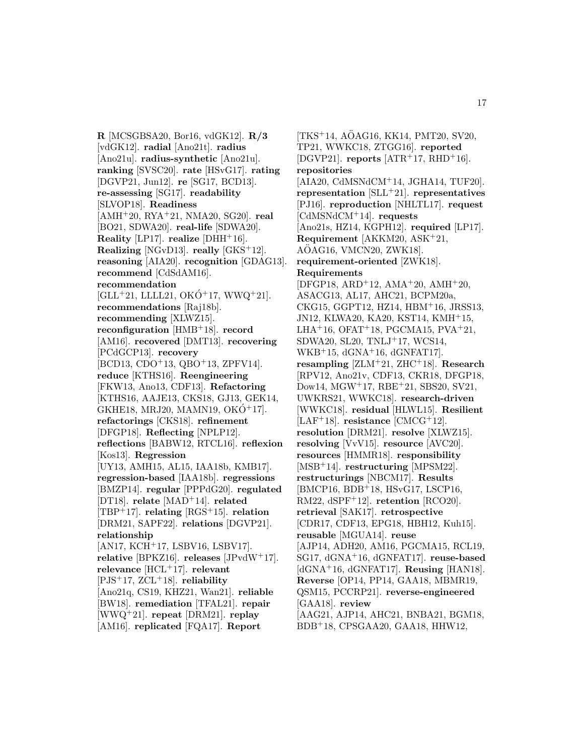**R** [MCSGBSA20, Bor16, vdGK12]. **R/3** [vdGK12]. **radial** [Ano21t]. **radius** [Ano21u]. **radius-synthetic** [Ano21u]. **ranking** [SVSC20]. **rate** [HSvG17]. **rating** [DGVP21, Jun12]. **re** [SG17, BCD13]. **re-assessing** [SG17]. **readability** [SLVOP18]. **Readiness** [AMH+20, RYA+21, NMA20, SG20]. **real** [BO21, SDWA20]. **real-life** [SDWA20]. **Reality** [LP17]. **realize** [DHH+16]. **Realizing** [NGvD13]. **really** [GKS+12]. **reasoning** [AIA20]. **recognition** [GDAG13]. **recommend** [CdSdAM16]. **recommendation** [GLL+21, LLLL21, OKÓ+17, WWQ+21]. **recommendations** [Raj18b]. **recommending** [XLWZ15]. **reconfiguration** [HMB+18]. **record** [AM16]. **recovered** [DMT13]. **recovering** [PCdGCP13]. **recovery** [BCD13, CDO+13, QBO+13, ZPFV14]. **reduce** [KTHS16]. **Reengineering** [FKW13, Ano13, CDF13]. **Refactoring** [KTHS16, AAJE13, CKS18, GJ13, GEK14, GKHE18, MRJ20, MAMN19, OKÓ+17]. **refactorings** [CKS18]. **refinement** [DFGP18]. **Reflecting** [NPLP12]. **reflections** [BABW12, RTCL16]. **reflexion** [Kos13]. **Regression** [UY13, AMH15, AL15, IAA18b, KMB17]. **regression-based** [IAA18b]. **regressions** [BMZP14]. **regular** [PPPdG20]. **regulated** [DT18]. **relate** [MAD+14]. **related** [TBP+17]. **relating** [RGS+15]. **relation** [DRM21, SAPF22]. **relations** [DGVP21]. **relationship** [AN17, KCH+17, LSBV16, LSBV17]. **relative** [BPKZ16]. **releases** [JPvdW+17]. **relevance** [HCL+17]. **relevant** [PJS+17, ZCL+18]. **reliability** [Ano21q, CS19, KHZ21, Wan21]. **reliable** [BW18]. **remediation** [TFAL21]. **repair** [WWQ+21]. **repeat** [DRM21]. **replay** [AM16]. **replicated** [FQA17]. **Report** [TKS+14, AÖAG16, KK14, PMT20, SV20, TP21, WWKC18, ZTGG16]. **reported** [DGVP21]. **reports** [ATR+17, RHD+16]. **repositories** [AIA20, CdMSNdCM+14, JGHA14, TUF20]. **representation** [SLL+21]. **representatives** [PJ16]. **reproduction** [NHLTL17]. **request** [CdMSNdCM+14]. **requests** [Ano21s, HZ14, KGPH12]. **required** [LP17]. **Requirement** [AKKM20, ASK+21, AÖAG16, VMCN20, ZWK18]. **requirement-oriented** [ZWK18]. **Requirements** [DFGP18, ARD+12, AMA+20, AMH+20, ASACG13, AL17, AHC21, BCPM20a, CKG15, GGPT12, HZ14, HBM+16, JRSS13, JN12, KLWA20, KA20, KST14, KMH+15, LHA+16, OFAT+18, PGCMA15, PVA+21, SDWA20, SL20, TNLJ+17, WCS14, WKB+15, dGNA+16, dGNFAT17]. **resampling** [ZLM+21, ZHC+18]. **Research** [RPV12, Ano21v, CDF13, CKR18, DFGP18, Dow14, MGW+17, RBE+21, SBS20, SV21, UWKRS21, WWKC18]. **research-driven** [WWKC18]. **residual** [HLWL15]. **Resilient** [LAF+18]. **resistance** [CMCG+12]. **resolution** [DRM21]. **resolve** [XLWZ15]. **resolving** [VvV15]. **resource** [AVC20]. **resources** [HMMR18]. **responsibility** [MSB+14]. **restructuring** [MPSM22]. **restructurings** [NBCM17]. **Results** [BMCP16, BDB+18, HSvG17, LSCP16, RM22, dSPF+12]. **retention** [RCO20]. **retrieval** [SAK17]. **retrospective** [CDR17, CDF13, EPG18, HBH12, Kuh15]. **reusable** [MGUA14]. **reuse** [AJP14, ADH20, AM16, PGCMA15, RCL19, SG17, dGNA+16, dGNFAT17]. **reuse-based** [dGNA+16, dGNFAT17]. **Reusing** [HAN18]. **Reverse** [OP14, PP14, GAA18, MBMR19, QSM15, PCCRP21]. **reverse-engineered** [GAA18]. **review** [AAG21, AJP14, AHC21, BNBA21, BGM18, BDB+18, CPSGAA20, GAA18, HHW12,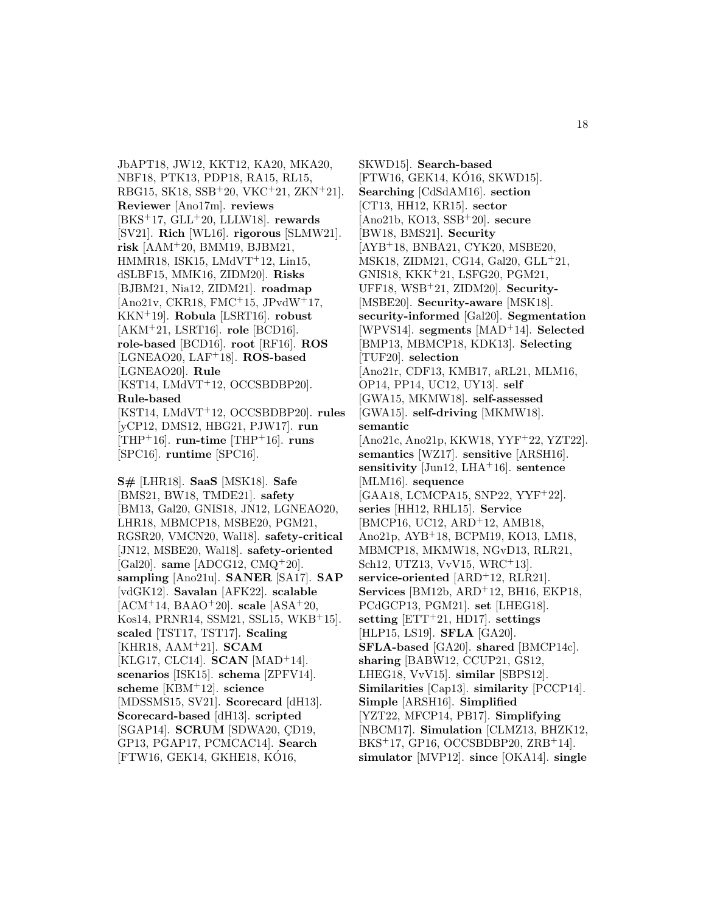JbAPT18, JW12, KKT12, KA20, MKA20, NBF18, PTK13, PDP18, RA15, RL15, RBG15, SK18, SSB+20, VKC+21, ZKN+21]. **Reviewer** [Ano17m]. **reviews** [BKS+17, GLL+20, LLLW18]. **rewards** [SV21]. **Rich** [WL16]. **rigorous** [SLMW21]. **risk** [AAM+20, BMM19, BJBM21, HMMR18, ISK15, LMdVT+12, Lin15, dSLBF15, MMK16, ZIDM20]. **Risks** [BJBM21, Nia12, ZIDM21]. **roadmap** [Ano21v, CKR18, FMC+15, JPvdW+17, KKN+19]. **Robula** [LSRT16]. **robust** [AKM+21, LSRT16]. **role** [BCD16]. **role-based** [BCD16]. **root** [RF16]. **ROS** [LGNEAO20, LAF+18]. **ROS-based** [LGNEAO20]. **Rule** [KST14, LMdVT+12, OCCSBDBP20]. **Rule-based** [KST14, LMdVT+12, OCCSBDBP20]. **rules** [yCP12, DMS12, HBG21, PJW17]. **run** [THP+16]. **run-time** [THP+16]. **runs** [SPC16]. **runtime** [SPC16].

**S#** [LHR18]. **SaaS** [MSK18]. **Safe** [BMS21, BW18, TMDE21]. **safety** [BM13, Gal20, GNIS18, JN12, LGNEAO20, LHR18, MBMCP18, MSBE20, PGM21, RGSR20, VMCN20, Wal18]. **safety-critical** [JN12, MSBE20, Wal18]. **safety-oriented** [Gal20]. **same** [ADCG12, CMQ+20]. **sampling** [Ano21u]. **SANER** [SA17]. **SAP** [vdGK12]. **Savalan** [AFK22]. **scalable** [ACM+14, BAAO+20]. **scale** [ASA+20, Kos14, PRNR14, SSM21, SSL15, WKB+15]. **scaled** [TST17, TST17]. **Scaling** [KHR18, AAM+21]. **SCAM** [KLG17, CLC14]. **SCAN** [MAD+14]. **scenarios** [ISK15]. **schema** [ZPFV14]. **scheme** [KBM+12]. **science** [MDSSMS15, SV21]. **Scorecard** [dH13]. **Scorecard-based** [dH13]. **scripted** [SGAP14]. **SCRUM** [SDWA20, ÇD19, GP13, PGAP17, PCMCAC14]. **Search** [FTW16, GEK14, GKHE18, KÓ16, SKWD15]. **Search-based** [FTW16, GEK14, KÓ16, SKWD15]. **Searching** [CdSdAM16]. **section** [CT13, HH12, KR15]. **sector** [Ano21b, KO13, SSB+20]. **secure** [BW18, BMS21]. **Security** [AYB+18, BNBA21, CYK20, MSBE20, MSK18, ZIDM21, CG14, Gal20, GLL+21, GNIS18, KKK+21, LSFG20, PGM21, UFF18, WSB+21, ZIDM20]. **Security-** [MSBE20]. **Security-aware** [MSK18]. **security-informed** [Gal20]. **Segmentation** [WPVS14]. **segments** [MAD+14]. **Selected** [BMP13, MBMCP18, KDK13]. **Selecting** [TUF20]. **selection** [Ano21r, CDF13, KMB17, aRL21, MLM16, OP14, PP14, UC12, UY13]. **self** [GWA15, MKMW18]. **self-assessed** [GWA15]. **self-driving** [MKMW18]. **semantic** [Ano21c, Ano21p, KKW18, YYF+22, YZT22]. **semantics** [WZ17]. **sensitive** [ARSH16]. **sensitivity** [Jun12, LHA+16]. **sentence** [MLM16]. **sequence** [GAA18, LCMCPA15, SNP22, YYF+22]. **series** [HH12, RHL15]. **Service** [BMCP16, UC12, ARD+12, AMB18, Ano21p, AYB+18, BCPM19, KO13, LM18, MBMCP18, MKMW18, NGvD13, RLR21, Sch12, UTZ13, VvV15, WRC+13]. **service-oriented** [ARD+12, RLR21]. **Services** [BM12b, ARD+12, BH16, EKP18, PCdGCP13, PGM21]. **set** [LHEG18]. **setting** [ETT+21, HD17]. **settings** [HLP15, LS19]. **SFLA** [GA20]. **SFLA-based** [GA20]. **shared** [BMCP14c]. **sharing** [BABW12, CCUP21, GS12, LHEG18, VvV15]. **similar** [SBPS12]. **Similarities** [Cap13]. **similarity** [PCCP14]. **Simple** [ARSH16]. **Simplified** [YZT22, MFCP14, PB17]. **Simplifying** [NBCM17]. **Simulation** [CLMZ13, BHZK12, BKS+17, GP16, OCCSBDBP20, ZRB+14]. **simulator** [MVP12]. **since** [OKA14]. **single**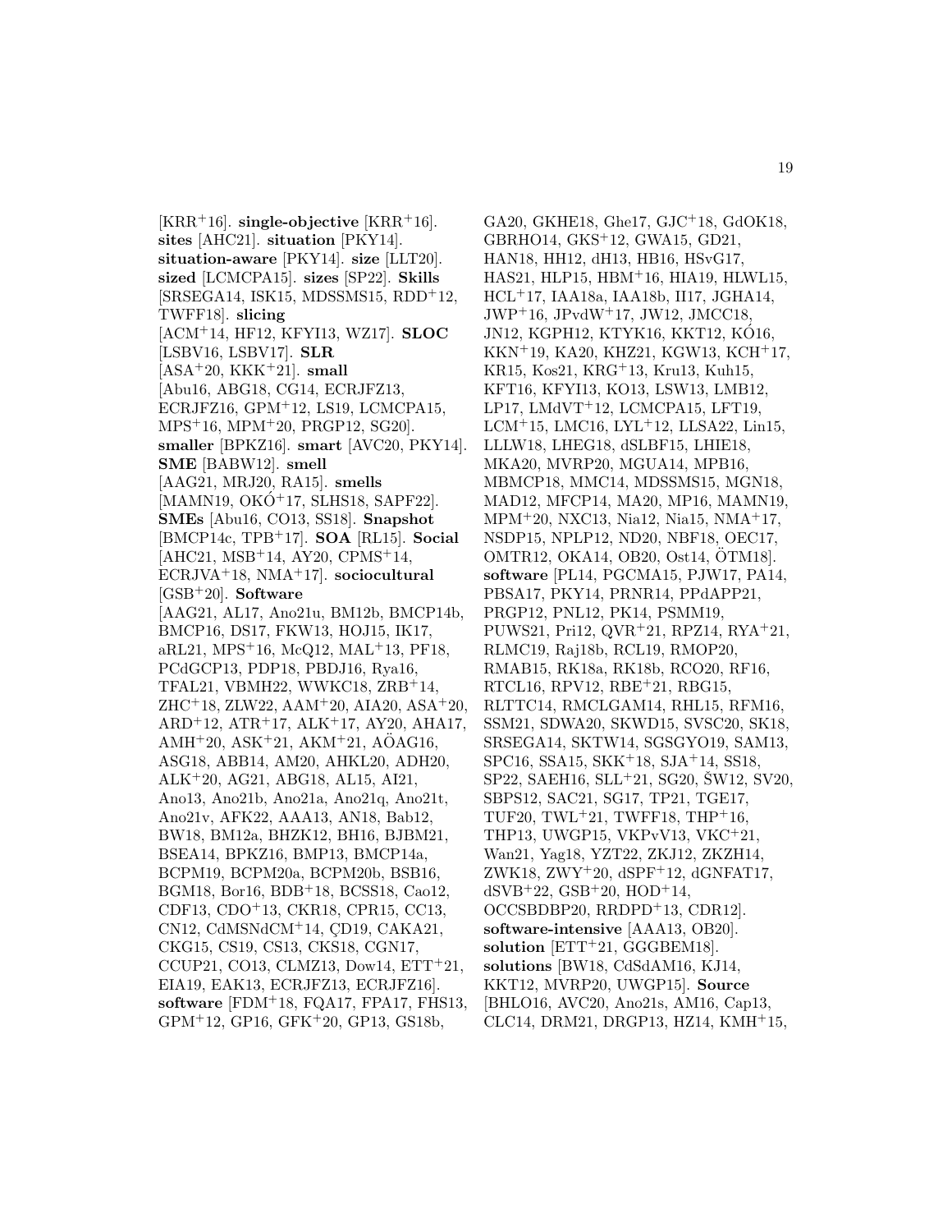[KRR[+]16]. **single-objective** [KRR[+]16]. **sites** [AHC21]. **situation** [PKY14]. **situation-aware** [PKY14]. **size** [LLT20]. **sized** [LCMCPA15]. **sizes** [SP22]. **Skills** [SRSEGA14, ISK15, MDSSMS15, RDD[+]12, TWFF18]. **slicing** [ACM[+]14, HF12, KFYI13, WZ17]. **SLOC** [LSBV16, LSBV17]. **SLR** [ASA[+]20, KKK[+]21]. **small** [Abu16, ABG18, CG14, ECRJFZ13, ECRJFZ16, GPM[+]12, LS19, LCMCPA15, MPS[+]16, MPM[+]20, PRGP12, SG20]. **smaller** [BPKZ16]. **smart** [AVC20, PKY14]. **SME** [BABW12]. **smell** [AAG21, MRJ20, RA15]. **smells** [MAMN19, OKÓ[+]17, SLHS18, SAPF22]. **SMEs** [Abu16, CO13, SS18]. **Snapshot** [BMCP14c, TPB[+]17]. **SOA** [RL15]. **Social** [AHC21, MSB[+]14, AY20, CPMS[+]14, ECRJVA[+]18, NMA[+]17]. **sociocultural** [GSB[+]20]. **Software** [AAG21, AL17, Ano21u, BM12b, BMCP14b, BMCP16, DS17, FKW13, HOJ15, IK17, aRL21, MPS[+]16, McQ12, MAL[+]13, PF18, PCdGCP13, PDP18, PBDJ16, Rya16, TFAL21, VBMH22, WWKC18, ZRB[+]14, ZHC[+]18, ZLW22, AAM[+]20, AIA20, ASA[+]20, ARD[+]12, ATR[+]17, ALK[+]17, AY20, AHA17, AMH[+]20, ASK[+]21, AKM[+]21, AÖAG16, ASG18, ABB14, AM20, AHKL20, ADH20, ALK[+]20, AG21, ABG18, AL15, AI21, Ano13, Ano21b, Ano21a, Ano21q, Ano21t, Ano21v, AFK22, AAA13, AN18, Bab12, BW18, BM12a, BHZK12, BH16, BJBM21, BSEA14, BPKZ16, BMP13, BMCP14a, BCPM19, BCPM20a, BCPM20b, BSB16, BGM18, Bor16, BDB[+]18, BCSS18, Cao12, CDF13, CDO[+]13, CKR18, CPR15, CC13, CN12, CdMSNdCM[+]14, ÇD19, CAKA21, CKG15, CS19, CS13, CKS18, CGN17, CCUP21, CO13, CLMZ13, Dow14, ETT[+]21, EIA19, EAK13, ECRJFZ13, ECRJFZ16]. **software** [FDM[+]18, FQA17, FPA17, FHS13, GPM[+]12, GP16, GFK[+]20, GP13, GS18b, GA20, GKHE18, Ghe17, GJC[+]18, GdOK18, GBRHO14, GKS[+]12, GWA15, GD21, HAN18, HH12, dH13, HB16, HSvG17, HAS21, HLP15, HBM[+]16, HIA19, HLWL15, HCL[+]17, IAA18a, IAA18b, II17, JGHA14, JWP[+]16, JPvdW[+]17, JW12, JMCC18, JN12, KGPH12, KTYK16, KKT12, KÓ16, KKN[+]19, KA20, KHZ21, KGW13, KCH[+]17, KR15, Kos21, KRG[+]13, Kru13, Kuh15, KFT16, KFYI13, KO13, LSW13, LMB12, LP17, LMdVT[+]12, LCMCPA15, LFT19, LCM[+]15, LMC16, LYL[+]12, LLSA22, Lin15, LLLW18, LHEG18, dSLBF15, LHIE18, MKA20, MVRP20, MGUA14, MPB16, MBMCP18, MMC14, MDSSMS15, MGN18, MAD12, MFCP14, MA20, MP16, MAMN19, MPM[+]20, NXC13, Nia12, Nia15, NMA[+]17, NSDP15, NPLP12, ND20, NBF18, OEC17, OMTR12, OKA14, OB20, Ost14, ÖTM18]. **software** [PL14, PGCMA15, PJW17, PA14, PBSA17, PKY14, PRNR14, PPdAPP21, PRGP12, PNL12, PK14, PSMM19, PUWS21, Pri12, QVR[+]21, RPZ14, RYA[+]21, RLMC19, Raj18b, RCL19, RMOP20, RMAB15, RK18a, RK18b, RCO20, RF16, RTCL16, RPV12, RBE[+]21, RBG15, RLTTC14, RMCLGAM14, RHL15, RFM16, SSM21, SDWA20, SKWD15, SVSC20, SK18, SRSEGA14, SKTW14, SGSGYO19, SAM13, SPC16, SSA15, SKK[+]18, SJA[+]14, SS18, SP22, SAEH16, SLL[+]21, SG20, ŠW12, SV20, SBPS12, SAC21, SG17, TP21, TGE17, TUF20, TWL[+]21, TWFF18, THP[+]16, THP13, UWGP15, VKPvV13, VKC[+]21, Wan21, Yag18, YZT22, ZKJ12, ZKZH14, ZWK18, ZWY[+]20, dSPF[+]12, dGNFAT17, dSVB[+]22, GSB[+]20, HOD[+]14, OCCSBDBP20, RRDPD[+]13, CDR12]. **software-intensive** [AAA13, OB20]. **solution** [ETT[+]21, GGGBEM18]. **solutions** [BW18, CdSdAM16, KJ14, KKT12, MVRP20, UWGP15]. **Source** [BHLO16, AVC20, Ano21s, AM16, Cap13, CLC14, DRM21, DRGP13, HZ14, KMH[+]15,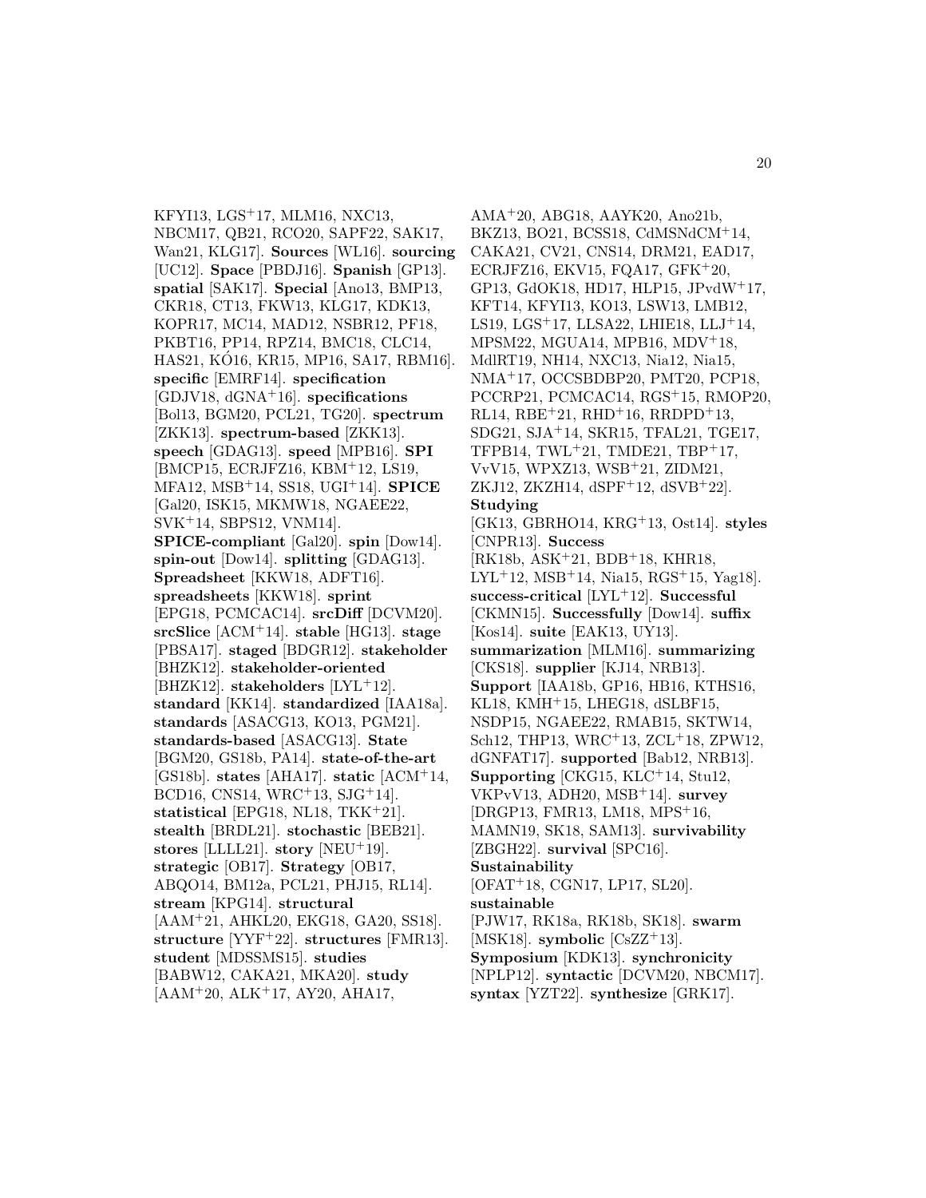KFYI13, LGS+17, MLM16, NXC13, NBCM17, QB21, RCO20, SAPF22, SAK17, Wan21, KLG17]. **Sources** [WL16]. **sourcing** [UC12]. **Space** [PBDJ16]. **Spanish** [GP13]. **spatial** [SAK17]. **Special** [Ano13, BMP13, CKR18, CT13, FKW13, KLG17, KDK13, KOPR17, MC14, MAD12, NSBR12, PF18, PKBT16, PP14, RPZ14, BMC18, CLC14, HAS21, KÓ16, KR15, MP16, SA17, RBM16]. **specific** [EMRF14]. **specification** [GDJV18, dGNA+16]. **specifications** [Bol13, BGM20, PCL21, TG20]. **spectrum** [ZKK13]. **spectrum-based** [ZKK13]. **speech** [GDAG13]. **speed** [MPB16]. **SPI** [BMCP15, ECRJFZ16, KBM+12, LS19, MFA12, MSB+14, SS18, UGI+14]. **SPICE** [Gal20, ISK15, MKMW18, NGAEE22, SVK+14, SBPS12, VNM14]. **SPICE-compliant** [Gal20]. **spin** [Dow14]. **spin-out** [Dow14]. **splitting** [GDAG13]. **Spreadsheet** [KKW18, ADFT16]. **spreadsheets** [KKW18]. **sprint** [EPG18, PCMCAC14]. **srcDiff** [DCVM20]. **srcSlice** [ACM+14]. **stable** [HG13]. **stage** [PBSA17]. **staged** [BDGR12]. **stakeholder** [BHZK12]. **stakeholder-oriented** [BHZK12]. **stakeholders** [LYL+12]. **standard** [KK14]. **standardized** [IAA18a]. **standards** [ASACG13, KO13, PGM21]. **standards-based** [ASACG13]. **State** [BGM20, GS18b, PA14]. **state-of-the-art** [GS18b]. **states** [AHA17]. **static** [ACM+14, BCD16, CNS14, WRC+13, SJG+14]. **statistical** [EPG18, NL18, TKK+21]. **stealth** [BRDL21]. **stochastic** [BEB21]. **stores** [LLLL21]. **story** [NEU+19]. **strategic** [OB17]. **Strategy** [OB17, ABQO14, BM12a, PCL21, PHJ15, RL14]. **stream** [KPG14]. **structural** [AAM+21, AHKL20, EKG18, GA20, SS18]. **structure** [YYF+22]. **structures** [FMR13]. **student** [MDSSMS15]. **studies** [BABW12, CAKA21, MKA20]. **study** [AAM+20, ALK+17, AY20, AHA17, AMA+20, ABG18, AAYK20, Ano21b, BKZ13, BO21, BCSS18, CdMSNdCM+14, CAKA21, CV21, CNS14, DRM21, EAD17, ECRJFZ16, EKV15, FQA17, GFK+20, GP13, GdOK18, HD17, HLP15, JPvdW+17, KFT14, KFYI13, KO13, LSW13, LMB12, LS19, LGS+17, LLSA22, LHIE18, LLJ+14, MPSM22, MGUA14, MPB16, MDV+18, MdlRT19, NH14, NXC13, Nia12, Nia15, NMA+17, OCCSBDBP20, PMT20, PCP18, PCCRP21, PCMCAC14, RGS+15, RMOP20, RL14, RBE+21, RHD+16, RRDPD+13, SDG21, SJA+14, SKR15, TFAL21, TGE17, TFPB14, TWL+21, TMDE21, TBP+17, VvV15, WPXZ13, WSB+21, ZIDM21, ZKJ12, ZKZH14, dSPF+12, dSVB+22]. **Studying** [GK13, GBRHO14, KRG+13, Ost14]. **styles** [CNPR13]. **Success** [RK18b, ASK+21, BDB+18, KHR18, LYL+12, MSB+14, Nia15, RGS+15, Yag18]. **success-critical** [LYL+12]. **Successful** [CKMN15]. **Successfully** [Dow14]. **suffix** [Kos14]. **suite** [EAK13, UY13]. **summarization** [MLM16]. **summarizing** [CKS18]. **supplier** [KJ14, NRB13]. **Support** [IAA18b, GP16, HB16, KTHS16, KL18, KMH+15, LHEG18, dSLBF15, NSDP15, NGAEE22, RMAB15, SKTW14, Sch12, THP13, WRC+13, ZCL+18, ZPW12, dGNFAT17]. **supported** [Bab12, NRB13]. **Supporting** [CKG15, KLC+14, Stu12, VKPvV13, ADH20, MSB+14]. **survey** [DRGP13, FMR13, LM18, MPS+16, MAMN19, SK18, SAM13]. **survivability** [ZBGH22]. **survival** [SPC16]. **Sustainability** [OFAT+18, CGN17, LP17, SL20]. **sustainable** [PJW17, RK18a, RK18b, SK18]. **swarm** [MSK18]. **symbolic** [CsZZ+13]. **Symposium** [KDK13]. **synchronicity** [NPLP12]. **syntactic** [DCVM20, NBCM17]. **syntax** [YZT22]. **synthesize** [GRK17].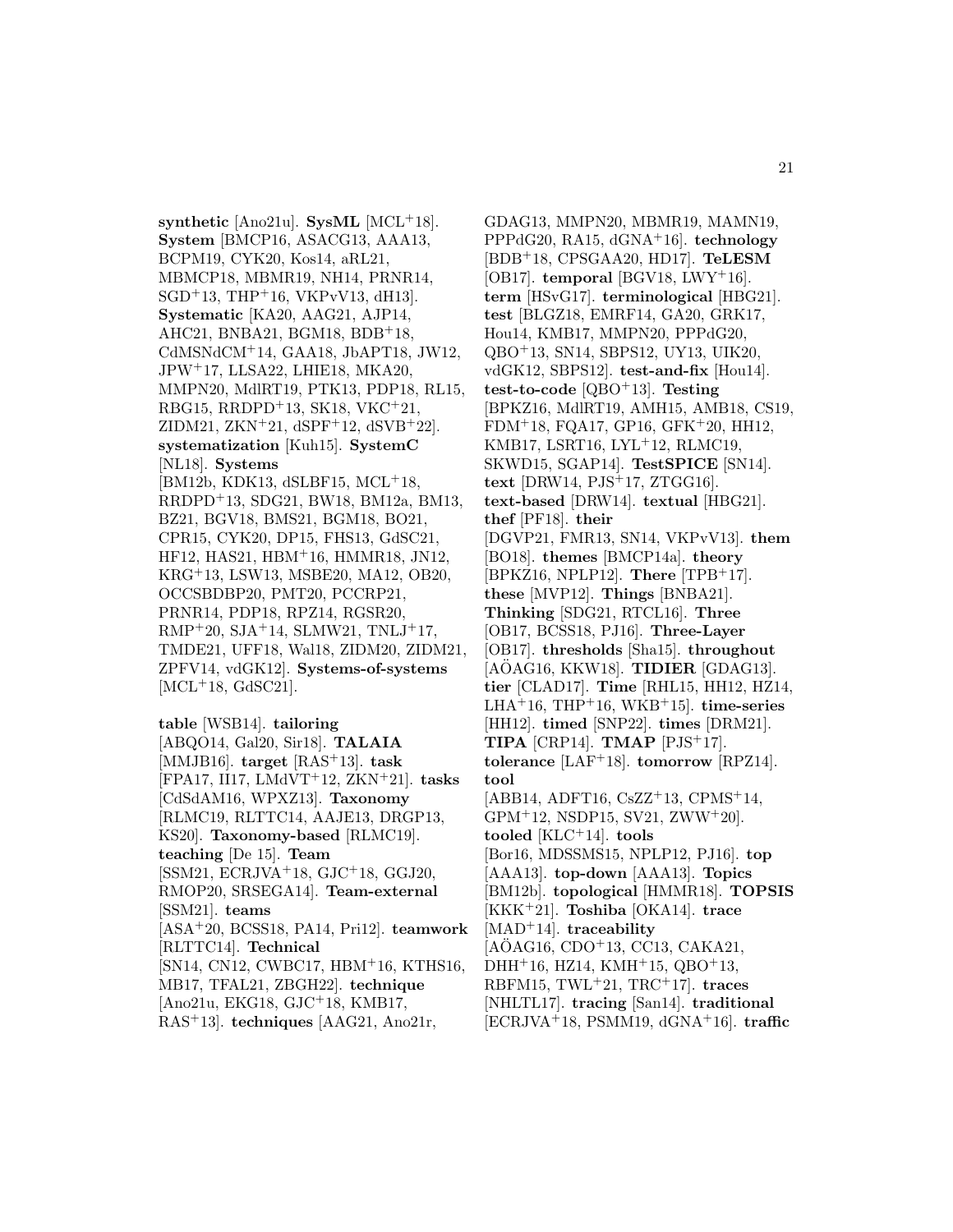**synthetic** [Ano21u]. **SysML** [MCL[+]18]. **System** [BMCP16, ASACG13, AAA13, BCPM19, CYK20, Kos14, aRL21, MBMCP18, MBMR19, NH14, PRNR14, SGD[+]13, THP[+]16, VKPvV13, dH13]. **Systematic** [KA20, AAG21, AJP14, AHC21, BNBA21, BGM18, BDB[+]18, CdMSNdCM[+]14, GAA18, JbAPT18, JW12, JPW[+]17, LLSA22, LHIE18, MKA20, MMPN20, MdlRT19, PTK13, PDP18, RL15, RBG15, RRDPD[+]13, SK18, VKC[+]21, ZIDM21, ZKN[+]21, dSPF[+]12, dSVB[+]22]. **systematization** [Kuh15]. **SystemC** [NL18]. **Systems** [BM12b, KDK13, dSLBF15, MCL[+]18, RRDPD[+]13, SDG21, BW18, BM12a, BM13, BZ21, BGV18, BMS21, BGM18, BO21, CPR15, CYK20, DP15, FHS13, GdSC21, HF12, HAS21, HBM[+]16, HMMR18, JN12, KRG[+]13, LSW13, MSBE20, MA12, OB20, OCCSBDBP20, PMT20, PCCRP21, PRNR14, PDP18, RPZ14, RGSR20, RMP[+]20, SJA[+]14, SLMW21, TNLJ[+]17, TMDE21, UFF18, Wal18, ZIDM20, ZIDM21, ZPFV14, vdGK12]. **Systems-of-systems** [MCL[+]18, GdSC21].

**table** [WSB14]. **tailoring** [ABQO14, Gal20, Sir18]. **TALAIA** [MMJB16]. **target** [RAS[+]13]. **task** [FPA17, II17, LMdVT[+]12, ZKN[+]21]. **tasks** [CdSdAM16, WPXZ13]. **Taxonomy** [RLMC19, RLTTC14, AAJE13, DRGP13, KS20]. **Taxonomy-based** [RLMC19]. **teaching** [De 15]. **Team** [SSM21, ECRJVA[+]18, GJC[+]18, GGJ20, RMOP20, SRSEGA14]. **Team-external** [SSM21]. **teams** [ASA[+]20, BCSS18, PA14, Pri12]. **teamwork** [RLTTC14]. **Technical** [SN14, CN12, CWBC17, HBM[+]16, KTHS16, MB17, TFAL21, ZBGH22]. **technique** [Ano21u, EKG18, GJC[+]18, KMB17, RAS[+]13]. **techniques** [AAG21, Ano21r, GDAG13, MMPN20, MBMR19, MAMN19, PPPdG20, RA15, dGNA[+]16]. **technology** [BDB[+]18, CPSGAA20, HD17]. **TeLESM** [OB17]. **temporal** [BGV18, LWY[+]16]. **term** [HSvG17]. **terminological** [HBG21]. **test** [BLGZ18, EMRF14, GA20, GRK17, Hou14, KMB17, MMPN20, PPPdG20, QBO[+]13, SN14, SBPS12, UY13, UIK20, vdGK12, SBPS12]. **test-and-fix** [Hou14]. **test-to-code** [QBO[+]13]. **Testing** [BPKZ16, MdlRT19, AMH15, AMB18, CS19, FDM[+]18, FQA17, GP16, GFK[+]20, HH12, KMB17, LSRT16, LYL[+]12, RLMC19, SKWD15, SGAP14]. **TestSPICE** [SN14]. **text** [DRW14, PJS[+]17, ZTGG16]. **text-based** [DRW14]. **textual** [HBG21]. **thef** [PF18]. **their** [DGVP21, FMR13, SN14, VKPvV13]. **them** [BO18]. **themes** [BMCP14a]. **theory** [BPKZ16, NPLP12]. **There** [TPB[+]17]. **these** [MVP12]. **Things** [BNBA21]. **Thinking** [SDG21, RTCL16]. **Three** [OB17, BCSS18, PJ16]. **Three-Layer** [OB17]. **thresholds** [Sha15]. **throughout** [AÖAG16, KKW18]. **TIDIER** [GDAG13]. **tier** [CLAD17]. **Time** [RHL15, HH12, HZ14, LHA[+]16, THP[+]16, WKB[+]15]. **time-series** [HH12]. **timed** [SNP22]. **times** [DRM21]. **TIPA** [CRP14]. **TMAP** [PJS[+]17]. **tolerance** [LAF[+]18]. **tomorrow** [RPZ14]. **tool** [ABB14, ADFT16, CsZZ[+]13, CPMS[+]14, GPM[+]12, NSDP15, SV21, ZWW[+]20]. **tooled** [KLC[+]14]. **tools** [Bor16, MDSSMS15, NPLP12, PJ16]. **top** [AAA13]. **top-down** [AAA13]. **Topics** [BM12b]. **topological** [HMMR18]. **TOPSIS** [KKK[+]21]. **Toshiba** [OKA14]. **trace** [MAD[+]14]. **traceability** [AÖAG16, CDO[+]13, CC13, CAKA21, DHH[+]16, HZ14, KMH[+]15, QBO[+]13, RBFM15, TWL[+]21, TRC[+]17]. **traces** [NHLTL17]. **tracing** [San14]. **traditional** [ECRJVA[+]18, PSMM19, dGNA[+]16]. **traffic**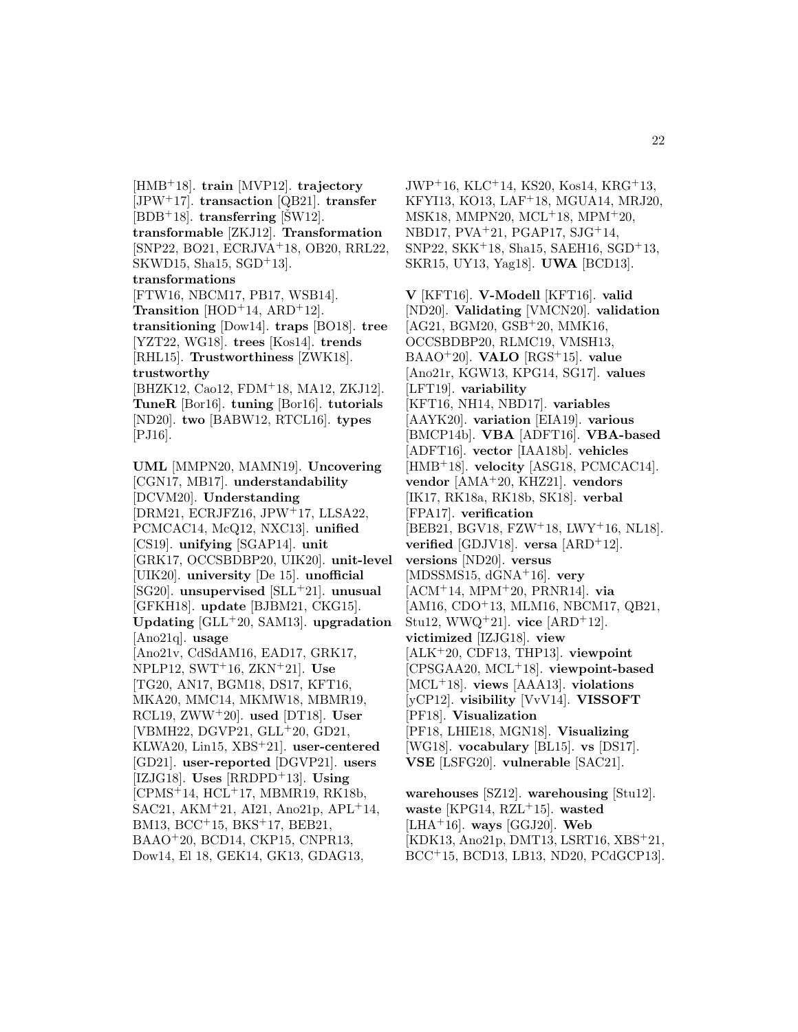[HMB[+]18]. **train** [MVP12]. **trajectory** [JPW[+]17]. **transaction** [QB21]. **transfer** [BDB[+]18]. **transferring** [ŠW12]. **transformable** [ZKJ12]. **Transformation** [SNP22, BO21, ECRJVA[+]18, OB20, RRL22, SKWD15, Sha15, SGD[+]13]. **transformations** [FTW16, NBCM17, PB17, WSB14]. **Transition** [HOD[+]14, ARD[+]12]. **transitioning** [Dow14]. **traps** [BO18]. **tree** [YZT22, WG18]. **trees** [Kos14]. **trends** [RHL15]. **Trustworthiness** [ZWK18]. **trustworthy** [BHZK12, Cao12, FDM[+]18, MA12, ZKJ12]. **TuneR** [Bor16]. **tuning** [Bor16]. **tutorials** [ND20]. **two** [BABW12, RTCL16]. **types** [PJ16].

**UML** [MMPN20, MAMN19]. **Uncovering** [CGN17, MB17]. **understandability** [DCVM20]. **Understanding** [DRM21, ECRJFZ16, JPW[+]17, LLSA22, PCMCAC14, McQ12, NXC13]. **unified** [CS19]. **unifying** [SGAP14]. **unit** [GRK17, OCCSBDBP20, UIK20]. **unit-level** [UIK20]. **university** [De 15]. **unofficial** [SG20]. **unsupervised** [SLL[+]21]. **unusual** [GFKH18]. **update** [BJBM21, CKG15]. **Updating** [GLL[+]20, SAM13]. **upgradation** [Ano21q]. **usage** [Ano21v, CdSdAM16, EAD17, GRK17, NPLP12, SWT[+]16, ZKN[+]21]. **Use** [TG20, AN17, BGM18, DS17, KFT16, MKA20, MMC14, MKMW18, MBMR19, RCL19, ZWW[+]20]. **used** [DT18]. **User** [VBMH22, DGVP21, GLL[+]20, GD21, KLWA20, Lin15, XBS[+]21]. **user-centered** [GD21]. **user-reported** [DGVP21]. **users** [IZJG18]. **Uses** [RRDPD[+]13]. **Using** [CPMS[+]14, HCL[+]17, MBMR19, RK18b, SAC21, AKM[+]21, AI21, Ano21p, APL[+]14, BM13, BCC[+]15, BKS[+]17, BEB21, BAAO[+]20, BCD14, CKP15, CNPR13, Dow14, El 18, GEK14, GK13, GDAG13, JWP[+]16, KLC[+]14, KS20, Kos14, KRG[+]13, KFYI13, KO13, LAF[+]18, MGUA14, MRJ20, MSK18, MMPN20, MCL[+]18, MPM[+]20, NBD17, PVA[+]21, PGAP17, SJG[+]14, SNP22, SKK[+]18, Sha15, SAEH16, SGD[+]13, SKR15, UY13, Yag18]. **UWA** [BCD13].

**V** [KFT16]. **V-Modell** [KFT16]. **valid** [ND20]. **Validating** [VMCN20]. **validation** [AG21, BGM20, GSB[+]20, MMK16, OCCSBDBP20, RLMC19, VMSH13, BAAO[+]20]. **VALO** [RGS[+]15]. **value** [Ano21r, KGW13, KPG14, SG17]. **values** [LFT19]. **variability** [KFT16, NH14, NBD17]. **variables** [AAYK20]. **variation** [EIA19]. **various** [BMCP14b]. **VBA** [ADFT16]. **VBA-based** [ADFT16]. **vector** [IAA18b]. **vehicles** [HMB[+]18]. **velocity** [ASG18, PCMCAC14]. **vendor** [AMA[+]20, KHZ21]. **vendors** [IK17, RK18a, RK18b, SK18]. **verbal** [FPA17]. **verification** [BEB21, BGV18, FZW[+]18, LWY[+]16, NL18]. **verified** [GDJV18]. **versa** [ARD[+]12]. **versions** [ND20]. **versus** [MDSSMS15, dGNA[+]16]. **very** [ACM[+]14, MPM[+]20, PRNR14]. **via** [AM16, CDO[+]13, MLM16, NBCM17, QB21, Stu12, WWQ[+]21]. **vice** [ARD[+]12]. **victimized** [IZJG18]. **view** [ALK[+]20, CDF13, THP13]. **viewpoint** [CPSGAA20, MCL[+]18]. **viewpoint-based** [MCL[+]18]. **views** [AAA13]. **violations** [yCP12]. **visibility** [VvV14]. **VISSOFT** [PF18]. **Visualization** [PF18, LHIE18, MGN18]. **Visualizing** [WG18]. **vocabulary** [BL15]. **vs** [DS17]. **VSE** [LSFG20]. **vulnerable** [SAC21].

**warehouses** [SZ12]. **warehousing** [Stu12]. **waste** [KPG14, RZL[+]15]. **wasted** [LHA[+]16]. **ways** [GGJ20]. **Web** [KDK13, Ano21p, DMT13, LSRT16, XBS[+]21, BCC[+]15, BCD13, LB13, ND20, PCdGCP13].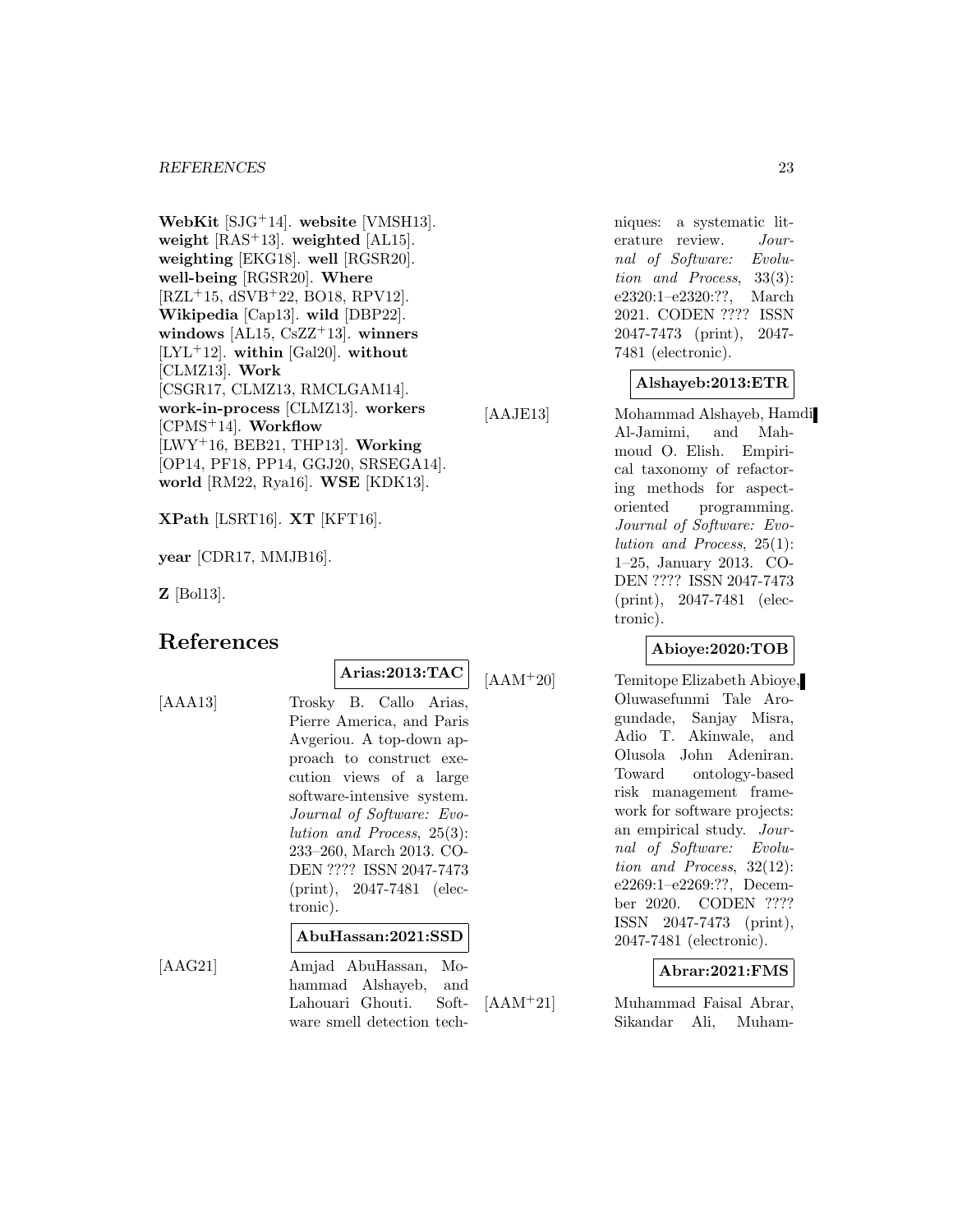**WebKit** [SJG+14]. **website** [VMSH13]. **weight** [RAS+13]. **weighted** [AL15]. **weighting** [EKG18]. **well** [RGSR20]. **well-being** [RGSR20]. **Where** [RZL+15, dSVB+22, BO18, RPV12]. **Wikipedia** [Cap13]. **wild** [DBP22]. **windows** [AL15, CsZZ+13]. **winners** [LYL+12]. **within** [Gal20]. **without** [CLMZ13]. **Work** [CSGR17, CLMZ13, RMCLGAM14]. **work-in-process** [CLMZ13]. **workers** [CPMS+14]. **Workflow** [LWY+16, BEB21, THP13]. **Working** [OP14, PF18, PP14, GGJ20, SRSEGA14]. **world** [RM22, Rya16]. **WSE** [KDK13].

**XPath** [LSRT16]. **XT** [KFT16].

**year** [CDR17, MMJB16].

**Z** [Bol13].

# References

**Arias:2013:TAC**

[AAA13] Trosky B. Callo Arias, Pierre America, and Paris Avgeriou. A top-down approach to construct execution views of a large software-intensive system. *Journal of Software: Evolution and Process*, 25(3): 233–260, March 2013. CODEN ???? ISSN 2047-7473 (print), 2047-7481 (electronic).

**AbuHassan:2021:SSD**

[AAG21] Amjad AbuHassan, Mohammad Alshayeb, and Lahouari Ghouti. Software smell detection techniques: a systematic literature review. *Journal of Software: Evolution and Process*, 33(3): e2320:1–e2320:??, March 2021. CODEN ???? ISSN 2047-7473 (print), 2047-7481 (electronic).

**Alshayeb:2013:ETR**

[AAJE13] Mohammad Alshayeb, Hamdi Al-Jamimi, and Mahmoud O. Elish. Empirical taxonomy of refactoring methods for aspect-oriented programming. *Journal of Software: Evolution and Process*, 25(1): 1–25, January 2013. CODEN ???? ISSN 2047-7473 (print), 2047-7481 (electronic).

**Abioye:2020:TOB**

[AAM+20] Temitope Elizabeth Abioye, Oluwasefunmi Tale Arogundade, Sanjay Misra, Adio T. Akinwale, and Olusola John Adeniran. Toward ontology-based risk management framework for software projects: an empirical study. *Journal of Software: Evolution and Process*, 32(12): e2269:1–e2269:??, December 2020. CODEN ???? ISSN 2047-7473 (print), 2047-7481 (electronic).

**Abrar:2021:FMS**

[AAM+21] Muhammad Faisal Abrar, Sikandar Ali, Muham-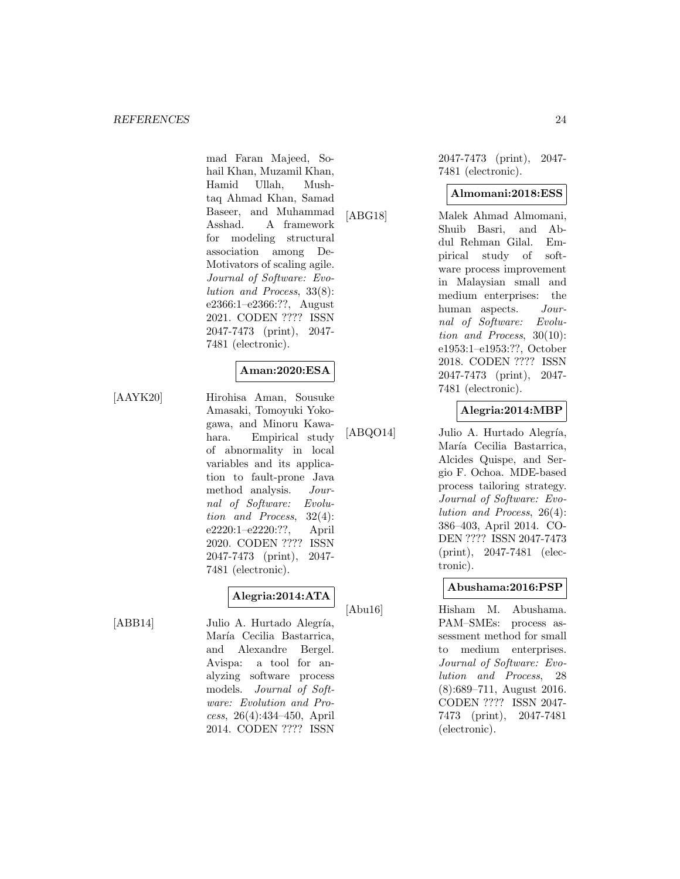mad Faran Majeed, Sohail Khan, Muzamil Khan, Hamid Ullah, Mushtaq Ahmad Khan, Samad Baseer, and Muhammad Asshad. A framework for modeling structural association among De-Motivators of scaling agile. *Journal of Software: Evolution and Process*, 33(8): e2366:1–e2366:??, August 2021. CODEN ???? ISSN 2047-7473 (print), 2047-7481 (electronic).

**Aman:2020:ESA**

[AAYK20] Hirohisa Aman, Sousuke Amasaki, Tomoyuki Yokogawa, and Minoru Kawahara. Empirical study of abnormality in local variables and its application to fault-prone Java method analysis. *Journal of Software: Evolution and Process*, 32(4): e2220:1–e2220:??, April 2020. CODEN ???? ISSN 2047-7473 (print), 2047-7481 (electronic).

**Alegria:2014:ATA**

[ABB14] Julio A. Hurtado Alegría, María Cecilia Bastarrica, and Alexandre Bergel. Avispa: a tool for analyzing software process models. *Journal of Software: Evolution and Process*, 26(4):434–450, April 2014. CODEN ???? ISSN 2047-7473 (print), 2047-7481 (electronic).

**Almomani:2018:ESS**

[ABG18] Malek Ahmad Almomani, Shuib Basri, and Abdul Rehman Gilal. Empirical study of software process improvement in Malaysian small and medium enterprises: the human aspects. *Journal of Software: Evolution and Process*, 30(10): e1953:1–e1953:??, October 2018. CODEN ???? ISSN 2047-7473 (print), 2047-7481 (electronic).

**Alegria:2014:MBP**

[ABQO14] Julio A. Hurtado Alegría, María Cecilia Bastarrica, Alcides Quispe, and Sergio F. Ochoa. MDE-based process tailoring strategy. *Journal of Software: Evolution and Process*, 26(4): 386–403, April 2014. CODEN ???? ISSN 2047-7473 (print), 2047-7481 (electronic).

**Abushama:2016:PSP**

[Abu16] Hisham M. Abushama. PAM–SMEs: process assessment method for small to medium enterprises. *Journal of Software: Evolution and Process*, 28 (8):689–711, August 2016. CODEN ???? ISSN 2047-7473 (print), 2047-7481 (electronic).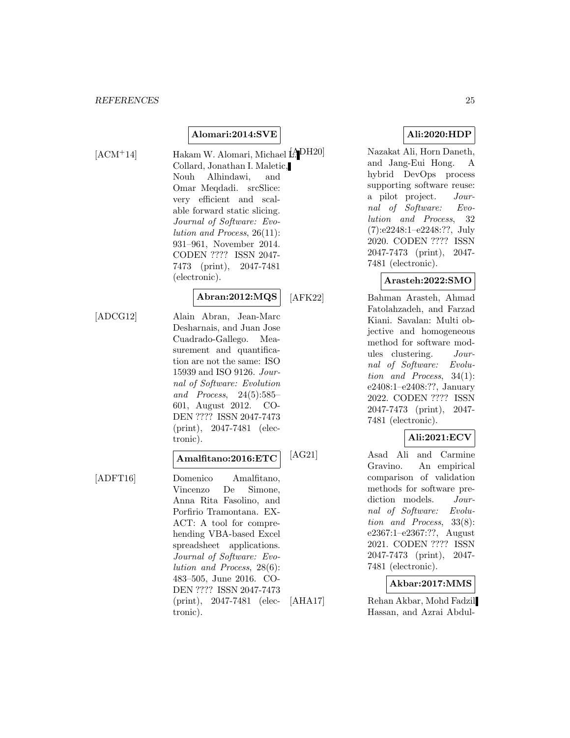**Alomari:2014:SVE**

[ACM+14] Hakam W. Alomari, Michael L. Collard, Jonathan I. Maletic, Nouh Alhindawi, and Omar Meqdadi. srcSlice: very efficient and scalable forward static slicing. *Journal of Software: Evolution and Process*, 26(11): 931–961, November 2014. CODEN ???? ISSN 2047-7473 (print), 2047-7481 (electronic).

**Abran:2012:MQS**

[ADCG12] Alain Abran, Jean-Marc Desharnais, and Juan Jose Cuadrado-Gallego. Measurement and quantification are not the same: ISO 15939 and ISO 9126. *Journal of Software: Evolution and Process*, 24(5):585–601, August 2012. CODEN ???? ISSN 2047-7473 (print), 2047-7481 (electronic).

**Amalfitano:2016:ETC**

[ADFT16] Domenico Amalfitano, Vincenzo De Simone, Anna Rita Fasolino, and Porfirio Tramontana. EXACT: A tool for comprehending VBA-based Excel spreadsheet applications. *Journal of Software: Evolution and Process*, 28(6): 483–505, June 2016. CODEN ???? ISSN 2047-7473 (print), 2047-7481 (electronic).

**Ali:2020:HDP**

[ADH20] Nazakat Ali, Horn Daneth, and Jang-Eui Hong. A hybrid DevOps process supporting software reuse: a pilot project. *Journal of Software: Evolution and Process*, 32 (7):e2248:1–e2248:??, July 2020. CODEN ???? ISSN 2047-7473 (print), 2047-7481 (electronic).

**Arasteh:2022:SMO**

[AFK22] Bahman Arasteh, Ahmad Fatolahzadeh, and Farzad Kiani. Savalan: Multi objective and homogeneous method for software modules clustering. *Journal of Software: Evolution and Process*, 34(1): e2408:1–e2408:??, January 2022. CODEN ???? ISSN 2047-7473 (print), 2047-7481 (electronic).

**Ali:2021:ECV**

[AG21] Asad Ali and Carmine Gravino. An empirical comparison of validation methods for software prediction models. *Journal of Software: Evolution and Process*, 33(8): e2367:1–e2367:??, August 2021. CODEN ???? ISSN 2047-7473 (print), 2047-7481 (electronic).

**Akbar:2017:MMS**

[AHA17] Rehan Akbar, Mohd Fadzil Hassan, and Azrai Abdul-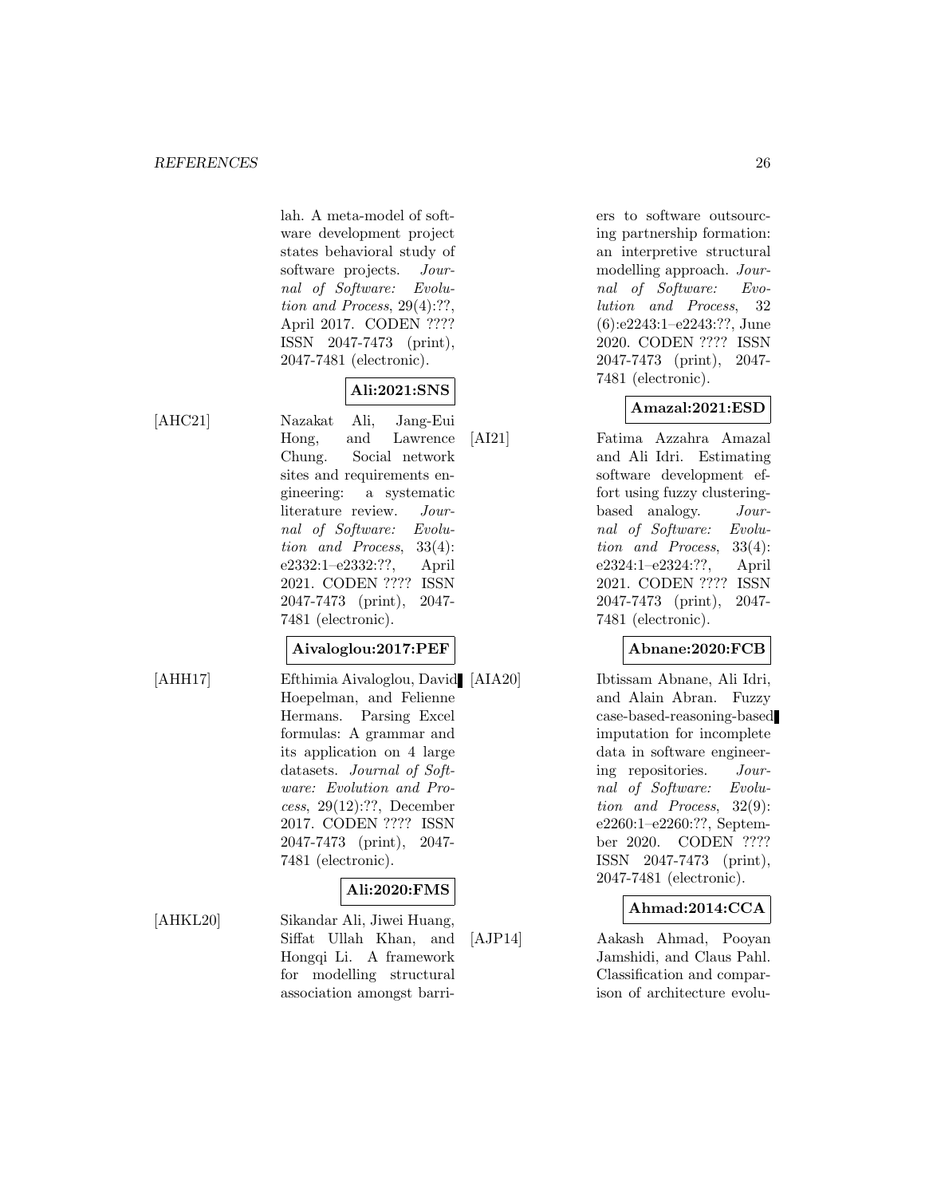lah. A meta-model of software development project states behavioral study of software projects. *Journal of Software: Evolution and Process*, 29(4):??, April 2017. CODEN ???? ISSN 2047-7473 (print), 2047-7481 (electronic).

**Ali:2021:SNS**

[AHC21] Nazakat Ali, Jang-Eui Hong, and Lawrence Chung. Social network sites and requirements engineering: a systematic literature review. *Journal of Software: Evolution and Process*, 33(4): e2332:1–e2332:??, April 2021. CODEN ???? ISSN 2047-7473 (print), 2047-7481 (electronic).

**Aivaloglou:2017:PEF**

[AHH17] Efthimia Aivaloglou, David Hoepelman, and Felienne Hermans. Parsing Excel formulas: A grammar and its application on 4 large datasets. *Journal of Software: Evolution and Process*, 29(12):??, December 2017. CODEN ???? ISSN 2047-7473 (print), 2047-7481 (electronic).

**Ali:2020:FMS**

[AHKL20] Sikandar Ali, Jiwei Huang, Siffat Ullah Khan, and Hongqi Li. A framework for modelling structural association amongst barriers to software outsourcing partnership formation: an interpretive structural modelling approach. *Journal of Software: Evolution and Process*, 32 (6):e2243:1–e2243:??, June 2020. CODEN ???? ISSN 2047-7473 (print), 2047-7481 (electronic).

**Amazal:2021:ESD**

[AI21] Fatima Azzahra Amazal and Ali Idri. Estimating software development effort using fuzzy clustering-based analogy. *Journal of Software: Evolution and Process*, 33(4): e2324:1–e2324:??, April 2021. CODEN ???? ISSN 2047-7473 (print), 2047-7481 (electronic).

**Abnane:2020:FCB**

[AIA20] Ibtissam Abnane, Ali Idri, and Alain Abran. Fuzzy case-based-reasoning-based imputation for incomplete data in software engineering repositories. *Journal of Software: Evolution and Process*, 32(9): e2260:1–e2260:??, September 2020. CODEN ???? ISSN 2047-7473 (print), 2047-7481 (electronic).

**Ahmad:2014:CCA**

[AJP14] Aakash Ahmad, Pooyan Jamshidi, and Claus Pahl. Classification and comparison of architecture evolu-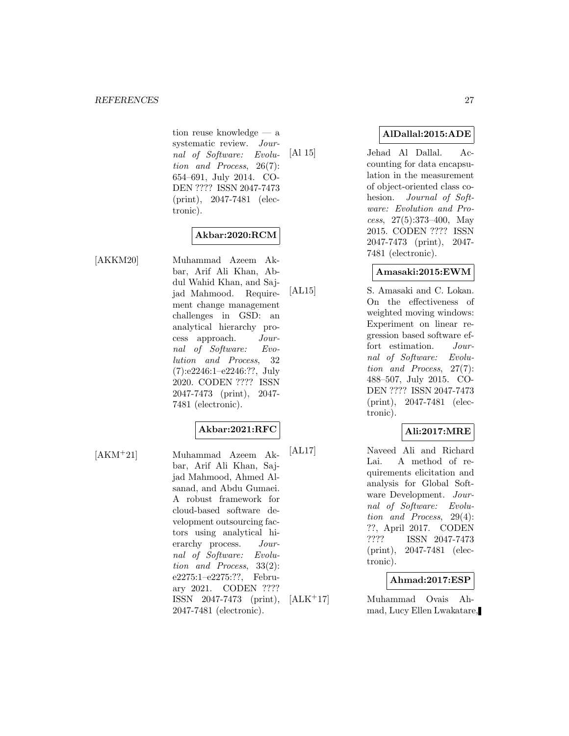tion reuse knowledge — a systematic review. *Journal of Software: Evolution and Process*, 26(7): 654–691, July 2014. CODEN ???? ISSN 2047-7473 (print), 2047-7481 (electronic).

**Akbar:2020:RCM**

[AKKM20] Muhammad Azeem Akbar, Arif Ali Khan, Abdul Wahid Khan, and Sajjad Mahmood. Requirement change management challenges in GSD: an analytical hierarchy process approach. *Journal of Software: Evolution and Process*, 32 (7):e2246:1–e2246:??, July 2020. CODEN ???? ISSN 2047-7473 (print), 2047-7481 (electronic).

**Akbar:2021:RFC**

[AKM+21] Muhammad Azeem Akbar, Arif Ali Khan, Sajjad Mahmood, Ahmed Alsanad, and Abdu Gumaei. A robust framework for cloud-based software development outsourcing factors using analytical hierarchy process. *Journal of Software: Evolution and Process*, 33(2): e2275:1–e2275:??, February 2021. CODEN ???? ISSN 2047-7473 (print), 2047-7481 (electronic).

**AlDallal:2015:ADE**

[Al 15] Jehad Al Dallal. Accounting for data encapsulation in the measurement of object-oriented class cohesion. *Journal of Software: Evolution and Process*, 27(5):373–400, May 2015. CODEN ???? ISSN 2047-7473 (print), 2047-7481 (electronic).

**Amasaki:2015:EWM**

[AL15] S. Amasaki and C. Lokan. On the effectiveness of weighted moving windows: Experiment on linear regression based software effort estimation. *Journal of Software: Evolution and Process*, 27(7): 488–507, July 2015. CODEN ???? ISSN 2047-7473 (print), 2047-7481 (electronic).

**Ali:2017:MRE**

[AL17] Naveed Ali and Richard Lai. A method of requirements elicitation and analysis for Global Software Development. *Journal of Software: Evolution and Process*, 29(4): ??, April 2017. CODEN ???? ISSN 2047-7473 (print), 2047-7481 (electronic).

**Ahmad:2017:ESP**

[ALK+17] Muhammad Ovais Ahmad, Lucy Ellen Lwakatare,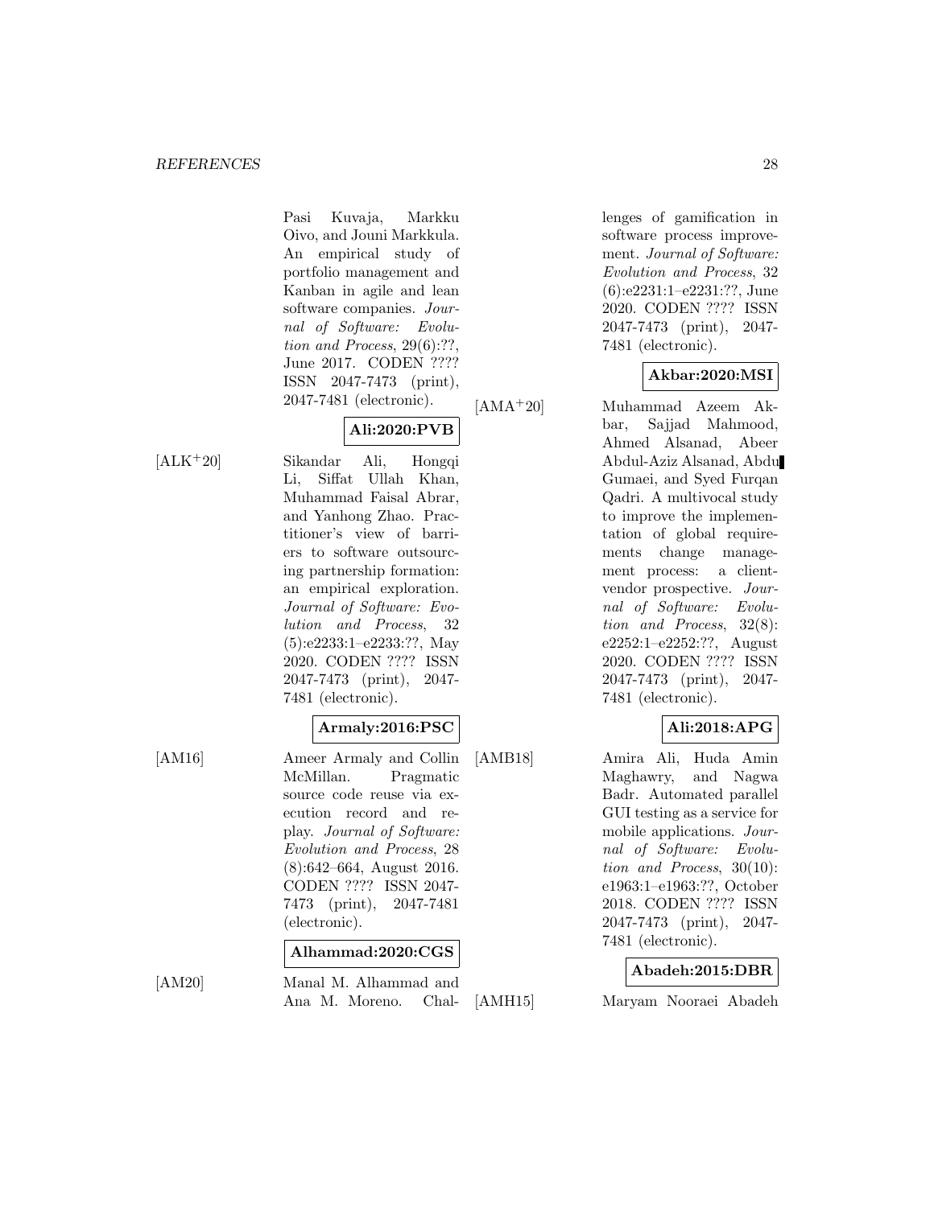Pasi Kuvaja, Markku Oivo, and Jouni Markkula. An empirical study of portfolio management and Kanban in agile and lean software companies. *Journal of Software: Evolution and Process*, 29(6):??, June 2017. CODEN ???? ISSN 2047-7473 (print), 2047-7481 (electronic).

**Ali:2020:PVB**

[ALK+20] Sikandar Ali, Hongqi Li, Siffat Ullah Khan, Muhammad Faisal Abrar, and Yanhong Zhao. Practitioner's view of barriers to software outsourcing partnership formation: an empirical exploration. *Journal of Software: Evolution and Process*, 32 (5):e2233:1–e2233:??, May 2020. CODEN ???? ISSN 2047-7473 (print), 2047-7481 (electronic).

**Armaly:2016:PSC**

[AM16] Ameer Armaly and Collin McMillan. Pragmatic source code reuse via execution record and replay. *Journal of Software: Evolution and Process*, 28 (8):642–664, August 2016. CODEN ???? ISSN 2047-7473 (print), 2047-7481 (electronic).

**Alhammad:2020:CGS**

[AM20] Manal M. Alhammad and Ana M. Moreno. Challenges of gamification in software process improvement. *Journal of Software: Evolution and Process*, 32 (6):e2231:1–e2231:??, June 2020. CODEN ???? ISSN 2047-7473 (print), 2047-7481 (electronic).

**Akbar:2020:MSI**

[AMA+20] Muhammad Azeem Akbar, Sajjad Mahmood, Ahmed Alsanad, Abeer Abdul-Aziz Alsanad, Abdu Gumaei, and Syed Furqan Qadri. A multivocal study to improve the implementation of global requirements change management process: a client-vendor prospective. *Journal of Software: Evolution and Process*, 32(8): e2252:1–e2252:??, August 2020. CODEN ???? ISSN 2047-7473 (print), 2047-7481 (electronic).

**Ali:2018:APG**

[AMB18] Amira Ali, Huda Amin Maghawry, and Nagwa Badr. Automated parallel GUI testing as a service for mobile applications. *Journal of Software: Evolution and Process*, 30(10): e1963:1–e1963:??, October 2018. CODEN ???? ISSN 2047-7473 (print), 2047-7481 (electronic).

**Abadeh:2015:DBR**

[AMH15] Maryam Nooraei Abadeh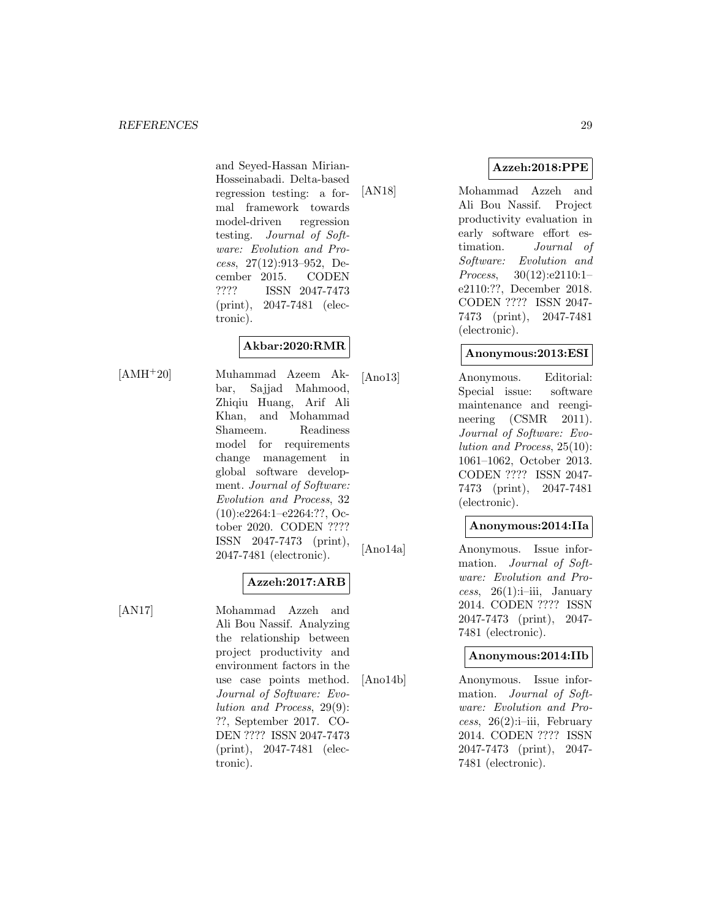and Seyed-Hassan Mirian-Hosseinabadi. Delta-based regression testing: a formal framework towards model-driven regression testing. *Journal of Software: Evolution and Process*, 27(12):913–952, December 2015. CODEN ???? ISSN 2047-7473 (print), 2047-7481 (electronic).

**Akbar:2020:RMR**

[AMH+20] Muhammad Azeem Akbar, Sajjad Mahmood, Zhiqiu Huang, Arif Ali Khan, and Mohammad Shameem. Readiness model for requirements change management in global software development. *Journal of Software: Evolution and Process*, 32 (10):e2264:1–e2264:??, October 2020. CODEN ???? ISSN 2047-7473 (print), 2047-7481 (electronic).

**Azzeh:2017:ARB**

[AN17] Mohammad Azzeh and Ali Bou Nassif. Analyzing the relationship between project productivity and environment factors in the use case points method. *Journal of Software: Evolution and Process*, 29(9): ??, September 2017. CODEN ???? ISSN 2047-7473 (print), 2047-7481 (electronic).

**Azzeh:2018:PPE**

[AN18] Mohammad Azzeh and Ali Bou Nassif. Project productivity evaluation in early software effort estimation. *Journal of Software: Evolution and Process*, 30(12):e2110:1–e2110:??, December 2018. CODEN ???? ISSN 2047-7473 (print), 2047-7481 (electronic).

**Anonymous:2013:ESI**

[Ano13] Anonymous. Editorial: Special issue: software maintenance and reengineering (CSMR 2011). *Journal of Software: Evolution and Process*, 25(10): 1061–1062, October 2013. CODEN ???? ISSN 2047-7473 (print), 2047-7481 (electronic).

**Anonymous:2014:IIa**

[Ano14a] Anonymous. Issue information. *Journal of Software: Evolution and Process*, 26(1):i–iii, January 2014. CODEN ???? ISSN 2047-7473 (print), 2047-7481 (electronic).

**Anonymous:2014:IIb**

[Ano14b] Anonymous. Issue information. *Journal of Software: Evolution and Process*, 26(2):i–iii, February 2014. CODEN ???? ISSN 2047-7473 (print), 2047-7481 (electronic).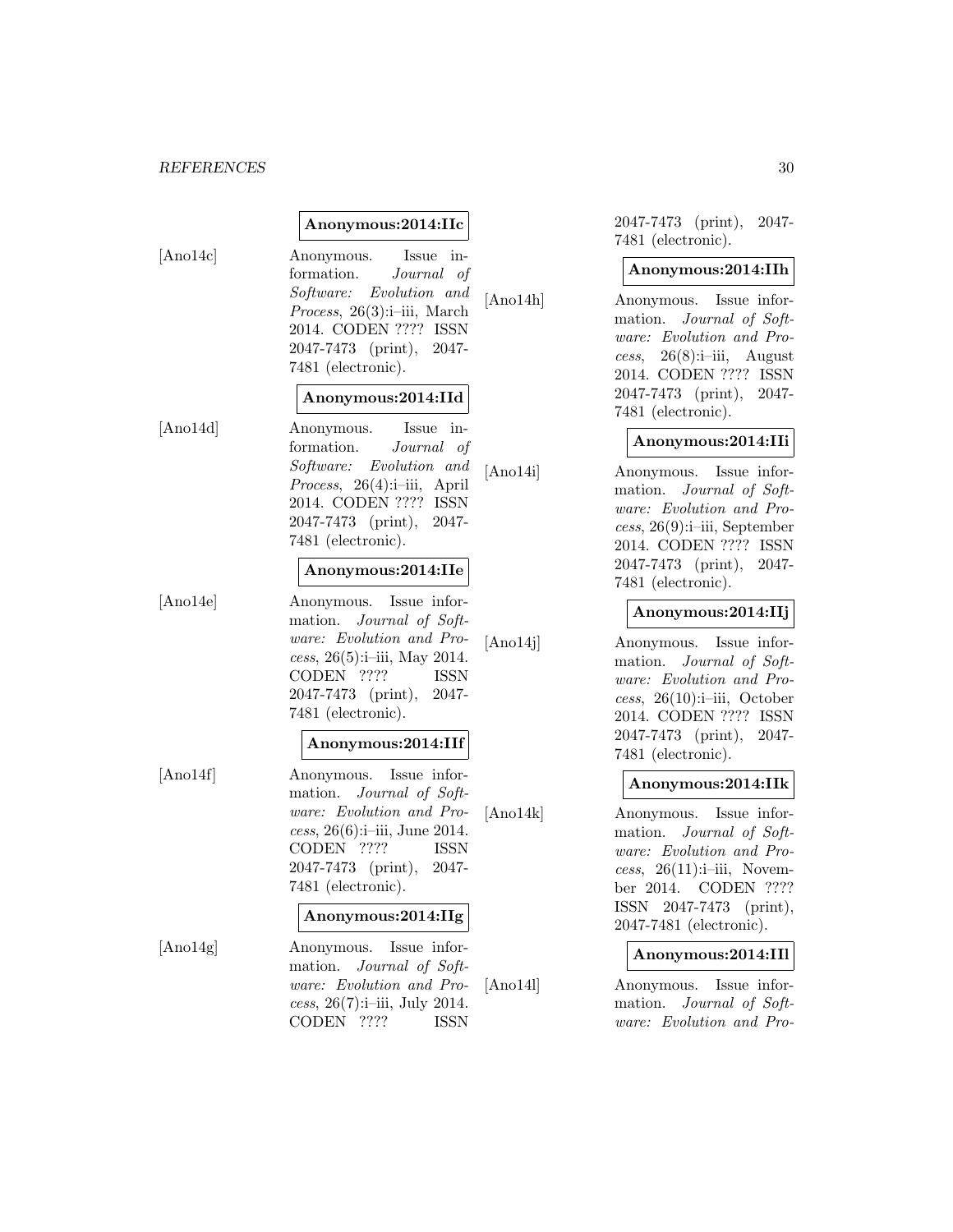**Anonymous:2014:IIc**

[Ano14c] Anonymous. Issue information. *Journal of Software: Evolution and Process*, 26(3):i–iii, March 2014. CODEN ???? ISSN 2047-7473 (print), 2047-7481 (electronic).

**Anonymous:2014:IId**

[Ano14d] Anonymous. Issue information. *Journal of Software: Evolution and Process*, 26(4):i–iii, April 2014. CODEN ???? ISSN 2047-7473 (print), 2047-7481 (electronic).

**Anonymous:2014:IIe**

[Ano14e] Anonymous. Issue information. *Journal of Software: Evolution and Process*, 26(5):i–iii, May 2014. CODEN ???? ISSN 2047-7473 (print), 2047-7481 (electronic).

**Anonymous:2014:IIf**

[Ano14f] Anonymous. Issue information. *Journal of Software: Evolution and Process*, 26(6):i–iii, June 2014. CODEN ???? ISSN 2047-7473 (print), 2047-7481 (electronic).

**Anonymous:2014:IIg**

[Ano14g] Anonymous. Issue information. *Journal of Software: Evolution and Process*, 26(7):i–iii, July 2014. CODEN ???? ISSN 2047-7473 (print), 2047-7481 (electronic).

**Anonymous:2014:IIh**

[Ano14h] Anonymous. Issue information. *Journal of Software: Evolution and Process*, 26(8):i–iii, August 2014. CODEN ???? ISSN 2047-7473 (print), 2047-7481 (electronic).

**Anonymous:2014:IIi**

[Ano14i] Anonymous. Issue information. *Journal of Software: Evolution and Process*, 26(9):i–iii, September 2014. CODEN ???? ISSN 2047-7473 (print), 2047-7481 (electronic).

**Anonymous:2014:IIj**

[Ano14j] Anonymous. Issue information. *Journal of Software: Evolution and Process*, 26(10):i–iii, October 2014. CODEN ???? ISSN 2047-7473 (print), 2047-7481 (electronic).

**Anonymous:2014:IIk**

[Ano14k] Anonymous. Issue information. *Journal of Software: Evolution and Process*, 26(11):i–iii, November 2014. CODEN ???? ISSN 2047-7473 (print), 2047-7481 (electronic).

**Anonymous:2014:IIl**

[Ano14l] Anonymous. Issue information. *Journal of Software: Evolution and Pro-*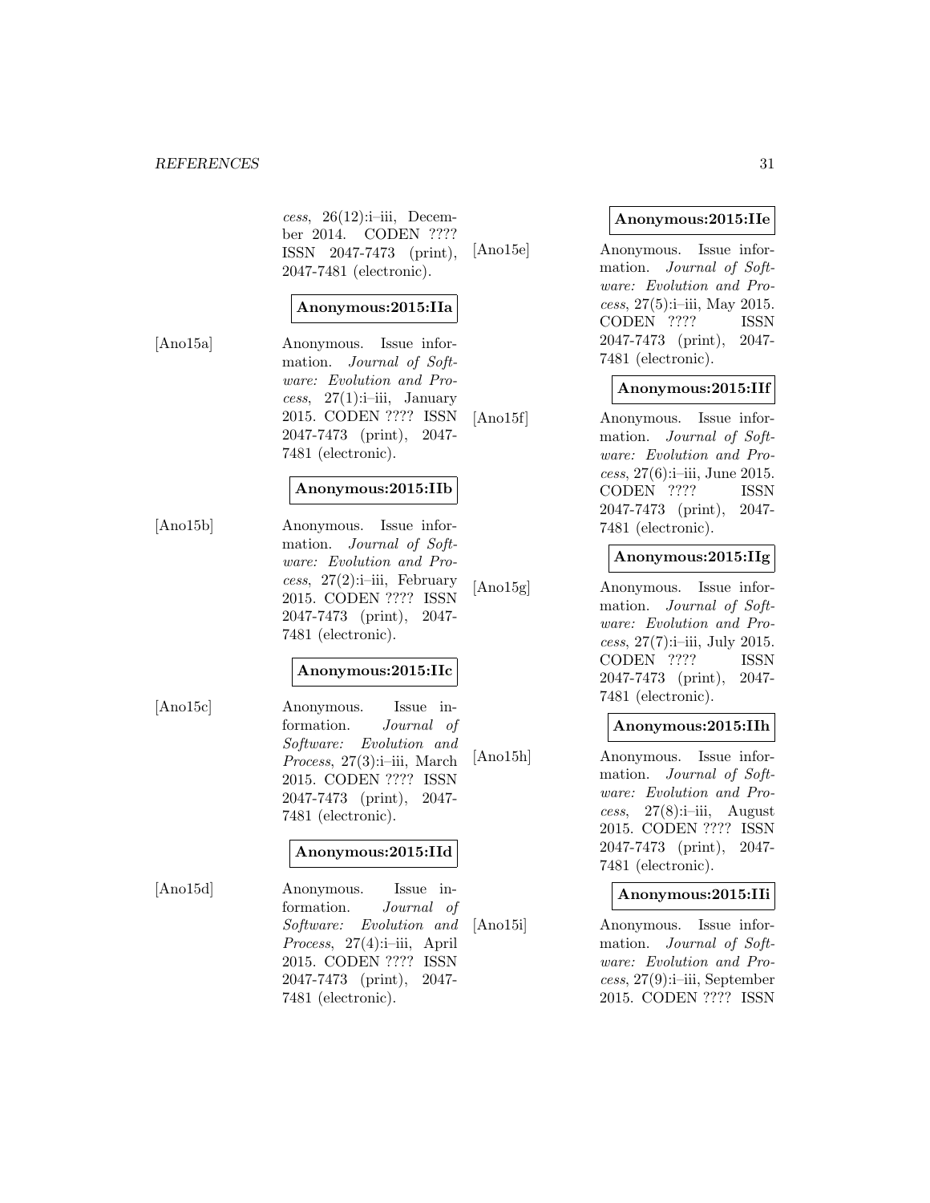*cess*, 26(12):i–iii, December 2014. CODEN ???? ISSN 2047-7473 (print), 2047-7481 (electronic).

**Anonymous:2015:IIa**

[Ano15a] Anonymous. Issue information. *Journal of Software: Evolution and Process*, 27(1):i–iii, January 2015. CODEN ???? ISSN 2047-7473 (print), 2047-7481 (electronic).

**Anonymous:2015:IIb**

[Ano15b] Anonymous. Issue information. *Journal of Software: Evolution and Process*, 27(2):i–iii, February 2015. CODEN ???? ISSN 2047-7473 (print), 2047-7481 (electronic).

**Anonymous:2015:IIc**

[Ano15c] Anonymous. Issue information. *Journal of Software: Evolution and Process*, 27(3):i–iii, March 2015. CODEN ???? ISSN 2047-7473 (print), 2047-7481 (electronic).

**Anonymous:2015:IId**

[Ano15d] Anonymous. Issue information. *Journal of Software: Evolution and Process*, 27(4):i–iii, April 2015. CODEN ???? ISSN 2047-7473 (print), 2047-7481 (electronic).

**Anonymous:2015:IIe**

[Ano15e] Anonymous. Issue information. *Journal of Software: Evolution and Process*, 27(5):i–iii, May 2015. CODEN ???? ISSN 2047-7473 (print), 2047-7481 (electronic).

**Anonymous:2015:IIf**

[Ano15f] Anonymous. Issue information. *Journal of Software: Evolution and Process*, 27(6):i–iii, June 2015. CODEN ???? ISSN 2047-7473 (print), 2047-7481 (electronic).

**Anonymous:2015:IIg**

[Ano15g] Anonymous. Issue information. *Journal of Software: Evolution and Process*, 27(7):i–iii, July 2015. CODEN ???? ISSN 2047-7473 (print), 2047-7481 (electronic).

**Anonymous:2015:IIh**

[Ano15h] Anonymous. Issue information. *Journal of Software: Evolution and Process*, 27(8):i–iii, August 2015. CODEN ???? ISSN 2047-7473 (print), 2047-7481 (electronic).

**Anonymous:2015:IIi**

[Ano15i] Anonymous. Issue information. *Journal of Software: Evolution and Process*, 27(9):i–iii, September 2015. CODEN ???? ISSN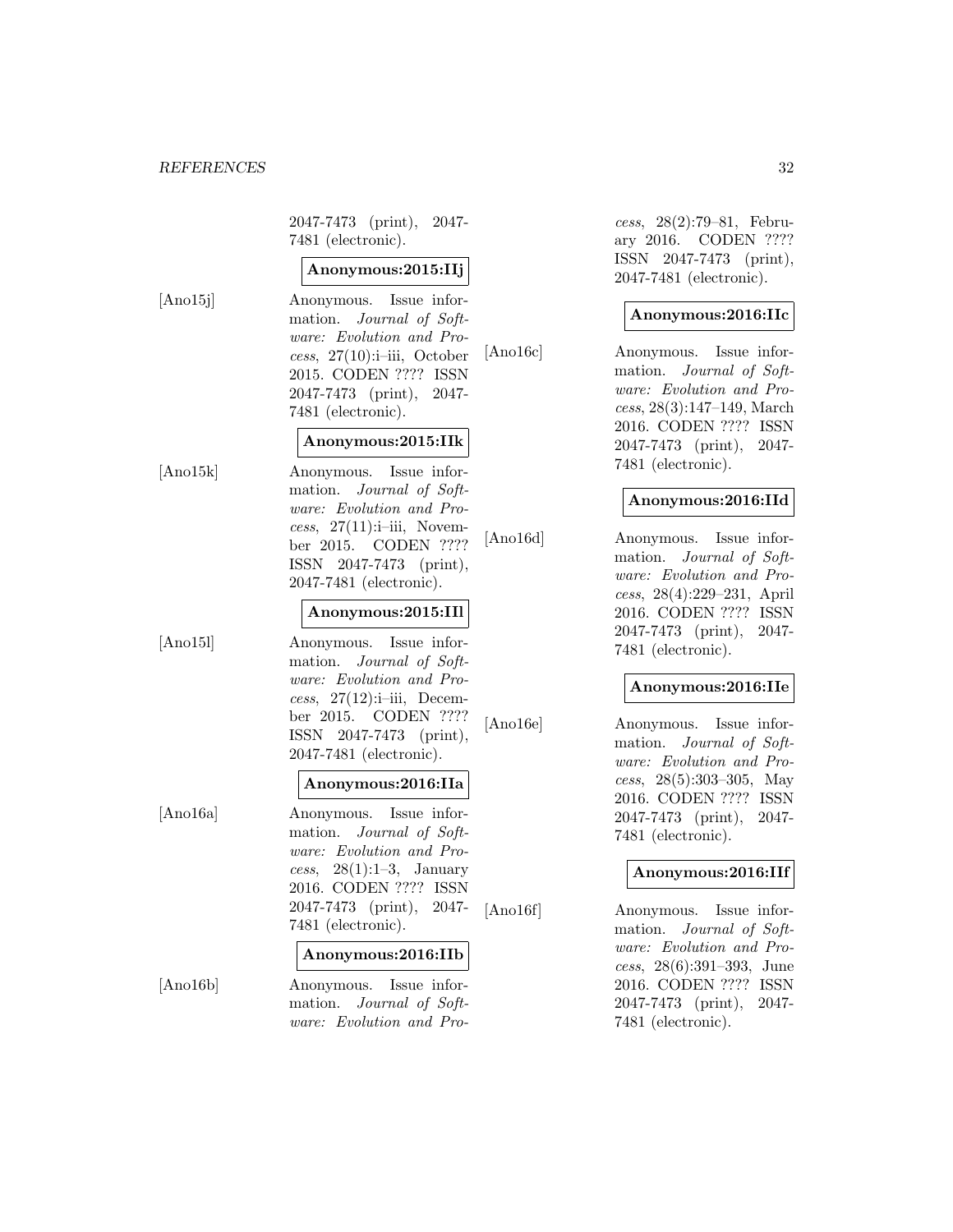2047-7473 (print), 2047-7481 (electronic).

**Anonymous:2015:IIj**

[Ano15j] Anonymous. Issue information. *Journal of Software: Evolution and Process*, 27(10):i–iii, October 2015. CODEN ???? ISSN 2047-7473 (print), 2047-7481 (electronic).

**Anonymous:2015:IIk**

[Ano15k] Anonymous. Issue information. *Journal of Software: Evolution and Process*, 27(11):i–iii, November 2015. CODEN ???? ISSN 2047-7473 (print), 2047-7481 (electronic).

**Anonymous:2015:IIl**

[Ano15l] Anonymous. Issue information. *Journal of Software: Evolution and Process*, 27(12):i–iii, December 2015. CODEN ???? ISSN 2047-7473 (print), 2047-7481 (electronic).

**Anonymous:2016:IIa**

[Ano16a] Anonymous. Issue information. *Journal of Software: Evolution and Process*, 28(1):1–3, January 2016. CODEN ???? ISSN 2047-7473 (print), 2047-7481 (electronic).

**Anonymous:2016:IIb**

[Ano16b] Anonymous. Issue information. *Journal of Software: Evolution and Process*, 28(2):79–81, February 2016. CODEN ???? ISSN 2047-7473 (print), 2047-7481 (electronic).

**Anonymous:2016:IIc**

[Ano16c] Anonymous. Issue information. *Journal of Software: Evolution and Process*, 28(3):147–149, March 2016. CODEN ???? ISSN 2047-7473 (print), 2047-7481 (electronic).

**Anonymous:2016:IId**

[Ano16d] Anonymous. Issue information. *Journal of Software: Evolution and Process*, 28(4):229–231, April 2016. CODEN ???? ISSN 2047-7473 (print), 2047-7481 (electronic).

**Anonymous:2016:IIe**

[Ano16e] Anonymous. Issue information. *Journal of Software: Evolution and Process*, 28(5):303–305, May 2016. CODEN ???? ISSN 2047-7473 (print), 2047-7481 (electronic).

**Anonymous:2016:IIf**

[Ano16f] Anonymous. Issue information. *Journal of Software: Evolution and Process*, 28(6):391–393, June 2016. CODEN ???? ISSN 2047-7473 (print), 2047-7481 (electronic).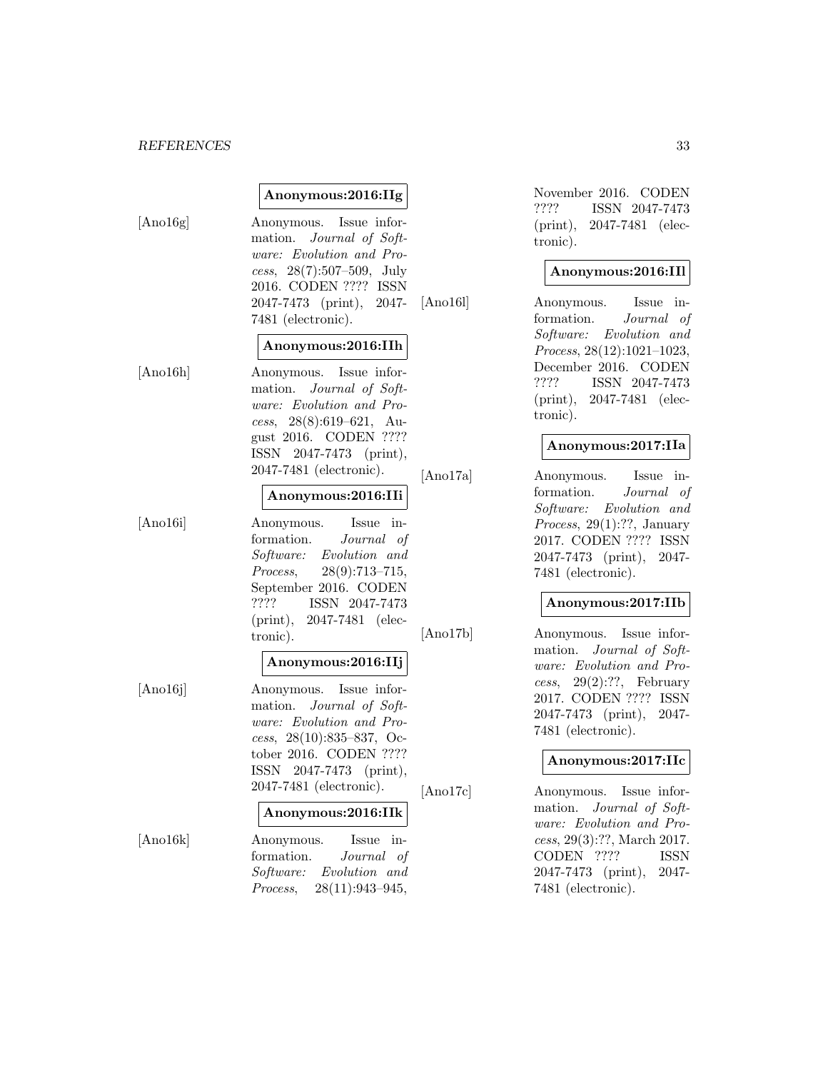**Anonymous:2016:IIg**

[Ano16g] Anonymous. Issue information. *Journal of Software: Evolution and Process*, 28(7):507–509, July 2016. CODEN ???? ISSN 2047-7473 (print), 2047-7481 (electronic).

**Anonymous:2016:IIh**

[Ano16h] Anonymous. Issue information. *Journal of Software: Evolution and Process*, 28(8):619–621, August 2016. CODEN ???? ISSN 2047-7473 (print), 2047-7481 (electronic).

**Anonymous:2016:IIi**

[Ano16i] Anonymous. Issue information. *Journal of Software: Evolution and Process*, 28(9):713–715, September 2016. CODEN ???? ISSN 2047-7473 (print), 2047-7481 (electronic).

**Anonymous:2016:IIj**

[Ano16j] Anonymous. Issue information. *Journal of Software: Evolution and Process*, 28(10):835–837, October 2016. CODEN ???? ISSN 2047-7473 (print), 2047-7481 (electronic).

**Anonymous:2016:IIk**

[Ano16k] Anonymous. Issue information. *Journal of Software: Evolution and Process*, 28(11):943–945, November 2016. CODEN ???? ISSN 2047-7473 (print), 2047-7481 (electronic).

**Anonymous:2016:IIl**

[Ano16l] Anonymous. Issue information. *Journal of Software: Evolution and Process*, 28(12):1021–1023, December 2016. CODEN ???? ISSN 2047-7473 (print), 2047-7481 (electronic).

**Anonymous:2017:IIa**

[Ano17a] Anonymous. Issue information. *Journal of Software: Evolution and Process*, 29(1):??, January 2017. CODEN ???? ISSN 2047-7473 (print), 2047-7481 (electronic).

**Anonymous:2017:IIb**

[Ano17b] Anonymous. Issue information. *Journal of Software: Evolution and Process*, 29(2):??, February 2017. CODEN ???? ISSN 2047-7473 (print), 2047-7481 (electronic).

**Anonymous:2017:IIc**

[Ano17c] Anonymous. Issue information. *Journal of Software: Evolution and Process*, 29(3):??, March 2017. CODEN ???? ISSN 2047-7473 (print), 2047-7481 (electronic).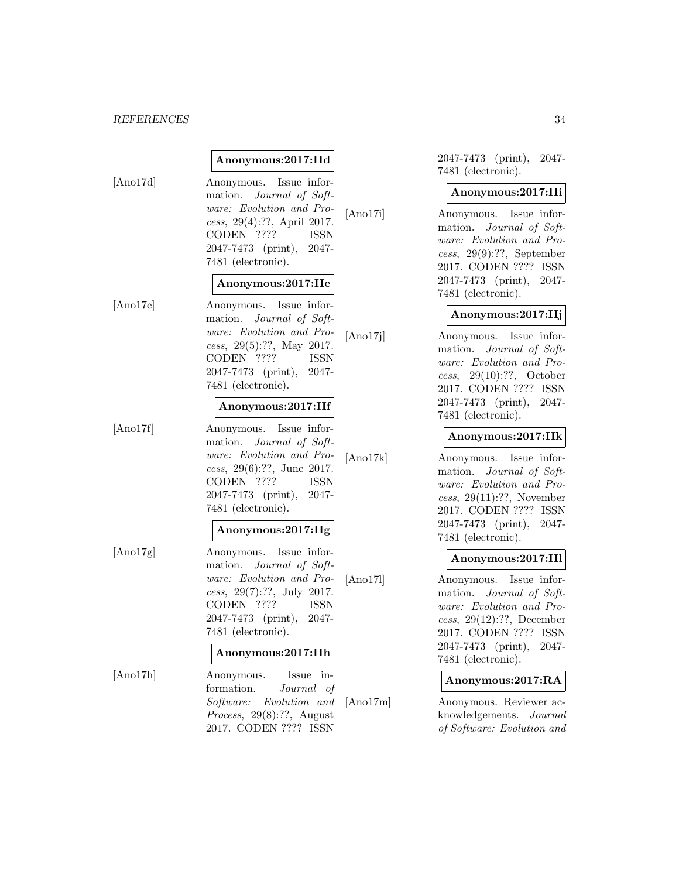**Anonymous:2017:IId**

[Ano17d] Anonymous. Issue information. *Journal of Software: Evolution and Process*, 29(4):??, April 2017. CODEN ???? ISSN 2047-7473 (print), 2047-7481 (electronic).

**Anonymous:2017:IIe**

[Ano17e] Anonymous. Issue information. *Journal of Software: Evolution and Process*, 29(5):??, May 2017. CODEN ???? ISSN 2047-7473 (print), 2047-7481 (electronic).

**Anonymous:2017:IIf**

[Ano17f] Anonymous. Issue information. *Journal of Software: Evolution and Process*, 29(6):??, June 2017. CODEN ???? ISSN 2047-7473 (print), 2047-7481 (electronic).

**Anonymous:2017:IIg**

[Ano17g] Anonymous. Issue information. *Journal of Software: Evolution and Process*, 29(7):??, July 2017. CODEN ???? ISSN 2047-7473 (print), 2047-7481 (electronic).

**Anonymous:2017:IIh**

[Ano17h] Anonymous. Issue information. *Journal of Software: Evolution and Process*, 29(8):??, August 2017. CODEN ???? ISSN 2047-7473 (print), 2047-7481 (electronic).

**Anonymous:2017:IIi**

[Ano17i] Anonymous. Issue information. *Journal of Software: Evolution and Process*, 29(9):??, September 2017. CODEN ???? ISSN 2047-7473 (print), 2047-7481 (electronic).

**Anonymous:2017:IIj**

[Ano17j] Anonymous. Issue information. *Journal of Software: Evolution and Process*, 29(10):??, October 2017. CODEN ???? ISSN 2047-7473 (print), 2047-7481 (electronic).

**Anonymous:2017:IIk**

[Ano17k] Anonymous. Issue information. *Journal of Software: Evolution and Process*, 29(11):??, November 2017. CODEN ???? ISSN 2047-7473 (print), 2047-7481 (electronic).

**Anonymous:2017:IIl**

[Ano17l] Anonymous. Issue information. *Journal of Software: Evolution and Process*, 29(12):??, December 2017. CODEN ???? ISSN 2047-7473 (print), 2047-7481 (electronic).

**Anonymous:2017:RA**

[Ano17m] Anonymous. Reviewer acknowledgements. *Journal of Software: Evolution and*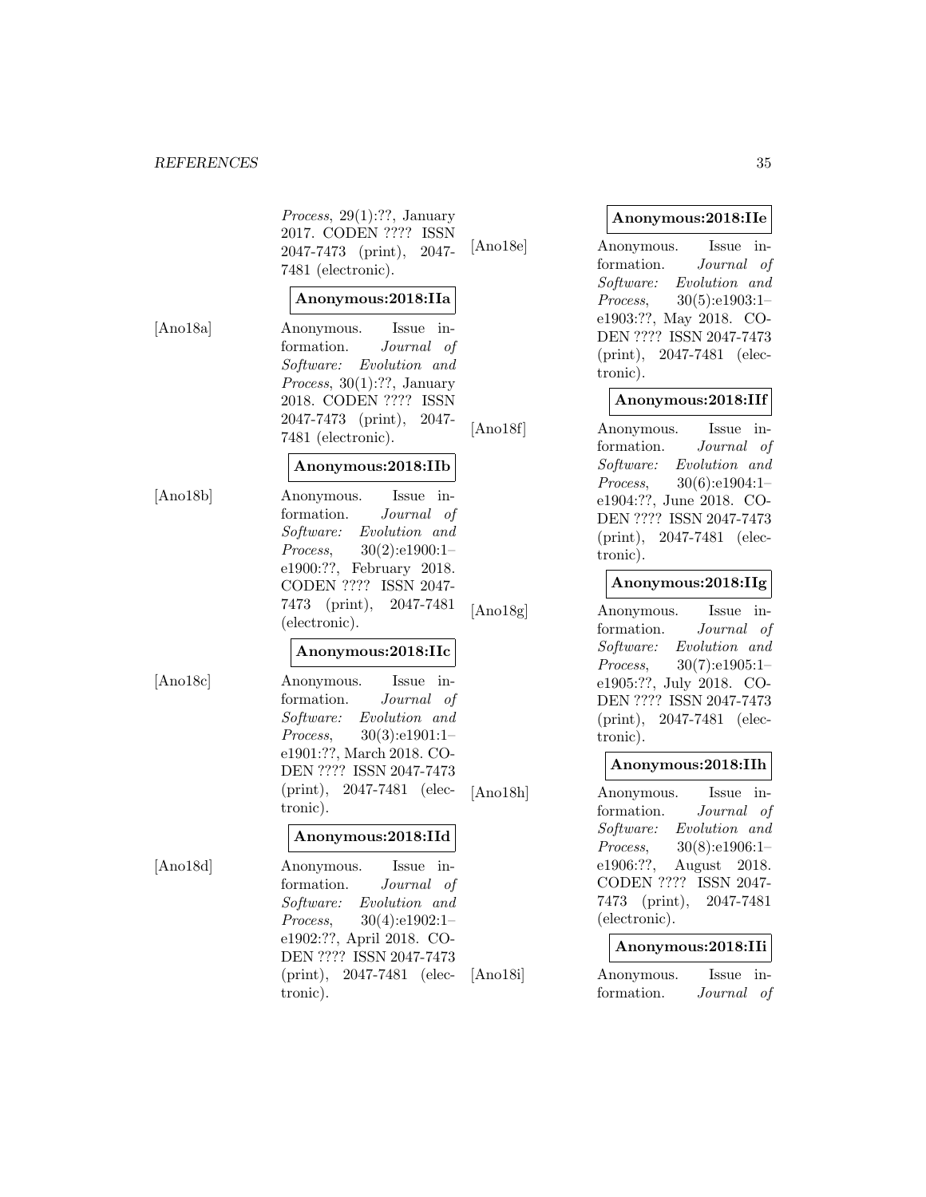*Process*, 29(1):??, January 2017. CODEN ???? ISSN 2047-7473 (print), 2047-7481 (electronic).

**Anonymous:2018:IIa**

[Ano18a] Anonymous. Issue information. *Journal of Software: Evolution and Process*, 30(1):??, January 2018. CODEN ???? ISSN 2047-7473 (print), 2047-7481 (electronic).

**Anonymous:2018:IIb**

[Ano18b] Anonymous. Issue information. *Journal of Software: Evolution and Process*, 30(2):e1900:1–e1900:??, February 2018. CODEN ???? ISSN 2047-7473 (print), 2047-7481 (electronic).

**Anonymous:2018:IIc**

[Ano18c] Anonymous. Issue information. *Journal of Software: Evolution and Process*, 30(3):e1901:1–e1901:??, March 2018. CODEN ???? ISSN 2047-7473 (print), 2047-7481 (electronic).

**Anonymous:2018:IId**

[Ano18d] Anonymous. Issue information. *Journal of Software: Evolution and Process*, 30(4):e1902:1–e1902:??, April 2018. CODEN ???? ISSN 2047-7473 (print), 2047-7481 (electronic).

**Anonymous:2018:IIe**

[Ano18e] Anonymous. Issue information. *Journal of Software: Evolution and Process*, 30(5):e1903:1–e1903:??, May 2018. CODEN ???? ISSN 2047-7473 (print), 2047-7481 (electronic).

**Anonymous:2018:IIf**

[Ano18f] Anonymous. Issue information. *Journal of Software: Evolution and Process*, 30(6):e1904:1–e1904:??, June 2018. CODEN ???? ISSN 2047-7473 (print), 2047-7481 (electronic).

**Anonymous:2018:IIg**

[Ano18g] Anonymous. Issue information. *Journal of Software: Evolution and Process*, 30(7):e1905:1–e1905:??, July 2018. CODEN ???? ISSN 2047-7473 (print), 2047-7481 (electronic).

**Anonymous:2018:IIh**

[Ano18h] Anonymous. Issue information. *Journal of Software: Evolution and Process*, 30(8):e1906:1–e1906:??, August 2018. CODEN ???? ISSN 2047-7473 (print), 2047-7481 (electronic).

**Anonymous:2018:IIi**

[Ano18i] Anonymous. Issue information. *Journal of*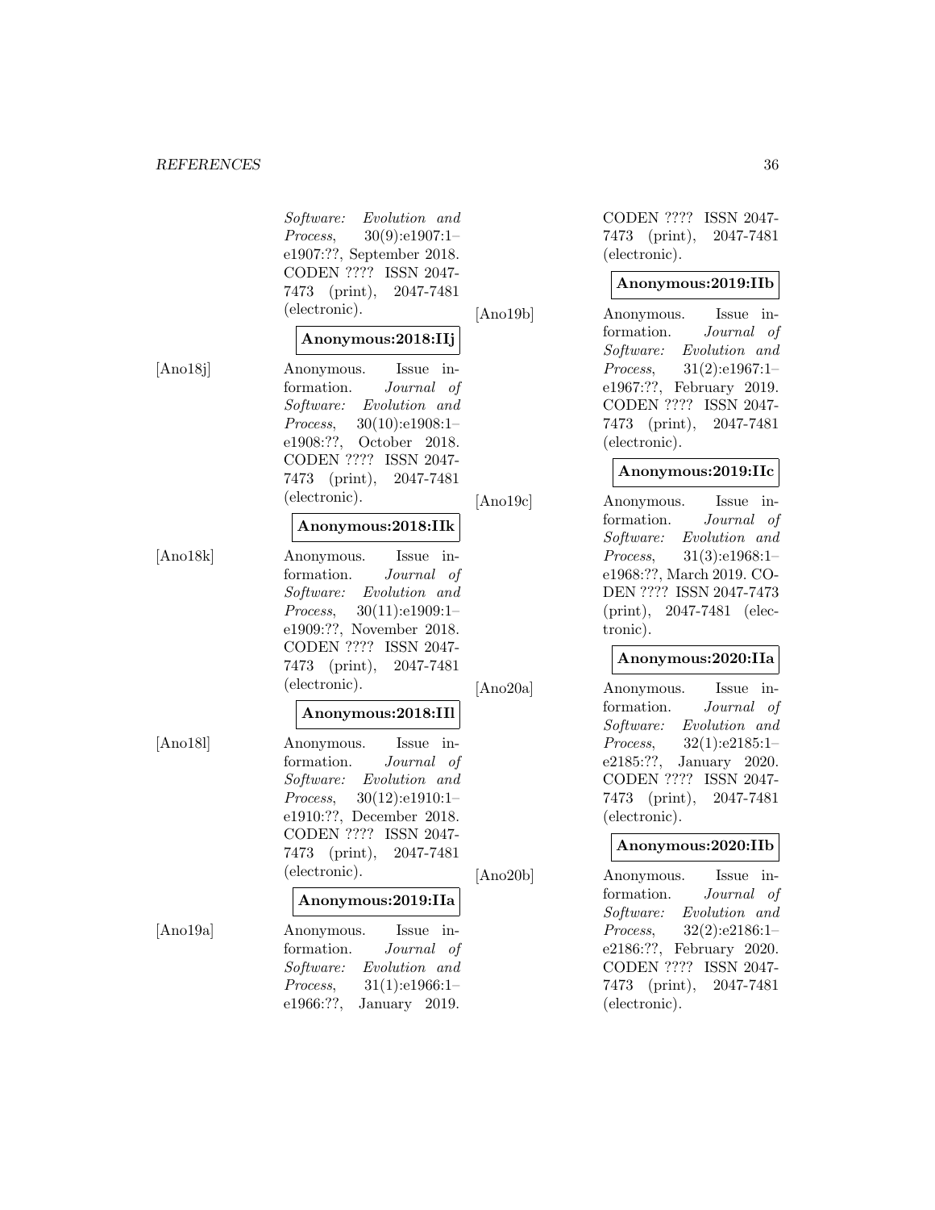*Software: Evolution and Process*, 30(9):e1907:1–e1907:??, September 2018. CODEN ???? ISSN 2047-7473 (print), 2047-7481 (electronic).

**Anonymous:2018:IIj**

[Ano18j] Anonymous. Issue information. *Journal of Software: Evolution and Process*, 30(10):e1908:1–e1908:??, October 2018. CODEN ???? ISSN 2047-7473 (print), 2047-7481 (electronic).

**Anonymous:2018:IIk**

[Ano18k] Anonymous. Issue information. *Journal of Software: Evolution and Process*, 30(11):e1909:1–e1909:??, November 2018. CODEN ???? ISSN 2047-7473 (print), 2047-7481 (electronic).

**Anonymous:2018:IIl**

[Ano18l] Anonymous. Issue information. *Journal of Software: Evolution and Process*, 30(12):e1910:1–e1910:??, December 2018. CODEN ???? ISSN 2047-7473 (print), 2047-7481 (electronic).

**Anonymous:2019:IIa**

[Ano19a] Anonymous. Issue information. *Journal of Software: Evolution and Process*, 31(1):e1966:1–e1966:??, January 2019. CODEN ???? ISSN 2047-7473 (print), 2047-7481 (electronic).

**Anonymous:2019:IIb**

[Ano19b] Anonymous. Issue information. *Journal of Software: Evolution and Process*, 31(2):e1967:1–e1967:??, February 2019. CODEN ???? ISSN 2047-7473 (print), 2047-7481 (electronic).

**Anonymous:2019:IIc**

[Ano19c] Anonymous. Issue information. *Journal of Software: Evolution and Process*, 31(3):e1968:1–e1968:??, March 2019. CODEN ???? ISSN 2047-7473 (print), 2047-7481 (electronic).

**Anonymous:2020:IIa**

[Ano20a] Anonymous. Issue information. *Journal of Software: Evolution and Process*, 32(1):e2185:1–e2185:??, January 2020. CODEN ???? ISSN 2047-7473 (print), 2047-7481 (electronic).

**Anonymous:2020:IIb**

[Ano20b] Anonymous. Issue information. *Journal of Software: Evolution and Process*, 32(2):e2186:1–e2186:??, February 2020. CODEN ???? ISSN 2047-7473 (print), 2047-7481 (electronic).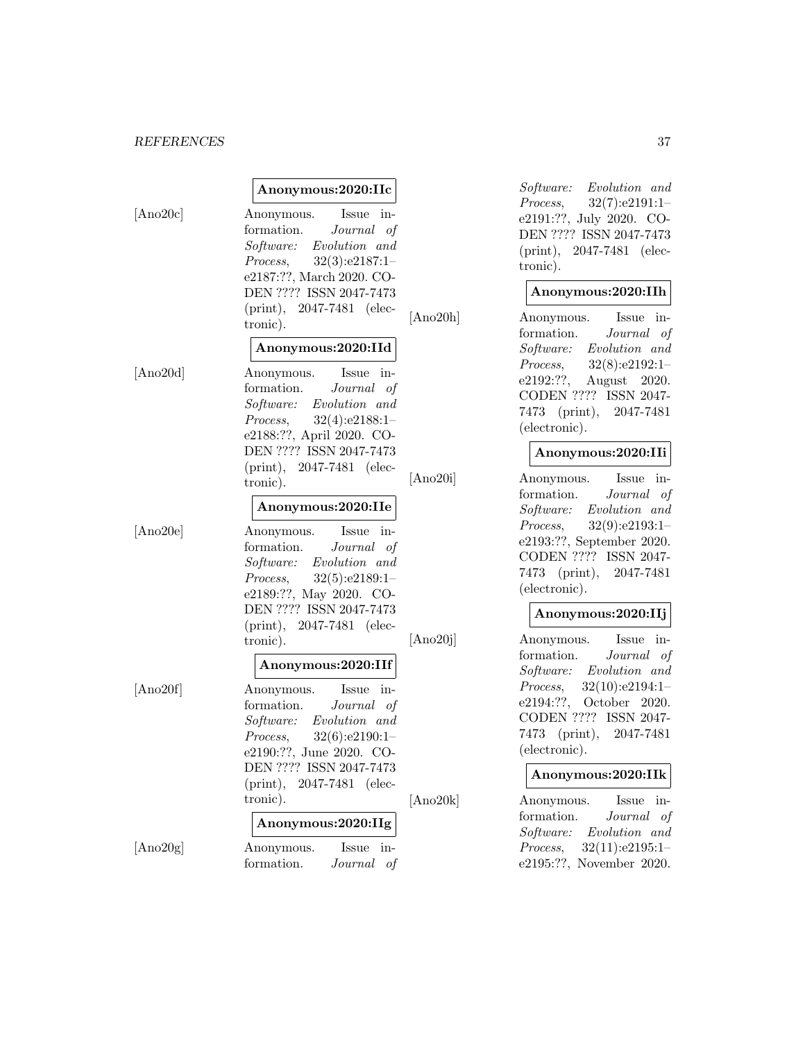**Anonymous:2020:IIc**

[Ano20c] Anonymous. Issue information. *Journal of Software: Evolution and Process*, 32(3):e2187:1–e2187:??, March 2020. CODEN ???? ISSN 2047-7473 (print), 2047-7481 (electronic).

**Anonymous:2020:IId**

[Ano20d] Anonymous. Issue information. *Journal of Software: Evolution and Process*, 32(4):e2188:1–e2188:??, April 2020. CODEN ???? ISSN 2047-7473 (print), 2047-7481 (electronic).

**Anonymous:2020:IIe**

[Ano20e] Anonymous. Issue information. *Journal of Software: Evolution and Process*, 32(5):e2189:1–e2189:??, May 2020. CODEN ???? ISSN 2047-7473 (print), 2047-7481 (electronic).

**Anonymous:2020:IIf**

[Ano20f] Anonymous. Issue information. *Journal of Software: Evolution and Process*, 32(6):e2190:1–e2190:??, June 2020. CODEN ???? ISSN 2047-7473 (print), 2047-7481 (electronic).

**Anonymous:2020:IIg**

[Ano20g] Anonymous. Issue information. *Journal of Software: Evolution and Process*, 32(7):e2191:1–e2191:??, July 2020. CODEN ???? ISSN 2047-7473 (print), 2047-7481 (electronic).

**Anonymous:2020:IIh**

[Ano20h] Anonymous. Issue information. *Journal of Software: Evolution and Process*, 32(8):e2192:1–e2192:??, August 2020. CODEN ???? ISSN 2047-7473 (print), 2047-7481 (electronic).

**Anonymous:2020:IIi**

[Ano20i] Anonymous. Issue information. *Journal of Software: Evolution and Process*, 32(9):e2193:1–e2193:??, September 2020. CODEN ???? ISSN 2047-7473 (print), 2047-7481 (electronic).

**Anonymous:2020:IIj**

[Ano20j] Anonymous. Issue information. *Journal of Software: Evolution and Process*, 32(10):e2194:1–e2194:??, October 2020. CODEN ???? ISSN 2047-7473 (print), 2047-7481 (electronic).

**Anonymous:2020:IIk**

[Ano20k] Anonymous. Issue information. *Journal of Software: Evolution and Process*, 32(11):e2195:1–e2195:??, November 2020.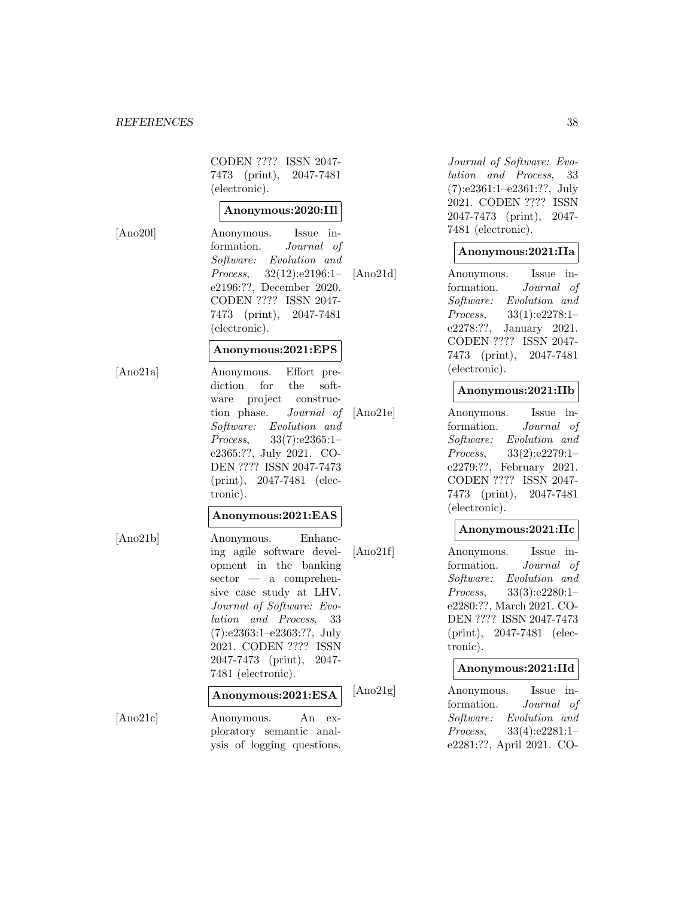CODEN ???? ISSN 2047-7473 (print), 2047-7481 (electronic).

**Anonymous:2020:IIl**

[Ano20l] Anonymous. Issue information. *Journal of Software: Evolution and Process*, 32(12):e2196:1–e2196:??, December 2020. CODEN ???? ISSN 2047-7473 (print), 2047-7481 (electronic).

**Anonymous:2021:EPS**

[Ano21a] Anonymous. Effort prediction for the software project construction phase. *Journal of Software: Evolution and Process*, 33(7):e2365:1–e2365:??, July 2021. CODEN ???? ISSN 2047-7473 (print), 2047-7481 (electronic).

**Anonymous:2021:EAS**

[Ano21b] Anonymous. Enhancing agile software development in the banking sector — a comprehensive case study at LHV. *Journal of Software: Evolution and Process*, 33 (7):e2363:1–e2363:??, July 2021. CODEN ???? ISSN 2047-7473 (print), 2047-7481 (electronic).

**Anonymous:2021:ESA**

[Ano21c] Anonymous. An exploratory semantic analysis of logging questions. *Journal of Software: Evolution and Process*, 33 (7):e2361:1–e2361:??, July 2021. CODEN ???? ISSN 2047-7473 (print), 2047-7481 (electronic).

**Anonymous:2021:IIa**

[Ano21d] Anonymous. Issue information. *Journal of Software: Evolution and Process*, 33(1):e2278:1–e2278:??, January 2021. CODEN ???? ISSN 2047-7473 (print), 2047-7481 (electronic).

**Anonymous:2021:IIb**

[Ano21e] Anonymous. Issue information. *Journal of Software: Evolution and Process*, 33(2):e2279:1–e2279:??, February 2021. CODEN ???? ISSN 2047-7473 (print), 2047-7481 (electronic).

**Anonymous:2021:IIc**

[Ano21f] Anonymous. Issue information. *Journal of Software: Evolution and Process*, 33(3):e2280:1–e2280:??, March 2021. CODEN ???? ISSN 2047-7473 (print), 2047-7481 (electronic).

**Anonymous:2021:IId**

[Ano21g] Anonymous. Issue information. *Journal of Software: Evolution and Process*, 33(4):e2281:1–e2281:??, April 2021. CO-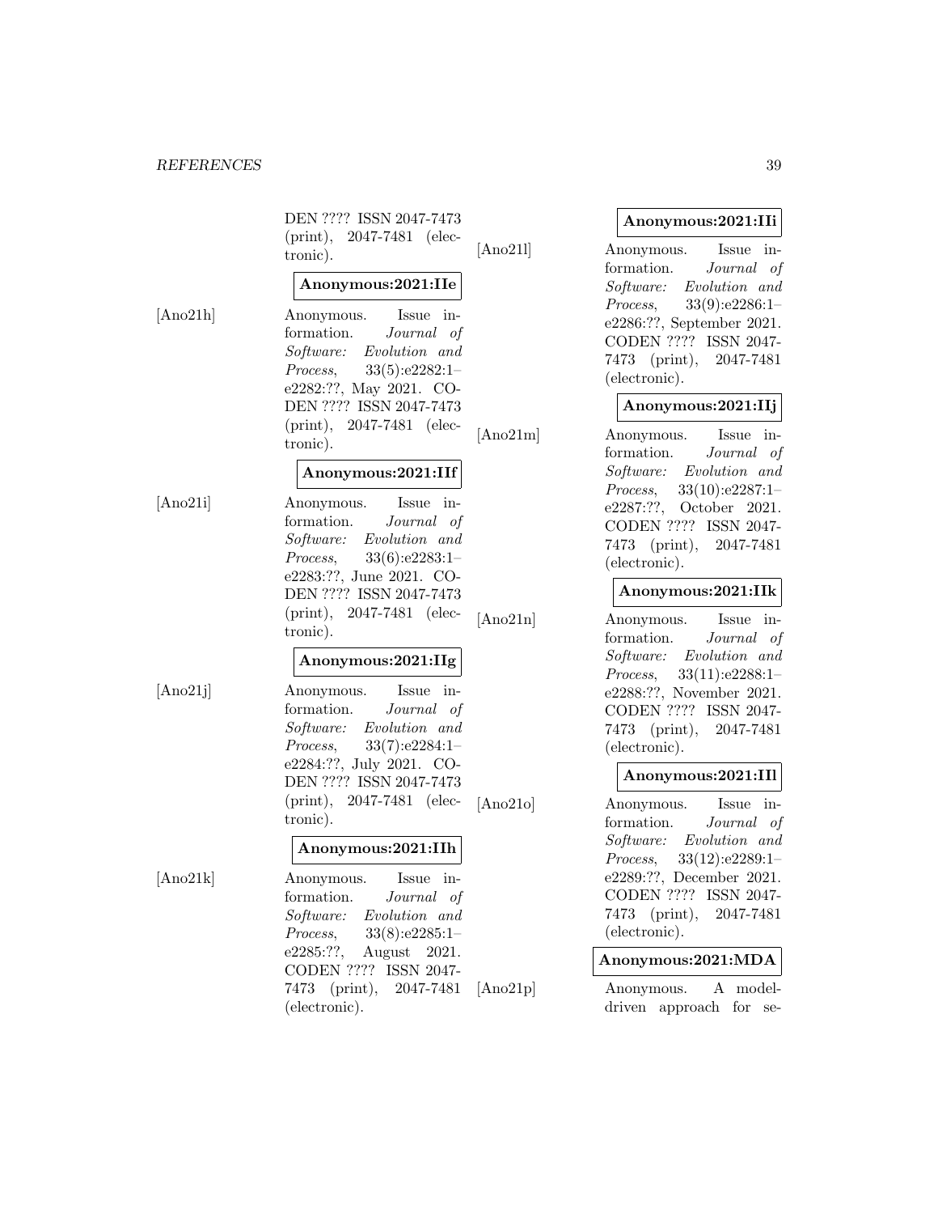DEN ???? ISSN 2047-7473 (print), 2047-7481 (electronic).

**Anonymous:2021:IIe**

[Ano21h] Anonymous. Issue information. *Journal of Software: Evolution and Process*, 33(5):e2282:1–e2282:??, May 2021. CODEN ???? ISSN 2047-7473 (print), 2047-7481 (electronic).

**Anonymous:2021:IIf**

[Ano21i] Anonymous. Issue information. *Journal of Software: Evolution and Process*, 33(6):e2283:1–e2283:??, June 2021. CODEN ???? ISSN 2047-7473 (print), 2047-7481 (electronic).

**Anonymous:2021:IIg**

[Ano21j] Anonymous. Issue information. *Journal of Software: Evolution and Process*, 33(7):e2284:1–e2284:??, July 2021. CODEN ???? ISSN 2047-7473 (print), 2047-7481 (electronic).

**Anonymous:2021:IIh**

[Ano21k] Anonymous. Issue information. *Journal of Software: Evolution and Process*, 33(8):e2285:1–e2285:??, August 2021. CODEN ???? ISSN 2047-7473 (print), 2047-7481 (electronic).

**Anonymous:2021:IIi**

[Ano21l] Anonymous. Issue information. *Journal of Software: Evolution and Process*, 33(9):e2286:1–e2286:??, September 2021. CODEN ???? ISSN 2047-7473 (print), 2047-7481 (electronic).

**Anonymous:2021:IIj**

[Ano21m] Anonymous. Issue information. *Journal of Software: Evolution and Process*, 33(10):e2287:1–e2287:??, October 2021. CODEN ???? ISSN 2047-7473 (print), 2047-7481 (electronic).

**Anonymous:2021:IIk**

[Ano21n] Anonymous. Issue information. *Journal of Software: Evolution and Process*, 33(11):e2288:1–e2288:??, November 2021. CODEN ???? ISSN 2047-7473 (print), 2047-7481 (electronic).

**Anonymous:2021:IIl**

[Ano21o] Anonymous. Issue information. *Journal of Software: Evolution and Process*, 33(12):e2289:1–e2289:??, December 2021. CODEN ???? ISSN 2047-7473 (print), 2047-7481 (electronic).

**Anonymous:2021:MDA**

[Ano21p] Anonymous. A model-driven approach for se-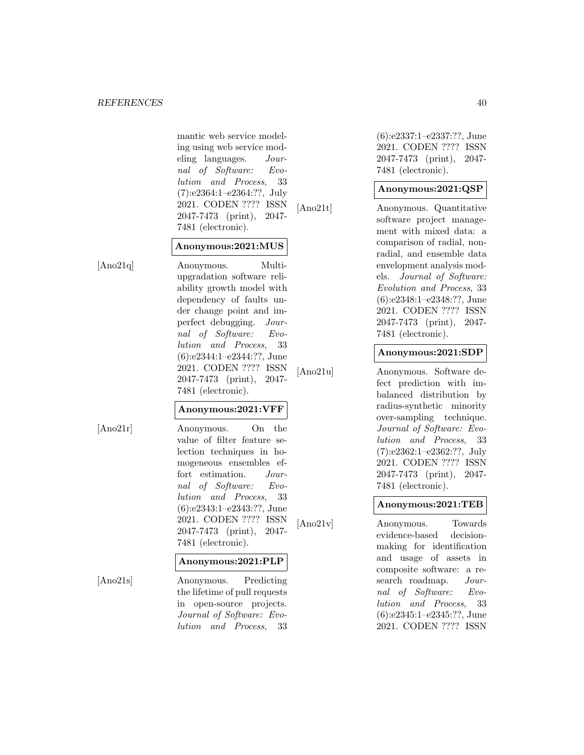mantic web service modeling using web service modeling languages. *Journal of Software: Evolution and Process*, 33 (7):e2364:1–e2364:??, July 2021. CODEN ???? ISSN 2047-7473 (print), 2047-7481 (electronic).

**Anonymous:2021:MUS**

[Ano21q] Anonymous. Multi-upgradation software reliability growth model with dependency of faults under change point and imperfect debugging. *Journal of Software: Evolution and Process*, 33 (6):e2344:1–e2344:??, June 2021. CODEN ???? ISSN 2047-7473 (print), 2047-7481 (electronic).

**Anonymous:2021:VFF**

[Ano21r] Anonymous. On the value of filter feature selection techniques in homogeneous ensembles effort estimation. *Journal of Software: Evolution and Process*, 33 (6):e2343:1–e2343:??, June 2021. CODEN ???? ISSN 2047-7473 (print), 2047-7481 (electronic).

**Anonymous:2021:PLP**

[Ano21s] Anonymous. Predicting the lifetime of pull requests in open-source projects. *Journal of Software: Evolution and Process*, 33 (6):e2337:1–e2337:??, June 2021. CODEN ???? ISSN 2047-7473 (print), 2047-7481 (electronic).

**Anonymous:2021:QSP**

[Ano21t] Anonymous. Quantitative software project management with mixed data: a comparison of radial, non-radial, and ensemble data envelopment analysis models. *Journal of Software: Evolution and Process*, 33 (6):e2348:1–e2348:??, June 2021. CODEN ???? ISSN 2047-7473 (print), 2047-7481 (electronic).

**Anonymous:2021:SDP**

[Ano21u] Anonymous. Software defect prediction with imbalanced distribution by radius-synthetic minority over-sampling technique. *Journal of Software: Evolution and Process*, 33 (7):e2362:1–e2362:??, July 2021. CODEN ???? ISSN 2047-7473 (print), 2047-7481 (electronic).

**Anonymous:2021:TEB**

[Ano21v] Anonymous. Towards evidence-based decision-making for identification and usage of assets in composite software: a research roadmap. *Journal of Software: Evolution and Process*, 33 (6):e2345:1–e2345:??, June 2021. CODEN ???? ISSN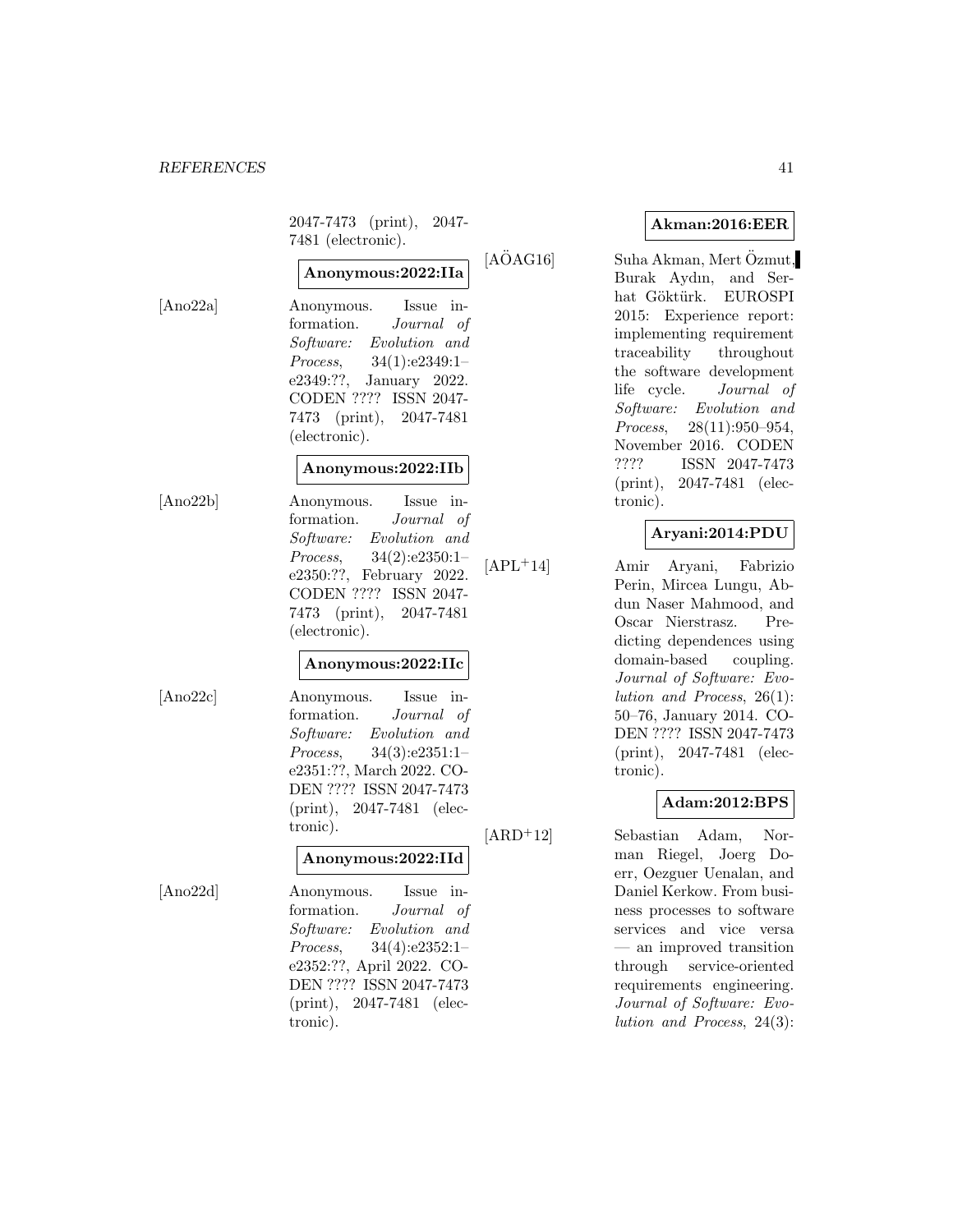2047-7473 (print), 2047-7481 (electronic).

**Anonymous:2022:IIa**

[Ano22a] Anonymous. Issue information. *Journal of Software: Evolution and Process*, 34(1):e2349:1–e2349:??, January 2022. CODEN ???? ISSN 2047-7473 (print), 2047-7481 (electronic).

**Anonymous:2022:IIb**

[Ano22b] Anonymous. Issue information. *Journal of Software: Evolution and Process*, 34(2):e2350:1–e2350:??, February 2022. CODEN ???? ISSN 2047-7473 (print), 2047-7481 (electronic).

**Anonymous:2022:IIc**

[Ano22c] Anonymous. Issue information. *Journal of Software: Evolution and Process*, 34(3):e2351:1–e2351:??, March 2022. CODEN ???? ISSN 2047-7473 (print), 2047-7481 (electronic).

**Anonymous:2022:IId**

[Ano22d] Anonymous. Issue information. *Journal of Software: Evolution and Process*, 34(4):e2352:1–e2352:??, April 2022. CODEN ???? ISSN 2047-7473 (print), 2047-7481 (electronic).

**Akman:2016:EER**

[AÖAG16] Suha Akman, Mert Özmut, Burak Aydın, and Serhat Göktürk. EUROSPI 2015: Experience report: implementing requirement traceability throughout the software development life cycle. *Journal of Software: Evolution and Process*, 28(11):950–954, November 2016. CODEN ???? ISSN 2047-7473 (print), 2047-7481 (electronic).

**Aryani:2014:PDU**

[APL+14] Amir Aryani, Fabrizio Perin, Mircea Lungu, Abdun Naser Mahmood, and Oscar Nierstrasz. Predicting dependences using domain-based coupling. *Journal of Software: Evolution and Process*, 26(1): 50–76, January 2014. CODEN ???? ISSN 2047-7473 (print), 2047-7481 (electronic).

**Adam:2012:BPS**

[ARD+12] Sebastian Adam, Norman Riegel, Joerg Doerr, Oezguer Uenalan, and Daniel Kerkow. From business processes to software services and vice versa — an improved transition through service-oriented requirements engineering. *Journal of Software: Evolution and Process*, 24(3):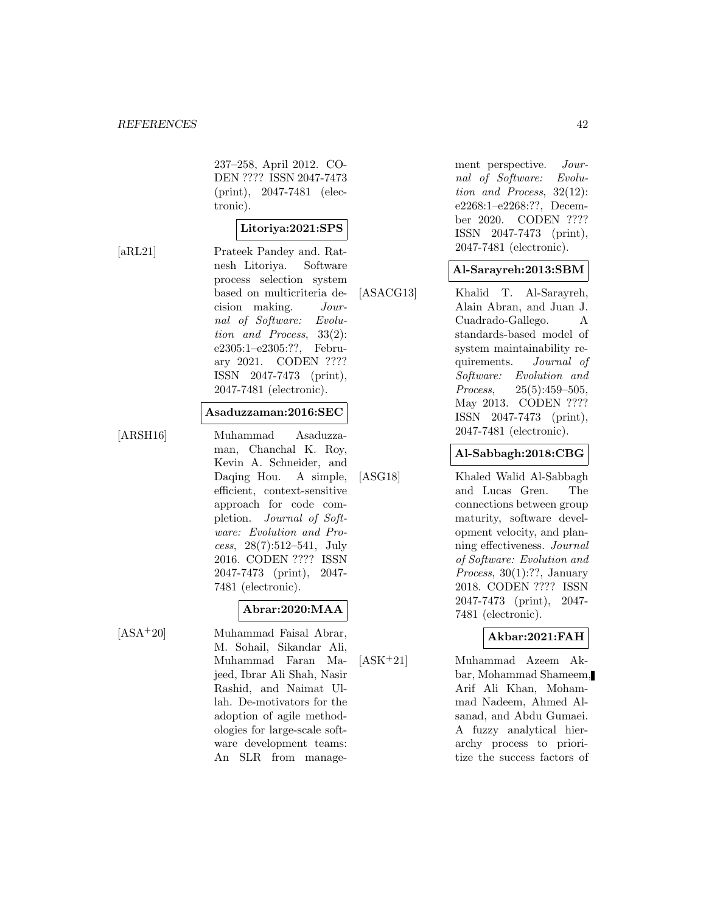237–258, April 2012. CODEN ???? ISSN 2047-7473 (print), 2047-7481 (electronic).

**Litoriya:2021:SPS**

[aRL21] Prateek Pandey and. Ratnesh Litoriya. Software process selection system based on multicriteria decision making. *Journal of Software: Evolution and Process*, 33(2): e2305:1–e2305:??, February 2021. CODEN ???? ISSN 2047-7473 (print), 2047-7481 (electronic).

**Asaduzzaman:2016:SEC**

[ARSH16] Muhammad Asaduzzaman, Chanchal K. Roy, Kevin A. Schneider, and Daqing Hou. A simple, efficient, context-sensitive approach for code completion. *Journal of Software: Evolution and Process*, 28(7):512–541, July 2016. CODEN ???? ISSN 2047-7473 (print), 2047-7481 (electronic).

**Abrar:2020:MAA**

[ASA+20] Muhammad Faisal Abrar, M. Sohail, Sikandar Ali, Muhammad Faran Majeed, Ibrar Ali Shah, Nasir Rashid, and Naimat Ullah. De-motivators for the adoption of agile methodologies for large-scale software development teams: An SLR from management perspective. *Journal of Software: Evolution and Process*, 32(12): e2268:1–e2268:??, December 2020. CODEN ???? ISSN 2047-7473 (print), 2047-7481 (electronic).

**Al-Sarayreh:2013:SBM**

[ASACG13] Khalid T. Al-Sarayreh, Alain Abran, and Juan J. Cuadrado-Gallego. A standards-based model of system maintainability requirements. *Journal of Software: Evolution and Process*, 25(5):459–505, May 2013. CODEN ???? ISSN 2047-7473 (print), 2047-7481 (electronic).

**Al-Sabbagh:2018:CBG**

[ASG18] Khaled Walid Al-Sabbagh and Lucas Gren. The connections between group maturity, software development velocity, and planning effectiveness. *Journal of Software: Evolution and Process*, 30(1):??, January 2018. CODEN ???? ISSN 2047-7473 (print), 2047-7481 (electronic).

**Akbar:2021:FAH**

[ASK+21] Muhammad Azeem Akbar, Mohammad Shameem, Arif Ali Khan, Mohammad Nadeem, Ahmed Alsanad, and Abdu Gumaei. A fuzzy analytical hierarchy process to prioritize the success factors of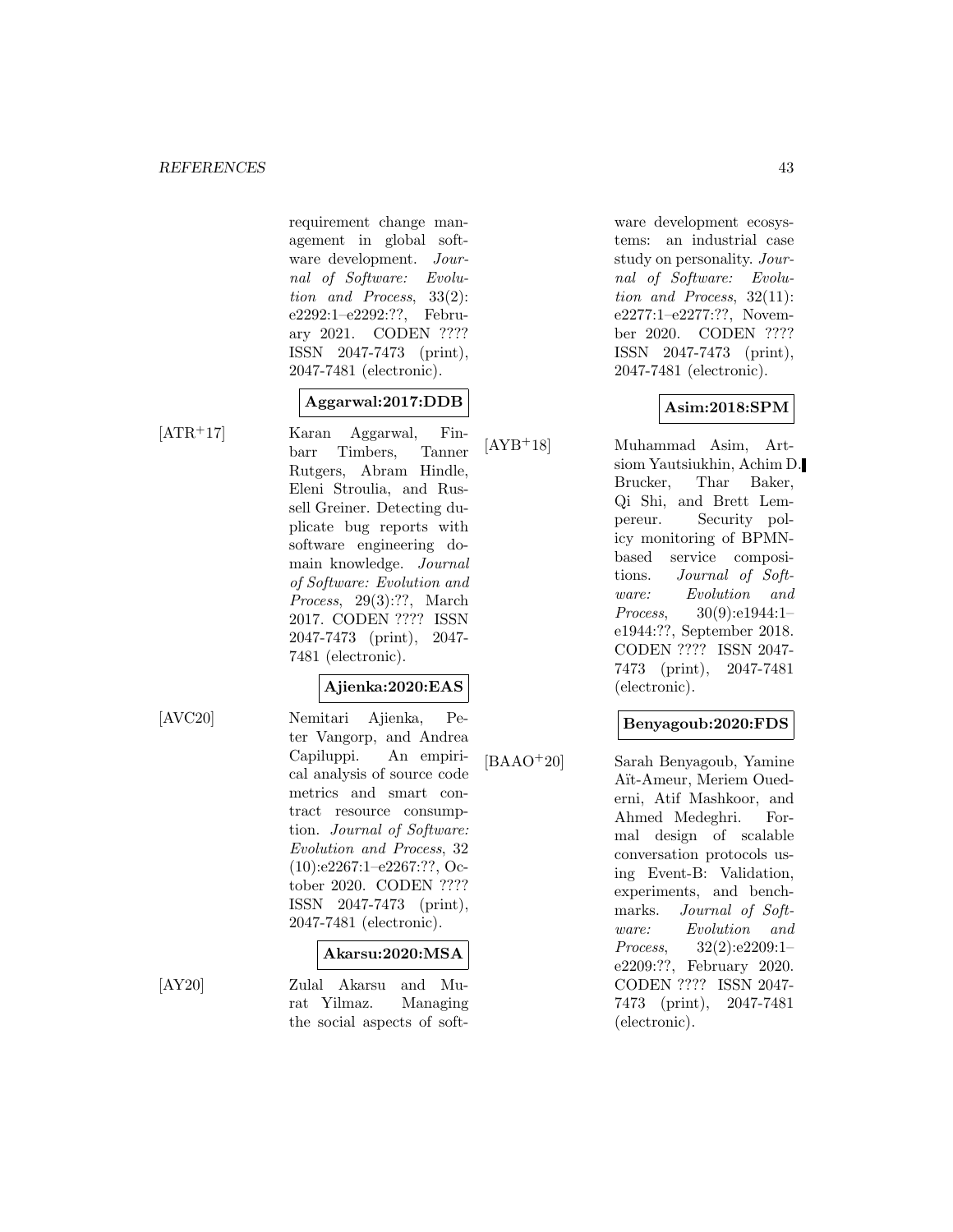requirement change management in global software development. *Journal of Software: Evolution and Process*, 33(2): e2292:1–e2292:??, February 2021. CODEN ???? ISSN 2047-7473 (print), 2047-7481 (electronic).

**Aggarwal:2017:DDB**

[ATR+17] Karan Aggarwal, Finbarr Timbers, Tanner Rutgers, Abram Hindle, Eleni Stroulia, and Russell Greiner. Detecting duplicate bug reports with software engineering domain knowledge. *Journal of Software: Evolution and Process*, 29(3):??, March 2017. CODEN ???? ISSN 2047-7473 (print), 2047-7481 (electronic).

**Ajienka:2020:EAS**

[AVC20] Nemitari Ajienka, Peter Vangorp, and Andrea Capiluppi. An empirical analysis of source code metrics and smart contract resource consumption. *Journal of Software: Evolution and Process*, 32 (10):e2267:1–e2267:??, October 2020. CODEN ???? ISSN 2047-7473 (print), 2047-7481 (electronic).

**Akarsu:2020:MSA**

[AY20] Zulal Akarsu and Murat Yilmaz. Managing the social aspects of software development ecosystems: an industrial case study on personality. *Journal of Software: Evolution and Process*, 32(11): e2277:1–e2277:??, November 2020. CODEN ???? ISSN 2047-7473 (print), 2047-7481 (electronic).

**Asim:2018:SPM**

[AYB+18] Muhammad Asim, Artsiom Yautsiukhin, Achim D. Brucker, Thar Baker, Qi Shi, and Brett Lempereur. Security policy monitoring of BPMN-based service compositions. *Journal of Software: Evolution and Process*, 30(9):e1944:1–e1944:??, September 2018. CODEN ???? ISSN 2047-7473 (print), 2047-7481 (electronic).

**Benyagoub:2020:FDS**

[BAAO+20] Sarah Benyagoub, Yamine Aït-Ameur, Meriem Ouederni, Atif Mashkoor, and Ahmed Medeghri. Formal design of scalable conversation protocols using Event-B: Validation, experiments, and benchmarks. *Journal of Software: Evolution and Process*, 32(2):e2209:1–e2209:??, February 2020. CODEN ???? ISSN 2047-7473 (print), 2047-7481 (electronic).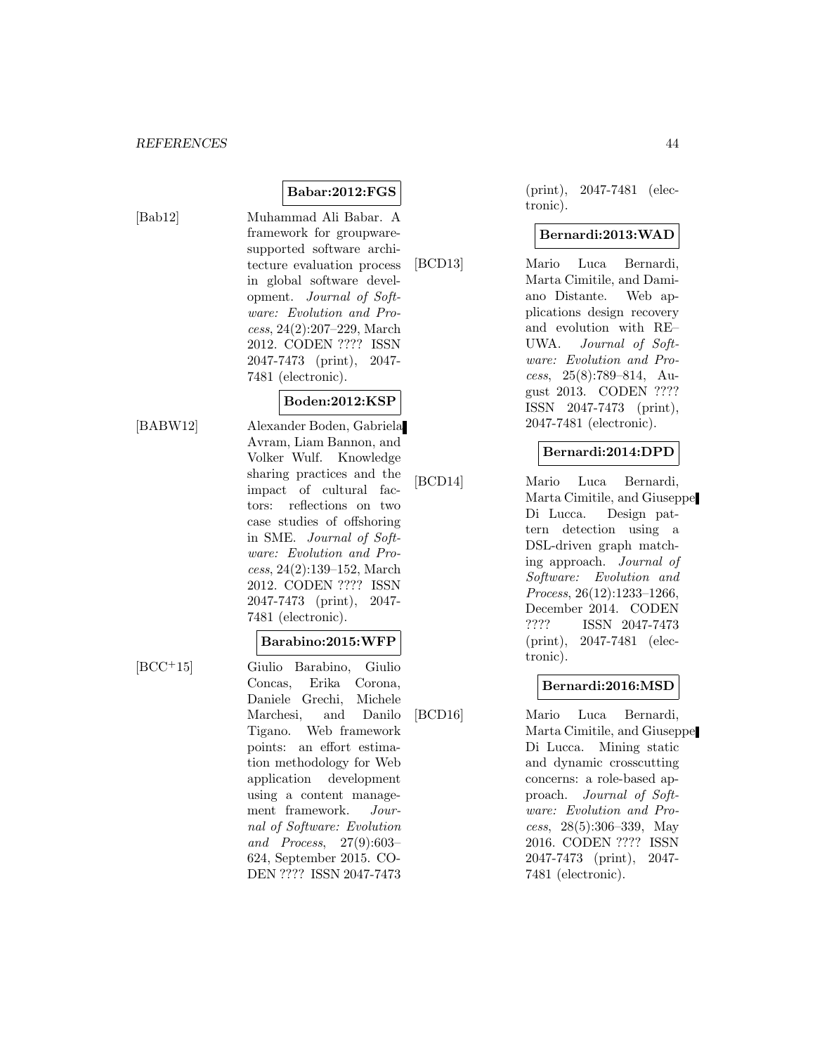**Babar:2012:FGS**

[Bab12] Muhammad Ali Babar. A framework for groupware-supported software architecture evaluation process in global software development. *Journal of Software: Evolution and Process*, 24(2):207–229, March 2012. CODEN ???? ISSN 2047-7473 (print), 2047-7481 (electronic).

**Boden:2012:KSP**

[BABW12] Alexander Boden, Gabriela Avram, Liam Bannon, and Volker Wulf. Knowledge sharing practices and the impact of cultural factors: reflections on two case studies of offshoring in SME. *Journal of Software: Evolution and Process*, 24(2):139–152, March 2012. CODEN ???? ISSN 2047-7473 (print), 2047-7481 (electronic).

**Barabino:2015:WFP**

[BCC+15] Giulio Barabino, Giulio Concas, Erika Corona, Daniele Grechi, Michele Marchesi, and Danilo Tigano. Web framework points: an effort estimation methodology for Web application development using a content management framework. *Journal of Software: Evolution and Process*, 27(9):603–624, September 2015. CODEN ???? ISSN 2047-7473 (print), 2047-7481 (electronic).

**Bernardi:2013:WAD**

[BCD13] Mario Luca Bernardi, Marta Cimitile, and Damiano Distante. Web applications design recovery and evolution with RE–UWA. *Journal of Software: Evolution and Process*, 25(8):789–814, August 2013. CODEN ???? ISSN 2047-7473 (print), 2047-7481 (electronic).

**Bernardi:2014:DPD**

[BCD14] Mario Luca Bernardi, Marta Cimitile, and Giuseppe Di Lucca. Design pattern detection using a DSL-driven graph matching approach. *Journal of Software: Evolution and Process*, 26(12):1233–1266, December 2014. CODEN ???? ISSN 2047-7473 (print), 2047-7481 (electronic).

**Bernardi:2016:MSD**

[BCD16] Mario Luca Bernardi, Marta Cimitile, and Giuseppe Di Lucca. Mining static and dynamic crosscutting concerns: a role-based approach. *Journal of Software: Evolution and Process*, 28(5):306–339, May 2016. CODEN ???? ISSN 2047-7473 (print), 2047-7481 (electronic).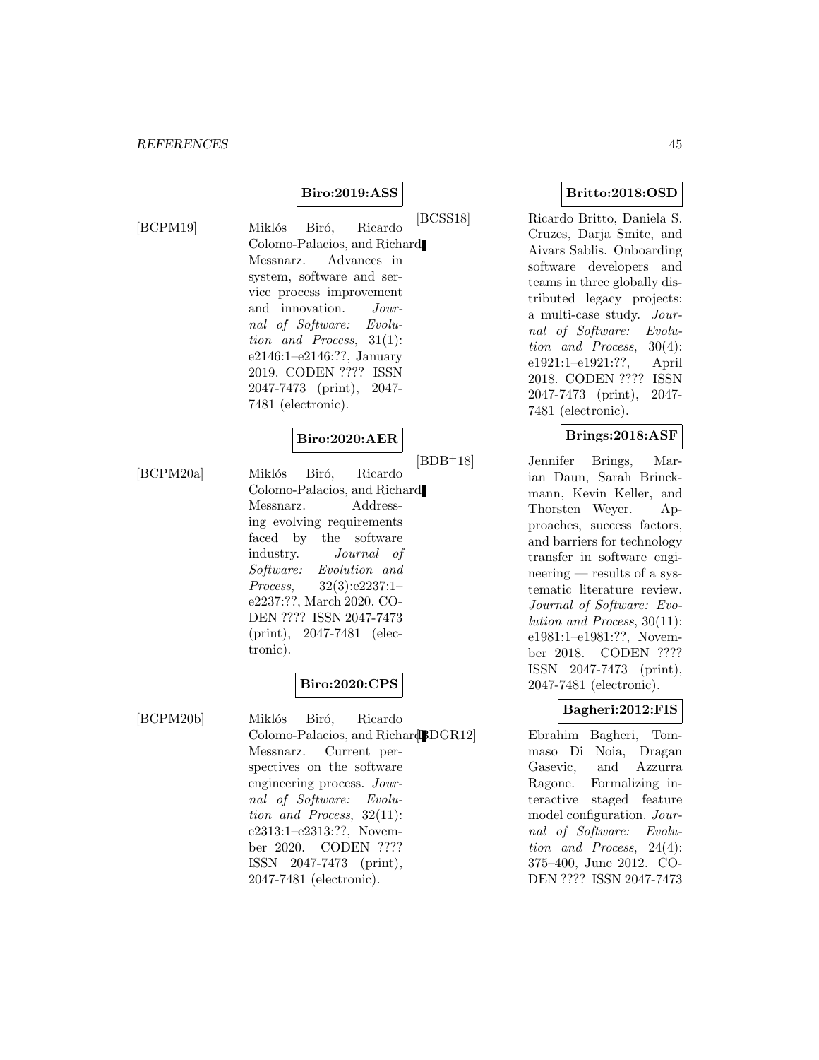**Biro:2019:ASS**

[BCPM19] Miklós Biró, Ricardo Colomo-Palacios, and Richard Messnarz. Advances in system, software and service process improvement and innovation. *Journal of Software: Evolution and Process*, 31(1): e2146:1–e2146:??, January 2019. CODEN ???? ISSN 2047-7473 (print), 2047-7481 (electronic).

**Biro:2020:AER**

[BCPM20a] Miklós Biró, Ricardo Colomo-Palacios, and Richard Messnarz. Addressing evolving requirements faced by the software industry. *Journal of Software: Evolution and Process*, 32(3):e2237:1–e2237:??, March 2020. CODEN ???? ISSN 2047-7473 (print), 2047-7481 (electronic).

**Biro:2020:CPS**

[BCPM20b] Miklós Biró, Ricardo Colomo-Palacios, and Richard Messnarz. Current perspectives on the software engineering process. *Journal of Software: Evolution and Process*, 32(11): e2313:1–e2313:??, November 2020. CODEN ???? ISSN 2047-7473 (print), 2047-7481 (electronic).

**Britto:2018:OSD**

[BCSS18] Ricardo Britto, Daniela S. Cruzes, Darja Smite, and Aivars Sablis. Onboarding software developers and teams in three globally distributed legacy projects: a multi-case study. *Journal of Software: Evolution and Process*, 30(4): e1921:1–e1921:??, April 2018. CODEN ???? ISSN 2047-7473 (print), 2047-7481 (electronic).

**Brings:2018:ASF**

[BDB+18] Jennifer Brings, Marian Daun, Sarah Brinckmann, Kevin Keller, and Thorsten Weyer. Approaches, success factors, and barriers for technology transfer in software engineering — results of a systematic literature review. *Journal of Software: Evolution and Process*, 30(11): e1981:1–e1981:??, November 2018. CODEN ???? ISSN 2047-7473 (print), 2047-7481 (electronic).

**Bagheri:2012:FIS**

[BDGR12] Ebrahim Bagheri, Tommaso Di Noia, Dragan Gasevic, and Azzurra Ragone. Formalizing interactive staged feature model configuration. *Journal of Software: Evolution and Process*, 24(4): 375–400, June 2012. CODEN ???? ISSN 2047-7473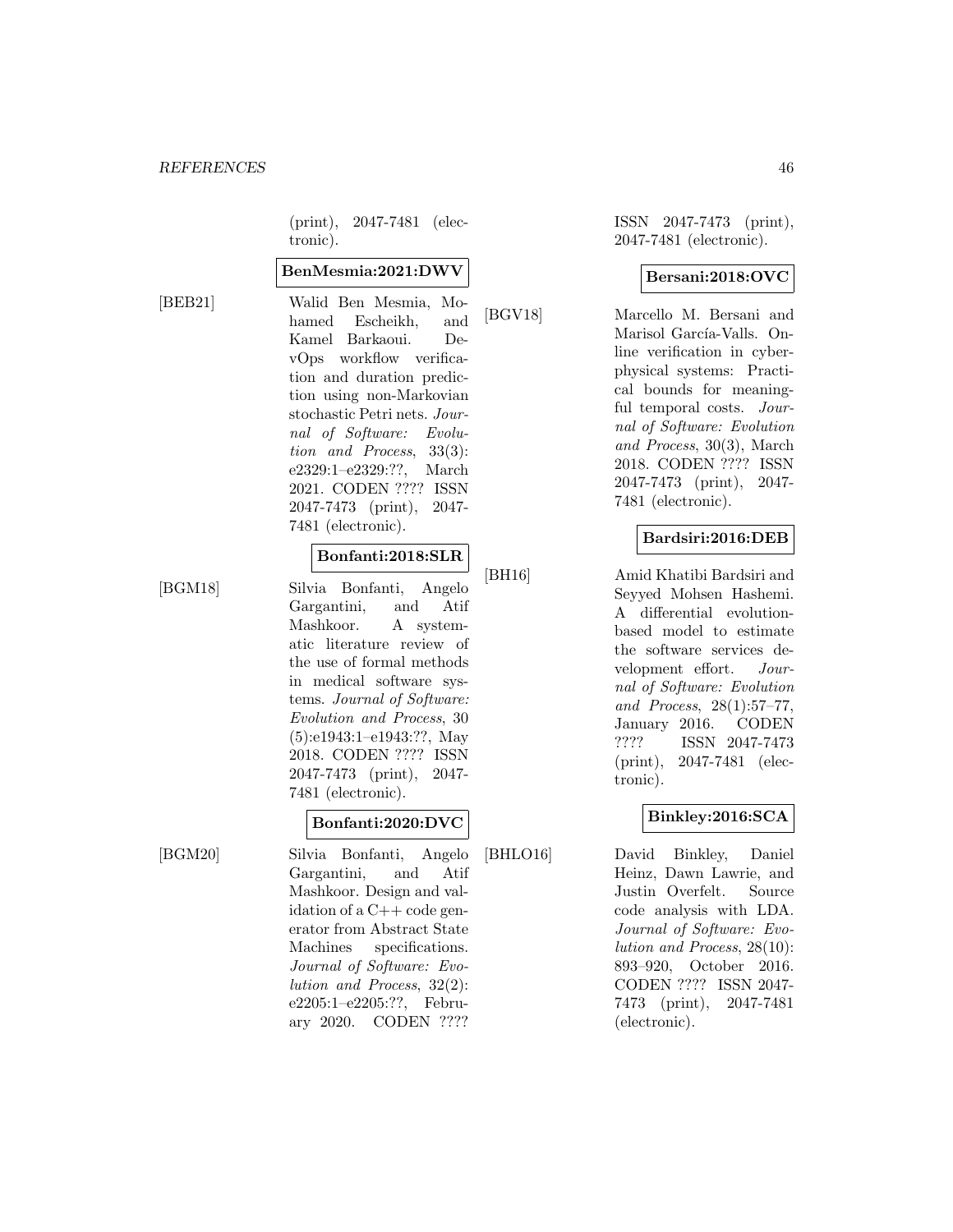(print), 2047-7481 (electronic).

**BenMesmia:2021:DWV**

[BEB21] Walid Ben Mesmia, Mohamed Escheikh, and Kamel Barkaoui. DevOps workflow verification and duration prediction using non-Markovian stochastic Petri nets. *Journal of Software: Evolution and Process*, 33(3): e2329:1–e2329:??, March 2021. CODEN ???? ISSN 2047-7473 (print), 2047-7481 (electronic).

**Bonfanti:2018:SLR**

[BGM18] Silvia Bonfanti, Angelo Gargantini, and Atif Mashkoor. A systematic literature review of the use of formal methods in medical software systems. *Journal of Software: Evolution and Process*, 30 (5):e1943:1–e1943:??, May 2018. CODEN ???? ISSN 2047-7473 (print), 2047-7481 (electronic).

**Bonfanti:2020:DVC**

[BGM20] Silvia Bonfanti, Angelo Gargantini, and Atif Mashkoor. Design and validation of a C++ code generator from Abstract State Machines specifications. *Journal of Software: Evolution and Process*, 32(2): e2205:1–e2205:??, February 2020. CODEN ???? ISSN 2047-7473 (print), 2047-7481 (electronic).

**Bersani:2018:OVC**

[BGV18] Marcello M. Bersani and Marisol García-Valls. Online verification in cyber-physical systems: Practical bounds for meaningful temporal costs. *Journal of Software: Evolution and Process*, 30(3), March 2018. CODEN ???? ISSN 2047-7473 (print), 2047-7481 (electronic).

**Bardsiri:2016:DEB**

[BH16] Amid Khatibi Bardsiri and Seyyed Mohsen Hashemi. A differential evolution-based model to estimate the software services development effort. *Journal of Software: Evolution and Process*, 28(1):57–77, January 2016. CODEN ???? ISSN 2047-7473 (print), 2047-7481 (electronic).

**Binkley:2016:SCA**

[BHLO16] David Binkley, Daniel Heinz, Dawn Lawrie, and Justin Overfelt. Source code analysis with LDA. *Journal of Software: Evolution and Process*, 28(10): 893–920, October 2016. CODEN ???? ISSN 2047-7473 (print), 2047-7481 (electronic).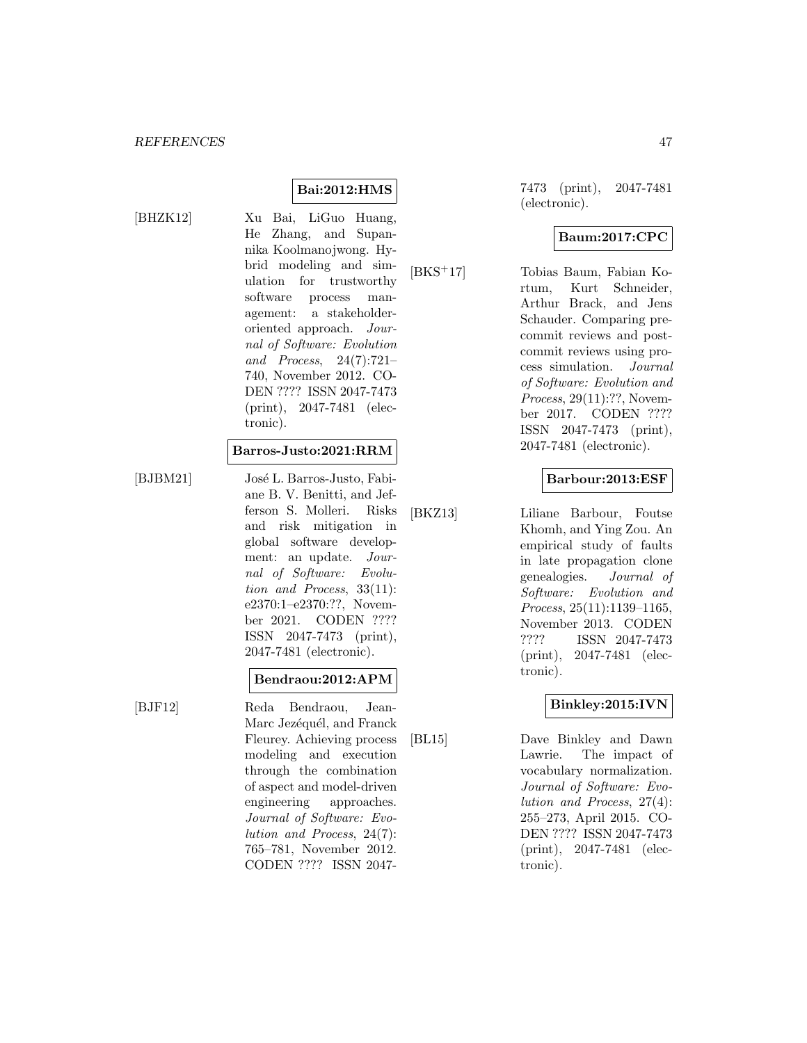**Bai:2012:HMS**

[BHZK12] Xu Bai, LiGuo Huang, He Zhang, and Supannika Koolmanojwong. Hybrid modeling and simulation for trustworthy software process management: a stakeholder-oriented approach. *Journal of Software: Evolution and Process*, 24(7):721–740, November 2012. CODEN ???? ISSN 2047-7473 (print), 2047-7481 (electronic).

**Barros-Justo:2021:RRM**

[BJBM21] José L. Barros-Justo, Fabiane B. V. Benitti, and Jefferson S. Molleri. Risks and risk mitigation in global software development: an update. *Journal of Software: Evolution and Process*, 33(11): e2370:1–e2370:??, November 2021. CODEN ???? ISSN 2047-7473 (print), 2047-7481 (electronic).

**Bendraou:2012:APM**

[BJF12] Reda Bendraou, Jean-Marc Jezéquél, and Franck Fleurey. Achieving process modeling and execution through the combination of aspect and model-driven engineering approaches. *Journal of Software: Evolution and Process*, 24(7): 765–781, November 2012. CODEN ???? ISSN 2047-7473 (print), 2047-7481 (electronic).

**Baum:2017:CPC**

[BKS+17] Tobias Baum, Fabian Kortum, Kurt Schneider, Arthur Brack, and Jens Schauder. Comparing pre-commit reviews and post-commit reviews using process simulation. *Journal of Software: Evolution and Process*, 29(11):??, November 2017. CODEN ???? ISSN 2047-7473 (print), 2047-7481 (electronic).

**Barbour:2013:ESF**

[BKZ13] Liliane Barbour, Foutse Khomh, and Ying Zou. An empirical study of faults in late propagation clone genealogies. *Journal of Software: Evolution and Process*, 25(11):1139–1165, November 2013. CODEN ???? ISSN 2047-7473 (print), 2047-7481 (electronic).

**Binkley:2015:IVN**

[BL15] Dave Binkley and Dawn Lawrie. The impact of vocabulary normalization. *Journal of Software: Evolution and Process*, 27(4): 255–273, April 2015. CODEN ???? ISSN 2047-7473 (print), 2047-7481 (electronic).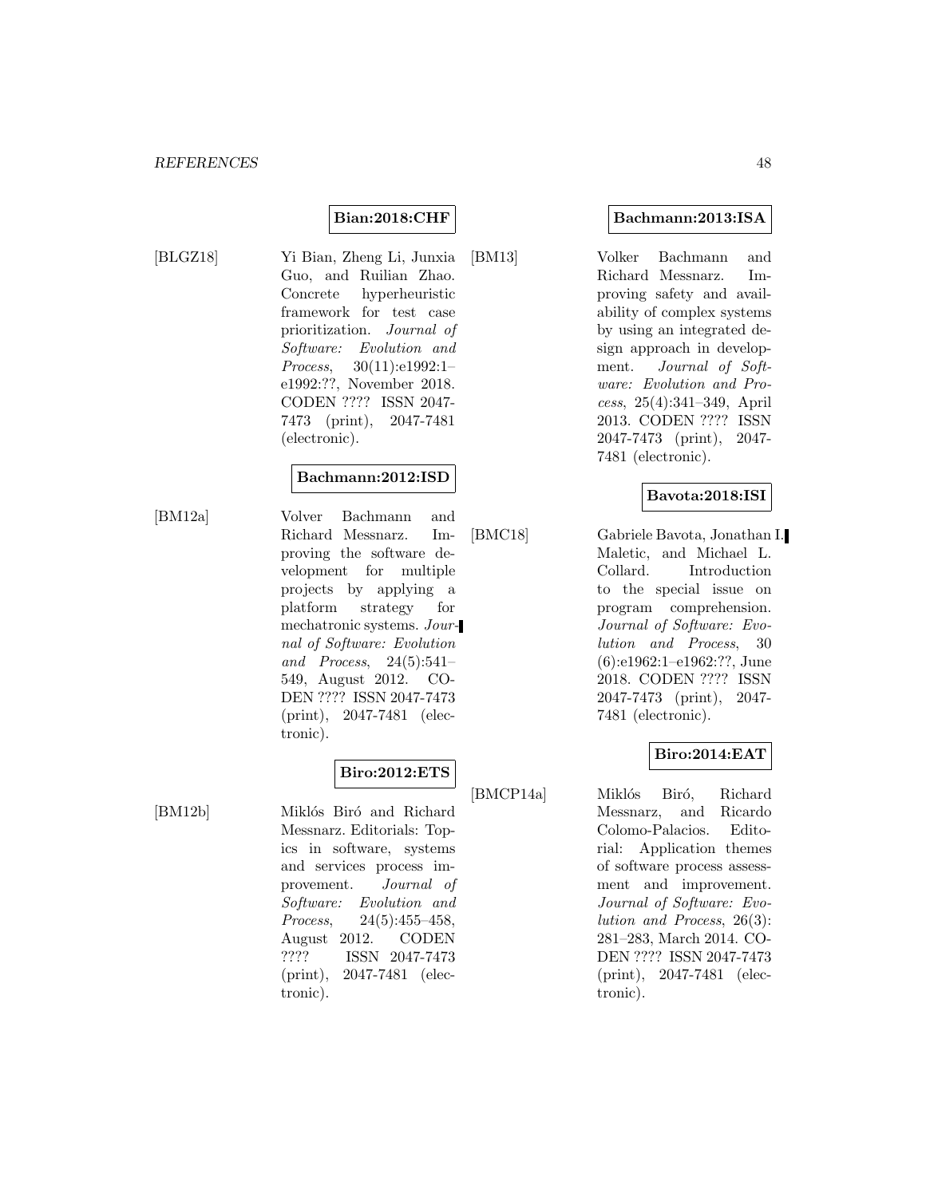**Bian:2018:CHF**

[BLGZ18] Yi Bian, Zheng Li, Junxia Guo, and Ruilian Zhao. Concrete hyperheuristic framework for test case prioritization. *Journal of Software: Evolution and Process*, 30(11):e1992:1–e1992:??, November 2018. CODEN ???? ISSN 2047-7473 (print), 2047-7481 (electronic).

**Bachmann:2012:ISD**

[BM12a] Volver Bachmann and Richard Messnarz. Improving the software development for multiple projects by applying a platform strategy for mechatronic systems. *Journal of Software: Evolution and Process*, 24(5):541–549, August 2012. CODEN ???? ISSN 2047-7473 (print), 2047-7481 (electronic).

**Biro:2012:ETS**

[BM12b] Miklós Biró and Richard Messnarz. Editorials: Topics in software, systems and services process improvement. *Journal of Software: Evolution and Process*, 24(5):455–458, August 2012. CODEN ???? ISSN 2047-7473 (print), 2047-7481 (electronic).

**Bachmann:2013:ISA**

[BM13] Volker Bachmann and Richard Messnarz. Improving safety and availability of complex systems by using an integrated design approach in development. *Journal of Software: Evolution and Process*, 25(4):341–349, April 2013. CODEN ???? ISSN 2047-7473 (print), 2047-7481 (electronic).

**Bavota:2018:ISI**

[BMC18] Gabriele Bavota, Jonathan I. Maletic, and Michael L. Collard. Introduction to the special issue on program comprehension. *Journal of Software: Evolution and Process*, 30 (6):e1962:1–e1962:??, June 2018. CODEN ???? ISSN 2047-7473 (print), 2047-7481 (electronic).

**Biro:2014:EAT**

[BMCP14a] Miklós Biró, Richard Messnarz, and Ricardo Colomo-Palacios. Editorial: Application themes of software process assessment and improvement. *Journal of Software: Evolution and Process*, 26(3): 281–283, March 2014. CODEN ???? ISSN 2047-7473 (print), 2047-7481 (electronic).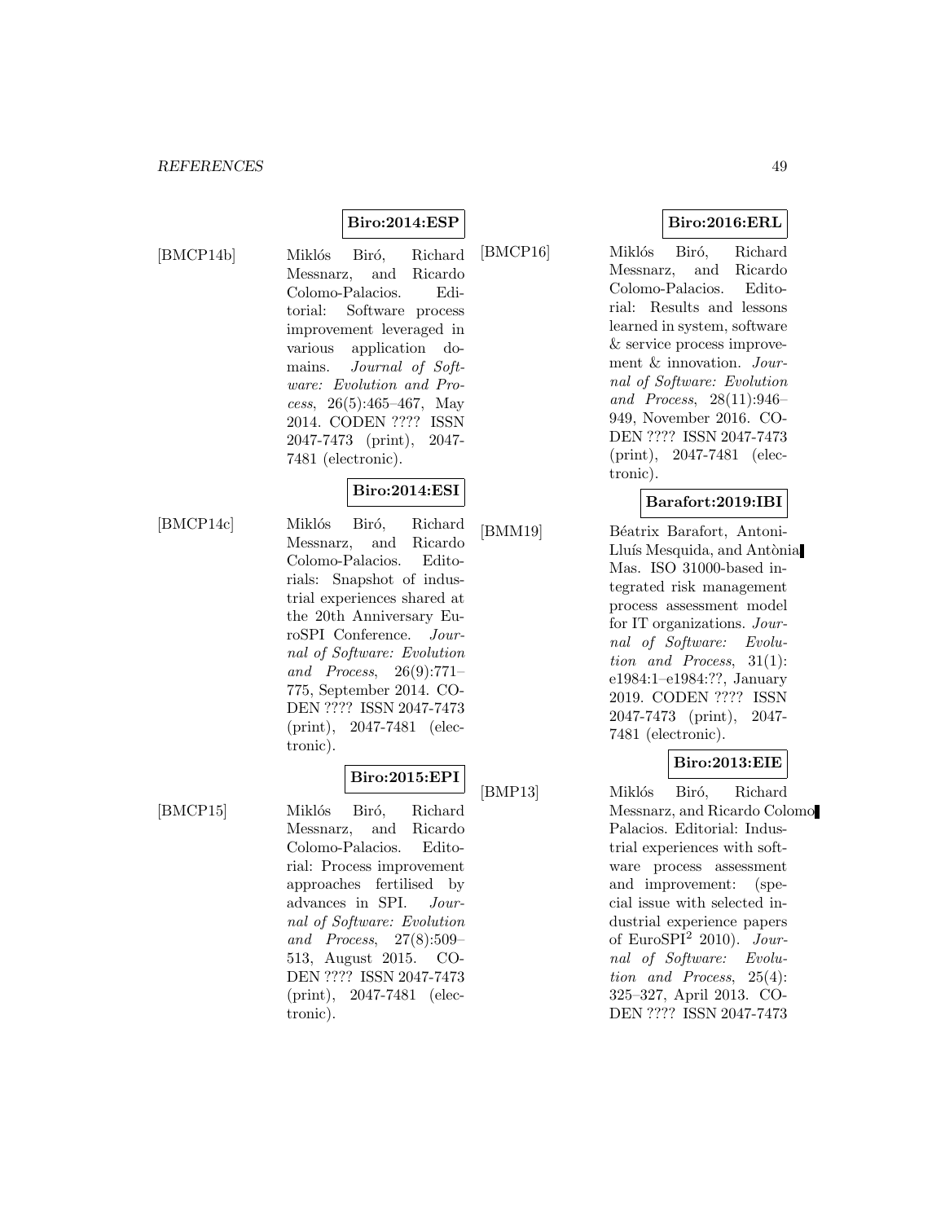**Biro:2014:ESP**

[BMCP14b] Miklós Biró, Richard Messnarz, and Ricardo Colomo-Palacios. Editorial: Software process improvement leveraged in various application domains. *Journal of Software: Evolution and Process*, 26(5):465–467, May 2014. CODEN ???? ISSN 2047-7473 (print), 2047-7481 (electronic).

**Biro:2014:ESI**

[BMCP14c] Miklós Biró, Richard Messnarz, and Ricardo Colomo-Palacios. Editorials: Snapshot of industrial experiences shared at the 20th Anniversary EuroSPI Conference. *Journal of Software: Evolution and Process*, 26(9):771–775, September 2014. CODEN ???? ISSN 2047-7473 (print), 2047-7481 (electronic).

**Biro:2015:EPI**

[BMCP15] Miklós Biró, Richard Messnarz, and Ricardo Colomo-Palacios. Editorial: Process improvement approaches fertilised by advances in SPI. *Journal of Software: Evolution and Process*, 27(8):509–513, August 2015. CODEN ???? ISSN 2047-7473 (print), 2047-7481 (electronic).

**Biro:2016:ERL**

[BMCP16] Miklós Biró, Richard Messnarz, and Ricardo Colomo-Palacios. Editorial: Results and lessons learned in system, software & service process improvement & innovation. *Journal of Software: Evolution and Process*, 28(11):946–949, November 2016. CODEN ???? ISSN 2047-7473 (print), 2047-7481 (electronic).

**Barafort:2019:IBI**

[BMM19] Béatrix Barafort, Antoni-Lluís Mesquida, and Antònia Mas. ISO 31000-based integrated risk management process assessment model for IT organizations. *Journal of Software: Evolution and Process*, 31(1): e1984:1–e1984:??, January 2019. CODEN ???? ISSN 2047-7473 (print), 2047-7481 (electronic).

**Biro:2013:EIE**

[BMP13] Miklós Biró, Richard Messnarz, and Ricardo Colomo Palacios. Editorial: Industrial experiences with software process assessment and improvement: (special issue with selected industrial experience papers of EuroSPI$^2$ 2010). *Journal of Software: Evolution and Process*, 25(4): 325–327, April 2013. CODEN ???? ISSN 2047-7473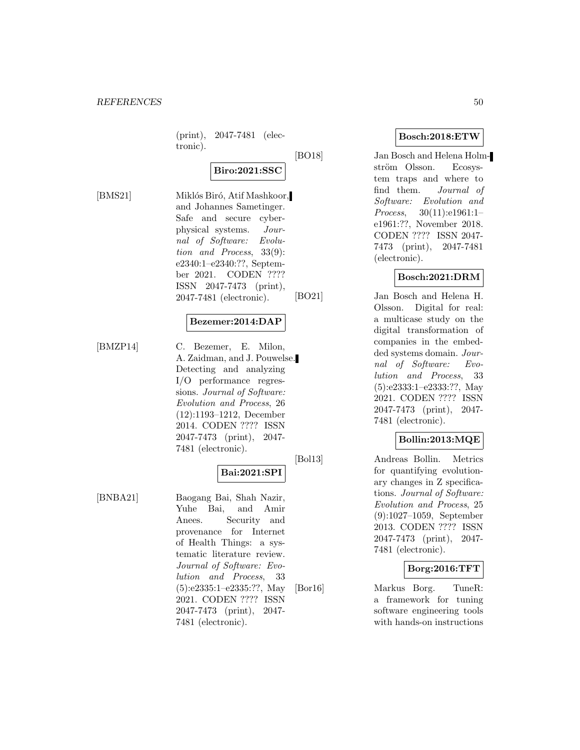(print), 2047-7481 (electronic).

**Biro:2021:SSC**

[BMS21] Miklós Biró, Atif Mashkoor, and Johannes Sametinger. Safe and secure cyber-physical systems. *Journal of Software: Evolution and Process*, 33(9): e2340:1–e2340:??, September 2021. CODEN ???? ISSN 2047-7473 (print), 2047-7481 (electronic).

**Bezemer:2014:DAP**

[BMZP14] C. Bezemer, E. Milon, A. Zaidman, and J. Pouwelse. Detecting and analyzing I/O performance regressions. *Journal of Software: Evolution and Process*, 26 (12):1193–1212, December 2014. CODEN ???? ISSN 2047-7473 (print), 2047-7481 (electronic).

**Bai:2021:SPI**

[BNBA21] Baogang Bai, Shah Nazir, Yuhe Bai, and Amir Anees. Security and provenance for Internet of Health Things: a systematic literature review. *Journal of Software: Evolution and Process*, 33 (5):e2335:1–e2335:??, May 2021. CODEN ???? ISSN 2047-7473 (print), 2047-7481 (electronic).

**Bosch:2018:ETW**

[BO18] Jan Bosch and Helena Holmström Olsson. Ecosystem traps and where to find them. *Journal of Software: Evolution and Process*, 30(11):e1961:1–e1961:??, November 2018. CODEN ???? ISSN 2047-7473 (print), 2047-7481 (electronic).

**Bosch:2021:DRM**

[BO21] Jan Bosch and Helena H. Olsson. Digital for real: a multicase study on the digital transformation of companies in the embedded systems domain. *Journal of Software: Evolution and Process*, 33 (5):e2333:1–e2333:??, May 2021. CODEN ???? ISSN 2047-7473 (print), 2047-7481 (electronic).

**Bollin:2013:MQE**

[Bol13] Andreas Bollin. Metrics for quantifying evolutionary changes in Z specifications. *Journal of Software: Evolution and Process*, 25 (9):1027–1059, September 2013. CODEN ???? ISSN 2047-7473 (print), 2047-7481 (electronic).

**Borg:2016:TFT**

[Bor16] Markus Borg. TuneR: a framework for tuning software engineering tools with hands-on instructions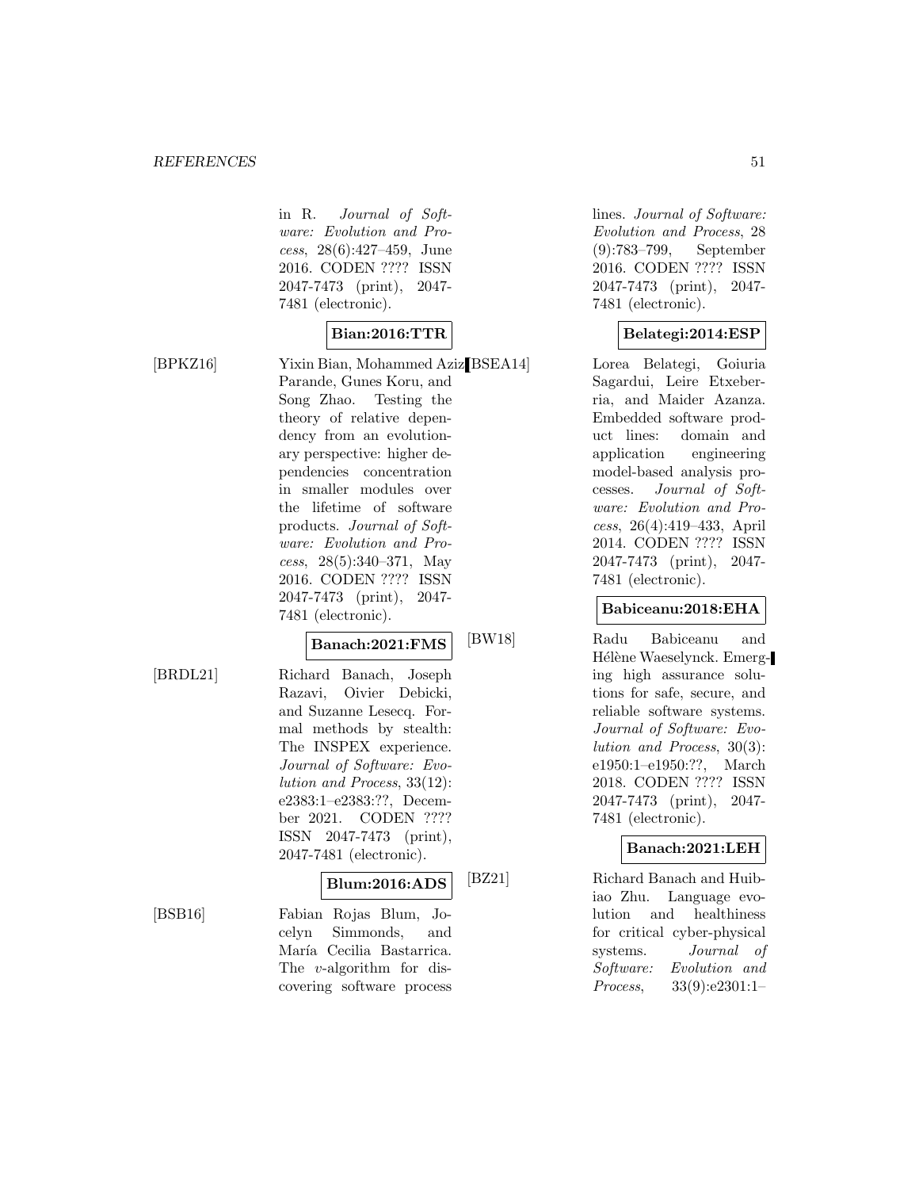in R. *Journal of Software: Evolution and Process*, 28(6):427–459, June 2016. CODEN ???? ISSN 2047-7473 (print), 2047-7481 (electronic).

**Bian:2016:TTR**

[BPKZ16] Yixin Bian, Mohammed Aziz Parande, Gunes Koru, and Song Zhao. Testing the theory of relative dependency from an evolutionary perspective: higher dependencies concentration in smaller modules over the lifetime of software products. *Journal of Software: Evolution and Process*, 28(5):340–371, May 2016. CODEN ???? ISSN 2047-7473 (print), 2047-7481 (electronic).

**Banach:2021:FMS**

[BRDL21] Richard Banach, Joseph Razavi, Oivier Debicki, and Suzanne Lesecq. Formal methods by stealth: The INSPEX experience. *Journal of Software: Evolution and Process*, 33(12): e2383:1–e2383:??, December 2021. CODEN ???? ISSN 2047-7473 (print), 2047-7481 (electronic).

**Blum:2016:ADS**

[BSB16] Fabian Rojas Blum, Jocelyn Simmonds, and María Cecilia Bastarrica. The $v$-algorithm for discovering software process lines. *Journal of Software: Evolution and Process*, 28 (9):783–799, September 2016. CODEN ???? ISSN 2047-7473 (print), 2047-7481 (electronic).

**Belategi:2014:ESP**

[BSEA14] Lorea Belategi, Goiuria Sagardui, Leire Etxeberria, and Maider Azanza. Embedded software product lines: domain and application engineering model-based analysis processes. *Journal of Software: Evolution and Process*, 26(4):419–433, April 2014. CODEN ???? ISSN 2047-7473 (print), 2047-7481 (electronic).

**Babiceanu:2018:EHA**

[BW18] Radu Babiceanu and Hélène Waeselynck. Emerging high assurance solutions for safe, secure, and reliable software systems. *Journal of Software: Evolution and Process*, 30(3): e1950:1–e1950:??, March 2018. CODEN ???? ISSN 2047-7473 (print), 2047-7481 (electronic).

**Banach:2021:LEH**

[BZ21] Richard Banach and Huibiao Zhu. Language evolution and healthiness for critical cyber-physical systems. *Journal of Software: Evolution and Process*, 33(9):e2301:1–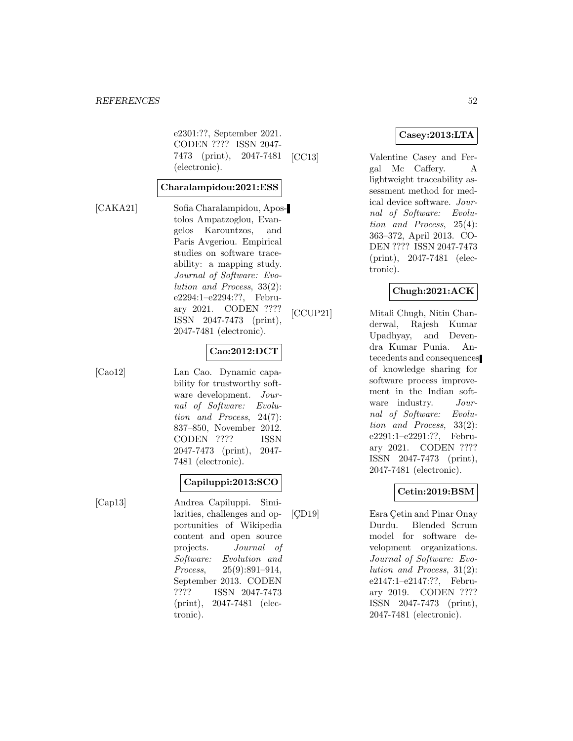e2301:??, September 2021. CODEN ???? ISSN 2047-7473 (print), 2047-7481 (electronic).

**Charalampidou:2021:ESS**

[CAKA21] Sofia Charalampidou, Apostolos Ampatzoglou, Evangelos Karountzos, and Paris Avgeriou. Empirical studies on software traceability: a mapping study. *Journal of Software: Evolution and Process*, 33(2): e2294:1–e2294:??, February 2021. CODEN ???? ISSN 2047-7473 (print), 2047-7481 (electronic).

**Cao:2012:DCT**

[Cao12] Lan Cao. Dynamic capability for trustworthy software development. *Journal of Software: Evolution and Process*, 24(7): 837–850, November 2012. CODEN ???? ISSN 2047-7473 (print), 2047-7481 (electronic).

**Capiluppi:2013:SCO**

[Cap13] Andrea Capiluppi. Similarities, challenges and opportunities of Wikipedia content and open source projects. *Journal of Software: Evolution and Process*, 25(9):891–914, September 2013. CODEN ???? ISSN 2047-7473 (print), 2047-7481 (electronic).

**Casey:2013:LTA**

[CC13] Valentine Casey and Fergal Mc Caffery. A lightweight traceability assessment method for medical device software. *Journal of Software: Evolution and Process*, 25(4): 363–372, April 2013. CODEN ???? ISSN 2047-7473 (print), 2047-7481 (electronic).

**Chugh:2021:ACK**

[CCUP21] Mitali Chugh, Nitin Chanderwal, Rajesh Kumar Upadhyay, and Devendra Kumar Punia. Antecedents and consequences of knowledge sharing for software process improvement in the Indian software industry. *Journal of Software: Evolution and Process*, 33(2): e2291:1–e2291:??, February 2021. CODEN ???? ISSN 2047-7473 (print), 2047-7481 (electronic).

**Cetin:2019:BSM**

[ÇD19] Esra Çetin and Pinar Onay Durdu. Blended Scrum model for software development organizations. *Journal of Software: Evolution and Process*, 31(2): e2147:1–e2147:??, February 2019. CODEN ???? ISSN 2047-7473 (print), 2047-7481 (electronic).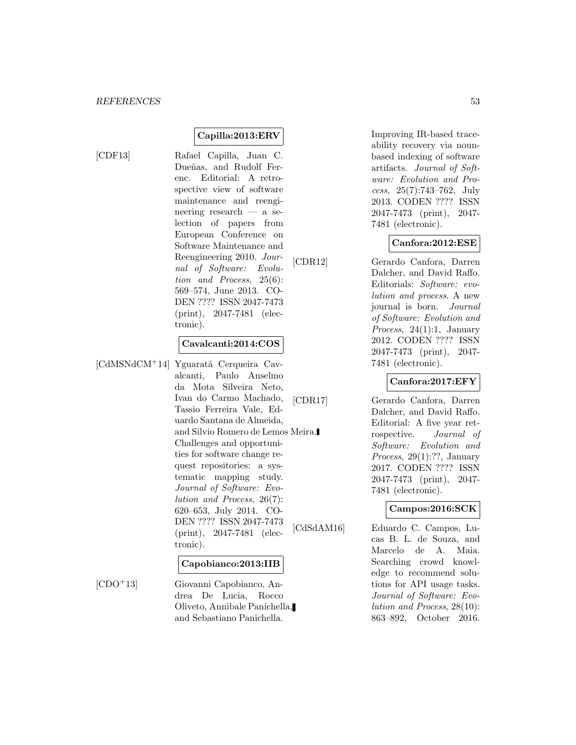**Capilla:2013:ERV**

[CDF13] Rafael Capilla, Juan C. Dueñas, and Rudolf Ferenc. Editorial: A retrospective view of software maintenance and reengineering research — a selection of papers from European Conference on Software Maintenance and Reengineering 2010. *Journal of Software: Evolution and Process*, 25(6): 569–574, June 2013. CODEN ???? ISSN 2047-7473 (print), 2047-7481 (electronic).

**Cavalcanti:2014:COS**

[CdMSNdCM+14] Yguaratã Cerqueira Cavalcanti, Paulo Anselmo da Mota Silveira Neto, Ivan do Carmo Machado, Tassio Ferreira Vale, Eduardo Santana de Almeida, and Silvio Romero de Lemos Meira. Challenges and opportunities for software change request repositories: a systematic mapping study. *Journal of Software: Evolution and Process*, 26(7): 620–653, July 2014. CODEN ???? ISSN 2047-7473 (print), 2047-7481 (electronic).

**Capobianco:2013:IIB**

[CDO+13] Giovanni Capobianco, Andrea De Lucia, Rocco Oliveto, Annibale Panichella, and Sebastiano Panichella. Improving IR-based traceability recovery via noun-based indexing of software artifacts. *Journal of Software: Evolution and Process*, 25(7):743–762, July 2013. CODEN ???? ISSN 2047-7473 (print), 2047-7481 (electronic).

**Canfora:2012:ESE**

[CDR12] Gerardo Canfora, Darren Dalcher, and David Raffo. Editorials: *Software: evolution and process*. A new journal is born. *Journal of Software: Evolution and Process*, 24(1):1, January 2012. CODEN ???? ISSN 2047-7473 (print), 2047-7481 (electronic).

**Canfora:2017:EFY**

[CDR17] Gerardo Canfora, Darren Dalcher, and David Raffo. Editorial: A five year retrospective. *Journal of Software: Evolution and Process*, 29(1):??, January 2017. CODEN ???? ISSN 2047-7473 (print), 2047-7481 (electronic).

**Campos:2016:SCK**

[CdSdAM16] Eduardo C. Campos, Lucas B. L. de Souza, and Marcelo de A. Maia. Searching crowd knowledge to recommend solutions for API usage tasks. *Journal of Software: Evolution and Process*, 28(10): 863–892, October 2016.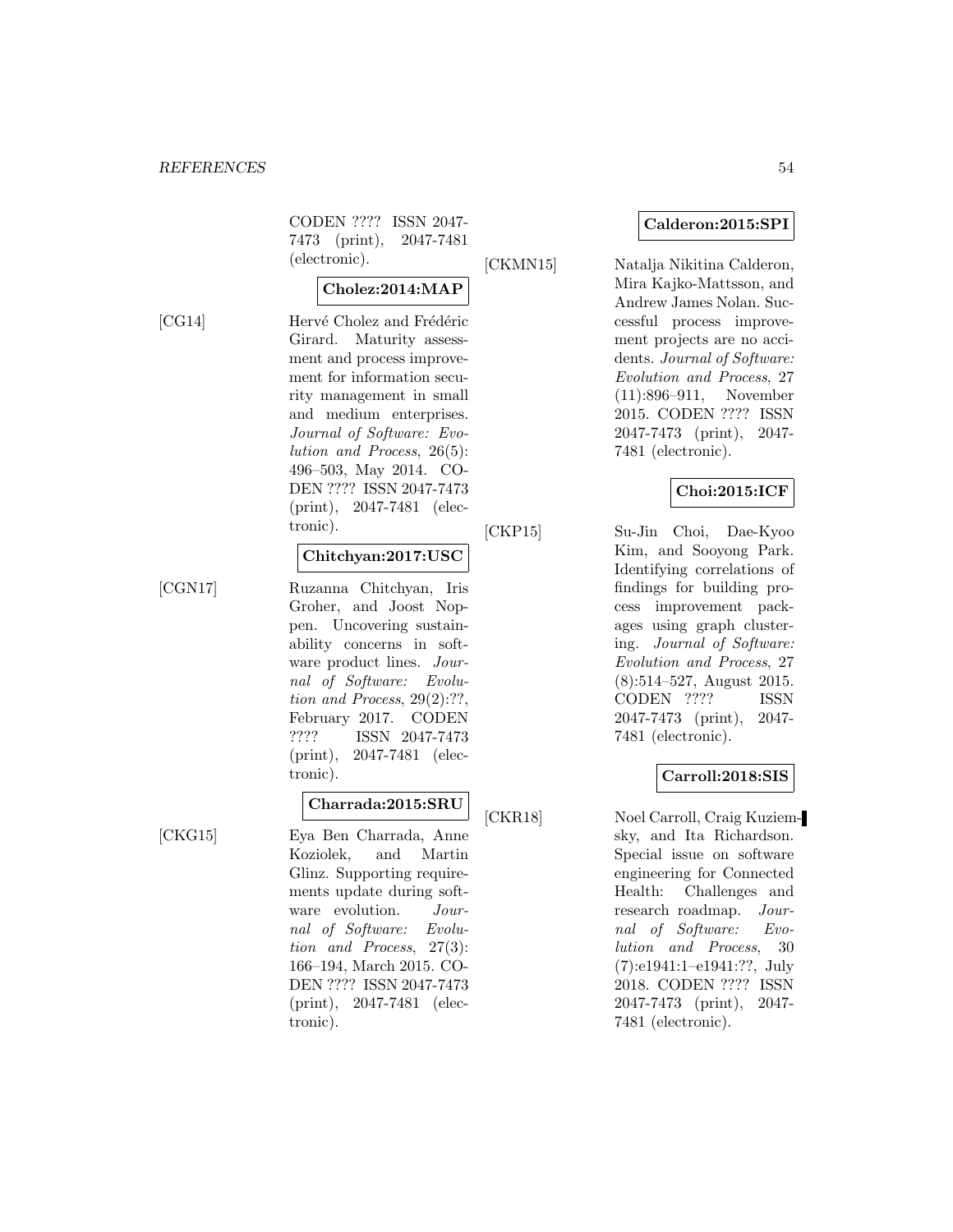CODEN ???? ISSN 2047-7473 (print), 2047-7481 (electronic).

**Cholez:2014:MAP**

[CG14] Hervé Cholez and Frédéric Girard. Maturity assessment and process improvement for information security management in small and medium enterprises. *Journal of Software: Evolution and Process*, 26(5): 496–503, May 2014. CODEN ???? ISSN 2047-7473 (print), 2047-7481 (electronic).

**Chitchyan:2017:USC**

[CGN17] Ruzanna Chitchyan, Iris Groher, and Joost Noppen. Uncovering sustainability concerns in software product lines. *Journal of Software: Evolution and Process*, 29(2):??, February 2017. CODEN ???? ISSN 2047-7473 (print), 2047-7481 (electronic).

**Charrada:2015:SRU**

[CKG15] Eya Ben Charrada, Anne Koziolek, and Martin Glinz. Supporting requirements update during software evolution. *Journal of Software: Evolution and Process*, 27(3): 166–194, March 2015. CODEN ???? ISSN 2047-7473 (print), 2047-7481 (electronic).

**Calderon:2015:SPI**

[CKMN15] Natalja Nikitina Calderon, Mira Kajko-Mattsson, and Andrew James Nolan. Successful process improvement projects are no accidents. *Journal of Software: Evolution and Process*, 27 (11):896–911, November 2015. CODEN ???? ISSN 2047-7473 (print), 2047-7481 (electronic).

**Choi:2015:ICF**

[CKP15] Su-Jin Choi, Dae-Kyoo Kim, and Sooyong Park. Identifying correlations of findings for building process improvement packages using graph clustering. *Journal of Software: Evolution and Process*, 27 (8):514–527, August 2015. CODEN ???? ISSN 2047-7473 (print), 2047-7481 (electronic).

**Carroll:2018:SIS**

[CKR18] Noel Carroll, Craig Kuziemsky, and Ita Richardson. Special issue on software engineering for Connected Health: Challenges and research roadmap. *Journal of Software: Evolution and Process*, 30 (7):e1941:1–e1941:??, July 2018. CODEN ???? ISSN 2047-7473 (print), 2047-7481 (electronic).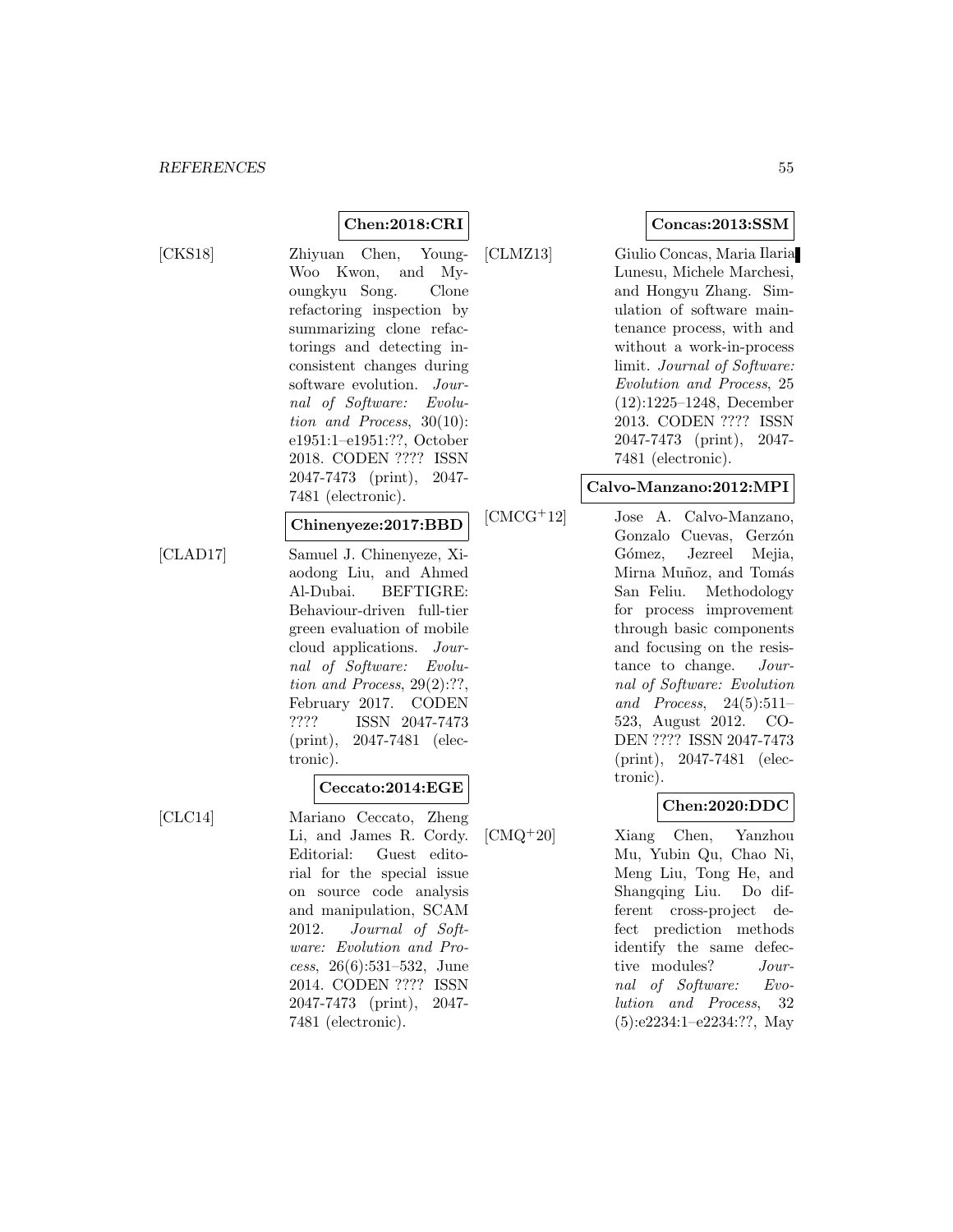**Chen:2018:CRI**

[CKS18] Zhiyuan Chen, Young-Woo Kwon, and Myoungkyu Song. Clone refactoring inspection by summarizing clone refactorings and detecting inconsistent changes during software evolution. *Journal of Software: Evolution and Process*, 30(10): e1951:1–e1951:??, October 2018. CODEN ???? ISSN 2047-7473 (print), 2047-7481 (electronic).

**Chinenyeze:2017:BBD**

[CLAD17] Samuel J. Chinenyeze, Xiaodong Liu, and Ahmed Al-Dubai. BEFTIGRE: Behaviour-driven full-tier green evaluation of mobile cloud applications. *Journal of Software: Evolution and Process*, 29(2):??, February 2017. CODEN ???? ISSN 2047-7473 (print), 2047-7481 (electronic).

**Ceccato:2014:EGE**

[CLC14] Mariano Ceccato, Zheng Li, and James R. Cordy. Editorial: Guest editorial for the special issue on source code analysis and manipulation, SCAM 2012. *Journal of Software: Evolution and Process*, 26(6):531–532, June 2014. CODEN ???? ISSN 2047-7473 (print), 2047-7481 (electronic).

**Concas:2013:SSM**

[CLMZ13] Giulio Concas, Maria Ilaria Lunesu, Michele Marchesi, and Hongyu Zhang. Simulation of software maintenance process, with and without a work-in-process limit. *Journal of Software: Evolution and Process*, 25 (12):1225–1248, December 2013. CODEN ???? ISSN 2047-7473 (print), 2047-7481 (electronic).

**Calvo-Manzano:2012:MPI**

[CMCG+12] Jose A. Calvo-Manzano, Gonzalo Cuevas, Gerzón Gómez, Jezreel Mejia, Mirna Muñoz, and Tomás San Feliu. Methodology for process improvement through basic components and focusing on the resistance to change. *Journal of Software: Evolution and Process*, 24(5):511–523, August 2012. CODEN ???? ISSN 2047-7473 (print), 2047-7481 (electronic).

**Chen:2020:DDC**

[CMQ+20] Xiang Chen, Yanzhou Mu, Yubin Qu, Chao Ni, Meng Liu, Tong He, and Shangqing Liu. Do different cross-project defect prediction methods identify the same defective modules? *Journal of Software: Evolution and Process*, 32 (5):e2234:1–e2234:??, May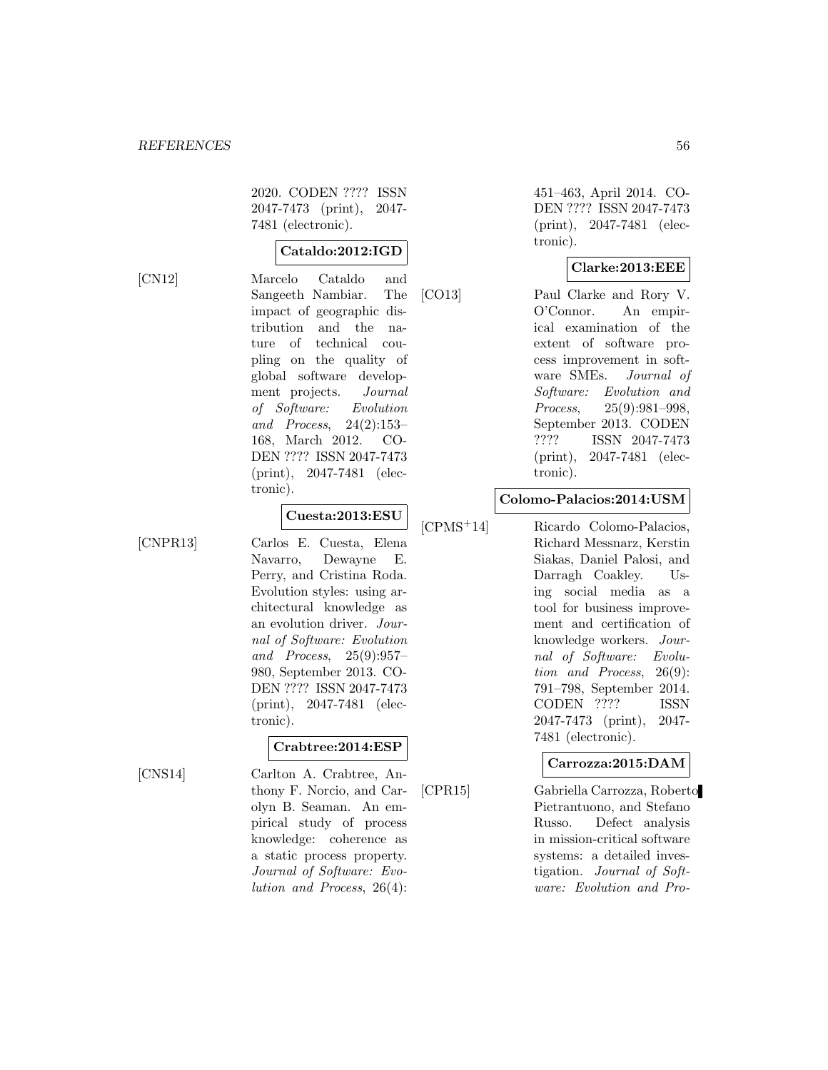2020. CODEN ???? ISSN 2047-7473 (print), 2047-7481 (electronic).

**Cataldo:2012:IGD**

[CN12] Marcelo Cataldo and Sangeeth Nambiar. The impact of geographic distribution and the nature of technical coupling on the quality of global software development projects. *Journal of Software: Evolution and Process*, 24(2):153–168, March 2012. CODEN ???? ISSN 2047-7473 (print), 2047-7481 (electronic).

**Cuesta:2013:ESU**

[CNPR13] Carlos E. Cuesta, Elena Navarro, Dewayne E. Perry, and Cristina Roda. Evolution styles: using architectural knowledge as an evolution driver. *Journal of Software: Evolution and Process*, 25(9):957–980, September 2013. CODEN ???? ISSN 2047-7473 (print), 2047-7481 (electronic).

**Crabtree:2014:ESP**

[CNS14] Carlton A. Crabtree, Anthony F. Norcio, and Carolyn B. Seaman. An empirical study of process knowledge: coherence as a static process property. *Journal of Software: Evolution and Process*, 26(4): 451–463, April 2014. CODEN ???? ISSN 2047-7473 (print), 2047-7481 (electronic).

**Clarke:2013:EEE**

[CO13] Paul Clarke and Rory V. O'Connor. An empirical examination of the extent of software process improvement in software SMEs. *Journal of Software: Evolution and Process*, 25(9):981–998, September 2013. CODEN ???? ISSN 2047-7473 (print), 2047-7481 (electronic).

**Colomo-Palacios:2014:USM**

[CPMS+14] Ricardo Colomo-Palacios, Richard Messnarz, Kerstin Siakas, Daniel Palosi, and Darragh Coakley. Using social media as a tool for business improvement and certification of knowledge workers. *Journal of Software: Evolution and Process*, 26(9): 791–798, September 2014. CODEN ???? ISSN 2047-7473 (print), 2047-7481 (electronic).

**Carrozza:2015:DAM**

[CPR15] Gabriella Carrozza, Roberto Pietrantuono, and Stefano Russo. Defect analysis in mission-critical software systems: a detailed investigation. *Journal of Software: Evolution and Pro-*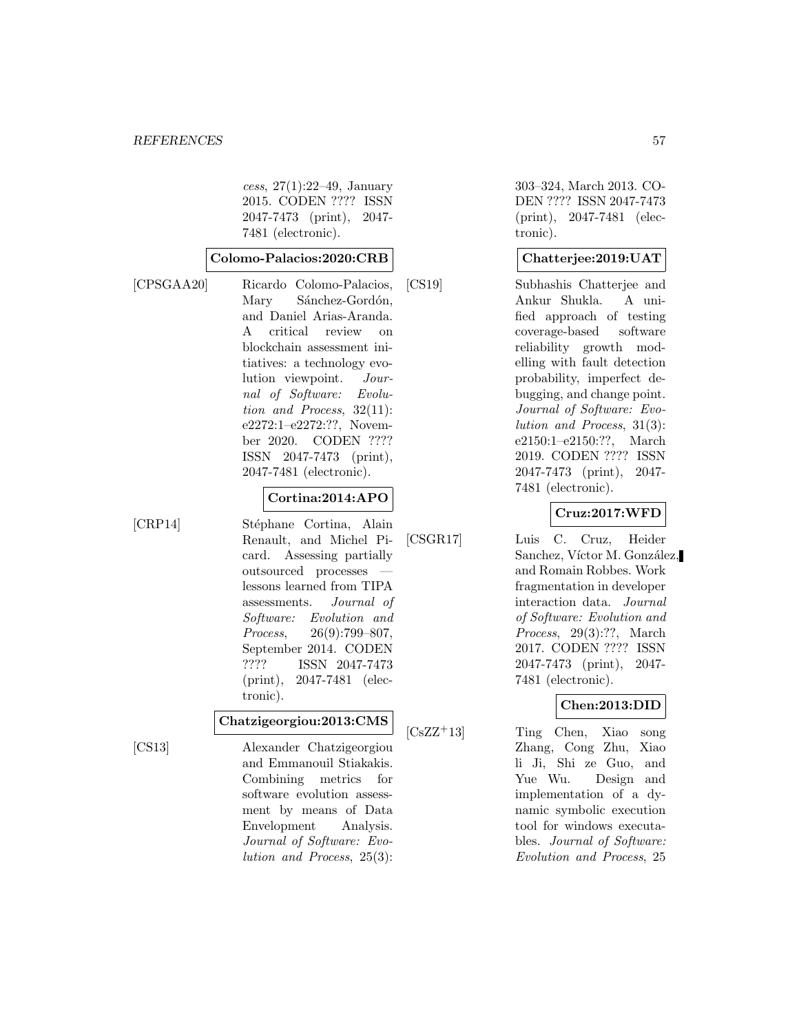*cess*, 27(1):22–49, January 2015. CODEN ???? ISSN 2047-7473 (print), 2047-7481 (electronic).

**Colomo-Palacios:2020:CRB**

[CPSGAA20] Ricardo Colomo-Palacios, Mary Sánchez-Gordón, and Daniel Arias-Aranda. A critical review on blockchain assessment initiatives: a technology evolution viewpoint. *Journal of Software: Evolution and Process*, 32(11): e2272:1–e2272:??, November 2020. CODEN ???? ISSN 2047-7473 (print), 2047-7481 (electronic).

**Cortina:2014:APO**

[CRP14] Stéphane Cortina, Alain Renault, and Michel Picard. Assessing partially outsourced processes — lessons learned from TIPA assessments. *Journal of Software: Evolution and Process*, 26(9):799–807, September 2014. CODEN ???? ISSN 2047-7473 (print), 2047-7481 (electronic).

**Chatzigeorgiou:2013:CMS**

[CS13] Alexander Chatzigeorgiou and Emmanouil Stiakakis. Combining metrics for software evolution assessment by means of Data Envelopment Analysis. *Journal of Software: Evolution and Process*, 25(3): 303–324, March 2013. CODEN ???? ISSN 2047-7473 (print), 2047-7481 (electronic).

**Chatterjee:2019:UAT**

[CS19] Subhashis Chatterjee and Ankur Shukla. A unified approach of testing coverage-based software reliability growth modelling with fault detection probability, imperfect debugging, and change point. *Journal of Software: Evolution and Process*, 31(3): e2150:1–e2150:??, March 2019. CODEN ???? ISSN 2047-7473 (print), 2047-7481 (electronic).

**Cruz:2017:WFD**

[CSGR17] Luis C. Cruz, Heider Sanchez, Víctor M. González, and Romain Robbes. Work fragmentation in developer interaction data. *Journal of Software: Evolution and Process*, 29(3):??, March 2017. CODEN ???? ISSN 2047-7473 (print), 2047-7481 (electronic).

**Chen:2013:DID**

[CsZZ+13] Ting Chen, Xiao song Zhang, Cong Zhu, Xiao li Ji, Shi ze Guo, and Yue Wu. Design and implementation of a dynamic symbolic execution tool for windows executables. *Journal of Software: Evolution and Process*, 25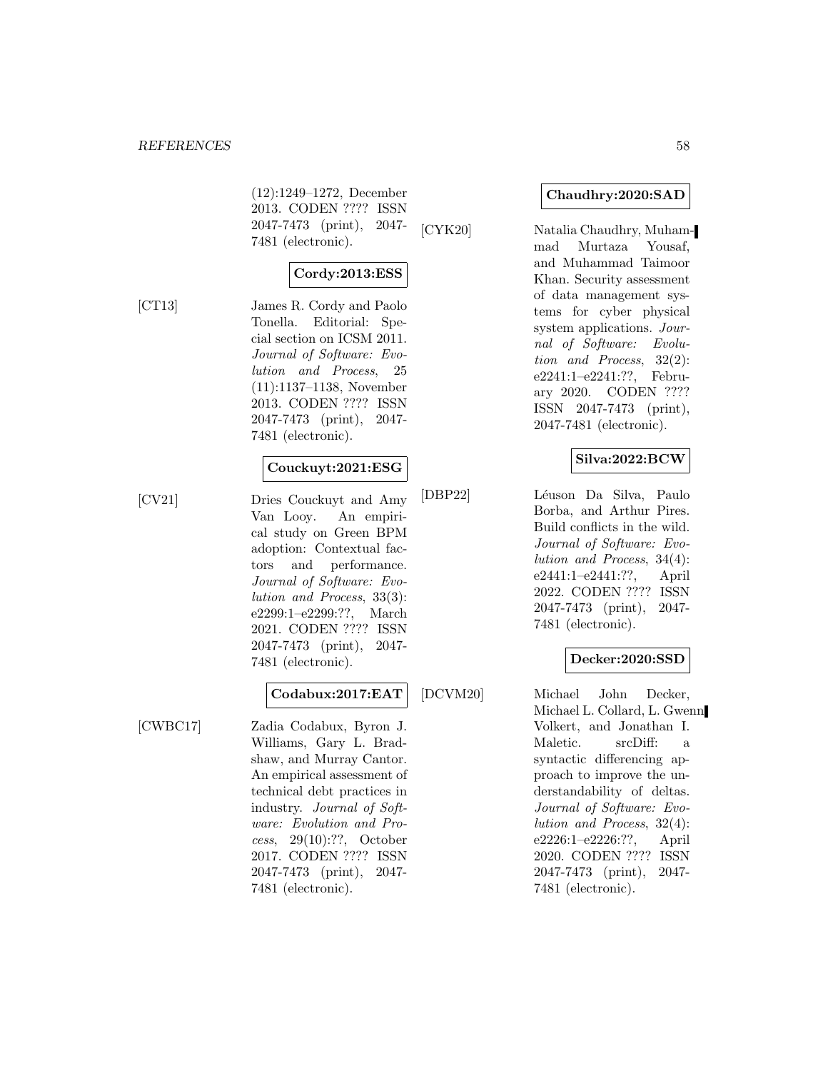(12):1249–1272, December 2013. CODEN ???? ISSN 2047-7473 (print), 2047-7481 (electronic).

**Cordy:2013:ESS**

[CT13] James R. Cordy and Paolo Tonella. Editorial: Special section on ICSM 2011. *Journal of Software: Evolution and Process*, 25 (11):1137–1138, November 2013. CODEN ???? ISSN 2047-7473 (print), 2047-7481 (electronic).

**Couckuyt:2021:ESG**

[CV21] Dries Couckuyt and Amy Van Looy. An empirical study on Green BPM adoption: Contextual factors and performance. *Journal of Software: Evolution and Process*, 33(3): e2299:1–e2299:??, March 2021. CODEN ???? ISSN 2047-7473 (print), 2047-7481 (electronic).

**Codabux:2017:EAT**

[CWBC17] Zadia Codabux, Byron J. Williams, Gary L. Bradshaw, and Murray Cantor. An empirical assessment of technical debt practices in industry. *Journal of Software: Evolution and Process*, 29(10):??, October 2017. CODEN ???? ISSN 2047-7473 (print), 2047-7481 (electronic).

**Chaudhry:2020:SAD**

[CYK20] Natalia Chaudhry, Muhammad Murtaza Yousaf, and Muhammad Taimoor Khan. Security assessment of data management systems for cyber physical system applications. *Journal of Software: Evolution and Process*, 32(2): e2241:1–e2241:??, February 2020. CODEN ???? ISSN 2047-7473 (print), 2047-7481 (electronic).

**Silva:2022:BCW**

[DBP22] Léuson Da Silva, Paulo Borba, and Arthur Pires. Build conflicts in the wild. *Journal of Software: Evolution and Process*, 34(4): e2441:1–e2441:??, April 2022. CODEN ???? ISSN 2047-7473 (print), 2047-7481 (electronic).

**Decker:2020:SSD**

[DCVM20] Michael John Decker, Michael L. Collard, L. Gwenn Volkert, and Jonathan I. Maletic. srcDiff: a syntactic differencing approach to improve the understandability of deltas. *Journal of Software: Evolution and Process*, 32(4): e2226:1–e2226:??, April 2020. CODEN ???? ISSN 2047-7473 (print), 2047-7481 (electronic).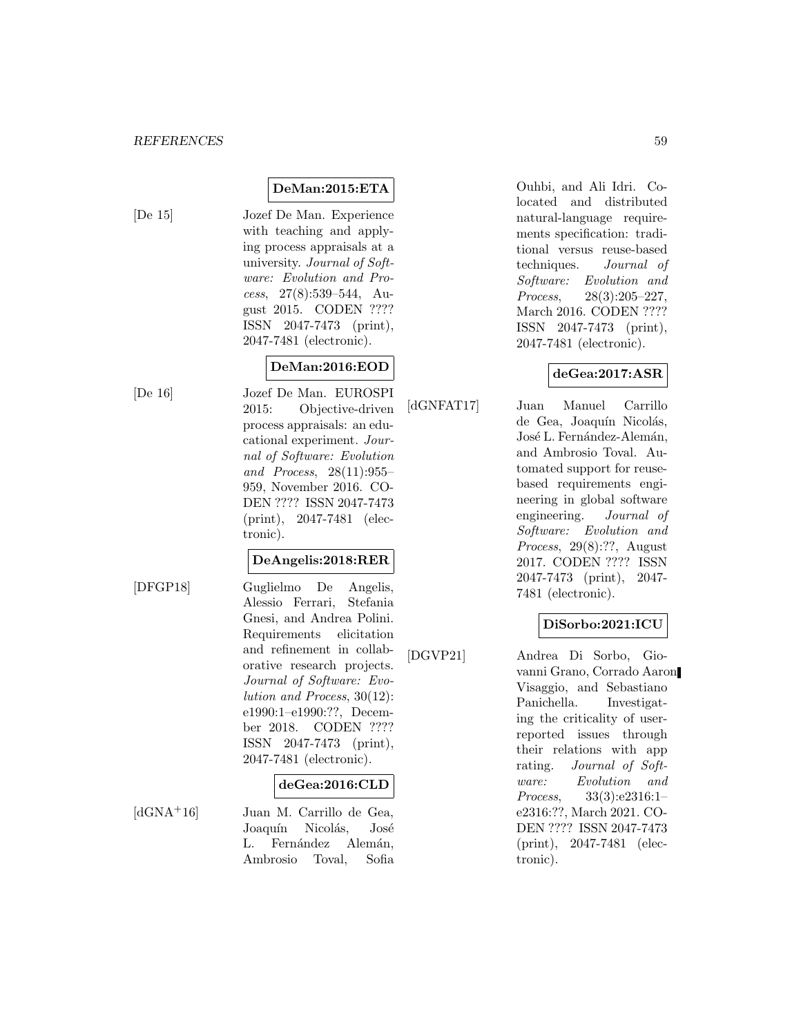**DeMan:2015:ETA**

[De 15] Jozef De Man. Experience with teaching and applying process appraisals at a university. *Journal of Software: Evolution and Process*, 27(8):539–544, August 2015. CODEN ???? ISSN 2047-7473 (print), 2047-7481 (electronic).

**DeMan:2016:EOD**

[De 16] Jozef De Man. EUROSPI 2015: Objective-driven process appraisals: an educational experiment. *Journal of Software: Evolution and Process*, 28(11):955–959, November 2016. CODEN ???? ISSN 2047-7473 (print), 2047-7481 (electronic).

**DeAngelis:2018:RER**

[DFGP18] Guglielmo De Angelis, Alessio Ferrari, Stefania Gnesi, and Andrea Polini. Requirements elicitation and refinement in collaborative research projects. *Journal of Software: Evolution and Process*, 30(12): e1990:1–e1990:??, December 2018. CODEN ???? ISSN 2047-7473 (print), 2047-7481 (electronic).

**deGea:2016:CLD**

[dGNA+16] Juan M. Carrillo de Gea, Joaquín Nicolás, José L. Fernández Alemán, Ambrosio Toval, Sofia Ouhbi, and Ali Idri. Colocated and distributed natural-language requirements specification: traditional versus reuse-based techniques. *Journal of Software: Evolution and Process*, 28(3):205–227, March 2016. CODEN ???? ISSN 2047-7473 (print), 2047-7481 (electronic).

**deGea:2017:ASR**

[dGNFAT17] Juan Manuel Carrillo de Gea, Joaquín Nicolás, José L. Fernández-Alemán, and Ambrosio Toval. Automated support for reuse-based requirements engineering in global software engineering. *Journal of Software: Evolution and Process*, 29(8):??, August 2017. CODEN ???? ISSN 2047-7473 (print), 2047-7481 (electronic).

**DiSorbo:2021:ICU**

[DGVP21] Andrea Di Sorbo, Giovanni Grano, Corrado Aaron Visaggio, and Sebastiano Panichella. Investigating the criticality of user-reported issues through their relations with app rating. *Journal of Software: Evolution and Process*, 33(3):e2316:1–e2316:??, March 2021. CODEN ???? ISSN 2047-7473 (print), 2047-7481 (electronic).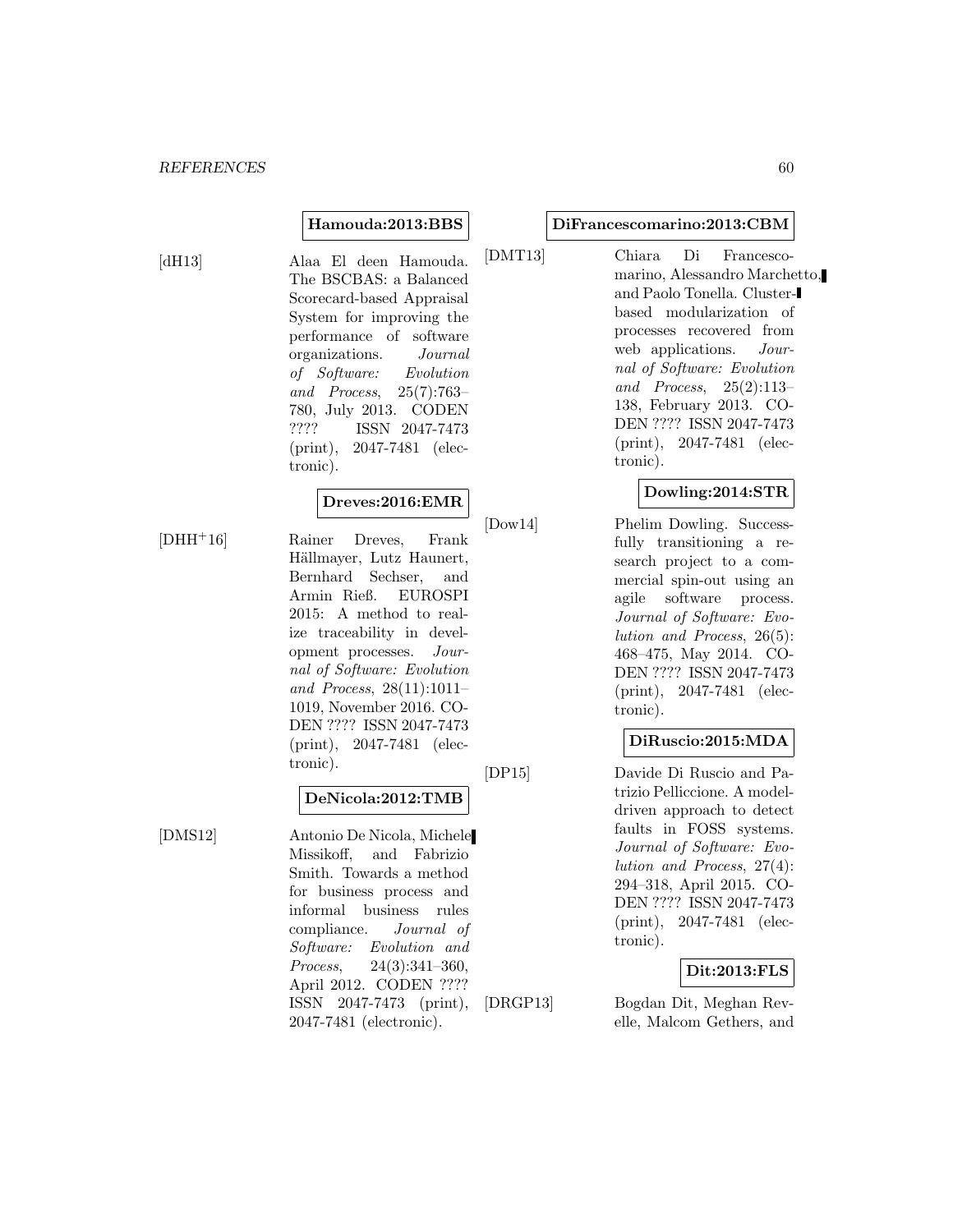**Hamouda:2013:BBS**

[dH13] Alaa El deen Hamouda. The BSCBAS: a Balanced Scorecard-based Appraisal System for improving the performance of software organizations. *Journal of Software: Evolution and Process*, 25(7):763–780, July 2013. CODEN ???? ISSN 2047-7473 (print), 2047-7481 (electronic).

**Dreves:2016:EMR**

[DHH+16] Rainer Dreves, Frank Hällmayer, Lutz Haunert, Bernhard Sechser, and Armin Rieß. EUROSPI 2015: A method to realize traceability in development processes. *Journal of Software: Evolution and Process*, 28(11):1011–1019, November 2016. CODEN ???? ISSN 2047-7473 (print), 2047-7481 (electronic).

**DeNicola:2012:TMB**

[DMS12] Antonio De Nicola, Michele Missikoff, and Fabrizio Smith. Towards a method for business process and informal business rules compliance. *Journal of Software: Evolution and Process*, 24(3):341–360, April 2012. CODEN ???? ISSN 2047-7473 (print), 2047-7481 (electronic).

**DiFrancescomarino:2013:CBM**

[DMT13] Chiara Di Francescomarino, Alessandro Marchetto, and Paolo Tonella. Cluster-based modularization of processes recovered from web applications. *Journal of Software: Evolution and Process*, 25(2):113–138, February 2013. CODEN ???? ISSN 2047-7473 (print), 2047-7481 (electronic).

**Dowling:2014:STR**

[Dow14] Phelim Dowling. Successfully transitioning a research project to a commercial spin-out using an agile software process. *Journal of Software: Evolution and Process*, 26(5):468–475, May 2014. CODEN ???? ISSN 2047-7473 (print), 2047-7481 (electronic).

**DiRuscio:2015:MDA**

[DP15] Davide Di Ruscio and Patrizio Pelliccione. A model-driven approach to detect faults in FOSS systems. *Journal of Software: Evolution and Process*, 27(4):294–318, April 2015. CODEN ???? ISSN 2047-7473 (print), 2047-7481 (electronic).

**Dit:2013:FLS**

[DRGP13] Bogdan Dit, Meghan Revelle, Malcom Gethers, and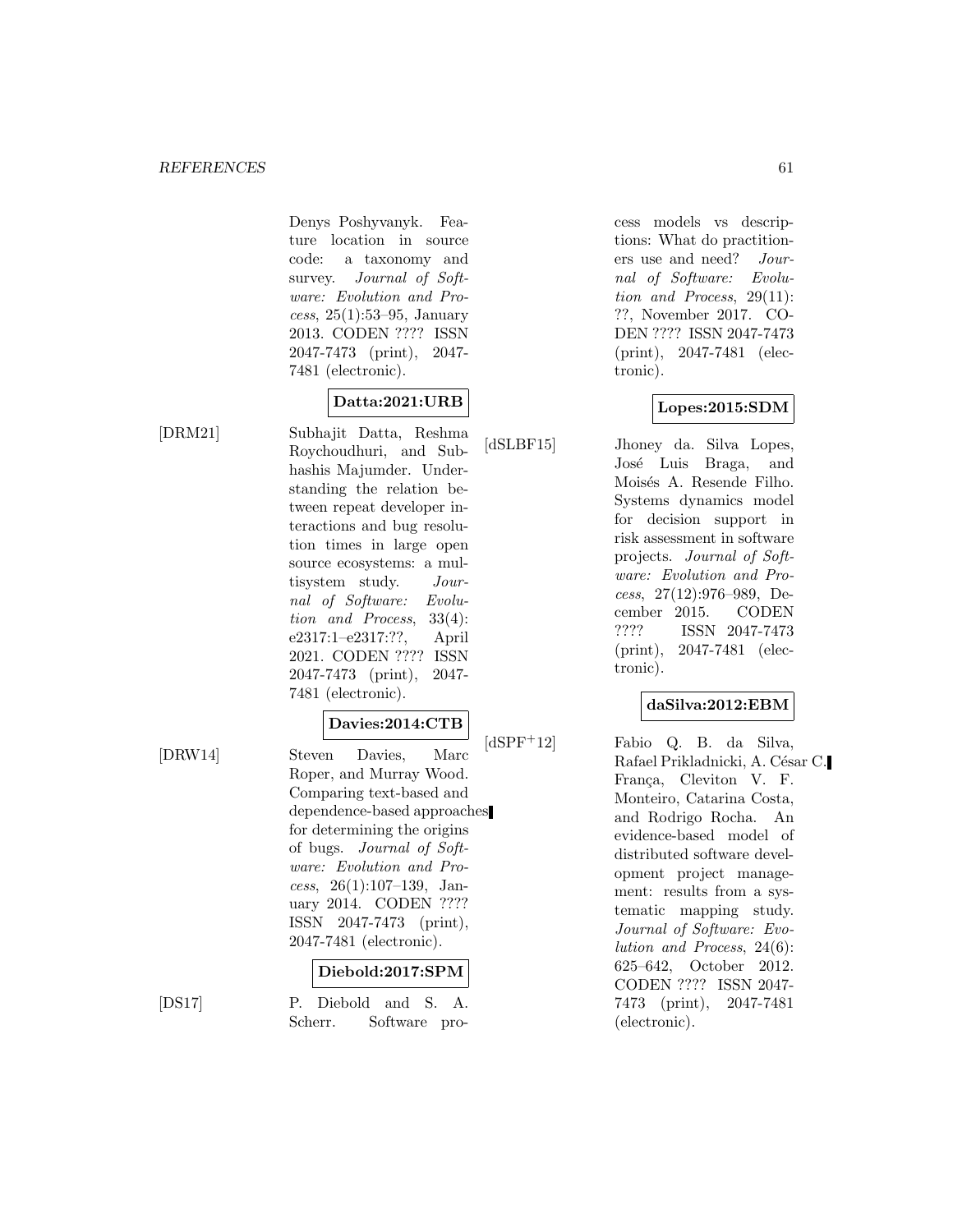Denys Poshyvanyk. Feature location in source code: a taxonomy and survey. *Journal of Software: Evolution and Process*, 25(1):53–95, January 2013. CODEN ???? ISSN 2047-7473 (print), 2047-7481 (electronic).

**Datta:2021:URB**

[DRM21] Subhajit Datta, Reshma Roychoudhuri, and Subhashis Majumder. Understanding the relation between repeat developer interactions and bug resolution times in large open source ecosystems: a multisystem study. *Journal of Software: Evolution and Process*, 33(4): e2317:1–e2317:??, April 2021. CODEN ???? ISSN 2047-7473 (print), 2047-7481 (electronic).

**Davies:2014:CTB**

[DRW14] Steven Davies, Marc Roper, and Murray Wood. Comparing text-based and dependence-based approaches for determining the origins of bugs. *Journal of Software: Evolution and Process*, 26(1):107–139, January 2014. CODEN ???? ISSN 2047-7473 (print), 2047-7481 (electronic).

**Diebold:2017:SPM**

[DS17] P. Diebold and S. A. Scherr. Software process models vs descriptions: What do practitioners use and need? *Journal of Software: Evolution and Process*, 29(11): ??, November 2017. CODEN ???? ISSN 2047-7473 (print), 2047-7481 (electronic).

**Lopes:2015:SDM**

[dSLBF15] Jhoney da. Silva Lopes, José Luis Braga, and Moisés A. Resende Filho. Systems dynamics model for decision support in risk assessment in software projects. *Journal of Software: Evolution and Process*, 27(12):976–989, December 2015. CODEN ???? ISSN 2047-7473 (print), 2047-7481 (electronic).

**daSilva:2012:EBM**

[dSPF+12] Fabio Q. B. da Silva, Rafael Prikladnicki, A. César C. França, Cleviton V. F. Monteiro, Catarina Costa, and Rodrigo Rocha. An evidence-based model of distributed software development project management: results from a systematic mapping study. *Journal of Software: Evolution and Process*, 24(6): 625–642, October 2012. CODEN ???? ISSN 2047-7473 (print), 2047-7481 (electronic).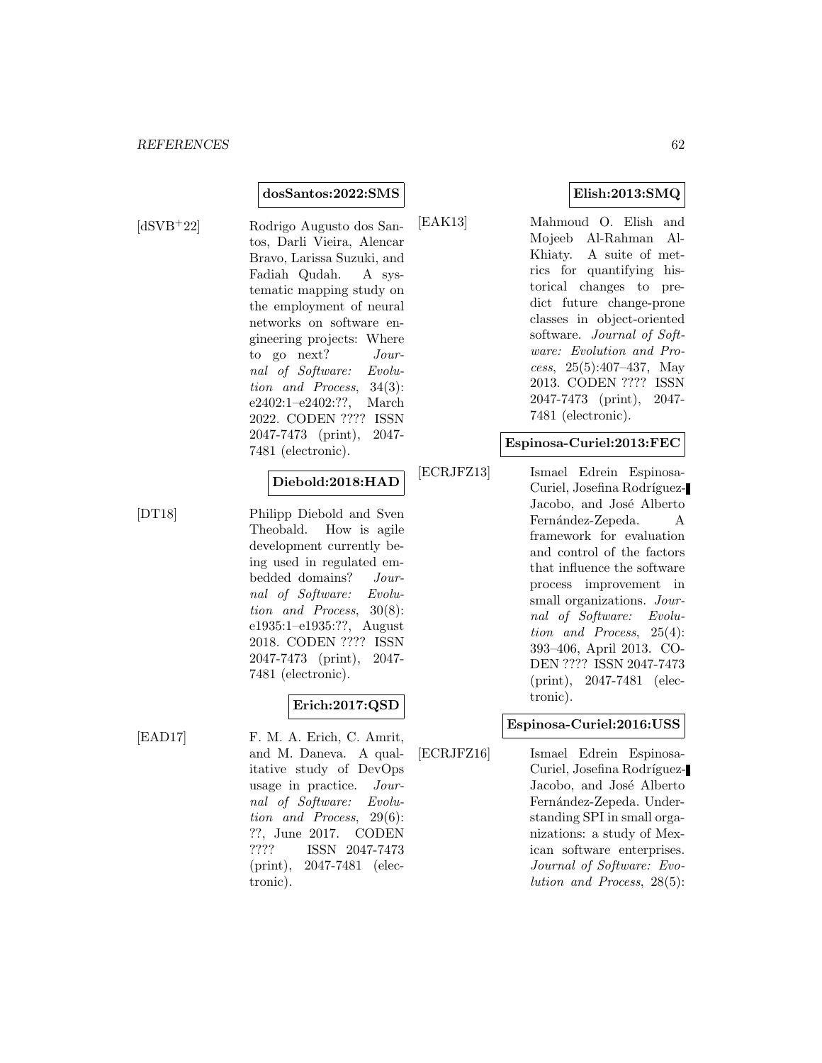**dosSantos:2022:SMS**

[dSVB+22] Rodrigo Augusto dos Santos, Darli Vieira, Alencar Bravo, Larissa Suzuki, and Fadiah Qudah. A systematic mapping study on the employment of neural networks on software engineering projects: Where to go next? *Journal of Software: Evolution and Process*, 34(3): e2402:1–e2402:??, March 2022. CODEN ???? ISSN 2047-7473 (print), 2047-7481 (electronic).

**Diebold:2018:HAD**

[DT18] Philipp Diebold and Sven Theobald. How is agile development currently being used in regulated embedded domains? *Journal of Software: Evolution and Process*, 30(8): e1935:1–e1935:??, August 2018. CODEN ???? ISSN 2047-7473 (print), 2047-7481 (electronic).

**Erich:2017:QSD**

[EAD17] F. M. A. Erich, C. Amrit, and M. Daneva. A qualitative study of DevOps usage in practice. *Journal of Software: Evolution and Process*, 29(6): ??, June 2017. CODEN ???? ISSN 2047-7473 (print), 2047-7481 (electronic).

**Elish:2013:SMQ**

[EAK13] Mahmoud O. Elish and Mojeeb Al-Rahman Al-Khiaty. A suite of metrics for quantifying historical changes to predict future change-prone classes in object-oriented software. *Journal of Software: Evolution and Process*, 25(5):407–437, May 2013. CODEN ???? ISSN 2047-7473 (print), 2047-7481 (electronic).

**Espinosa-Curiel:2013:FEC**

[ECRJFZ13] Ismael Edrein Espinosa-Curiel, Josefina Rodríguez-Jacobo, and José Alberto Fernández-Zepeda. A framework for evaluation and control of the factors that influence the software process improvement in small organizations. *Journal of Software: Evolution and Process*, 25(4): 393–406, April 2013. CODEN ???? ISSN 2047-7473 (print), 2047-7481 (electronic).

**Espinosa-Curiel:2016:USS**

[ECRJFZ16] Ismael Edrein Espinosa-Curiel, Josefina Rodríguez-Jacobo, and José Alberto Fernández-Zepeda. Understanding SPI in small organizations: a study of Mexican software enterprises. *Journal of Software: Evolution and Process*, 28(5):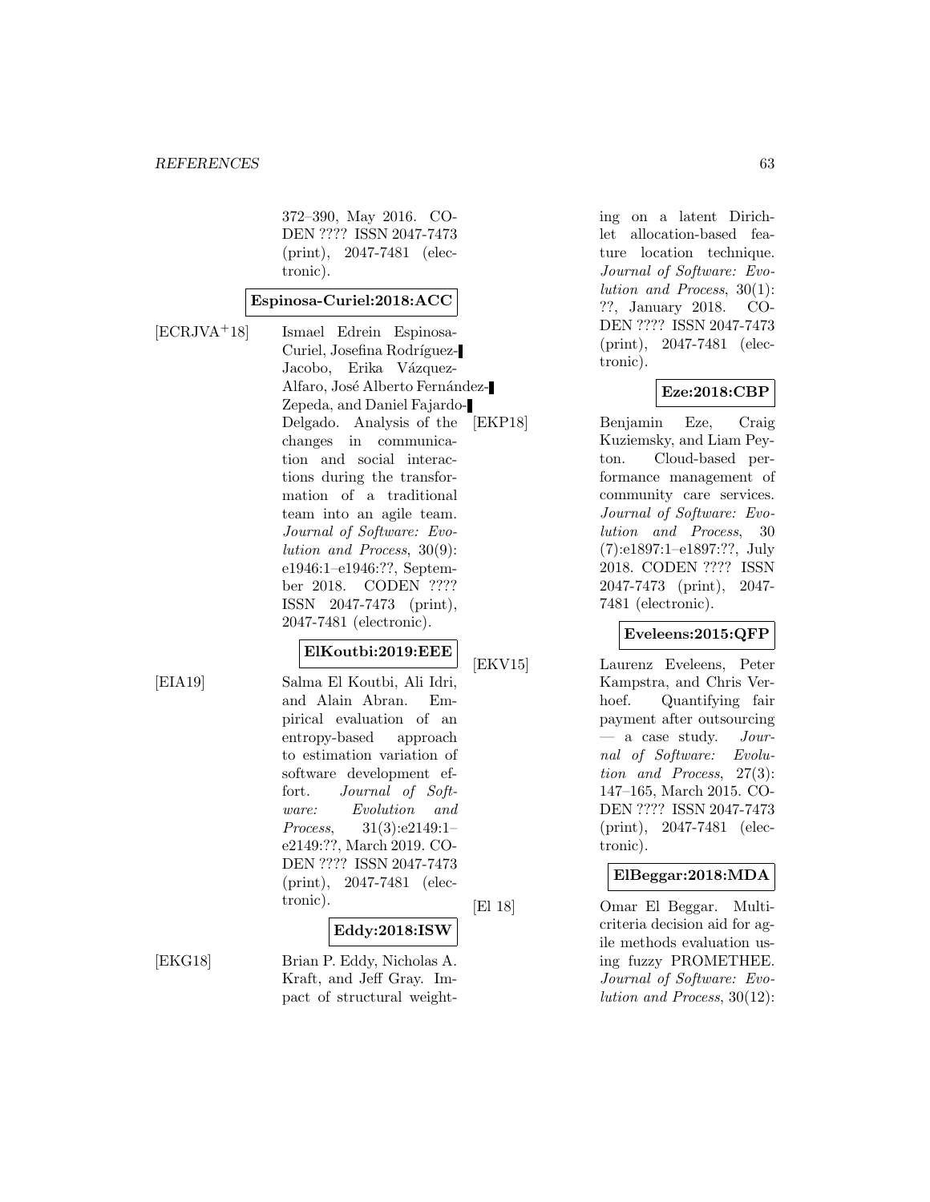372–390, May 2016. CODEN ???? ISSN 2047-7473 (print), 2047-7481 (electronic).

**Espinosa-Curiel:2018:ACC**

[ECRJVA+18] Ismael Edrein Espinosa-Curiel, Josefina Rodríguez-Jacobo, Erika Vázquez-Alfaro, José Alberto Fernández-Zepeda, and Daniel Fajardo-Delgado. Analysis of the changes in communication and social interactions during the transformation of a traditional team into an agile team. *Journal of Software: Evolution and Process*, 30(9): e1946:1–e1946:??, September 2018. CODEN ???? ISSN 2047-7473 (print), 2047-7481 (electronic).

**ElKoutbi:2019:EEE**

[EIA19] Salma El Koutbi, Ali Idri, and Alain Abran. Empirical evaluation of an entropy-based approach to estimation variation of software development effort. *Journal of Software: Evolution and Process*, 31(3):e2149:1–e2149:??, March 2019. CODEN ???? ISSN 2047-7473 (print), 2047-7481 (electronic).

**Eddy:2018:ISW**

[EKG18] Brian P. Eddy, Nicholas A. Kraft, and Jeff Gray. Impact of structural weighting on a latent Dirichlet allocation-based feature location technique. *Journal of Software: Evolution and Process*, 30(1): ??, January 2018. CODEN ???? ISSN 2047-7473 (print), 2047-7481 (electronic).

**Eze:2018:CBP**

[EKP18] Benjamin Eze, Craig Kuziemsky, and Liam Peyton. Cloud-based performance management of community care services. *Journal of Software: Evolution and Process*, 30 (7):e1897:1–e1897:??, July 2018. CODEN ???? ISSN 2047-7473 (print), 2047-7481 (electronic).

**Eveleens:2015:QFP**

[EKV15] Laurenz Eveleens, Peter Kampstra, and Chris Verhoef. Quantifying fair payment after outsourcing — a case study. *Journal of Software: Evolution and Process*, 27(3): 147–165, March 2015. CODEN ???? ISSN 2047-7473 (print), 2047-7481 (electronic).

**ElBeggar:2018:MDA**

[El 18] Omar El Beggar. Multicriteria decision aid for agile methods evaluation using fuzzy PROMETHEE. *Journal of Software: Evolution and Process*, 30(12):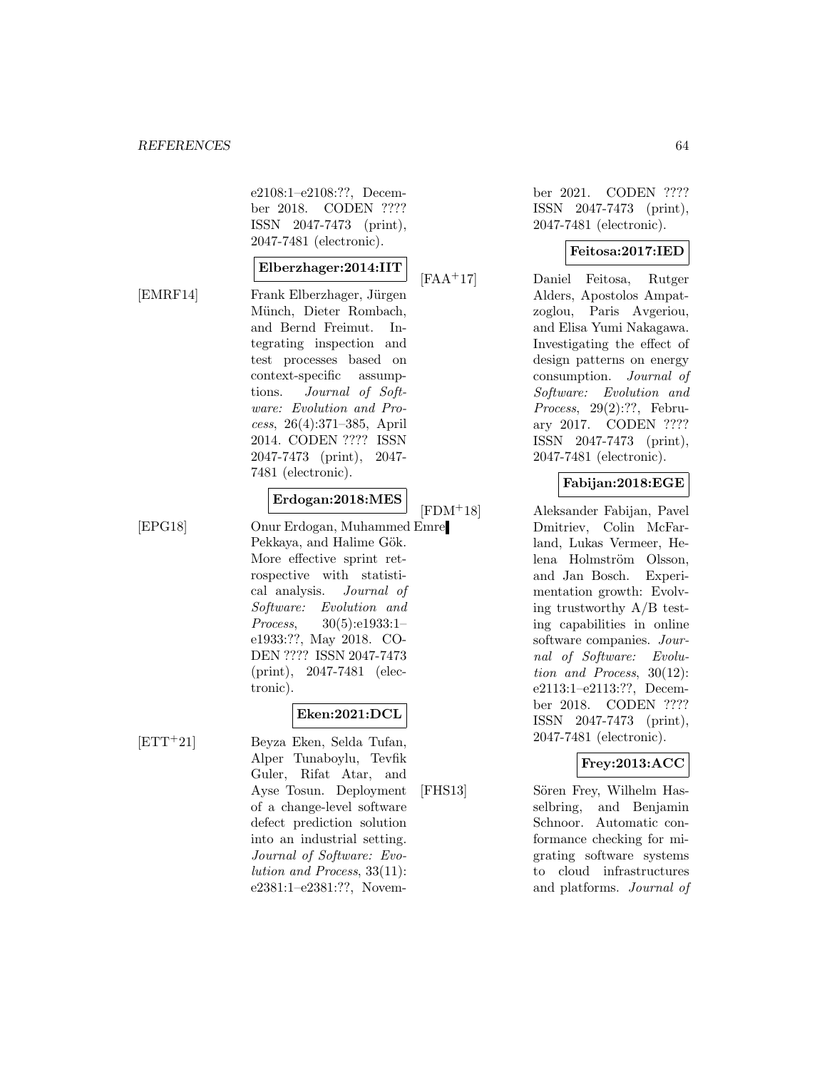e2108:1–e2108:??, December 2018. CODEN ???? ISSN 2047-7473 (print), 2047-7481 (electronic).

**Elberzhager:2014:IIT**

[EMRF14] Frank Elberzhager, Jürgen Münch, Dieter Rombach, and Bernd Freimut. Integrating inspection and test processes based on context-specific assumptions. *Journal of Software: Evolution and Process*, 26(4):371–385, April 2014. CODEN ???? ISSN 2047-7473 (print), 2047-7481 (electronic).

**Erdogan:2018:MES**

[EPG18] Onur Erdogan, Muhammed Emre Pekkaya, and Halime Gök. More effective sprint retrospective with statistical analysis. *Journal of Software: Evolution and Process*, 30(5):e1933:1–e1933:??, May 2018. CODEN ???? ISSN 2047-7473 (print), 2047-7481 (electronic).

**Eken:2021:DCL**

[ETT+21] Beyza Eken, Selda Tufan, Alper Tunaboylu, Tevfik Guler, Rifat Atar, and Ayse Tosun. Deployment of a change-level software defect prediction solution into an industrial setting. *Journal of Software: Evolution and Process*, 33(11): e2381:1–e2381:??, November 2021. CODEN ???? ISSN 2047-7473 (print), 2047-7481 (electronic).

**Feitosa:2017:IED**

[FAA+17] Daniel Feitosa, Rutger Alders, Apostolos Ampatzoglou, Paris Avgeriou, and Elisa Yumi Nakagawa. Investigating the effect of design patterns on energy consumption. *Journal of Software: Evolution and Process*, 29(2):??, February 2017. CODEN ???? ISSN 2047-7473 (print), 2047-7481 (electronic).

**Fabijan:2018:EGE**

[FDM+18] Aleksander Fabijan, Pavel Dmitriev, Colin McFarland, Lukas Vermeer, Helena Holmström Olsson, and Jan Bosch. Experimentation growth: Evolving trustworthy A/B testing capabilities in online software companies. *Journal of Software: Evolution and Process*, 30(12): e2113:1–e2113:??, December 2018. CODEN ???? ISSN 2047-7473 (print), 2047-7481 (electronic).

**Frey:2013:ACC**

[FHS13] Sören Frey, Wilhelm Hasselbring, and Benjamin Schnoor. Automatic conformance checking for migrating software systems to cloud infrastructures and platforms. *Journal of*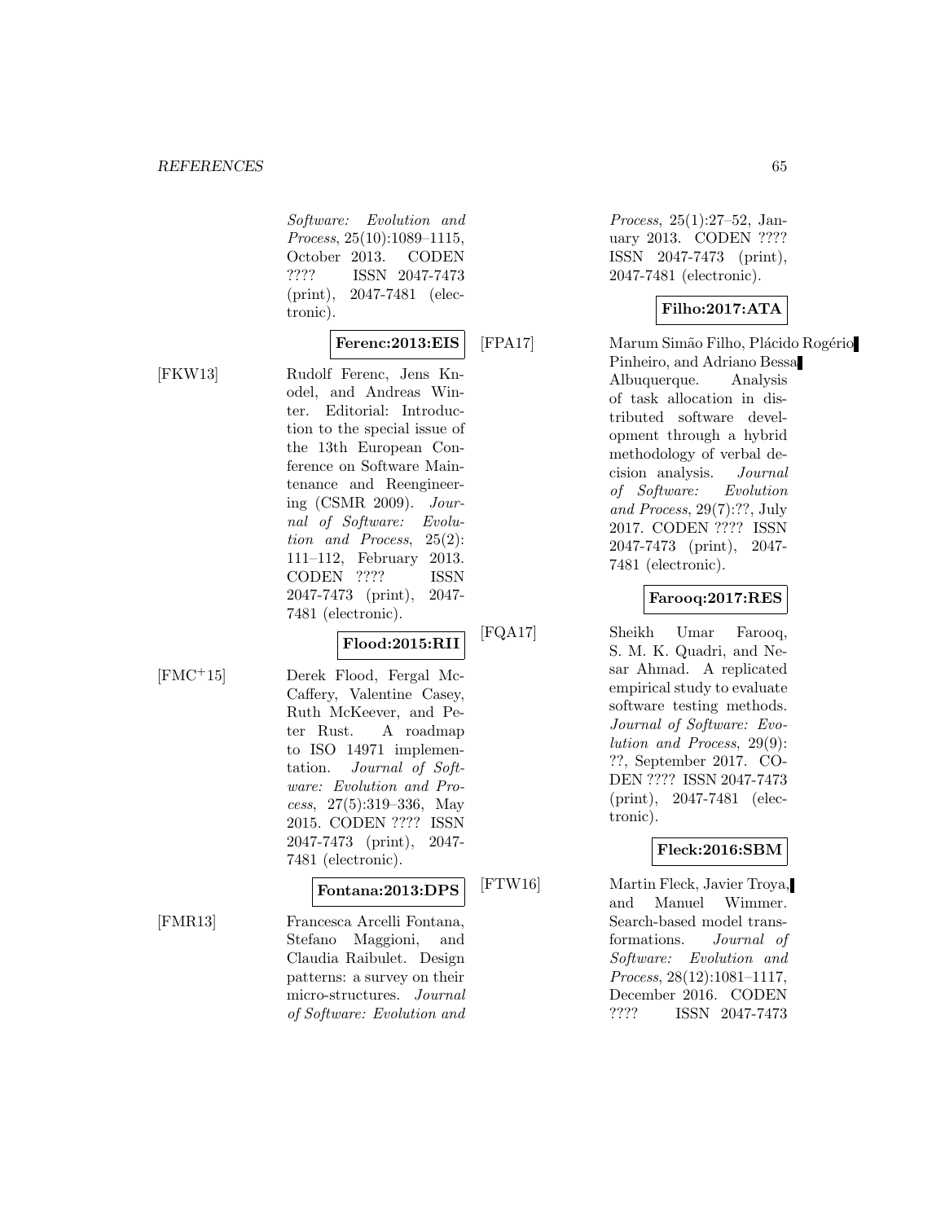*Software: Evolution and Process*, 25(10):1089–1115, October 2013. CODEN ???? ISSN 2047-7473 (print), 2047-7481 (electronic).

**Ferenc:2013:EIS**

[FKW13] Rudolf Ferenc, Jens Knodel, and Andreas Winter. Editorial: Introduction to the special issue of the 13th European Conference on Software Maintenance and Reengineering (CSMR 2009). *Journal of Software: Evolution and Process*, 25(2): 111–112, February 2013. CODEN ???? ISSN 2047-7473 (print), 2047-7481 (electronic).

**Flood:2015:RII**

[FMC+15] Derek Flood, Fergal McCaffery, Valentine Casey, Ruth McKeever, and Peter Rust. A roadmap to ISO 14971 implementation. *Journal of Software: Evolution and Process*, 27(5):319–336, May 2015. CODEN ???? ISSN 2047-7473 (print), 2047-7481 (electronic).

**Fontana:2013:DPS**

[FMR13] Francesca Arcelli Fontana, Stefano Maggioni, and Claudia Raibulet. Design patterns: a survey on their micro-structures. *Journal of Software: Evolution and Process*, 25(1):27–52, January 2013. CODEN ???? ISSN 2047-7473 (print), 2047-7481 (electronic).

**Filho:2017:ATA**

[FPA17] Marum Simão Filho, Plácido Rogério Pinheiro, and Adriano Bessa Albuquerque. Analysis of task allocation in distributed software development through a hybrid methodology of verbal decision analysis. *Journal of Software: Evolution and Process*, 29(7):??, July 2017. CODEN ???? ISSN 2047-7473 (print), 2047-7481 (electronic).

**Farooq:2017:RES**

[FQA17] Sheikh Umar Farooq, S. M. K. Quadri, and Nesar Ahmad. A replicated empirical study to evaluate software testing methods. *Journal of Software: Evolution and Process*, 29(9): ??, September 2017. CODEN ???? ISSN 2047-7473 (print), 2047-7481 (electronic).

**Fleck:2016:SBM**

[FTW16] Martin Fleck, Javier Troya, and Manuel Wimmer. Search-based model transformations. *Journal of Software: Evolution and Process*, 28(12):1081–1117, December 2016. CODEN ???? ISSN 2047-7473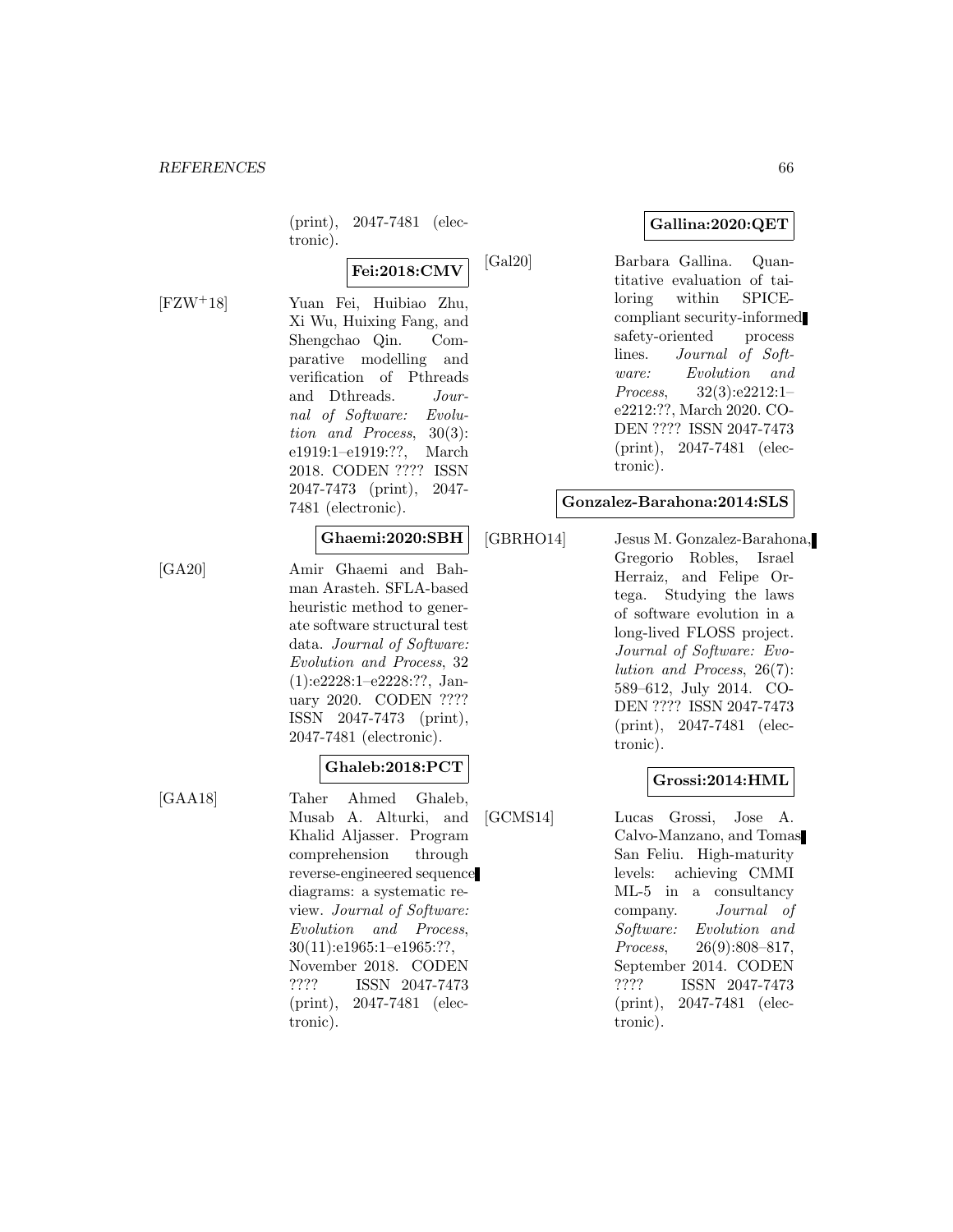(print), 2047-7481 (electronic).

**Fei:2018:CMV**

[FZW+18] Yuan Fei, Huibiao Zhu, Xi Wu, Huixing Fang, and Shengchao Qin. Comparative modelling and verification of Pthreads and Dthreads. *Journal of Software: Evolution and Process*, 30(3): e1919:1–e1919:??, March 2018. CODEN ???? ISSN 2047-7473 (print), 2047-7481 (electronic).

**Ghaemi:2020:SBH**

[GA20] Amir Ghaemi and Bahman Arasteh. SFLA-based heuristic method to generate software structural test data. *Journal of Software: Evolution and Process*, 32 (1):e2228:1–e2228:??, January 2020. CODEN ???? ISSN 2047-7473 (print), 2047-7481 (electronic).

**Ghaleb:2018:PCT**

[GAA18] Taher Ahmed Ghaleb, Musab A. Alturki, and Khalid Aljasser. Program comprehension through reverse-engineered sequence diagrams: a systematic review. *Journal of Software: Evolution and Process*, 30(11):e1965:1–e1965:??, November 2018. CODEN ???? ISSN 2047-7473 (print), 2047-7481 (electronic).

**Gallina:2020:QET**

[Gal20] Barbara Gallina. Quantitative evaluation of tailoring within SPICE-compliant security-informed safety-oriented process lines. *Journal of Software: Evolution and Process*, 32(3):e2212:1–e2212:??, March 2020. CODEN ???? ISSN 2047-7473 (print), 2047-7481 (electronic).

**Gonzalez-Barahona:2014:SLS**

[GBRHO14] Jesus M. Gonzalez-Barahona, Gregorio Robles, Israel Herraiz, and Felipe Ortega. Studying the laws of software evolution in a long-lived FLOSS project. *Journal of Software: Evolution and Process*, 26(7): 589–612, July 2014. CODEN ???? ISSN 2047-7473 (print), 2047-7481 (electronic).

**Grossi:2014:HML**

[GCMS14] Lucas Grossi, Jose A. Calvo-Manzano, and Tomas San Feliu. High-maturity levels: achieving CMMI ML-5 in a consultancy company. *Journal of Software: Evolution and Process*, 26(9):808–817, September 2014. CODEN ???? ISSN 2047-7473 (print), 2047-7481 (electronic).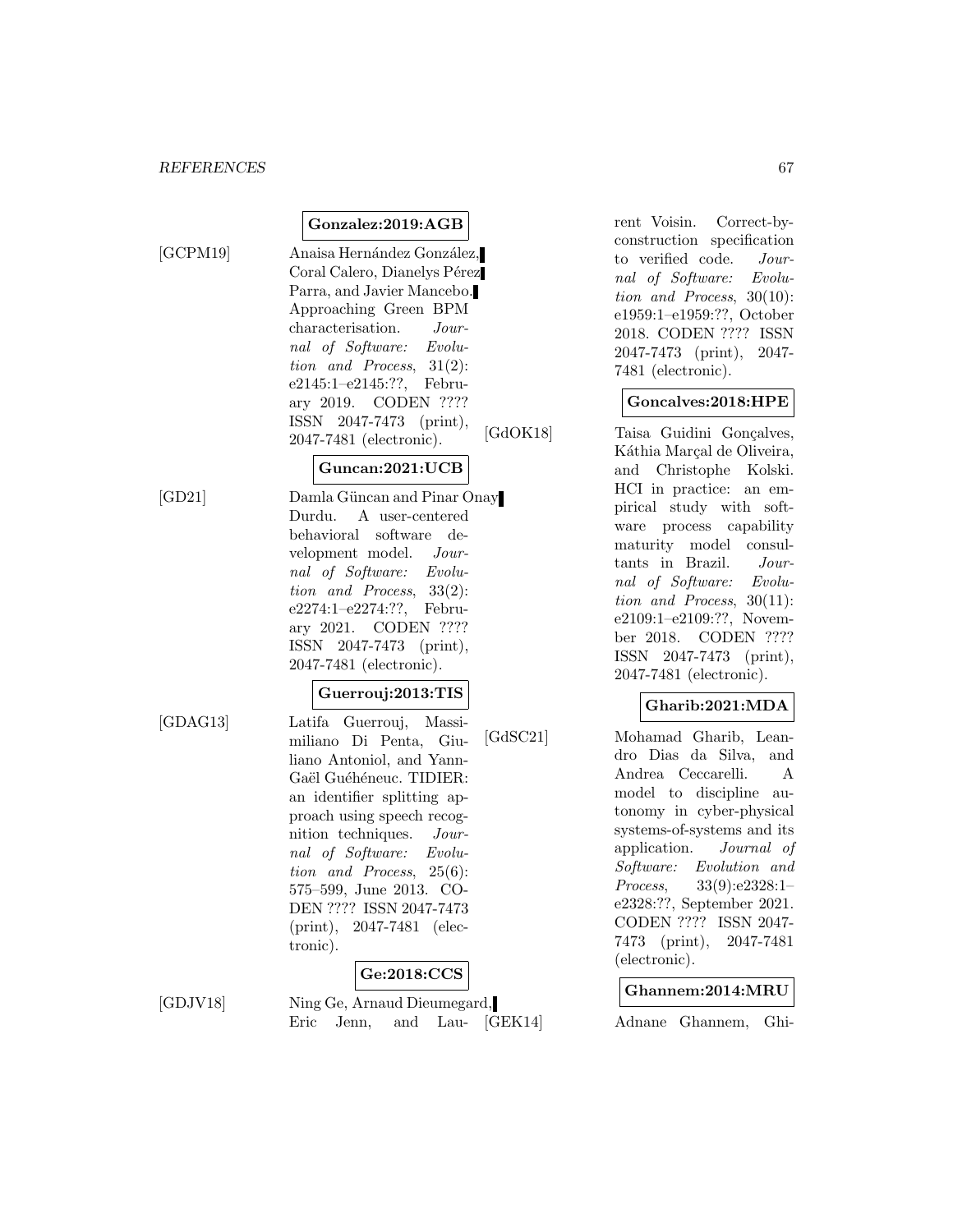**Gonzalez:2019:AGB**

[GCPM19] Anaisa Hernández González, Coral Calero, Dianelys Pérez Parra, and Javier Mancebo. Approaching Green BPM characterisation. *Journal of Software: Evolution and Process*, 31(2): e2145:1–e2145:??, February 2019. CODEN ???? ISSN 2047-7473 (print), 2047-7481 (electronic).

**Guncan:2021:UCB**

[GD21] Damla Güncan and Pinar Onay Durdu. A user-centered behavioral software development model. *Journal of Software: Evolution and Process*, 33(2): e2274:1–e2274:??, February 2021. CODEN ???? ISSN 2047-7473 (print), 2047-7481 (electronic).

**Guerrouj:2013:TIS**

[GDAG13] Latifa Guerrouj, Massimiliano Di Penta, Giuliano Antoniol, and Yann-Gaël Guéhéneuc. TIDIER: an identifier splitting approach using speech recognition techniques. *Journal of Software: Evolution and Process*, 25(6): 575–599, June 2013. CODEN ???? ISSN 2047-7473 (print), 2047-7481 (electronic).

**Ge:2018:CCS**

[GDJV18] Ning Ge, Arnaud Dieumegard, Eric Jenn, and Laurent Voisin. Correct-by-construction specification to verified code. *Journal of Software: Evolution and Process*, 30(10): e1959:1–e1959:??, October 2018. CODEN ???? ISSN 2047-7473 (print), 2047-7481 (electronic).

**Goncalves:2018:HPE**

[GdOK18] Taisa Guidini Gonçalves, Káthia Marçal de Oliveira, and Christophe Kolski. HCI in practice: an empirical study with software process capability maturity model consultants in Brazil. *Journal of Software: Evolution and Process*, 30(11): e2109:1–e2109:??, November 2018. CODEN ???? ISSN 2047-7473 (print), 2047-7481 (electronic).

**Gharib:2021:MDA**

[GdSC21] Mohamad Gharib, Leandro Dias da Silva, and Andrea Ceccarelli. A model to discipline autonomy in cyber-physical systems-of-systems and its application. *Journal of Software: Evolution and Process*, 33(9):e2328:1–e2328:??, September 2021. CODEN ???? ISSN 2047-7473 (print), 2047-7481 (electronic).

**Ghannem:2014:MRU**

[GEK14] Adnane Ghannem, Ghi-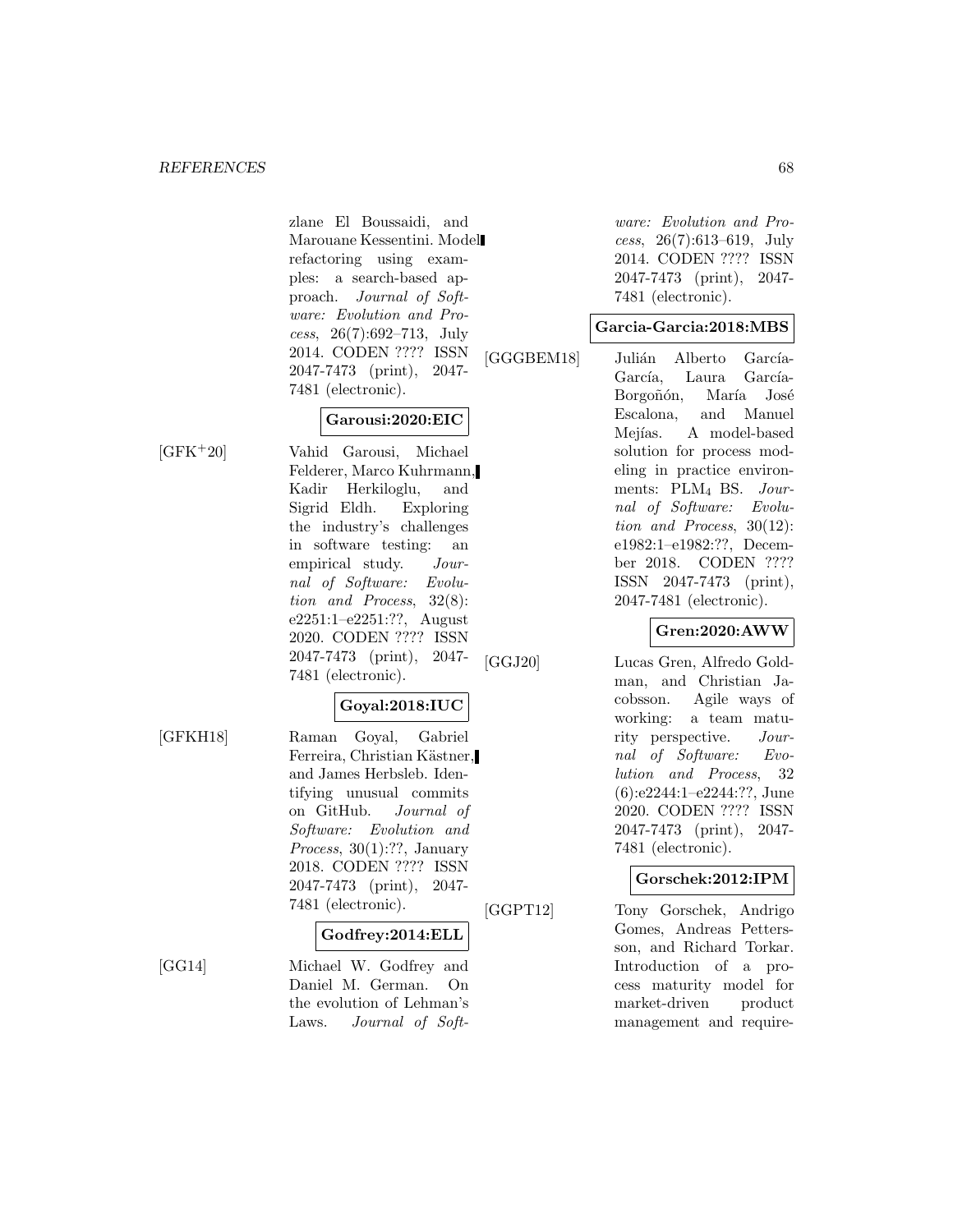zlane El Boussaidi, and Marouane Kessentini. Model refactoring using examples: a search-based approach. *Journal of Software: Evolution and Process*, 26(7):692–713, July 2014. CODEN ???? ISSN 2047-7473 (print), 2047-7481 (electronic).

**Garousi:2020:EIC**

[GFK+20] Vahid Garousi, Michael Felderer, Marco Kuhrmann, Kadir Herkiloglu, and Sigrid Eldh. Exploring the industry's challenges in software testing: an empirical study. *Journal of Software: Evolution and Process*, 32(8): e2251:1–e2251:??, August 2020. CODEN ???? ISSN 2047-7473 (print), 2047-7481 (electronic).

**Goyal:2018:IUC**

[GFKH18] Raman Goyal, Gabriel Ferreira, Christian Kästner, and James Herbsleb. Identifying unusual commits on GitHub. *Journal of Software: Evolution and Process*, 30(1):??, January 2018. CODEN ???? ISSN 2047-7473 (print), 2047-7481 (electronic).

**Godfrey:2014:ELL**

[GG14] Michael W. Godfrey and Daniel M. German. On the evolution of Lehman's Laws. *Journal of Software: Evolution and Process*, 26(7):613–619, July 2014. CODEN ???? ISSN 2047-7473 (print), 2047-7481 (electronic).

**Garcia-Garcia:2018:MBS**

[GGGBEM18] Julián Alberto García-García, Laura García-Borgoñón, María José Escalona, and Manuel Mejías. A model-based solution for process modeling in practice environments: $PLM_4$ BS. *Journal of Software: Evolution and Process*, 30(12): e1982:1–e1982:??, December 2018. CODEN ???? ISSN 2047-7473 (print), 2047-7481 (electronic).

**Gren:2020:AWW**

[GGJ20] Lucas Gren, Alfredo Goldman, and Christian Jacobsson. Agile ways of working: a team maturity perspective. *Journal of Software: Evolution and Process*, 32 (6):e2244:1–e2244:??, June 2020. CODEN ???? ISSN 2047-7473 (print), 2047-7481 (electronic).

**Gorschek:2012:IPM**

[GGPT12] Tony Gorschek, Andrigo Gomes, Andreas Pettersson, and Richard Torkar. Introduction of a process maturity model for market-driven product management and require-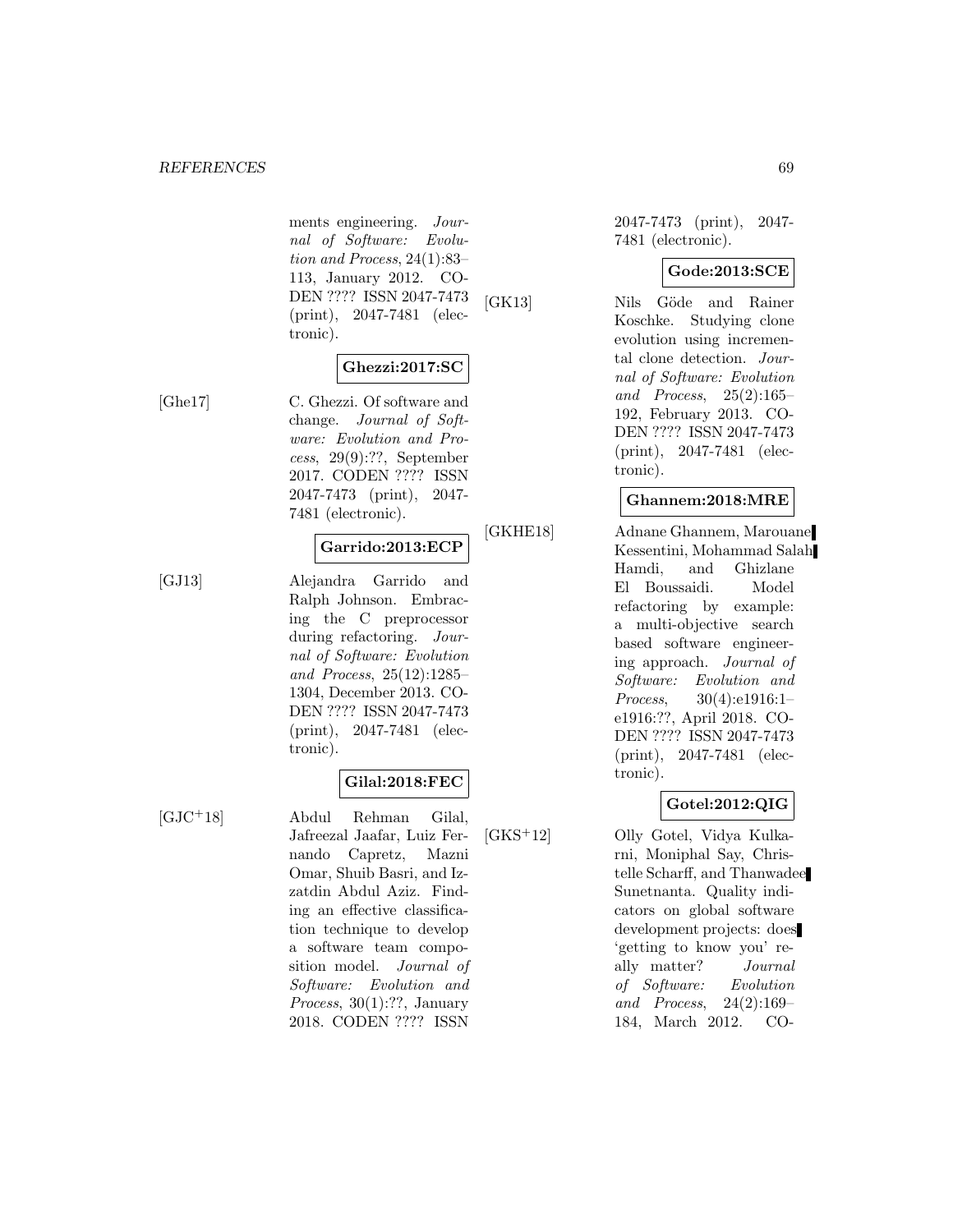ments engineering. *Journal of Software: Evolution and Process*, 24(1):83–113, January 2012. CODEN ???? ISSN 2047-7473 (print), 2047-7481 (electronic).

**Ghezzi:2017:SC**

[Ghe17] C. Ghezzi. Of software and change. *Journal of Software: Evolution and Process*, 29(9):??, September 2017. CODEN ???? ISSN 2047-7473 (print), 2047-7481 (electronic).

**Garrido:2013:ECP**

[GJ13] Alejandra Garrido and Ralph Johnson. Embracing the C preprocessor during refactoring. *Journal of Software: Evolution and Process*, 25(12):1285–1304, December 2013. CODEN ???? ISSN 2047-7473 (print), 2047-7481 (electronic).

**Gilal:2018:FEC**

[GJC+18] Abdul Rehman Gilal, Jafreezal Jaafar, Luiz Fernando Capretz, Mazni Omar, Shuib Basri, and Izzatdin Abdul Aziz. Finding an effective classification technique to develop a software team composition model. *Journal of Software: Evolution and Process*, 30(1):??, January 2018. CODEN ???? ISSN 2047-7473 (print), 2047-7481 (electronic).

**Gode:2013:SCE**

[GK13] Nils Göde and Rainer Koschke. Studying clone evolution using incremental clone detection. *Journal of Software: Evolution and Process*, 25(2):165–192, February 2013. CODEN ???? ISSN 2047-7473 (print), 2047-7481 (electronic).

**Ghannem:2018:MRE**

[GKHE18] Adnane Ghannem, Marouane Kessentini, Mohammad Salah Hamdi, and Ghizlane El Boussaidi. Model refactoring by example: a multi-objective search based software engineering approach. *Journal of Software: Evolution and Process*, 30(4):e1916:1–e1916:??, April 2018. CODEN ???? ISSN 2047-7473 (print), 2047-7481 (electronic).

**Gotel:2012:QIG**

[GKS+12] Olly Gotel, Vidya Kulkarni, Moniphal Say, Christelle Scharff, and Thanwadee Sunetnanta. Quality indicators on global software development projects: does 'getting to know you' really matter? *Journal of Software: Evolution and Process*, 24(2):169–184, March 2012. CO-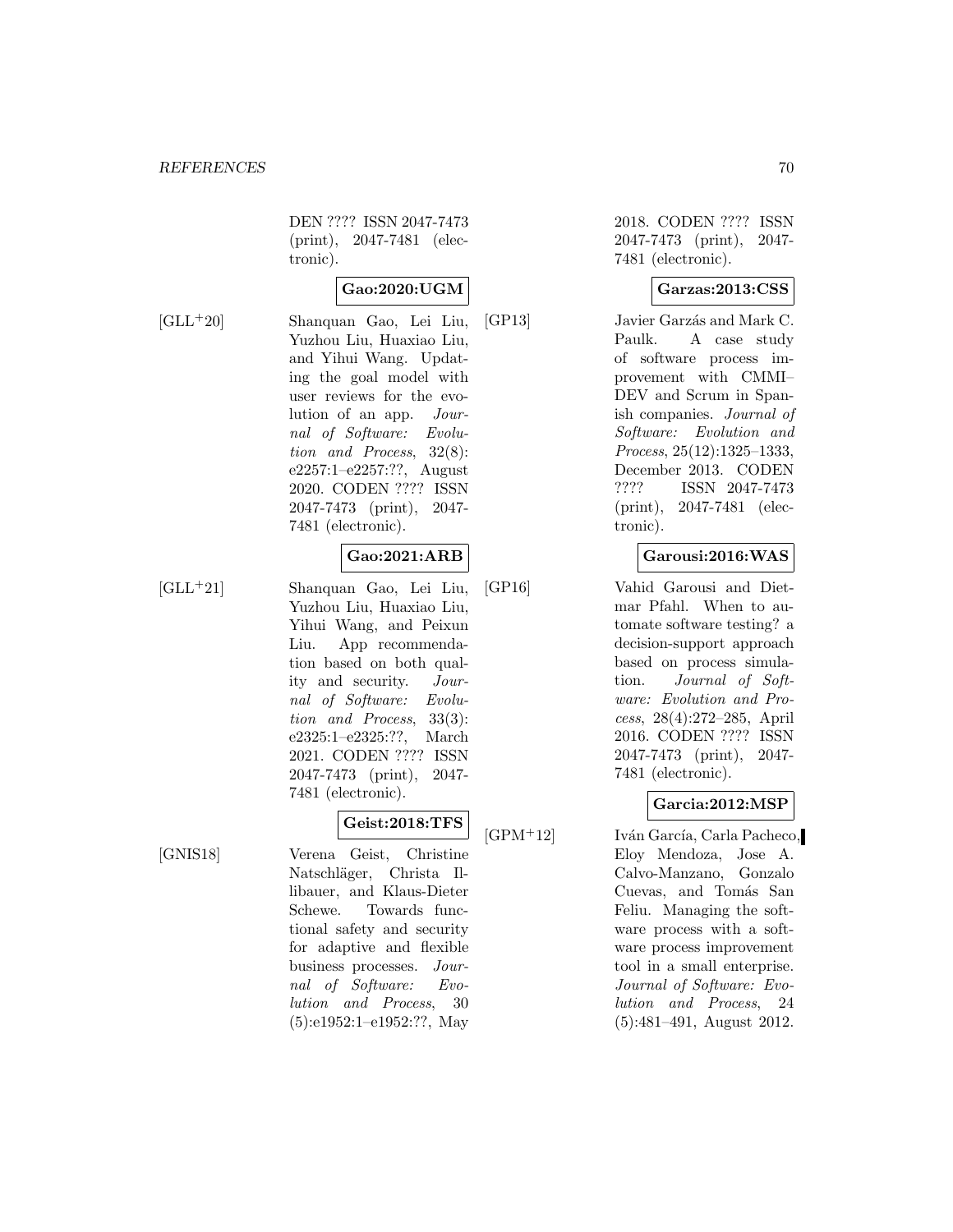DEN ???? ISSN 2047-7473 (print), 2047-7481 (electronic).

**Gao:2020:UGM**

[GLL+20] Shanquan Gao, Lei Liu, Yuzhou Liu, Huaxiao Liu, and Yihui Wang. Updating the goal model with user reviews for the evolution of an app. *Journal of Software: Evolution and Process*, 32(8): e2257:1–e2257:??, August 2020. CODEN ???? ISSN 2047-7473 (print), 2047-7481 (electronic).

**Gao:2021:ARB**

[GLL+21] Shanquan Gao, Lei Liu, Yuzhou Liu, Huaxiao Liu, Yihui Wang, and Peixun Liu. App recommendation based on both quality and security. *Journal of Software: Evolution and Process*, 33(3): e2325:1–e2325:??, March 2021. CODEN ???? ISSN 2047-7473 (print), 2047-7481 (electronic).

**Geist:2018:TFS**

[GNIS18] Verena Geist, Christine Natschläger, Christa Illibauer, and Klaus-Dieter Schewe. Towards functional safety and security for adaptive and flexible business processes. *Journal of Software: Evolution and Process*, 30 (5):e1952:1–e1952:??, May 2018. CODEN ???? ISSN 2047-7473 (print), 2047-7481 (electronic).

**Garzas:2013:CSS**

[GP13] Javier Garzás and Mark C. Paulk. A case study of software process improvement with CMMI–DEV and Scrum in Spanish companies. *Journal of Software: Evolution and Process*, 25(12):1325–1333, December 2013. CODEN ???? ISSN 2047-7473 (print), 2047-7481 (electronic).

**Garousi:2016:WAS**

[GP16] Vahid Garousi and Dietmar Pfahl. When to automate software testing? a decision-support approach based on process simulation. *Journal of Software: Evolution and Process*, 28(4):272–285, April 2016. CODEN ???? ISSN 2047-7473 (print), 2047-7481 (electronic).

**Garcia:2012:MSP**

[GPM+12] Iván García, Carla Pacheco, Eloy Mendoza, Jose A. Calvo-Manzano, Gonzalo Cuevas, and Tomás San Feliu. Managing the software process with a software process improvement tool in a small enterprise. *Journal of Software: Evolution and Process*, 24 (5):481–491, August 2012.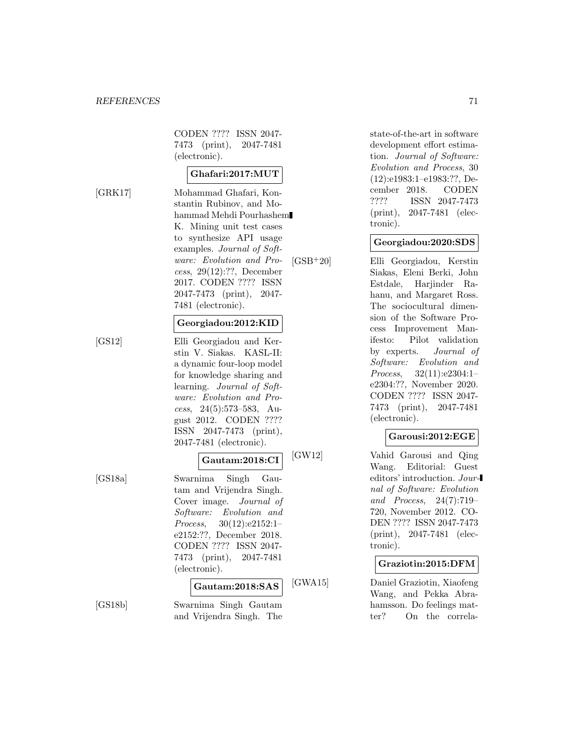CODEN ???? ISSN 2047-7473 (print), 2047-7481 (electronic).

**Ghafari:2017:MUT**

[GRK17] Mohammad Ghafari, Konstantin Rubinov, and Mohammad Mehdi Pourhashem K. Mining unit test cases to synthesize API usage examples. *Journal of Software: Evolution and Process*, 29(12):??, December 2017. CODEN ???? ISSN 2047-7473 (print), 2047-7481 (electronic).

**Georgiadou:2012:KID**

[GS12] Elli Georgiadou and Kerstin V. Siakas. KASL-II: a dynamic four-loop model for knowledge sharing and learning. *Journal of Software: Evolution and Process*, 24(5):573–583, August 2012. CODEN ???? ISSN 2047-7473 (print), 2047-7481 (electronic).

**Gautam:2018:CI**

[GS18a] Swarnima Singh Gautam and Vrijendra Singh. Cover image. *Journal of Software: Evolution and Process*, 30(12):e2152:1–e2152:??, December 2018. CODEN ???? ISSN 2047-7473 (print), 2047-7481 (electronic).

**Gautam:2018:SAS**

[GS18b] Swarnima Singh Gautam and Vrijendra Singh. The state-of-the-art in software development effort estimation. *Journal of Software: Evolution and Process*, 30(12):e1983:1–e1983:??, December 2018. CODEN ???? ISSN 2047-7473 (print), 2047-7481 (electronic).

**Georgiadou:2020:SDS**

[GSB+20] Elli Georgiadou, Kerstin Siakas, Eleni Berki, John Estdale, Harjinder Rahanu, and Margaret Ross. The sociocultural dimension of the Software Process Improvement Manifesto: Pilot validation by experts. *Journal of Software: Evolution and Process*, 32(11):e2304:1–e2304:??, November 2020. CODEN ???? ISSN 2047-7473 (print), 2047-7481 (electronic).

**Garousi:2012:EGE**

[GW12] Vahid Garousi and Qing Wang. Editorial: Guest editors' introduction. *Journal of Software: Evolution and Process*, 24(7):719–720, November 2012. CODEN ???? ISSN 2047-7473 (print), 2047-7481 (electronic).

**Graziotin:2015:DFM**

[GWA15] Daniel Graziotin, Xiaofeng Wang, and Pekka Abrahamsson. Do feelings matter? On the correla-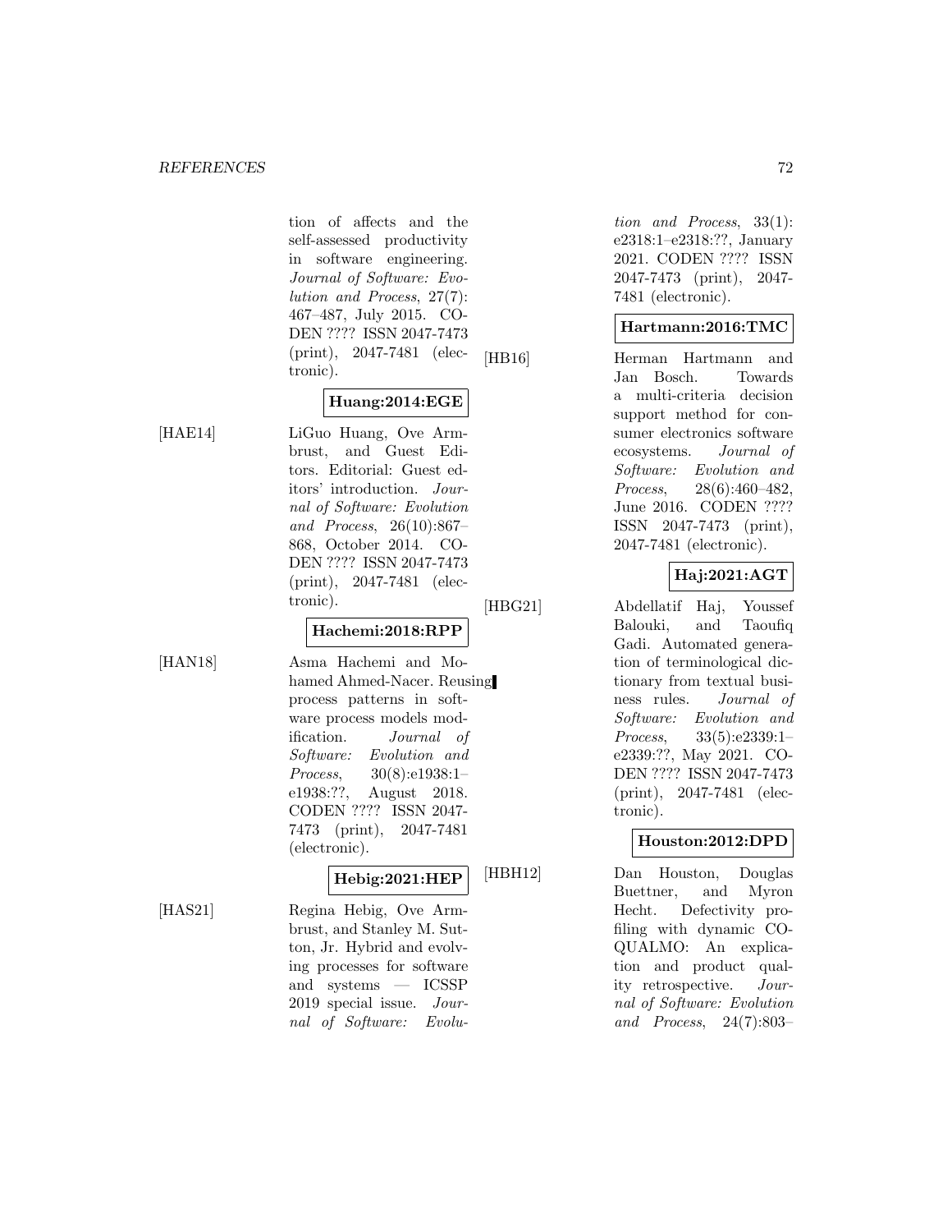tion of affects and the self-assessed productivity in software engineering. *Journal of Software: Evolution and Process*, 27(7): 467–487, July 2015. CODEN ???? ISSN 2047-7473 (print), 2047-7481 (electronic).

**Huang:2014:EGE**

[HAE14] LiGuo Huang, Ove Armbrust, and Guest Editors. Editorial: Guest editors' introduction. *Journal of Software: Evolution and Process*, 26(10):867–868, October 2014. CODEN ???? ISSN 2047-7473 (print), 2047-7481 (electronic).

**Hachemi:2018:RPP**

[HAN18] Asma Hachemi and Mohamed Ahmed-Nacer. Reusing process patterns in software process models modification. *Journal of Software: Evolution and Process*, 30(8):e1938:1–e1938:??, August 2018. CODEN ???? ISSN 2047-7473 (print), 2047-7481 (electronic).

**Hebig:2021:HEP**

[HAS21] Regina Hebig, Ove Armbrust, and Stanley M. Sutton, Jr. Hybrid and evolving processes for software and systems — ICSSP 2019 special issue. *Journal of Software: Evolution and Process*, 33(1): e2318:1–e2318:??, January 2021. CODEN ???? ISSN 2047-7473 (print), 2047-7481 (electronic).

**Hartmann:2016:TMC**

[HB16] Herman Hartmann and Jan Bosch. Towards a multi-criteria decision support method for consumer electronics software ecosystems. *Journal of Software: Evolution and Process*, 28(6):460–482, June 2016. CODEN ???? ISSN 2047-7473 (print), 2047-7481 (electronic).

**Haj:2021:AGT**

[HBG21] Abdellatif Haj, Youssef Balouki, and Taoufiq Gadi. Automated generation of terminological dictionary from textual business rules. *Journal of Software: Evolution and Process*, 33(5):e2339:1–e2339:??, May 2021. CODEN ???? ISSN 2047-7473 (print), 2047-7481 (electronic).

**Houston:2012:DPD**

[HBH12] Dan Houston, Douglas Buettner, and Myron Hecht. Defectivity profiling with dynamic COQUALMO: An explication and product quality retrospective. *Journal of Software: Evolution and Process*, 24(7):803–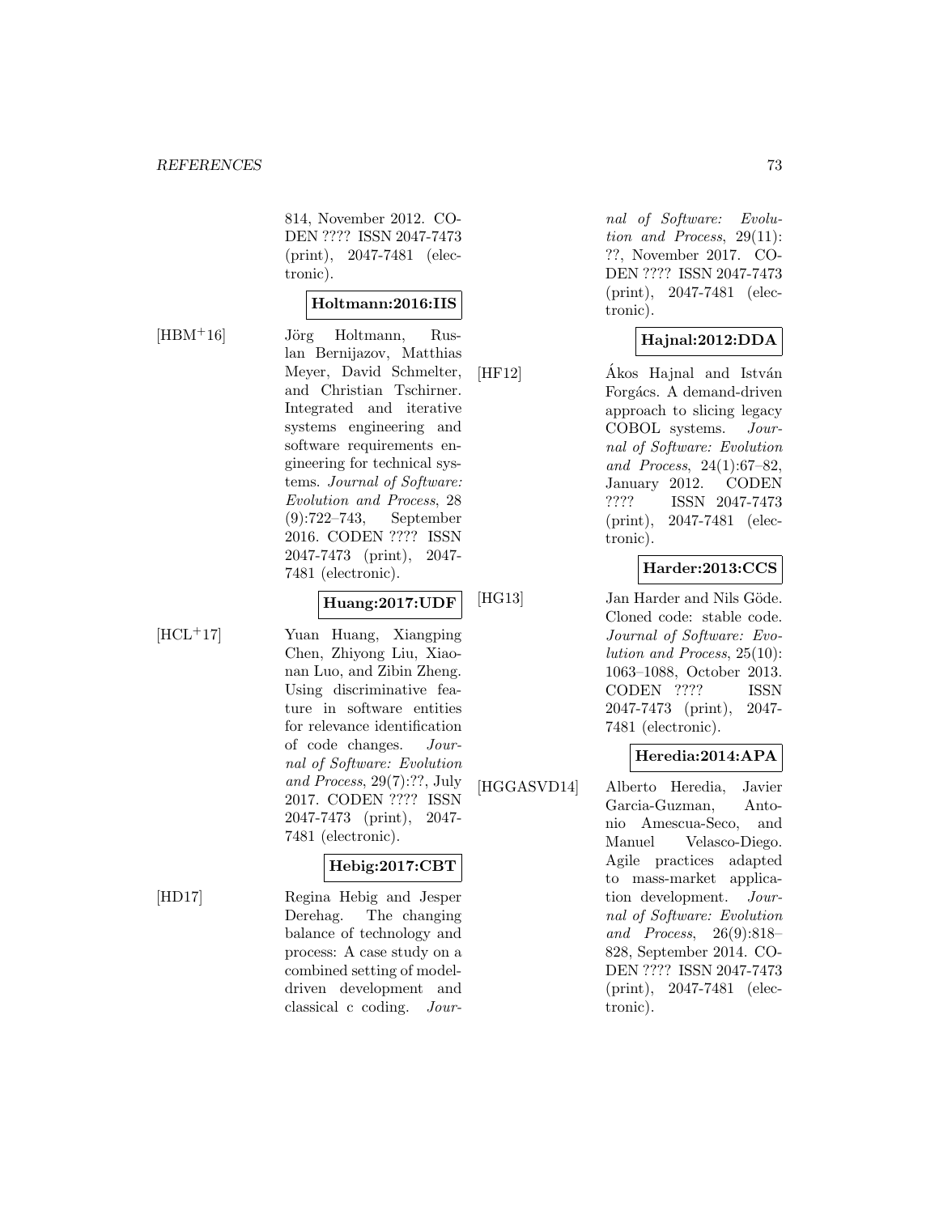814, November 2012. CODEN ???? ISSN 2047-7473 (print), 2047-7481 (electronic).

**Holtmann:2016:IIS**

[HBM+16] Jörg Holtmann, Ruslan Bernijazov, Matthias Meyer, David Schmelter, and Christian Tschirner. Integrated and iterative systems engineering and software requirements engineering for technical systems. *Journal of Software: Evolution and Process*, 28 (9):722–743, September 2016. CODEN ???? ISSN 2047-7473 (print), 2047-7481 (electronic).

**Huang:2017:UDF**

[HCL+17] Yuan Huang, Xiangping Chen, Zhiyong Liu, Xiaonan Luo, and Zibin Zheng. Using discriminative feature in software entities for relevance identification of code changes. *Journal of Software: Evolution and Process*, 29(7):??, July 2017. CODEN ???? ISSN 2047-7473 (print), 2047-7481 (electronic).

**Hebig:2017:CBT**

[HD17] Regina Hebig and Jesper Derehag. The changing balance of technology and process: A case study on a combined setting of model-driven development and classical c coding. *Journal of Software: Evolution and Process*, 29(11): ??, November 2017. CODEN ???? ISSN 2047-7473 (print), 2047-7481 (electronic).

**Hajnal:2012:DDA**

[HF12] Ákos Hajnal and István Forgács. A demand-driven approach to slicing legacy COBOL systems. *Journal of Software: Evolution and Process*, 24(1):67–82, January 2012. CODEN ???? ISSN 2047-7473 (print), 2047-7481 (electronic).

**Harder:2013:CCS**

[HG13] Jan Harder and Nils Göde. Cloned code: stable code. *Journal of Software: Evolution and Process*, 25(10): 1063–1088, October 2013. CODEN ???? ISSN 2047-7473 (print), 2047-7481 (electronic).

**Heredia:2014:APA**

[HGGASVD14] Alberto Heredia, Javier Garcia-Guzman, Antonio Amescua-Seco, and Manuel Velasco-Diego. Agile practices adapted to mass-market application development. *Journal of Software: Evolution and Process*, 26(9):818–828, September 2014. CODEN ???? ISSN 2047-7473 (print), 2047-7481 (electronic).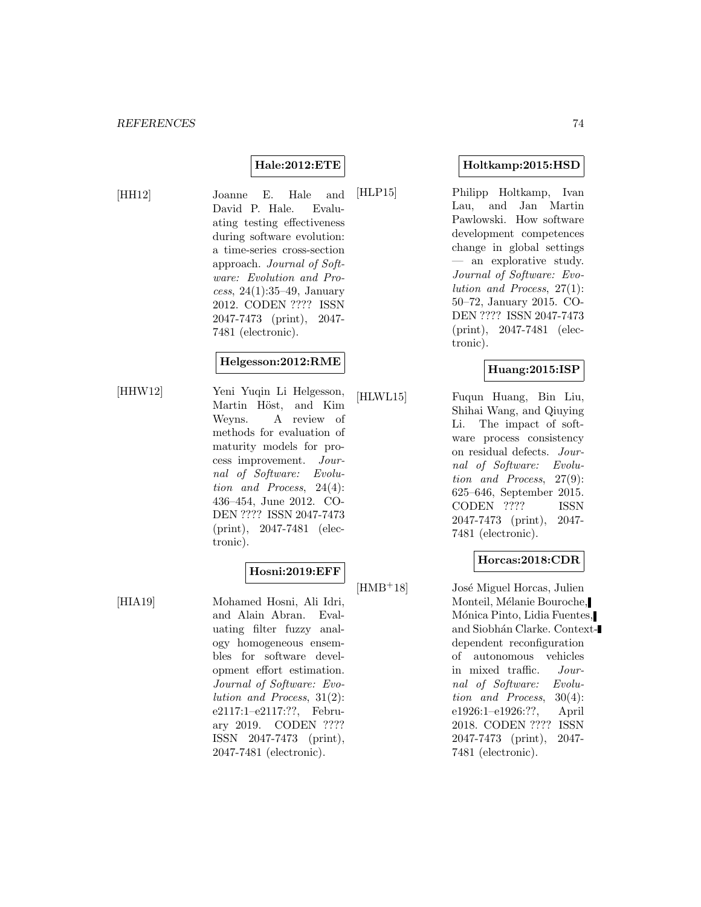**Hale:2012:ETE**

[HH12] Joanne E. Hale and David P. Hale. Evaluating testing effectiveness during software evolution: a time-series cross-section approach. *Journal of Software: Evolution and Process*, 24(1):35–49, January 2012. CODEN ???? ISSN 2047-7473 (print), 2047-7481 (electronic).

**Helgesson:2012:RME**

[HHW12] Yeni Yuqin Li Helgesson, Martin Höst, and Kim Weyns. A review of methods for evaluation of maturity models for process improvement. *Journal of Software: Evolution and Process*, 24(4): 436–454, June 2012. CODEN ???? ISSN 2047-7473 (print), 2047-7481 (electronic).

**Hosni:2019:EFF**

[HIA19] Mohamed Hosni, Ali Idri, and Alain Abran. Evaluating filter fuzzy analogy homogeneous ensembles for software development effort estimation. *Journal of Software: Evolution and Process*, 31(2): e2117:1–e2117:??, February 2019. CODEN ???? ISSN 2047-7473 (print), 2047-7481 (electronic).

**Holtkamp:2015:HSD**

[HLP15] Philipp Holtkamp, Ivan Lau, and Jan Martin Pawlowski. How software development competences change in global settings — an explorative study. *Journal of Software: Evolution and Process*, 27(1): 50–72, January 2015. CODEN ???? ISSN 2047-7473 (print), 2047-7481 (electronic).

**Huang:2015:ISP**

[HLWL15] Fuqun Huang, Bin Liu, Shihai Wang, and Qiuying Li. The impact of software process consistency on residual defects. *Journal of Software: Evolution and Process*, 27(9): 625–646, September 2015. CODEN ???? ISSN 2047-7473 (print), 2047-7481 (electronic).

**Horcas:2018:CDR**

[HMB+18] José Miguel Horcas, Julien Monteil, Mélanie Bouroche, Mónica Pinto, Lidia Fuentes, and Siobhán Clarke. Context-dependent reconfiguration of autonomous vehicles in mixed traffic. *Journal of Software: Evolution and Process*, 30(4): e1926:1–e1926:??, April 2018. CODEN ???? ISSN 2047-7473 (print), 2047-7481 (electronic).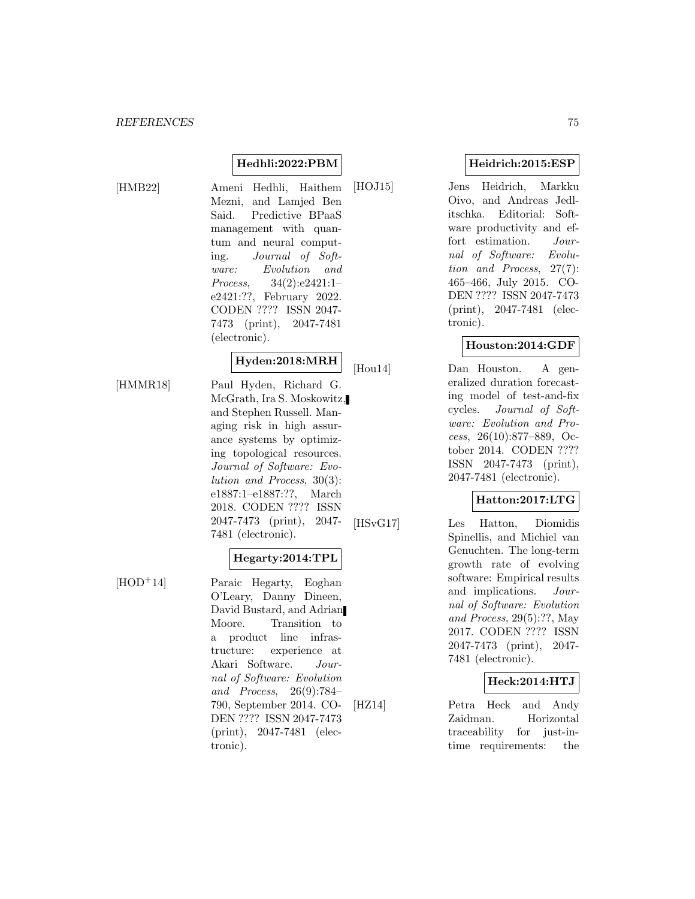**Hedhli:2022:PBM**

[HMB22] Ameni Hedhli, Haithem Mezni, and Lamjed Ben Said. Predictive BPaaS management with quantum and neural computing. *Journal of Software: Evolution and Process*, 34(2):e2421:1–e2421:??, February 2022. CODEN ???? ISSN 2047-7473 (print), 2047-7481 (electronic).

**Hyden:2018:MRH**

[HMMR18] Paul Hyden, Richard G. McGrath, Ira S. Moskowitz, and Stephen Russell. Managing risk in high assurance systems by optimizing topological resources. *Journal of Software: Evolution and Process*, 30(3): e1887:1–e1887:??, March 2018. CODEN ???? ISSN 2047-7473 (print), 2047-7481 (electronic).

**Hegarty:2014:TPL**

[HOD+14] Paraic Hegarty, Eoghan O'Leary, Danny Dineen, David Bustard, and Adrian Moore. Transition to a product line infrastructure: experience at Akari Software. *Journal of Software: Evolution and Process*, 26(9):784–790, September 2014. CODEN ???? ISSN 2047-7473 (print), 2047-7481 (electronic).

**Heidrich:2015:ESP**

[HOJ15] Jens Heidrich, Markku Oivo, and Andreas Jedlitschka. Editorial: Software productivity and effort estimation. *Journal of Software: Evolution and Process*, 27(7): 465–466, July 2015. CODEN ???? ISSN 2047-7473 (print), 2047-7481 (electronic).

**Houston:2014:GDF**

[Hou14] Dan Houston. A generalized duration forecasting model of test-and-fix cycles. *Journal of Software: Evolution and Process*, 26(10):877–889, October 2014. CODEN ???? ISSN 2047-7473 (print), 2047-7481 (electronic).

**Hatton:2017:LTG**

[HSvG17] Les Hatton, Diomidis Spinellis, and Michiel van Genuchten. The long-term growth rate of evolving software: Empirical results and implications. *Journal of Software: Evolution and Process*, 29(5):??, May 2017. CODEN ???? ISSN 2047-7473 (print), 2047-7481 (electronic).

**Heck:2014:HTJ**

[HZ14] Petra Heck and Andy Zaidman. Horizontal traceability for just-in-time requirements: the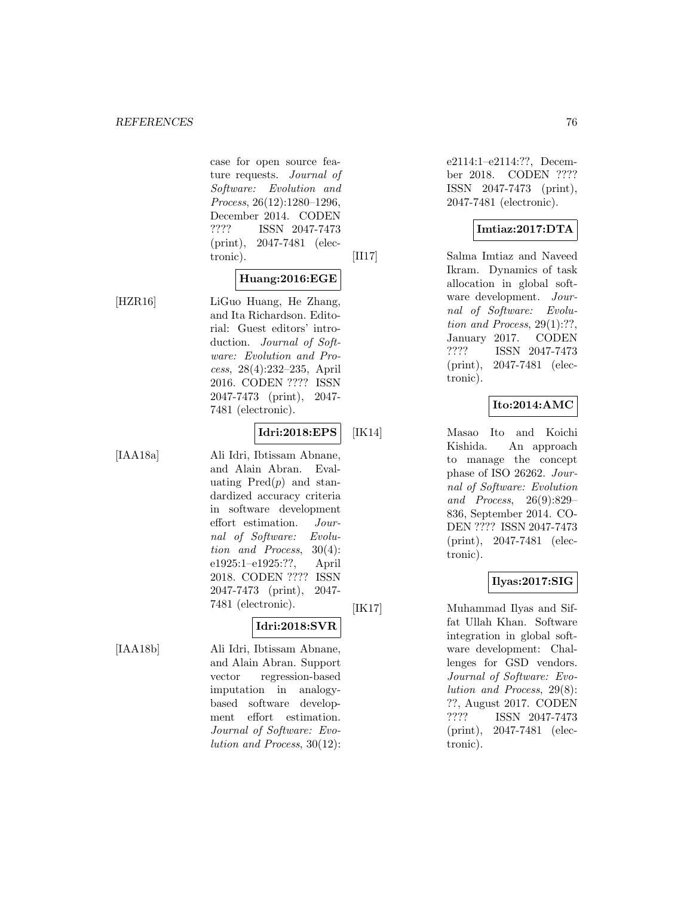case for open source feature requests. *Journal of Software: Evolution and Process*, 26(12):1280–1296, December 2014. CODEN ???? ISSN 2047-7473 (print), 2047-7481 (electronic).

**Huang:2016:EGE**

[HZR16] LiGuo Huang, He Zhang, and Ita Richardson. Editorial: Guest editors' introduction. *Journal of Software: Evolution and Process*, 28(4):232–235, April 2016. CODEN ???? ISSN 2047-7473 (print), 2047-7481 (electronic).

**Idri:2018:EPS**

[IAA18a] Ali Idri, Ibtissam Abnane, and Alain Abran. Evaluating Pred($p$) and standardized accuracy criteria in software development effort estimation. *Journal of Software: Evolution and Process*, 30(4): e1925:1–e1925:??, April 2018. CODEN ???? ISSN 2047-7473 (print), 2047-7481 (electronic).

**Idri:2018:SVR**

[IAA18b] Ali Idri, Ibtissam Abnane, and Alain Abran. Support vector regression-based imputation in analogy-based software development effort estimation. *Journal of Software: Evolution and Process*, 30(12): e2114:1–e2114:??, December 2018. CODEN ???? ISSN 2047-7473 (print), 2047-7481 (electronic).

**Imtiaz:2017:DTA**

[II17] Salma Imtiaz and Naveed Ikram. Dynamics of task allocation in global software development. *Journal of Software: Evolution and Process*, 29(1):??, January 2017. CODEN ???? ISSN 2047-7473 (print), 2047-7481 (electronic).

**Ito:2014:AMC**

[IK14] Masao Ito and Koichi Kishida. An approach to manage the concept phase of ISO 26262. *Journal of Software: Evolution and Process*, 26(9):829–836, September 2014. CODEN ???? ISSN 2047-7473 (print), 2047-7481 (electronic).

**Ilyas:2017:SIG**

[IK17] Muhammad Ilyas and Siffat Ullah Khan. Software integration in global software development: Challenges for GSD vendors. *Journal of Software: Evolution and Process*, 29(8): ??, August 2017. CODEN ???? ISSN 2047-7473 (print), 2047-7481 (electronic).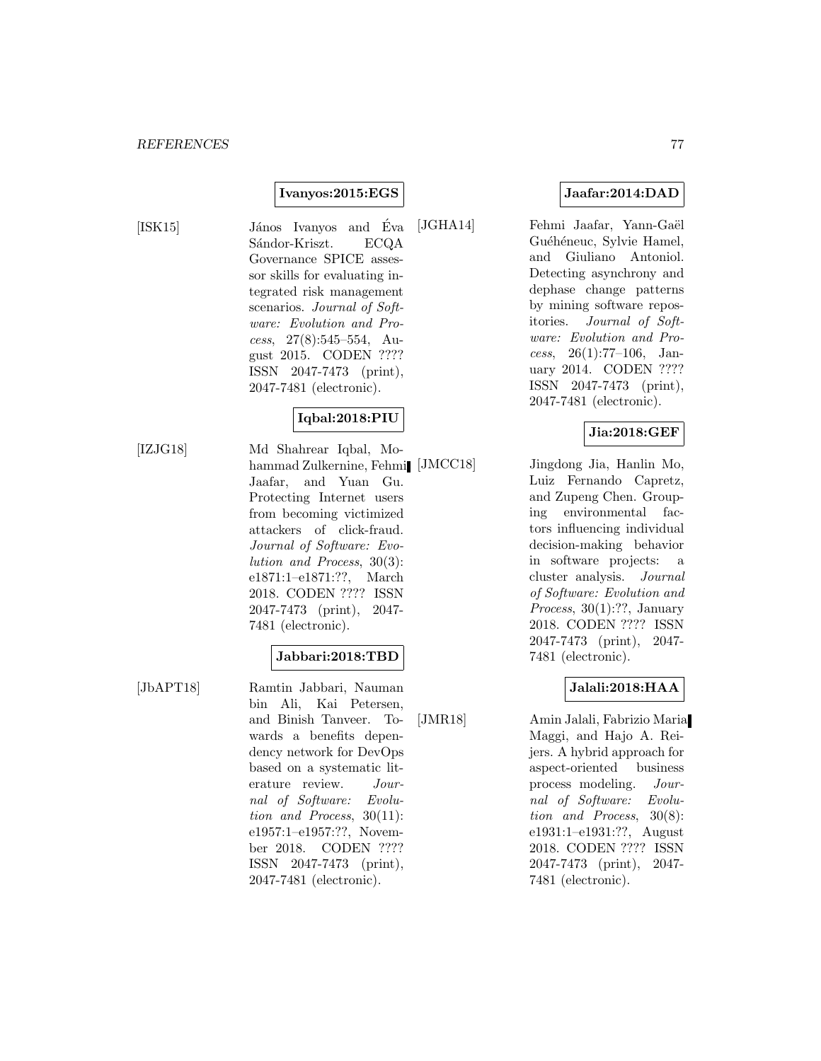**Ivanyos:2015:EGS**

[ISK15] János Ivanyos and Éva Sándor-Kriszt. ECQA Governance SPICE assessor skills for evaluating integrated risk management scenarios. *Journal of Software: Evolution and Process*, 27(8):545–554, August 2015. CODEN ???? ISSN 2047-7473 (print), 2047-7481 (electronic).

**Iqbal:2018:PIU**

[IZJG18] Md Shahrear Iqbal, Mohammad Zulkernine, Fehmi Jaafar, and Yuan Gu. Protecting Internet users from becoming victimized attackers of click-fraud. *Journal of Software: Evolution and Process*, 30(3): e1871:1–e1871:??, March 2018. CODEN ???? ISSN 2047-7473 (print), 2047-7481 (electronic).

**Jabbari:2018:TBD**

[JbAPT18] Ramtin Jabbari, Nauman bin Ali, Kai Petersen, and Binish Tanveer. Towards a benefits dependency network for DevOps based on a systematic literature review. *Journal of Software: Evolution and Process*, 30(11): e1957:1–e1957:??, November 2018. CODEN ???? ISSN 2047-7473 (print), 2047-7481 (electronic).

**Jaafar:2014:DAD**

[JGHA14] Fehmi Jaafar, Yann-Gaël Guéhéneuc, Sylvie Hamel, and Giuliano Antoniol. Detecting asynchrony and dephase change patterns by mining software repositories. *Journal of Software: Evolution and Process*, 26(1):77–106, January 2014. CODEN ???? ISSN 2047-7473 (print), 2047-7481 (electronic).

**Jia:2018:GEF**

[JMCC18] Jingdong Jia, Hanlin Mo, Luiz Fernando Capretz, and Zupeng Chen. Grouping environmental factors influencing individual decision-making behavior in software projects: a cluster analysis. *Journal of Software: Evolution and Process*, 30(1):??, January 2018. CODEN ???? ISSN 2047-7473 (print), 2047-7481 (electronic).

**Jalali:2018:HAA**

[JMR18] Amin Jalali, Fabrizio Maria Maggi, and Hajo A. Reijers. A hybrid approach for aspect-oriented business process modeling. *Journal of Software: Evolution and Process*, 30(8): e1931:1–e1931:??, August 2018. CODEN ???? ISSN 2047-7473 (print), 2047-7481 (electronic).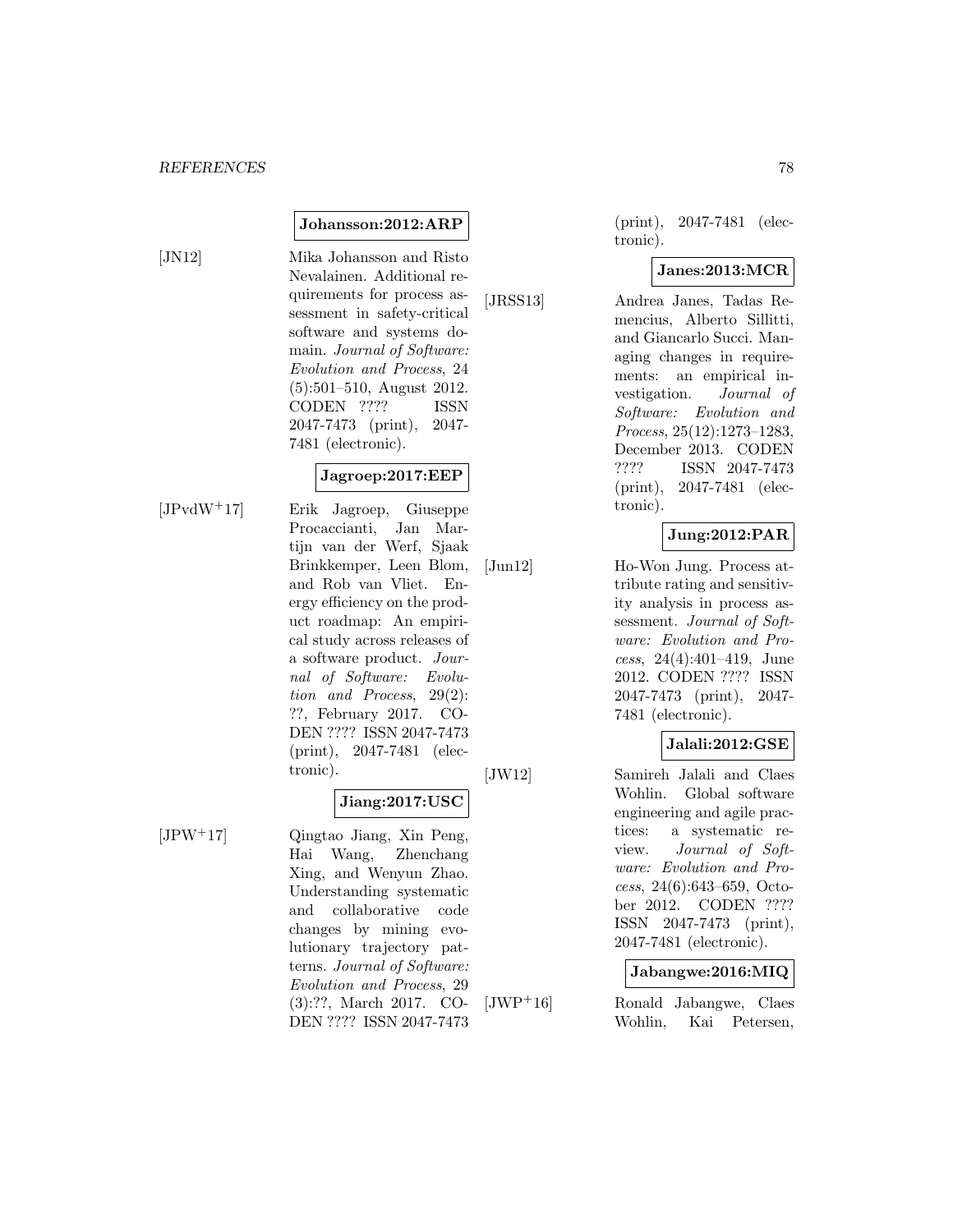**Johansson:2012:ARP**

[JN12] Mika Johansson and Risto Nevalainen. Additional requirements for process assessment in safety-critical software and systems domain. *Journal of Software: Evolution and Process*, 24 (5):501–510, August 2012. CODEN ???? ISSN 2047-7473 (print), 2047-7481 (electronic).

**Jagroep:2017:EEP**

[JPvdW+17] Erik Jagroep, Giuseppe Procaccianti, Jan Martijn van der Werf, Sjaak Brinkkemper, Leen Blom, and Rob van Vliet. Energy efficiency on the product roadmap: An empirical study across releases of a software product. *Journal of Software: Evolution and Process*, 29(2): ??, February 2017. CODEN ???? ISSN 2047-7473 (print), 2047-7481 (electronic).

**Jiang:2017:USC**

[JPW+17] Qingtao Jiang, Xin Peng, Hai Wang, Zhenchang Xing, and Wenyun Zhao. Understanding systematic and collaborative code changes by mining evolutionary trajectory patterns. *Journal of Software: Evolution and Process*, 29 (3):??, March 2017. CODEN ???? ISSN 2047-7473 (print), 2047-7481 (electronic).

**Janes:2013:MCR**

[JRSS13] Andrea Janes, Tadas Remencius, Alberto Sillitti, and Giancarlo Succi. Managing changes in requirements: an empirical investigation. *Journal of Software: Evolution and Process*, 25(12):1273–1283, December 2013. CODEN ???? ISSN 2047-7473 (print), 2047-7481 (electronic).

**Jung:2012:PAR**

[Jun12] Ho-Won Jung. Process attribute rating and sensitivity analysis in process assessment. *Journal of Software: Evolution and Process*, 24(4):401–419, June 2012. CODEN ???? ISSN 2047-7473 (print), 2047-7481 (electronic).

**Jalali:2012:GSE**

[JW12] Samireh Jalali and Claes Wohlin. Global software engineering and agile practices: a systematic review. *Journal of Software: Evolution and Process*, 24(6):643–659, October 2012. CODEN ???? ISSN 2047-7473 (print), 2047-7481 (electronic).

**Jabangwe:2016:MIQ**

[JWP+16] Ronald Jabangwe, Claes Wohlin, Kai Petersen,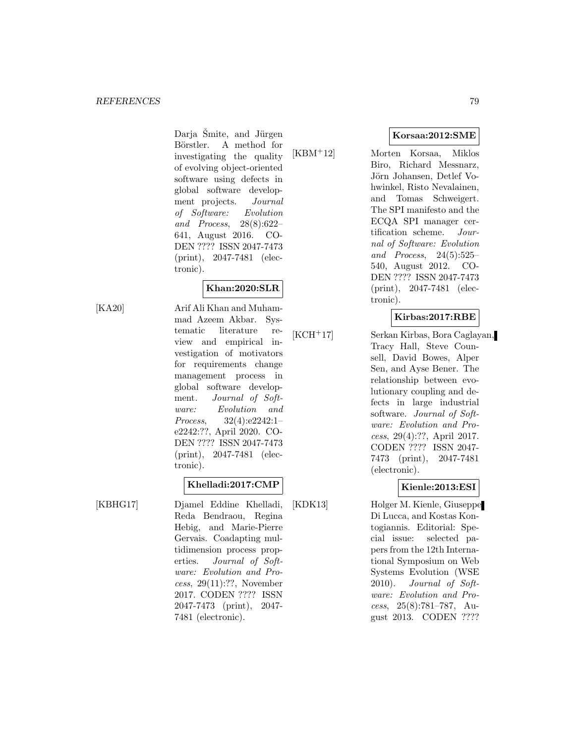Darja Šmite, and Jürgen Börstler. A method for investigating the quality of evolving object-oriented software using defects in global software development projects. *Journal of Software: Evolution and Process*, 28(8):622–641, August 2016. CODEN ???? ISSN 2047-7473 (print), 2047-7481 (electronic).

**Khan:2020:SLR**

[KA20] Arif Ali Khan and Muhammad Azeem Akbar. Systematic literature review and empirical investigation of motivators for requirements change management process in global software development. *Journal of Software: Evolution and Process*, 32(4):e2242:1–e2242:??, April 2020. CODEN ???? ISSN 2047-7473 (print), 2047-7481 (electronic).

**Khelladi:2017:CMP**

[KBHG17] Djamel Eddine Khelladi, Reda Bendraou, Regina Hebig, and Marie-Pierre Gervais. Coadapting multidimension process properties. *Journal of Software: Evolution and Process*, 29(11):??, November 2017. CODEN ???? ISSN 2047-7473 (print), 2047-7481 (electronic).

**Korsaa:2012:SME**

[KBM+12] Morten Korsaa, Miklos Biro, Richard Messnarz, Jörn Johansen, Detlef Vohwinkel, Risto Nevalainen, and Tomas Schweigert. The SPI manifesto and the ECQA SPI manager certification scheme. *Journal of Software: Evolution and Process*, 24(5):525–540, August 2012. CODEN ???? ISSN 2047-7473 (print), 2047-7481 (electronic).

**Kirbas:2017:RBE**

[KCH+17] Serkan Kirbas, Bora Caglayan, Tracy Hall, Steve Counsell, David Bowes, Alper Sen, and Ayse Bener. The relationship between evolutionary coupling and defects in large industrial software. *Journal of Software: Evolution and Process*, 29(4):??, April 2017. CODEN ???? ISSN 2047-7473 (print), 2047-7481 (electronic).

**Kienle:2013:ESI**

[KDK13] Holger M. Kienle, Giuseppe Di Lucca, and Kostas Kontogiannis. Editorial: Special issue: selected papers from the 12th International Symposium on Web Systems Evolution (WSE 2010). *Journal of Software: Evolution and Process*, 25(8):781–787, August 2013. CODEN ????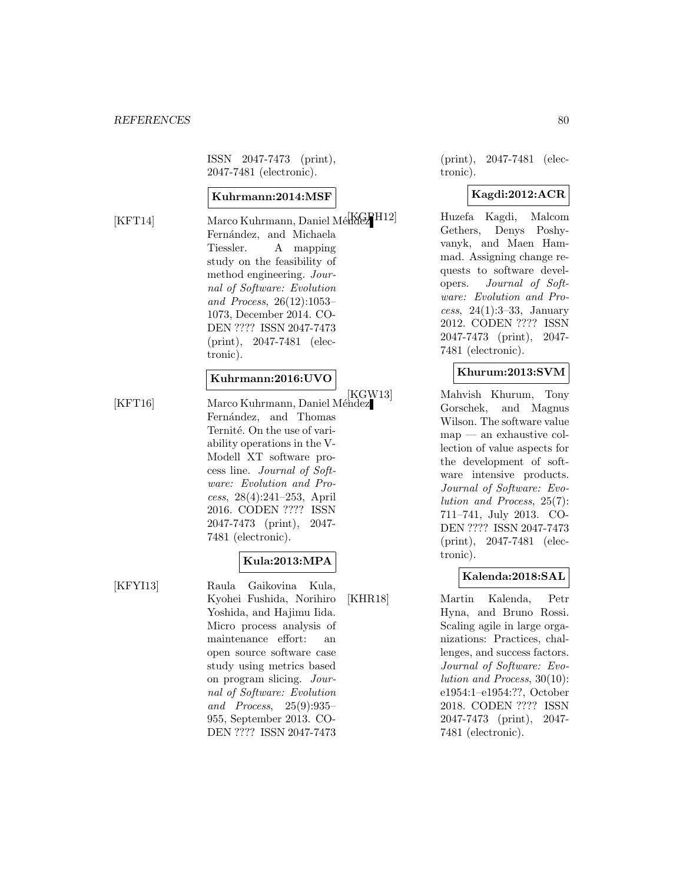ISSN 2047-7473 (print), 2047-7481 (electronic).

**Kuhrmann:2014:MSF**

[KFT14] Marco Kuhrmann, Daniel Méndez Fernández, and Michaela Tiessler. A mapping study on the feasibility of method engineering. *Journal of Software: Evolution and Process*, 26(12):1053–1073, December 2014. CODEN ???? ISSN 2047-7473 (print), 2047-7481 (electronic).

**Kuhrmann:2016:UVO**

[KFT16] Marco Kuhrmann, Daniel Méndez Fernández, and Thomas Ternité. On the use of variability operations in the V-Modell XT software process line. *Journal of Software: Evolution and Process*, 28(4):241–253, April 2016. CODEN ???? ISSN 2047-7473 (print), 2047-7481 (electronic).

**Kula:2013:MPA**

[KFYI13] Raula Gaikovina Kula, Kyohei Fushida, Norihiro Yoshida, and Hajimu Iida. Micro process analysis of maintenance effort: an open source software case study using metrics based on program slicing. *Journal of Software: Evolution and Process*, 25(9):935–955, September 2013. CODEN ???? ISSN 2047-7473 (print), 2047-7481 (electronic).

**Kagdi:2012:ACR**

[KGPH12] Huzefa Kagdi, Malcom Gethers, Denys Poshyvanyk, and Maen Hammad. Assigning change requests to software developers. *Journal of Software: Evolution and Process*, 24(1):3–33, January 2012. CODEN ???? ISSN 2047-7473 (print), 2047-7481 (electronic).

**Khurum:2013:SVM**

[KGW13] Mahvish Khurum, Tony Gorschek, and Magnus Wilson. The software value map — an exhaustive collection of value aspects for the development of software intensive products. *Journal of Software: Evolution and Process*, 25(7):711–741, July 2013. CODEN ???? ISSN 2047-7473 (print), 2047-7481 (electronic).

**Kalenda:2018:SAL**

[KHR18] Martin Kalenda, Petr Hyna, and Bruno Rossi. Scaling agile in large organizations: Practices, challenges, and success factors. *Journal of Software: Evolution and Process*, 30(10):e1954:1–e1954:??, October 2018. CODEN ???? ISSN 2047-7473 (print), 2047-7481 (electronic).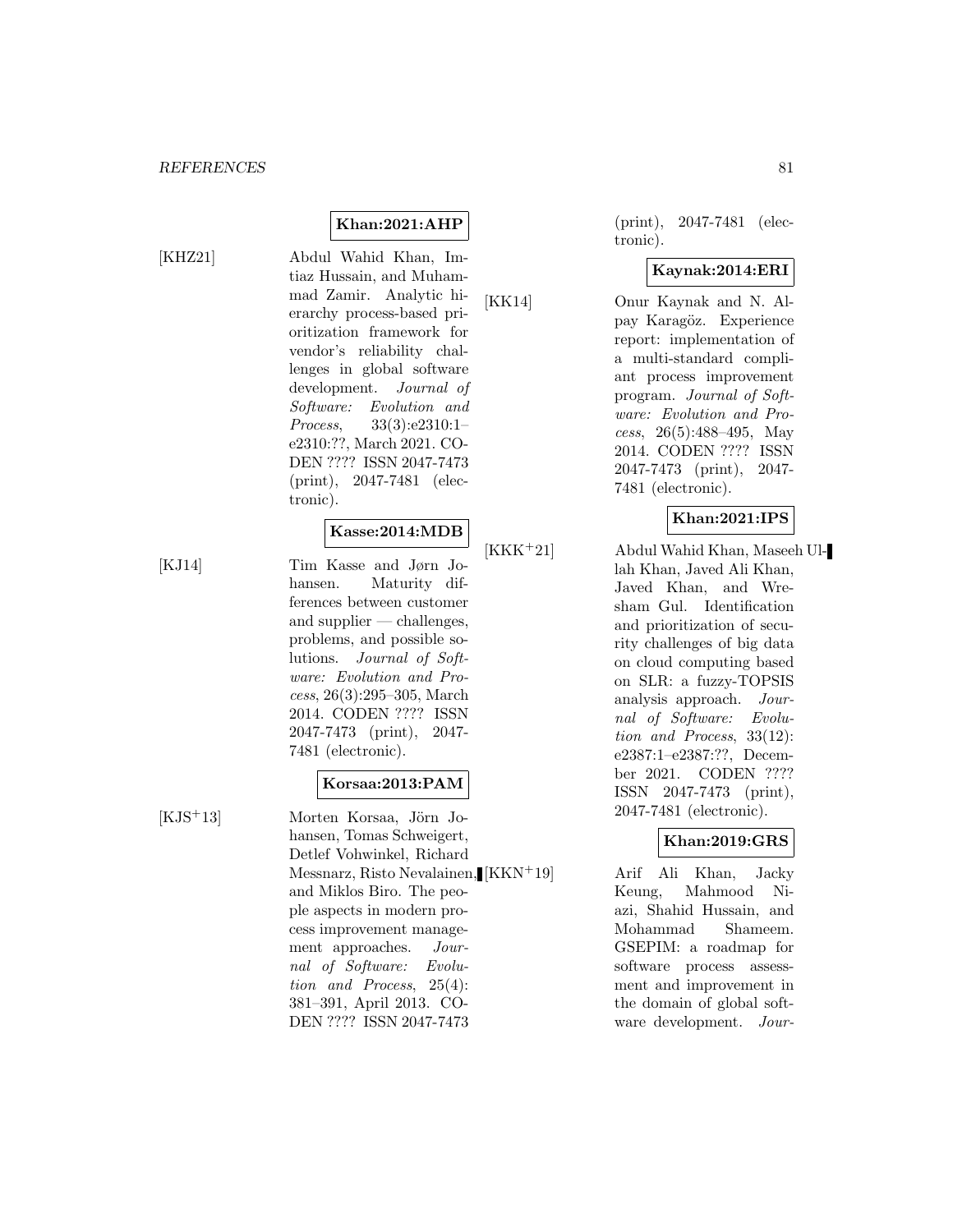**Khan:2021:AHP**

[KHZ21] Abdul Wahid Khan, Imtiaz Hussain, and Muhammad Zamir. Analytic hierarchy process-based prioritization framework for vendor's reliability challenges in global software development. *Journal of Software: Evolution and Process*, 33(3):e2310:1–e2310:??, March 2021. CODEN ???? ISSN 2047-7473 (print), 2047-7481 (electronic).

**Kasse:2014:MDB**

[KJ14] Tim Kasse and Jørn Johansen. Maturity differences between customer and supplier — challenges, problems, and possible solutions. *Journal of Software: Evolution and Process*, 26(3):295–305, March 2014. CODEN ???? ISSN 2047-7473 (print), 2047-7481 (electronic).

**Korsaa:2013:PAM**

[KJS+13] Morten Korsaa, Jörn Johansen, Tomas Schweigert, Detlef Vohwinkel, Richard Messnarz, Risto Nevalainen, and Miklos Biro. The people aspects in modern process improvement management approaches. *Journal of Software: Evolution and Process*, 25(4):381–391, April 2013. CODEN ???? ISSN 2047-7473 (print), 2047-7481 (electronic).

**Kaynak:2014:ERI**

[KK14] Onur Kaynak and N. Alpay Karagöz. Experience report: implementation of a multi-standard compliant process improvement program. *Journal of Software: Evolution and Process*, 26(5):488–495, May 2014. CODEN ???? ISSN 2047-7473 (print), 2047-7481 (electronic).

**Khan:2021:IPS**

[KKK+21] Abdul Wahid Khan, Maseeh Ullah Khan, Javed Ali Khan, Javed Khan, and Wresham Gul. Identification and prioritization of security challenges of big data on cloud computing based on SLR: a fuzzy-TOPSIS analysis approach. *Journal of Software: Evolution and Process*, 33(12):e2387:1–e2387:??, December 2021. CODEN ???? ISSN 2047-7473 (print), 2047-7481 (electronic).

**Khan:2019:GRS**

[KKN+19] Arif Ali Khan, Jacky Keung, Mahmood Niazi, Shahid Hussain, and Mohammad Shameem. GSEPIM: a roadmap for software process assessment and improvement in the domain of global software development. *Jour-*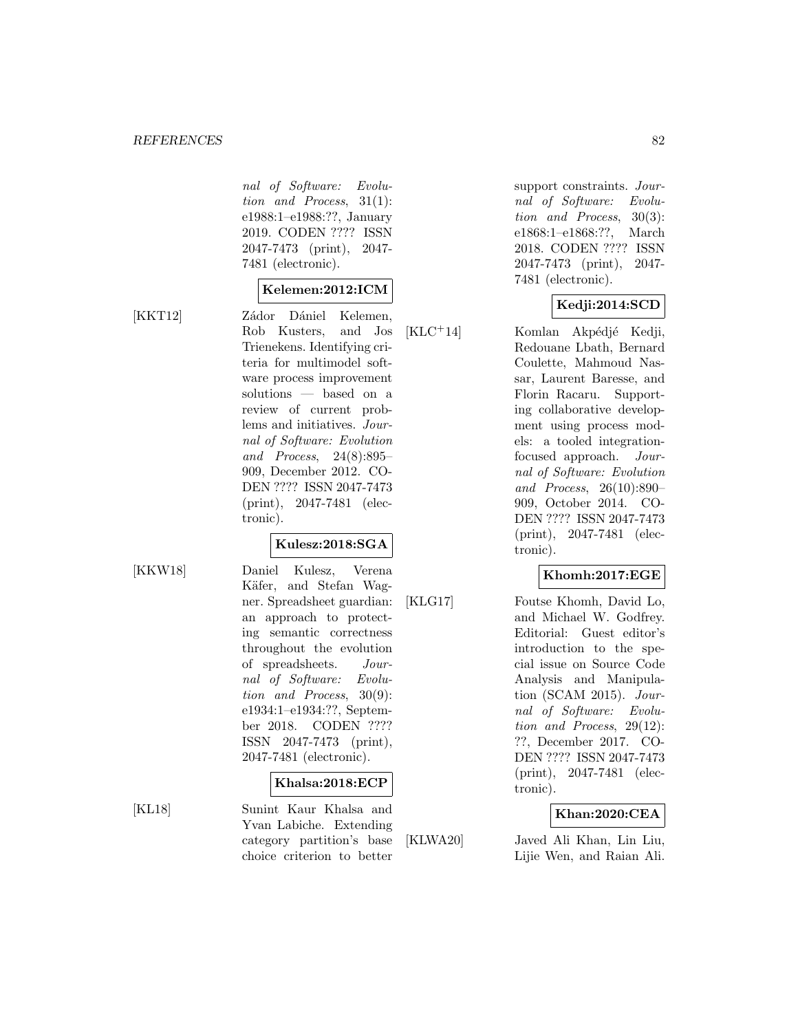nal of Software: Evolution and Process*, 31(1): e1988:1–e1988:??, January 2019. CODEN ???? ISSN 2047-7473 (print), 2047-7481 (electronic).

**Kelemen:2012:ICM**

[KKT12] Zádor Dániel Kelemen, Rob Kusters, and Jos Trienekens. Identifying criteria for multimodel software process improvement solutions — based on a review of current problems and initiatives. *Journal of Software: Evolution and Process*, 24(8):895–909, December 2012. CODEN ???? ISSN 2047-7473 (print), 2047-7481 (electronic).

**Kulesz:2018:SGA**

[KKW18] Daniel Kulesz, Verena Käfer, and Stefan Wagner. Spreadsheet guardian: an approach to protecting semantic correctness throughout the evolution of spreadsheets. *Journal of Software: Evolution and Process*, 30(9): e1934:1–e1934:??, September 2018. CODEN ???? ISSN 2047-7473 (print), 2047-7481 (electronic).

**Khalsa:2018:ECP**

[KL18] Sunint Kaur Khalsa and Yvan Labiche. Extending category partition's base choice criterion to better support constraints. *Journal of Software: Evolution and Process*, 30(3): e1868:1–e1868:??, March 2018. CODEN ???? ISSN 2047-7473 (print), 2047-7481 (electronic).

**Kedji:2014:SCD**

[KLC+14] Komlan Akpédjé Kedji, Redouane Lbath, Bernard Coulette, Mahmoud Nassar, Laurent Baresse, and Florin Racaru. Supporting collaborative development using process models: a tooled integration-focused approach. *Journal of Software: Evolution and Process*, 26(10):890–909, October 2014. CODEN ???? ISSN 2047-7473 (print), 2047-7481 (electronic).

**Khomh:2017:EGE**

[KLG17] Foutse Khomh, David Lo, and Michael W. Godfrey. Editorial: Guest editor's introduction to the special issue on Source Code Analysis and Manipulation (SCAM 2015). *Journal of Software: Evolution and Process*, 29(12): ??, December 2017. CODEN ???? ISSN 2047-7473 (print), 2047-7481 (electronic).

**Khan:2020:CEA**

[KLWA20] Javed Ali Khan, Lin Liu, Lijie Wen, and Raian Ali.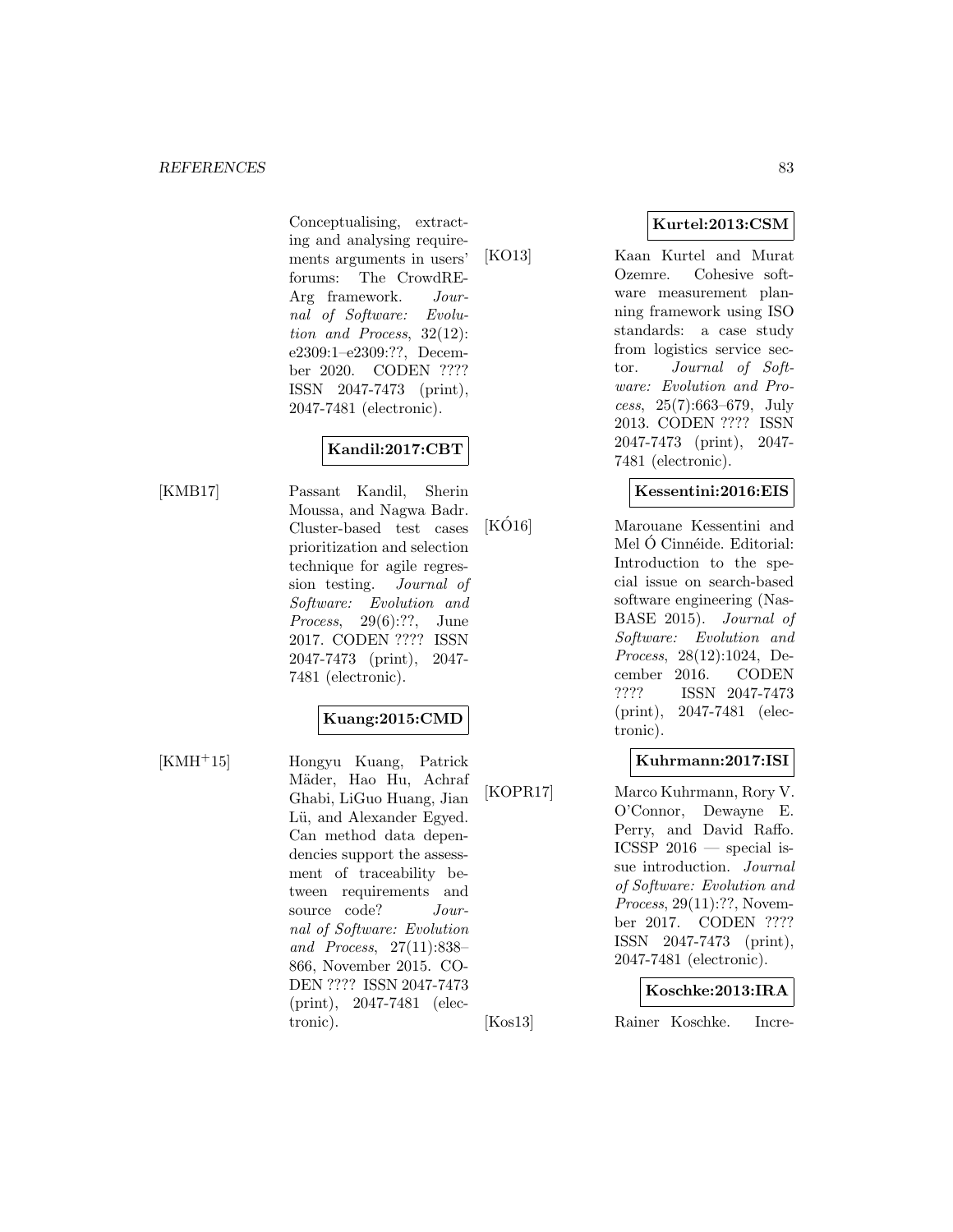Conceptualising, extracting and analysing requirements arguments in users' forums: The CrowdRE-Arg framework. *Journal of Software: Evolution and Process*, 32(12): e2309:1–e2309:??, December 2020. CODEN ???? ISSN 2047-7473 (print), 2047-7481 (electronic).

**Kandil:2017:CBT**

[KMB17] Passant Kandil, Sherin Moussa, and Nagwa Badr. Cluster-based test cases prioritization and selection technique for agile regression testing. *Journal of Software: Evolution and Process*, 29(6):??, June 2017. CODEN ???? ISSN 2047-7473 (print), 2047-7481 (electronic).

**Kuang:2015:CMD**

[KMH+15] Hongyu Kuang, Patrick Mäder, Hao Hu, Achraf Ghabi, LiGuo Huang, Jian Lü, and Alexander Egyed. Can method data dependencies support the assessment of traceability between requirements and source code? *Journal of Software: Evolution and Process*, 27(11):838–866, November 2015. CODEN ???? ISSN 2047-7473 (print), 2047-7481 (electronic).

**Kurtel:2013:CSM**

[KO13] Kaan Kurtel and Murat Ozemre. Cohesive software measurement planning framework using ISO standards: a case study from logistics service sector. *Journal of Software: Evolution and Process*, 25(7):663–679, July 2013. CODEN ???? ISSN 2047-7473 (print), 2047-7481 (electronic).

**Kessentini:2016:EIS**

[KÓ16] Marouane Kessentini and Mel Ó Cinnéide. Editorial: Introduction to the special issue on search-based software engineering (NasBASE 2015). *Journal of Software: Evolution and Process*, 28(12):1024, December 2016. CODEN ???? ISSN 2047-7473 (print), 2047-7481 (electronic).

**Kuhrmann:2017:ISI**

[KOPR17] Marco Kuhrmann, Rory V. O'Connor, Dewayne E. Perry, and David Raffo. ICSSP 2016 — special issue introduction. *Journal of Software: Evolution and Process*, 29(11):??, November 2017. CODEN ???? ISSN 2047-7473 (print), 2047-7481 (electronic).

**Koschke:2013:IRA**

[Kos13] Rainer Koschke. Incre-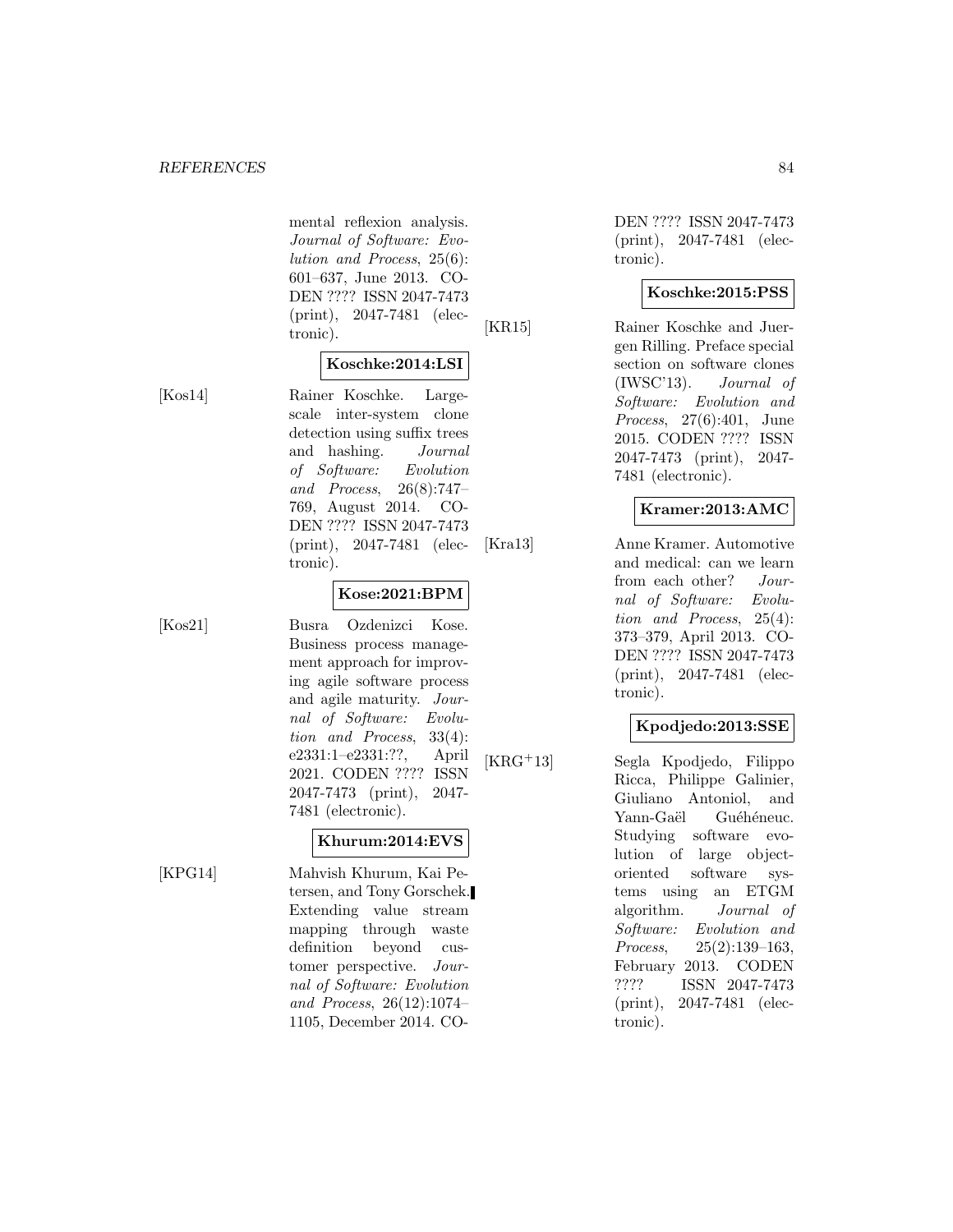mental reflexion analysis. *Journal of Software: Evolution and Process*, 25(6): 601–637, June 2013. CODEN ???? ISSN 2047-7473 (print), 2047-7481 (electronic).

**Koschke:2014:LSI**

[Kos14] Rainer Koschke. Large-scale inter-system clone detection using suffix trees and hashing. *Journal of Software: Evolution and Process*, 26(8):747–769, August 2014. CODEN ???? ISSN 2047-7473 (print), 2047-7481 (electronic).

**Kose:2021:BPM**

[Kos21] Busra Ozdenizci Kose. Business process management approach for improving agile software process and agile maturity. *Journal of Software: Evolution and Process*, 33(4): e2331:1–e2331:??, April 2021. CODEN ???? ISSN 2047-7473 (print), 2047-7481 (electronic).

**Khurum:2014:EVS**

[KPG14] Mahvish Khurum, Kai Petersen, and Tony Gorschek. Extending value stream mapping through waste definition beyond customer perspective. *Journal of Software: Evolution and Process*, 26(12):1074–1105, December 2014. CODEN ???? ISSN 2047-7473 (print), 2047-7481 (electronic).

**Koschke:2015:PSS**

[KR15] Rainer Koschke and Juergen Rilling. Preface special section on software clones (IWSC'13). *Journal of Software: Evolution and Process*, 27(6):401, June 2015. CODEN ???? ISSN 2047-7473 (print), 2047-7481 (electronic).

**Kramer:2013:AMC**

[Kra13] Anne Kramer. Automotive and medical: can we learn from each other? *Journal of Software: Evolution and Process*, 25(4): 373–379, April 2013. CODEN ???? ISSN 2047-7473 (print), 2047-7481 (electronic).

**Kpodjedo:2013:SSE**

[KRG+13] Segla Kpodjedo, Filippo Ricca, Philippe Galinier, Giuliano Antoniol, and Yann-Gaël Guéhéneuc. Studying software evolution of large object-oriented software systems using an ETGM algorithm. *Journal of Software: Evolution and Process*, 25(2):139–163, February 2013. CODEN ???? ISSN 2047-7473 (print), 2047-7481 (electronic).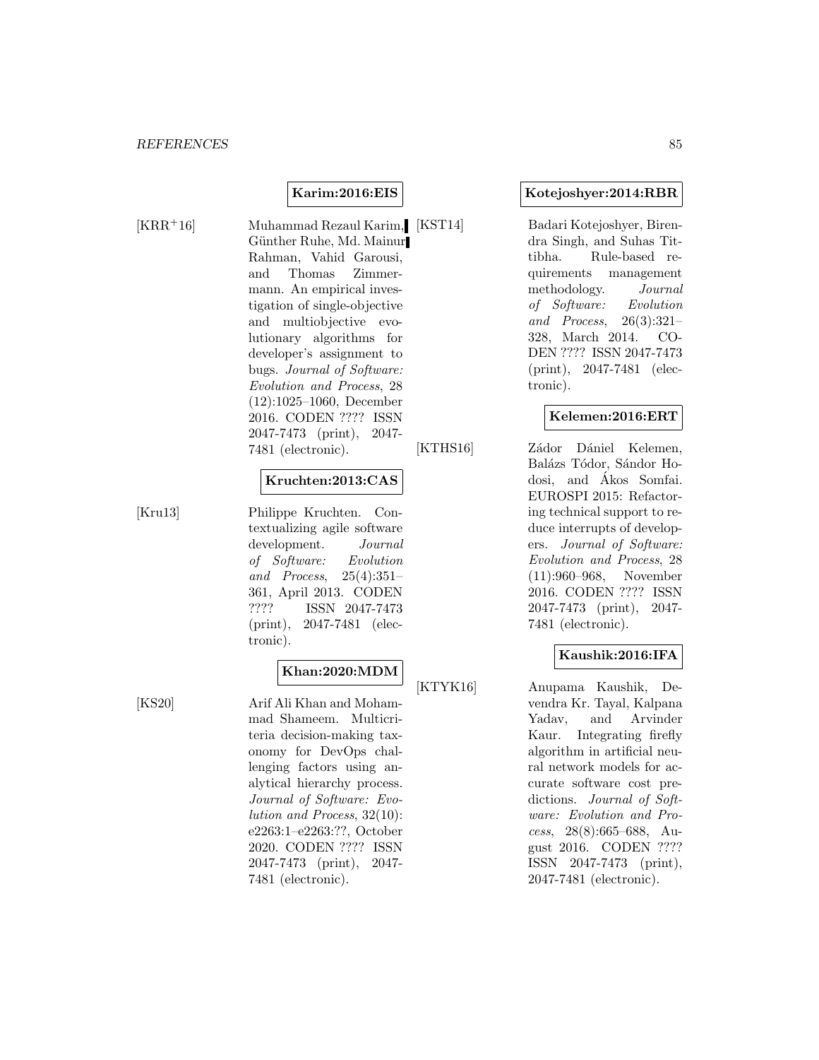**Karim:2016:EIS**

[KRR+16] Muhammad Rezaul Karim, Günther Ruhe, Md. Mainur Rahman, Vahid Garousi, and Thomas Zimmermann. An empirical investigation of single-objective and multiobjective evolutionary algorithms for developer's assignment to bugs. *Journal of Software: Evolution and Process*, 28 (12):1025–1060, December 2016. CODEN ???? ISSN 2047-7473 (print), 2047-7481 (electronic).

**Kruchten:2013:CAS**

[Kru13] Philippe Kruchten. Contextualizing agile software development. *Journal of Software: Evolution and Process*, 25(4):351–361, April 2013. CODEN ???? ISSN 2047-7473 (print), 2047-7481 (electronic).

**Khan:2020:MDM**

[KS20] Arif Ali Khan and Mohammad Shameem. Multicriteria decision-making taxonomy for DevOps challenging factors using analytical hierarchy process. *Journal of Software: Evolution and Process*, 32(10): e2263:1–e2263:??, October 2020. CODEN ???? ISSN 2047-7473 (print), 2047-7481 (electronic).

**Kotejoshyer:2014:RBR**

[KST14] Badari Kotejoshyer, Birendra Singh, and Suhas Tittibha. Rule-based requirements management methodology. *Journal of Software: Evolution and Process*, 26(3):321–328, March 2014. CODEN ???? ISSN 2047-7473 (print), 2047-7481 (electronic).

**Kelemen:2016:ERT**

[KTHS16] Zádor Dániel Kelemen, Balázs Tódor, Sándor Hodosi, and Ákos Somfai. EUROSPI 2015: Refactoring technical support to reduce interrupts of developers. *Journal of Software: Evolution and Process*, 28 (11):960–968, November 2016. CODEN ???? ISSN 2047-7473 (print), 2047-7481 (electronic).

**Kaushik:2016:IFA**

[KTYK16] Anupama Kaushik, Devendra Kr. Tayal, Kalpana Yadav, and Arvinder Kaur. Integrating firefly algorithm in artificial neural network models for accurate software cost predictions. *Journal of Software: Evolution and Process*, 28(8):665–688, August 2016. CODEN ???? ISSN 2047-7473 (print), 2047-7481 (electronic).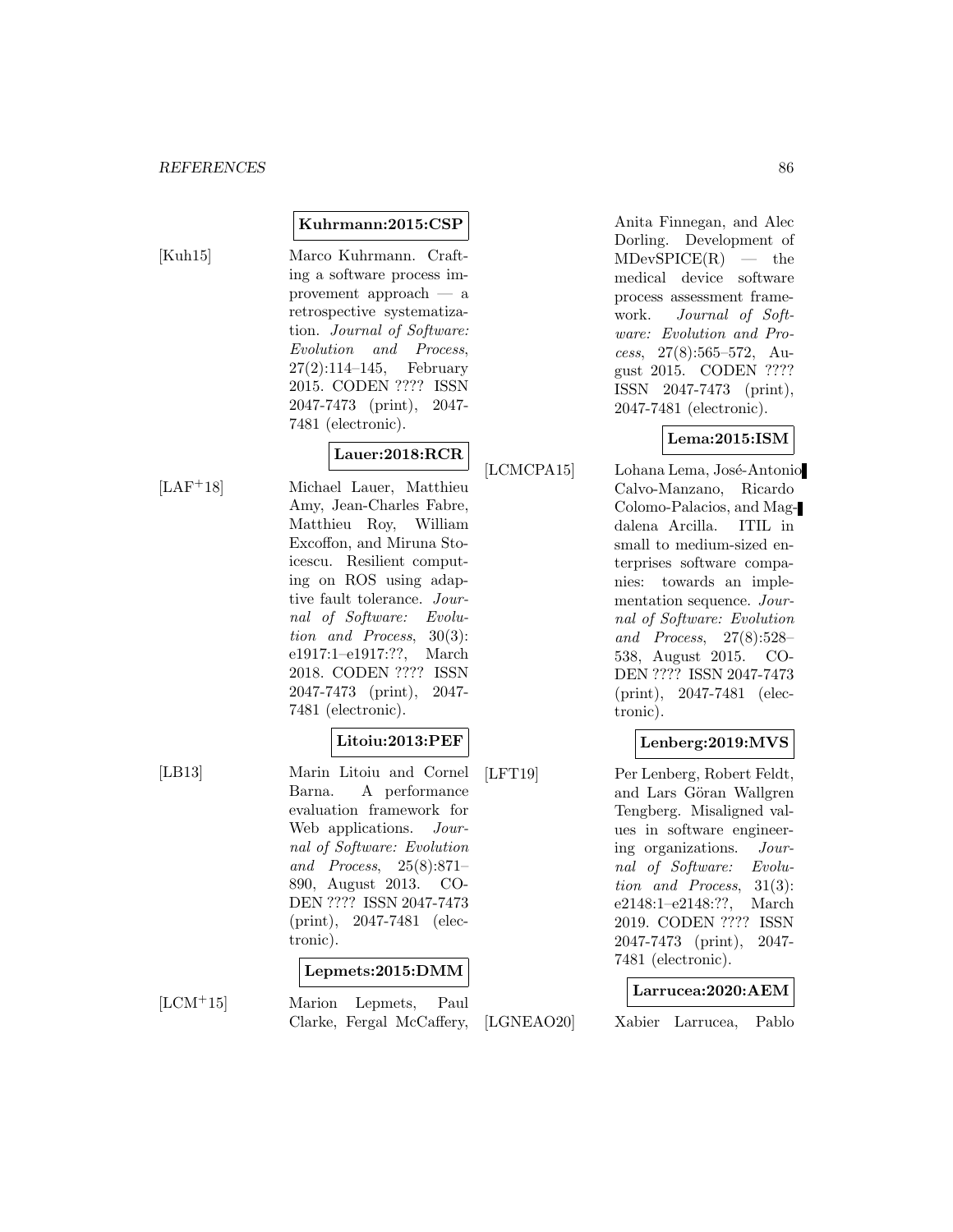**Kuhrmann:2015:CSP**

[Kuh15] Marco Kuhrmann. Crafting a software process improvement approach — a retrospective systematization. *Journal of Software: Evolution and Process*, 27(2):114–145, February 2015. CODEN ???? ISSN 2047-7473 (print), 2047-7481 (electronic).

**Lauer:2018:RCR**

[LAF+18] Michael Lauer, Matthieu Amy, Jean-Charles Fabre, Matthieu Roy, William Excoffon, and Miruna Stoicescu. Resilient computing on ROS using adaptive fault tolerance. *Journal of Software: Evolution and Process*, 30(3): e1917:1–e1917:??, March 2018. CODEN ???? ISSN 2047-7473 (print), 2047-7481 (electronic).

**Litoiu:2013:PEF**

[LB13] Marin Litoiu and Cornel Barna. A performance evaluation framework for Web applications. *Journal of Software: Evolution and Process*, 25(8):871–890, August 2013. CODEN ???? ISSN 2047-7473 (print), 2047-7481 (electronic).

**Lepmets:2015:DMM**

[LCM+15] Marion Lepmets, Paul Clarke, Fergal McCaffery, Anita Finnegan, and Alec Dorling. Development of MDevSPICE(R) — the medical device software process assessment framework. *Journal of Software: Evolution and Process*, 27(8):565–572, August 2015. CODEN ???? ISSN 2047-7473 (print), 2047-7481 (electronic).

**Lema:2015:ISM**

[LCMCPA15] Lohana Lema, José-Antonio Calvo-Manzano, Ricardo Colomo-Palacios, and Magdalena Arcilla. ITIL in small to medium-sized enterprises software companies: towards an implementation sequence. *Journal of Software: Evolution and Process*, 27(8):528–538, August 2015. CODEN ???? ISSN 2047-7473 (print), 2047-7481 (electronic).

**Lenberg:2019:MVS**

[LFT19] Per Lenberg, Robert Feldt, and Lars Göran Wallgren Tengberg. Misaligned values in software engineering organizations. *Journal of Software: Evolution and Process*, 31(3): e2148:1–e2148:??, March 2019. CODEN ???? ISSN 2047-7473 (print), 2047-7481 (electronic).

**Larrucea:2020:AEM**

[LGNEAO20] Xabier Larrucea, Pablo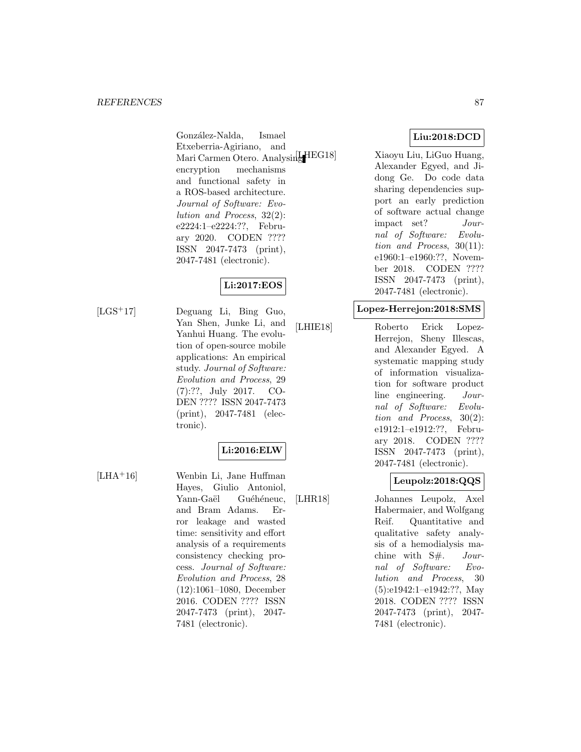González-Nalda, Ismael Etxeberria-Agiriano, and Mari Carmen Otero. Analysing encryption mechanisms and functional safety in a ROS-based architecture. *Journal of Software: Evolution and Process*, 32(2): e2224:1–e2224:??, February 2020. CODEN ???? ISSN 2047-7473 (print), 2047-7481 (electronic).

**Li:2017:EOS**

[LGS+17] Deguang Li, Bing Guo, Yan Shen, Junke Li, and Yanhui Huang. The evolution of open-source mobile applications: An empirical study. *Journal of Software: Evolution and Process*, 29 (7):??, July 2017. CODEN ???? ISSN 2047-7473 (print), 2047-7481 (electronic).

**Li:2016:ELW**

[LHA+16] Wenbin Li, Jane Huffman Hayes, Giulio Antoniol, Yann-Gaël Guéhéneuc, and Bram Adams. Error leakage and wasted time: sensitivity and effort analysis of a requirements consistency checking process. *Journal of Software: Evolution and Process*, 28 (12):1061–1080, December 2016. CODEN ???? ISSN 2047-7473 (print), 2047-7481 (electronic).

**Liu:2018:DCD**

[LHEG18] Xiaoyu Liu, LiGuo Huang, Alexander Egyed, and Jidong Ge. Do code data sharing dependencies support an early prediction of software actual change impact set? *Journal of Software: Evolution and Process*, 30(11): e1960:1–e1960:??, November 2018. CODEN ???? ISSN 2047-7473 (print), 2047-7481 (electronic).

**Lopez-Herrejon:2018:SMS**

[LHIE18] Roberto Erick Lopez-Herrejon, Sheny Illescas, and Alexander Egyed. A systematic mapping study of information visualization for software product line engineering. *Journal of Software: Evolution and Process*, 30(2): e1912:1–e1912:??, February 2018. CODEN ???? ISSN 2047-7473 (print), 2047-7481 (electronic).

**Leupolz:2018:QQS**

[LHR18] Johannes Leupolz, Axel Habermaier, and Wolfgang Reif. Quantitative and qualitative safety analysis of a hemodialysis machine with S#. *Journal of Software: Evolution and Process*, 30 (5):e1942:1–e1942:??, May 2018. CODEN ???? ISSN 2047-7473 (print), 2047-7481 (electronic).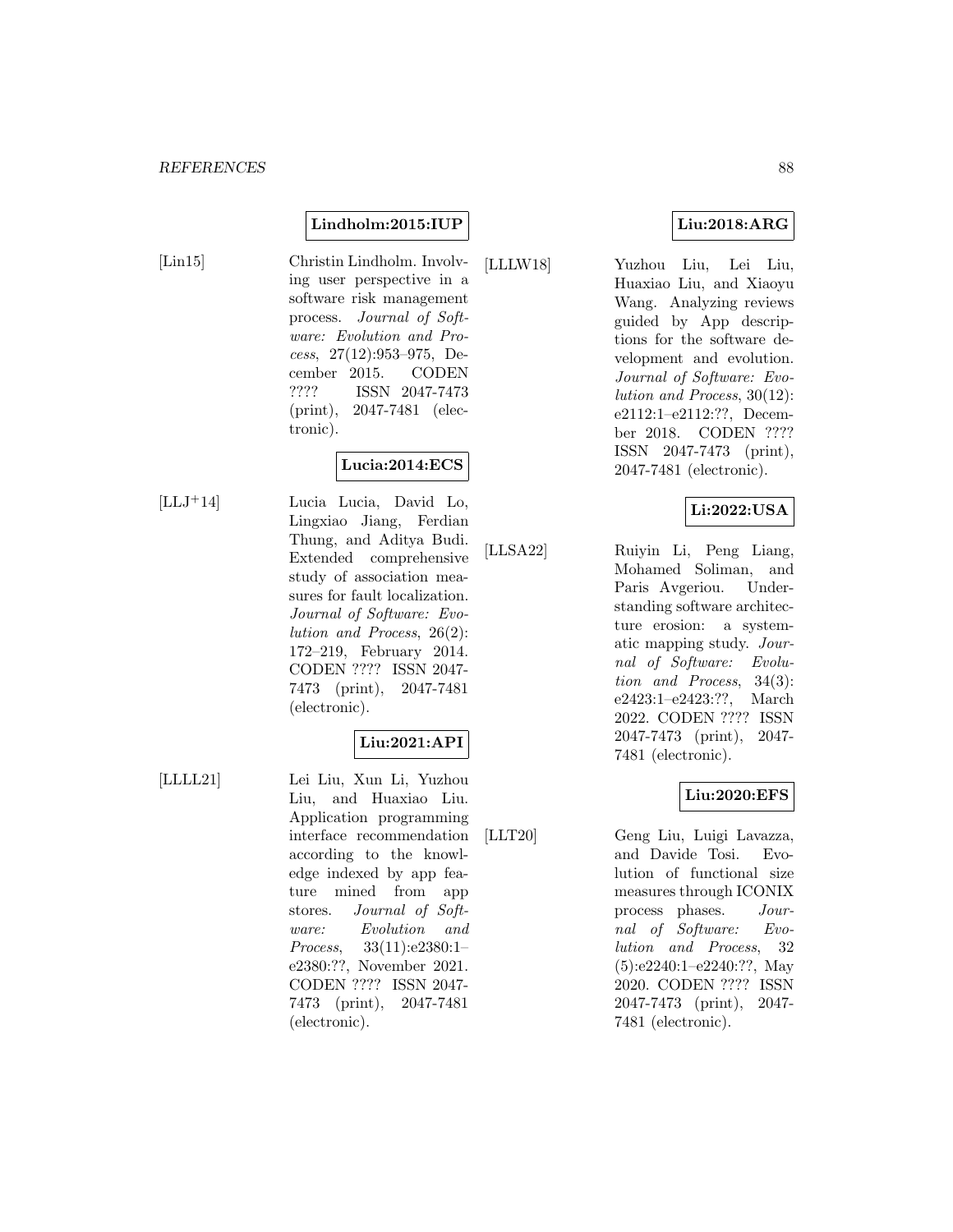**Lindholm:2015:IUP**

[Lin15] Christin Lindholm. Involving user perspective in a software risk management process. *Journal of Software: Evolution and Process*, 27(12):953–975, December 2015. CODEN ???? ISSN 2047-7473 (print), 2047-7481 (electronic).

**Lucia:2014:ECS**

[LLJ+14] Lucia Lucia, David Lo, Lingxiao Jiang, Ferdian Thung, and Aditya Budi. Extended comprehensive study of association measures for fault localization. *Journal of Software: Evolution and Process*, 26(2): 172–219, February 2014. CODEN ???? ISSN 2047-7473 (print), 2047-7481 (electronic).

**Liu:2021:API**

[LLLL21] Lei Liu, Xun Li, Yuzhou Liu, and Huaxiao Liu. Application programming interface recommendation according to the knowledge indexed by app feature mined from app stores. *Journal of Software: Evolution and Process*, 33(11):e2380:1–e2380:??, November 2021. CODEN ???? ISSN 2047-7473 (print), 2047-7481 (electronic).

**Liu:2018:ARG**

[LLLW18] Yuzhou Liu, Lei Liu, Huaxiao Liu, and Xiaoyu Wang. Analyzing reviews guided by App descriptions for the software development and evolution. *Journal of Software: Evolution and Process*, 30(12): e2112:1–e2112:??, December 2018. CODEN ???? ISSN 2047-7473 (print), 2047-7481 (electronic).

**Li:2022:USA**

[LLSA22] Ruiyin Li, Peng Liang, Mohamed Soliman, and Paris Avgeriou. Understanding software architecture erosion: a systematic mapping study. *Journal of Software: Evolution and Process*, 34(3): e2423:1–e2423:??, March 2022. CODEN ???? ISSN 2047-7473 (print), 2047-7481 (electronic).

**Liu:2020:EFS**

[LLT20] Geng Liu, Luigi Lavazza, and Davide Tosi. Evolution of functional size measures through ICONIX process phases. *Journal of Software: Evolution and Process*, 32 (5):e2240:1–e2240:??, May 2020. CODEN ???? ISSN 2047-7473 (print), 2047-7481 (electronic).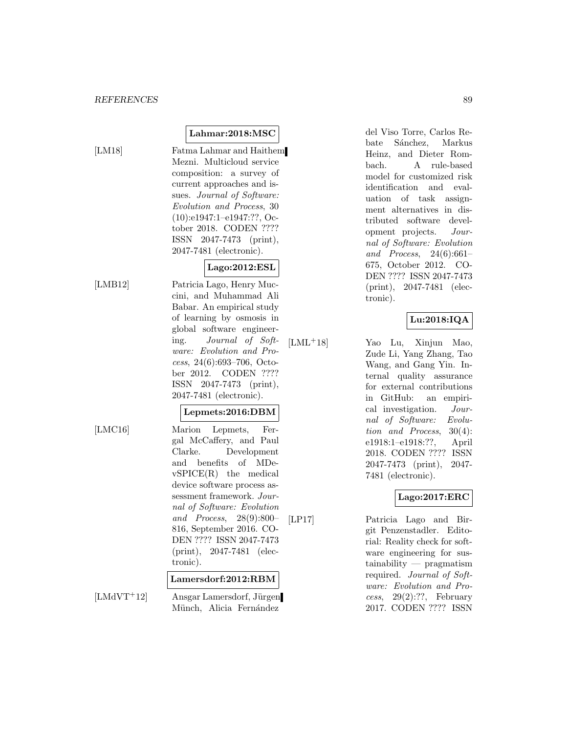**Lahmar:2018:MSC**

[LM18] Fatma Lahmar and Haithem Mezni. Multicloud service composition: a survey of current approaches and issues. *Journal of Software: Evolution and Process*, 30 (10):e1947:1–e1947:??, October 2018. CODEN ???? ISSN 2047-7473 (print), 2047-7481 (electronic).

**Lago:2012:ESL**

[LMB12] Patricia Lago, Henry Muccini, and Muhammad Ali Babar. An empirical study of learning by osmosis in global software engineering. *Journal of Software: Evolution and Process*, 24(6):693–706, October 2012. CODEN ???? ISSN 2047-7473 (print), 2047-7481 (electronic).

**Lepmets:2016:DBM**

[LMC16] Marion Lepmets, Fergal McCaffery, and Paul Clarke. Development and benefits of MDevSPICE(R) the medical device software process assessment framework. *Journal of Software: Evolution and Process*, 28(9):800–816, September 2016. CODEN ???? ISSN 2047-7473 (print), 2047-7481 (electronic).

**Lamersdorf:2012:RBM**

[LMdVT+12] Ansgar Lamersdorf, Jürgen Münch, Alicia Fernández del Viso Torre, Carlos Rebate Sánchez, Markus Heinz, and Dieter Rombach. A rule-based model for customized risk identification and evaluation of task assignment alternatives in distributed software development projects. *Journal of Software: Evolution and Process*, 24(6):661–675, October 2012. CODEN ???? ISSN 2047-7473 (print), 2047-7481 (electronic).

**Lu:2018:IQA**

[LML+18] Yao Lu, Xinjun Mao, Zude Li, Yang Zhang, Tao Wang, and Gang Yin. Internal quality assurance for external contributions in GitHub: an empirical investigation. *Journal of Software: Evolution and Process*, 30(4): e1918:1–e1918:??, April 2018. CODEN ???? ISSN 2047-7473 (print), 2047-7481 (electronic).

**Lago:2017:ERC**

[LP17] Patricia Lago and Birgit Penzenstadler. Editorial: Reality check for software engineering for sustainability — pragmatism required. *Journal of Software: Evolution and Process*, 29(2):??, February 2017. CODEN ???? ISSN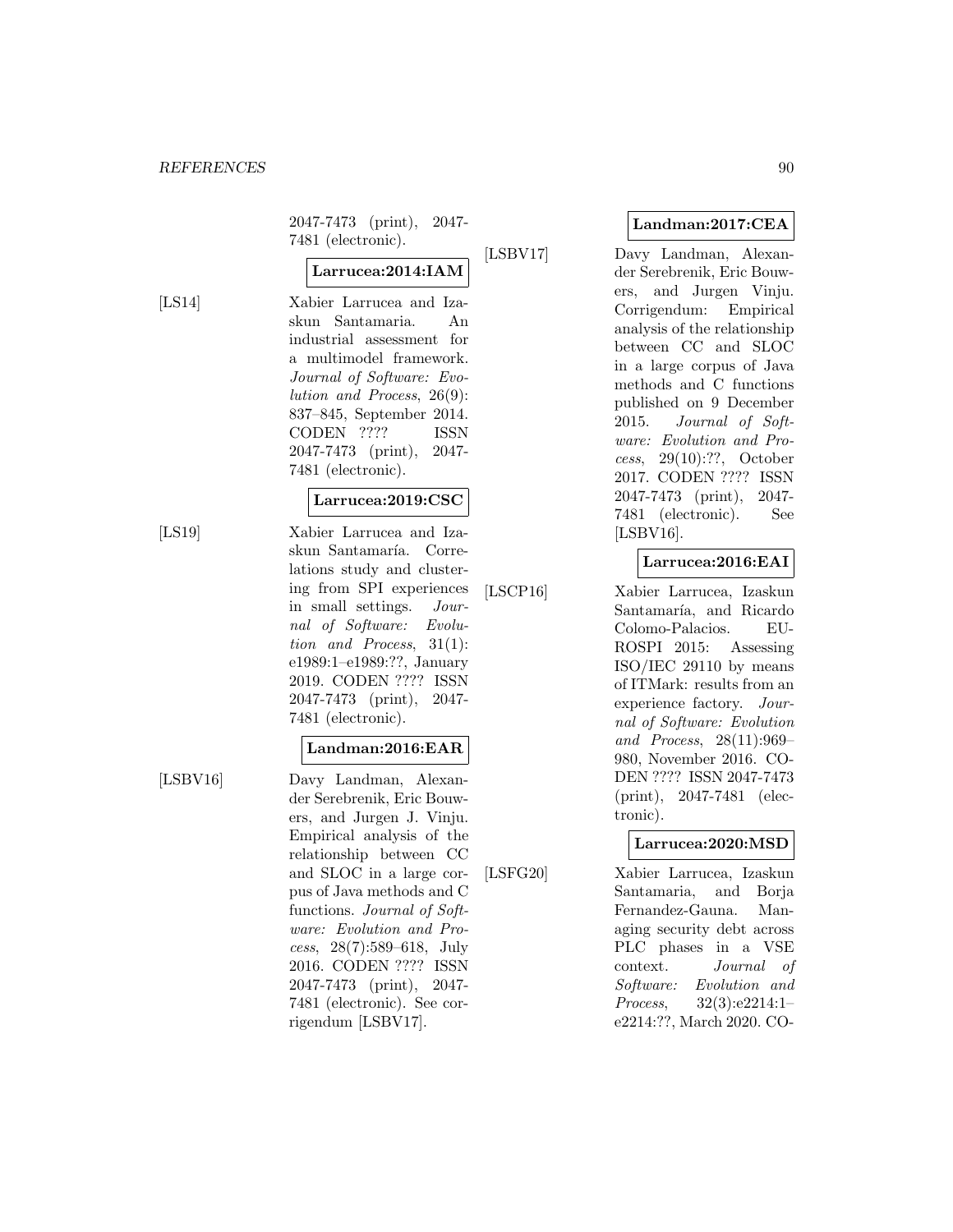2047-7473 (print), 2047-7481 (electronic).

**Larrucea:2014:IAM**

[LS14] Xabier Larrucea and Izaskun Santamaria. An industrial assessment for a multimodel framework. *Journal of Software: Evolution and Process*, 26(9): 837–845, September 2014. CODEN ???? ISSN 2047-7473 (print), 2047-7481 (electronic).

**Larrucea:2019:CSC**

[LS19] Xabier Larrucea and Izaskun Santamaría. Correlations study and clustering from SPI experiences in small settings. *Journal of Software: Evolution and Process*, 31(1): e1989:1–e1989:??, January 2019. CODEN ???? ISSN 2047-7473 (print), 2047-7481 (electronic).

**Landman:2016:EAR**

[LSBV16] Davy Landman, Alexander Serebrenik, Eric Bouwers, and Jurgen J. Vinju. Empirical analysis of the relationship between CC and SLOC in a large corpus of Java methods and C functions. *Journal of Software: Evolution and Process*, 28(7):589–618, July 2016. CODEN ???? ISSN 2047-7473 (print), 2047-7481 (electronic). See corrigendum [LSBV17].

**Landman:2017:CEA**

[LSBV17] Davy Landman, Alexander Serebrenik, Eric Bouwers, and Jurgen Vinju. Corrigendum: Empirical analysis of the relationship between CC and SLOC in a large corpus of Java methods and C functions published on 9 December 2015. *Journal of Software: Evolution and Process*, 29(10):??, October 2017. CODEN ???? ISSN 2047-7473 (print), 2047-7481 (electronic). See [LSBV16].

**Larrucea:2016:EAI**

[LSCP16] Xabier Larrucea, Izaskun Santamaría, and Ricardo Colomo-Palacios. EUROSPI 2015: Assessing ISO/IEC 29110 by means of ITMark: results from an experience factory. *Journal of Software: Evolution and Process*, 28(11):969–980, November 2016. CODEN ???? ISSN 2047-7473 (print), 2047-7481 (electronic).

**Larrucea:2020:MSD**

[LSFG20] Xabier Larrucea, Izaskun Santamaria, and Borja Fernandez-Gauna. Managing security debt across PLC phases in a VSE context. *Journal of Software: Evolution and Process*, 32(3):e2214:1–e2214:??, March 2020. CO-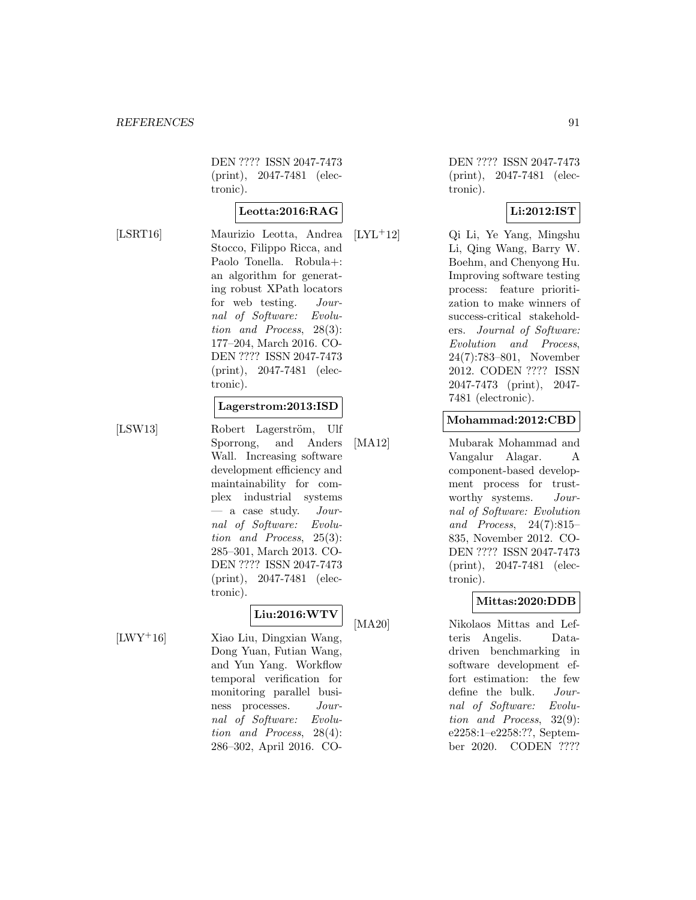DEN ???? ISSN 2047-7473 (print), 2047-7481 (electronic).

**Leotta:2016:RAG**

[LSRT16] Maurizio Leotta, Andrea Stocco, Filippo Ricca, and Paolo Tonella. Robula+: an algorithm for generating robust XPath locators for web testing. *Journal of Software: Evolution and Process*, 28(3): 177–204, March 2016. CODEN ???? ISSN 2047-7473 (print), 2047-7481 (electronic).

**Lagerstrom:2013:ISD**

[LSW13] Robert Lagerström, Ulf Sporrong, and Anders Wall. Increasing software development efficiency and maintainability for complex industrial systems — a case study. *Journal of Software: Evolution and Process*, 25(3): 285–301, March 2013. CODEN ???? ISSN 2047-7473 (print), 2047-7481 (electronic).

**Liu:2016:WTV**

[LWY+16] Xiao Liu, Dingxian Wang, Dong Yuan, Futian Wang, and Yun Yang. Workflow temporal verification for monitoring parallel business processes. *Journal of Software: Evolution and Process*, 28(4): 286–302, April 2016. CODEN ???? ISSN 2047-7473 (print), 2047-7481 (electronic).

**Li:2012:IST**

[LYL+12] Qi Li, Ye Yang, Mingshu Li, Qing Wang, Barry W. Boehm, and Chenyong Hu. Improving software testing process: feature prioritization to make winners of success-critical stakeholders. *Journal of Software: Evolution and Process*, 24(7):783–801, November 2012. CODEN ???? ISSN 2047-7473 (print), 2047-7481 (electronic).

**Mohammad:2012:CBD**

[MA12] Mubarak Mohammad and Vangalur Alagar. A component-based development process for trustworthy systems. *Journal of Software: Evolution and Process*, 24(7):815–835, November 2012. CODEN ???? ISSN 2047-7473 (print), 2047-7481 (electronic).

**Mittas:2020:DDB**

[MA20] Nikolaos Mittas and Lefteris Angelis. Data-driven benchmarking in software development effort estimation: the few define the bulk. *Journal of Software: Evolution and Process*, 32(9): e2258:1–e2258:??, September 2020. CODEN ????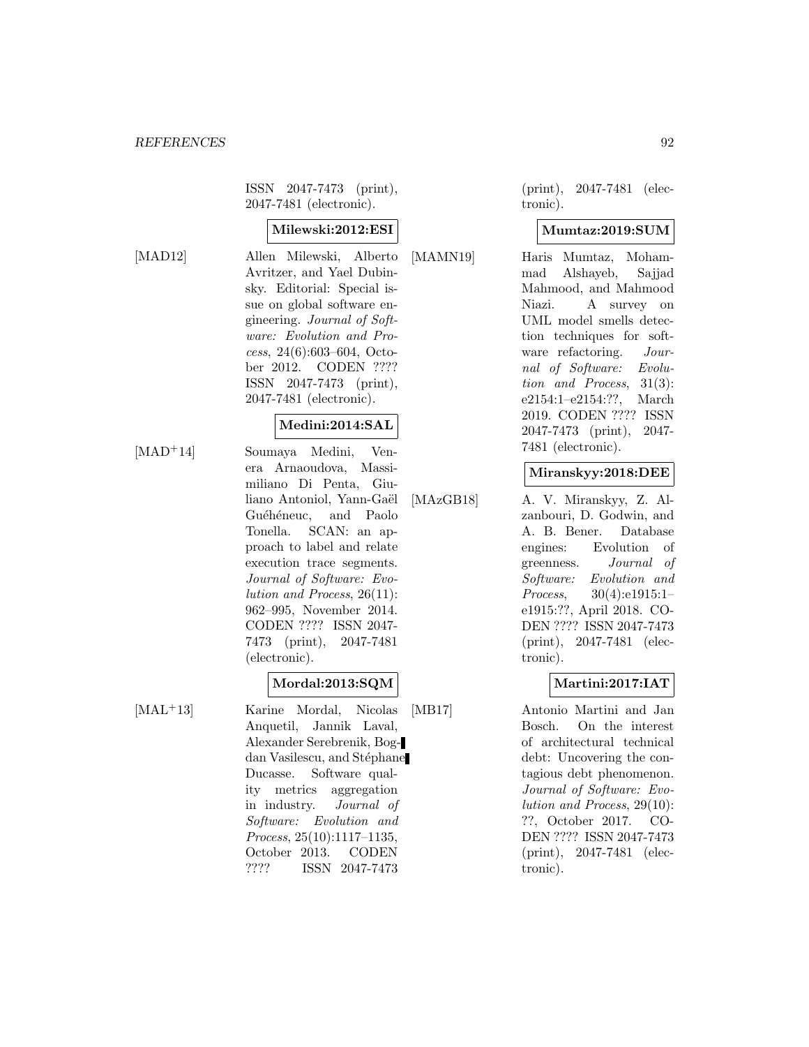ISSN 2047-7473 (print), 2047-7481 (electronic).

**Milewski:2012:ESI**

[MAD12] Allen Milewski, Alberto Avritzer, and Yael Dubinsky. Editorial: Special issue on global software engineering. *Journal of Software: Evolution and Process*, 24(6):603–604, October 2012. CODEN ???? ISSN 2047-7473 (print), 2047-7481 (electronic).

**Medini:2014:SAL**

[MAD+14] Soumaya Medini, Venera Arnaoudova, Massimiliano Di Penta, Giuliano Antoniol, Yann-Gaël Guéhéneuc, and Paolo Tonella. SCAN: an approach to label and relate execution trace segments. *Journal of Software: Evolution and Process*, 26(11): 962–995, November 2014. CODEN ???? ISSN 2047-7473 (print), 2047-7481 (electronic).

**Mordal:2013:SQM**

[MAL+13] Karine Mordal, Nicolas Anquetil, Jannik Laval, Alexander Serebrenik, Bogdan Vasilescu, and Stéphane Ducasse. Software quality metrics aggregation in industry. *Journal of Software: Evolution and Process*, 25(10):1117–1135, October 2013. CODEN ???? ISSN 2047-7473 (print), 2047-7481 (electronic).

**Mumtaz:2019:SUM**

[MAMN19] Haris Mumtaz, Mohammad Alshayeb, Sajjad Mahmood, and Mahmood Niazi. A survey on UML model smells detection techniques for software refactoring. *Journal of Software: Evolution and Process*, 31(3): e2154:1–e2154:??, March 2019. CODEN ???? ISSN 2047-7473 (print), 2047-7481 (electronic).

**Miranskyy:2018:DEE**

[MAzGB18] A. V. Miranskyy, Z. Alzanbouri, D. Godwin, and A. B. Bener. Database engines: Evolution of greenness. *Journal of Software: Evolution and Process*, 30(4):e1915:1–e1915:??, April 2018. CODEN ???? ISSN 2047-7473 (print), 2047-7481 (electronic).

**Martini:2017:IAT**

[MB17] Antonio Martini and Jan Bosch. On the interest of architectural technical debt: Uncovering the contagious debt phenomenon. *Journal of Software: Evolution and Process*, 29(10): ??, October 2017. CODEN ???? ISSN 2047-7473 (print), 2047-7481 (electronic).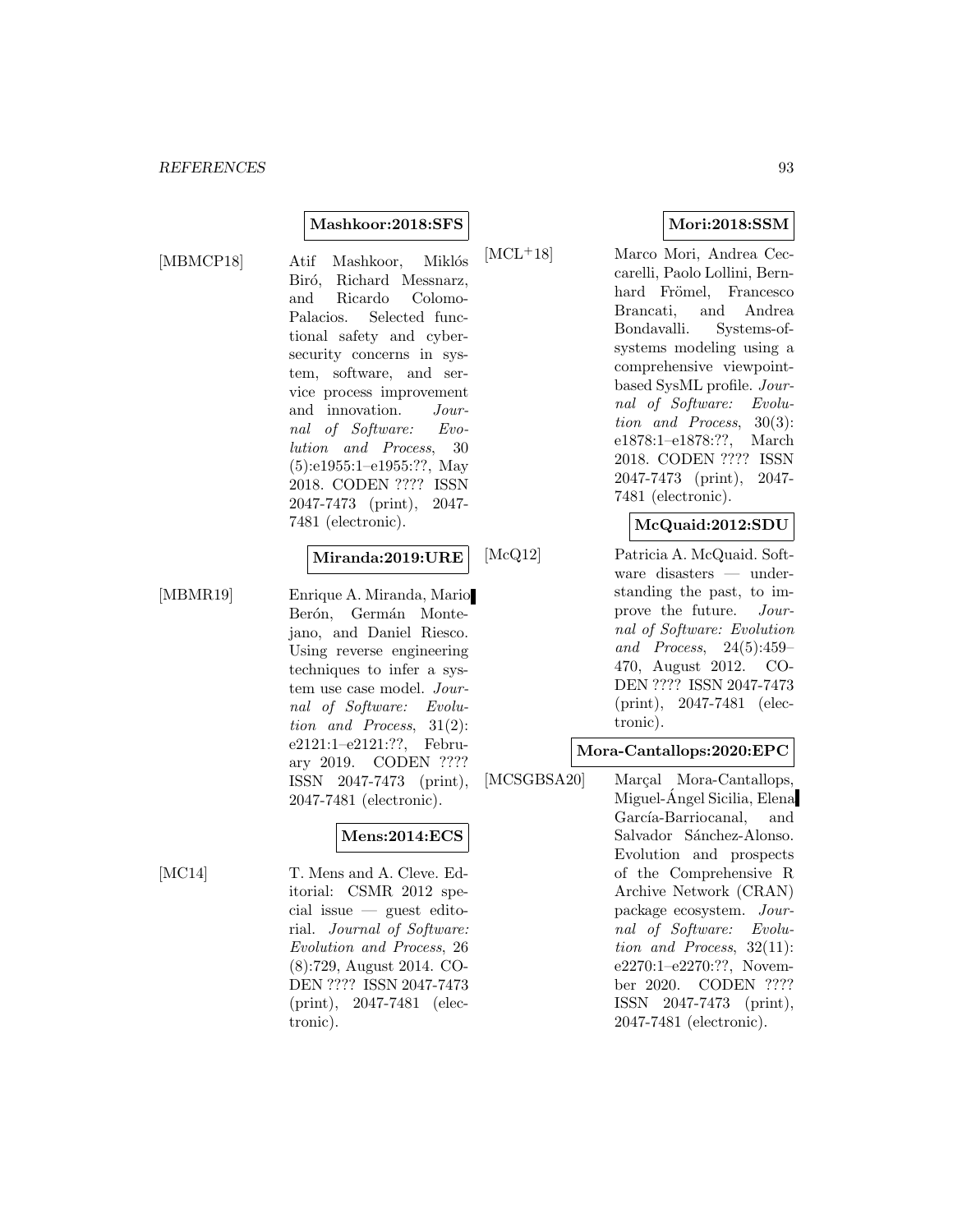**Mashkoor:2018:SFS**

[MBMCP18] Atif Mashkoor, Miklós Biró, Richard Messnarz, and Ricardo Colomo-Palacios. Selected functional safety and cybersecurity concerns in system, software, and service process improvement and innovation. *Journal of Software: Evolution and Process*, 30 (5):e1955:1–e1955:??, May 2018. CODEN ???? ISSN 2047-7473 (print), 2047-7481 (electronic).

**Miranda:2019:URE**

[MBMR19] Enrique A. Miranda, Mario Berón, Germán Montejano, and Daniel Riesco. Using reverse engineering techniques to infer a system use case model. *Journal of Software: Evolution and Process*, 31(2): e2121:1–e2121:??, February 2019. CODEN ???? ISSN 2047-7473 (print), 2047-7481 (electronic).

**Mens:2014:ECS**

[MC14] T. Mens and A. Cleve. Editorial: CSMR 2012 special issue — guest editorial. *Journal of Software: Evolution and Process*, 26 (8):729, August 2014. CODEN ???? ISSN 2047-7473 (print), 2047-7481 (electronic).

**Mori:2018:SSM**

[MCL+18] Marco Mori, Andrea Ceccarelli, Paolo Lollini, Bernhard Frömel, Francesco Brancati, and Andrea Bondavalli. Systems-of-systems modeling using a comprehensive viewpoint-based SysML profile. *Journal of Software: Evolution and Process*, 30(3): e1878:1–e1878:??, March 2018. CODEN ???? ISSN 2047-7473 (print), 2047-7481 (electronic).

**McQuaid:2012:SDU**

[McQ12] Patricia A. McQuaid. Software disasters — understanding the past, to improve the future. *Journal of Software: Evolution and Process*, 24(5):459–470, August 2012. CODEN ???? ISSN 2047-7473 (print), 2047-7481 (electronic).

**Mora-Cantallops:2020:EPC**

[MCSGBSA20] Marçal Mora-Cantallops, Miguel-Ángel Sicilia, Elena García-Barriocanal, and Salvador Sánchez-Alonso. Evolution and prospects of the Comprehensive R Archive Network (CRAN) package ecosystem. *Journal of Software: Evolution and Process*, 32(11): e2270:1–e2270:??, November 2020. CODEN ???? ISSN 2047-7473 (print), 2047-7481 (electronic).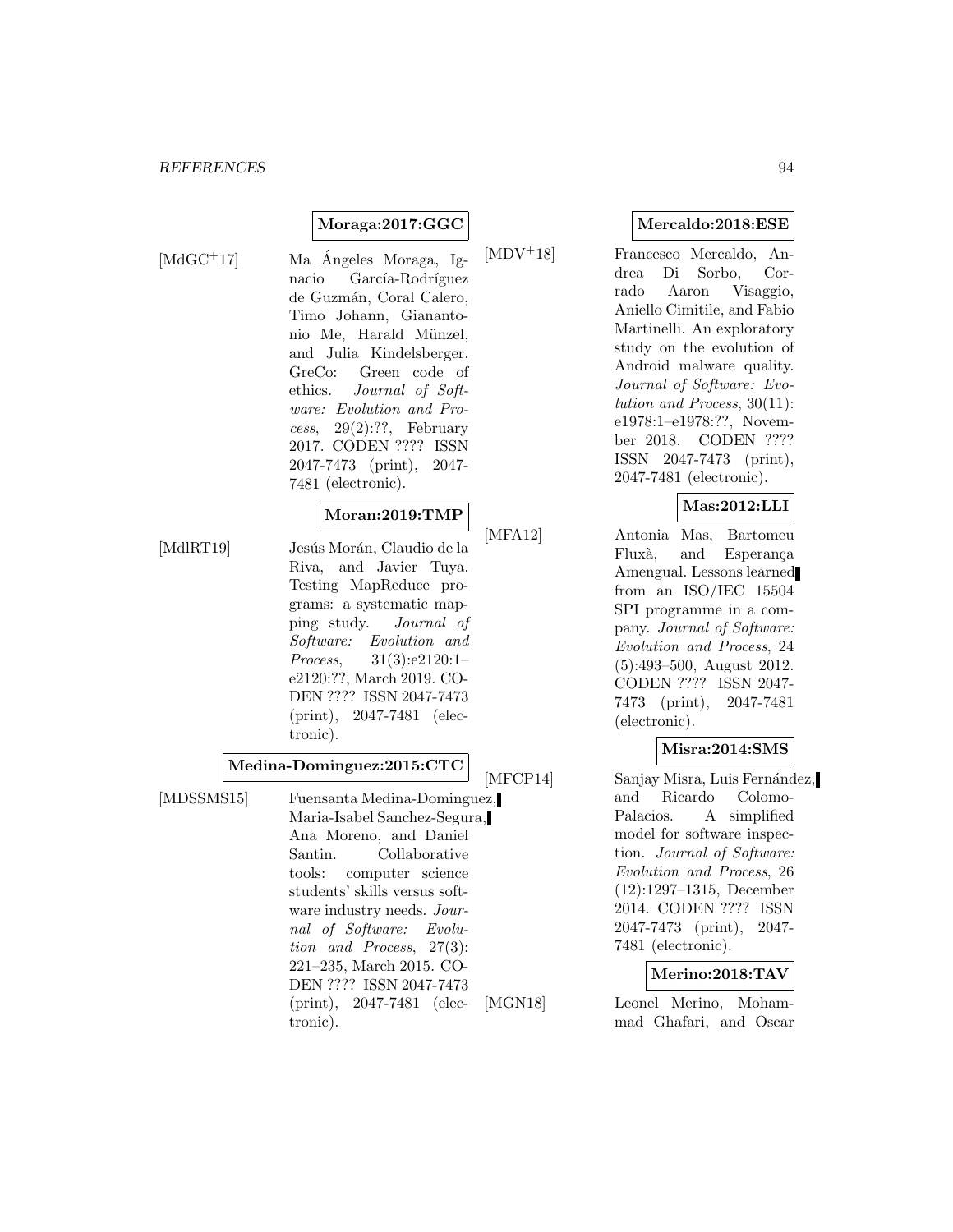**Moraga:2017:GGC**

[MdGC$^{+}$17] Ma Ángeles Moraga, Ignacio García-Rodríguez de Guzmán, Coral Calero, Timo Johann, Gianantonio Me, Harald Münzel, and Julia Kindelsberger. GreCo: Green code of ethics. *Journal of Software: Evolution and Process*, 29(2):??, February 2017. CODEN ???? ISSN 2047-7473 (print), 2047-7481 (electronic).

**Moran:2019:TMP**

[MdlRT19] Jesús Morán, Claudio de la Riva, and Javier Tuya. Testing MapReduce programs: a systematic mapping study. *Journal of Software: Evolution and Process*, 31(3):e2120:1–e2120:??, March 2019. CODEN ???? ISSN 2047-7473 (print), 2047-7481 (electronic).

**Medina-Dominguez:2015:CTC**

[MDSSMS15] Fuensanta Medina-Dominguez, Maria-Isabel Sanchez-Segura, Ana Moreno, and Daniel Santin. Collaborative tools: computer science students' skills versus software industry needs. *Journal of Software: Evolution and Process*, 27(3): 221–235, March 2015. CODEN ???? ISSN 2047-7473 (print), 2047-7481 (electronic).

**Mercaldo:2018:ESE**

[MDV$^{+}$18] Francesco Mercaldo, Andrea Di Sorbo, Corrado Aaron Visaggio, Aniello Cimitile, and Fabio Martinelli. An exploratory study on the evolution of Android malware quality. *Journal of Software: Evolution and Process*, 30(11): e1978:1–e1978:??, November 2018. CODEN ???? ISSN 2047-7473 (print), 2047-7481 (electronic).

**Mas:2012:LLI**

[MFA12] Antonia Mas, Bartomeu Fluxà, and Esperança Amengual. Lessons learned from an ISO/IEC 15504 SPI programme in a company. *Journal of Software: Evolution and Process*, 24 (5):493–500, August 2012. CODEN ???? ISSN 2047-7473 (print), 2047-7481 (electronic).

**Misra:2014:SMS**

[MFCP14] Sanjay Misra, Luis Fernández, and Ricardo Colomo-Palacios. A simplified model for software inspection. *Journal of Software: Evolution and Process*, 26 (12):1297–1315, December 2014. CODEN ???? ISSN 2047-7473 (print), 2047-7481 (electronic).

**Merino:2018:TAV**

[MGN18] Leonel Merino, Mohammad Ghafari, and Oscar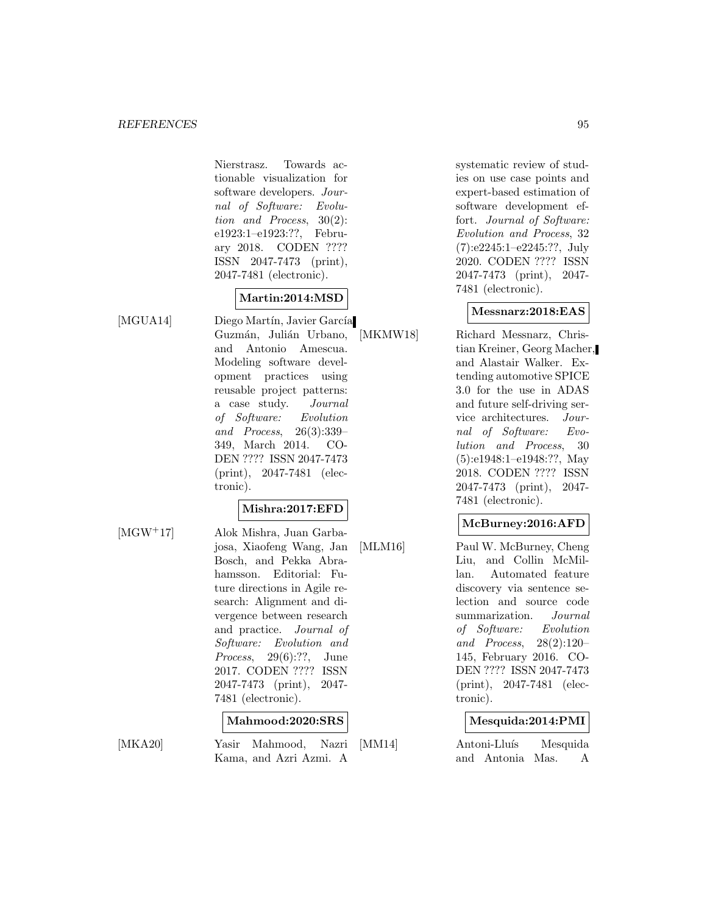Nierstrasz. Towards actionable visualization for software developers. *Journal of Software: Evolution and Process*, 30(2): e1923:1–e1923:??, February 2018. CODEN ???? ISSN 2047-7473 (print), 2047-7481 (electronic).

**Martin:2014:MSD**

[MGUA14] Diego Martín, Javier García Guzmán, Julián Urbano, and Antonio Amescua. Modeling software development practices using reusable project patterns: a case study. *Journal of Software: Evolution and Process*, 26(3):339–349, March 2014. CODEN ???? ISSN 2047-7473 (print), 2047-7481 (electronic).

**Mishra:2017:EFD**

[MGW+17] Alok Mishra, Juan Garbajosa, Xiaofeng Wang, Jan Bosch, and Pekka Abrahamsson. Editorial: Future directions in Agile research: Alignment and divergence between research and practice. *Journal of Software: Evolution and Process*, 29(6):??, June 2017. CODEN ???? ISSN 2047-7473 (print), 2047-7481 (electronic).

**Mahmood:2020:SRS**

[MKA20] Yasir Mahmood, Nazri Kama, and Azri Azmi. A systematic review of studies on use case points and expert-based estimation of software development effort. *Journal of Software: Evolution and Process*, 32 (7):e2245:1–e2245:??, July 2020. CODEN ???? ISSN 2047-7473 (print), 2047-7481 (electronic).

**Messnarz:2018:EAS**

[MKMW18] Richard Messnarz, Christian Kreiner, Georg Macher, and Alastair Walker. Extending automotive SPICE 3.0 for the use in ADAS and future self-driving service architectures. *Journal of Software: Evolution and Process*, 30 (5):e1948:1–e1948:??, May 2018. CODEN ???? ISSN 2047-7473 (print), 2047-7481 (electronic).

**McBurney:2016:AFD**

[MLM16] Paul W. McBurney, Cheng Liu, and Collin McMillan. Automated feature discovery via sentence selection and source code summarization. *Journal of Software: Evolution and Process*, 28(2):120–145, February 2016. CODEN ???? ISSN 2047-7473 (print), 2047-7481 (electronic).

**Mesquida:2014:PMI**

[MM14] Antoni-Lluís Mesquida and Antonia Mas. A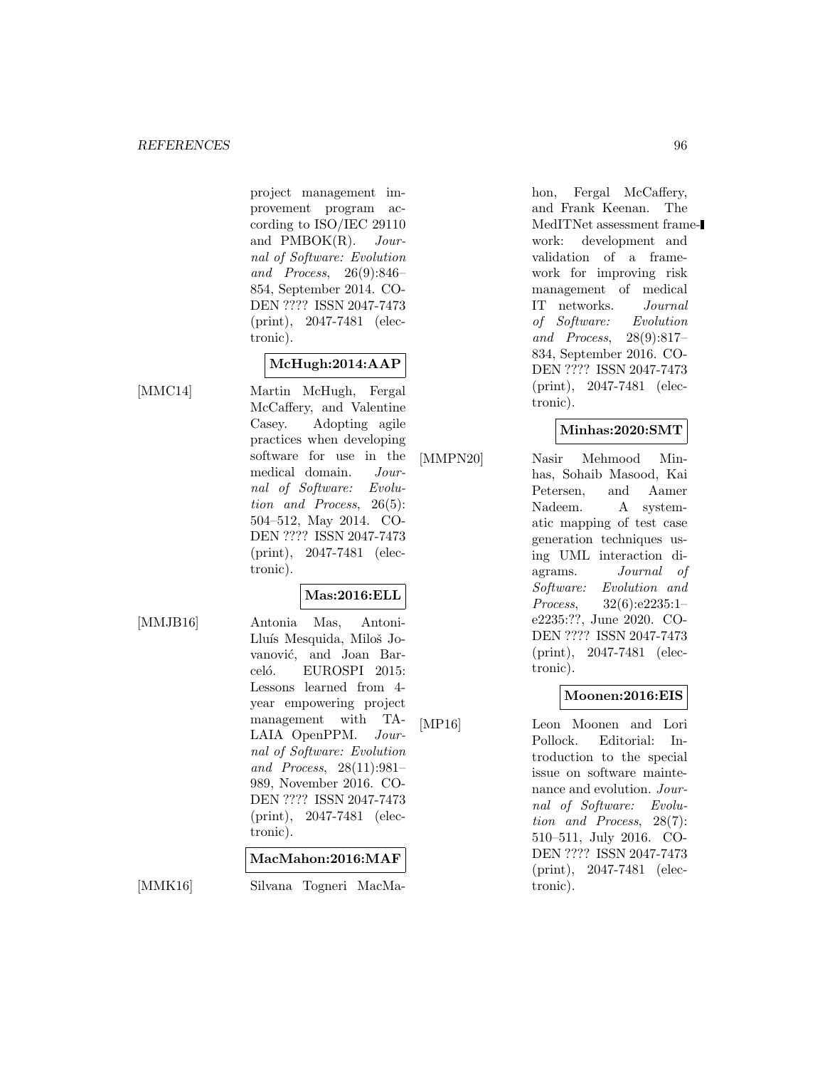project management improvement program according to ISO/IEC 29110 and PMBOK(R). *Journal of Software: Evolution and Process*, 26(9):846–854, September 2014. CODEN ???? ISSN 2047-7473 (print), 2047-7481 (electronic).

**McHugh:2014:AAP**

[MMC14] Martin McHugh, Fergal McCaffery, and Valentine Casey. Adopting agile practices when developing software for use in the medical domain. *Journal of Software: Evolution and Process*, 26(5): 504–512, May 2014. CODEN ???? ISSN 2047-7473 (print), 2047-7481 (electronic).

**Mas:2016:ELL**

[MMJB16] Antonia Mas, Antoni-Lluís Mesquida, Miloš Jovanović, and Joan Barceló. EUROSPI 2015: Lessons learned from 4-year empowering project management with TALAIA OpenPPM. *Journal of Software: Evolution and Process*, 28(11):981–989, November 2016. CODEN ???? ISSN 2047-7473 (print), 2047-7481 (electronic).

**MacMahon:2016:MAF**

[MMK16] Silvana Togneri MacMahon, Fergal McCaffery, and Frank Keenan. The MedITNet assessment framework: development and validation of a framework for improving risk management of medical IT networks. *Journal of Software: Evolution and Process*, 28(9):817–834, September 2016. CODEN ???? ISSN 2047-7473 (print), 2047-7481 (electronic).

**Minhas:2020:SMT**

[MMPN20] Nasir Mehmood Minhas, Sohaib Masood, Kai Petersen, and Aamer Nadeem. A systematic mapping of test case generation techniques using UML interaction diagrams. *Journal of Software: Evolution and Process*, 32(6):e2235:1–e2235:??, June 2020. CODEN ???? ISSN 2047-7473 (print), 2047-7481 (electronic).

**Moonen:2016:EIS**

[MP16] Leon Moonen and Lori Pollock. Editorial: Introduction to the special issue on software maintenance and evolution. *Journal of Software: Evolution and Process*, 28(7): 510–511, July 2016. CODEN ???? ISSN 2047-7473 (print), 2047-7481 (electronic).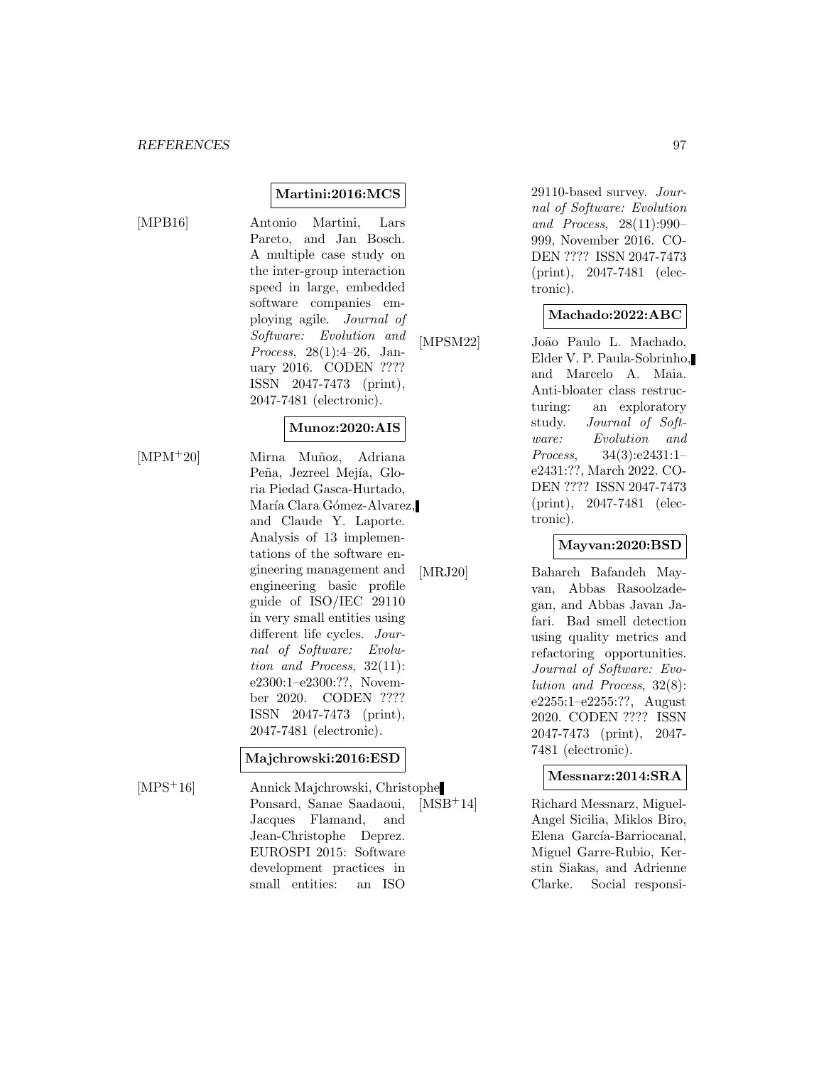**Martini:2016:MCS**

[MPB16] Antonio Martini, Lars Pareto, and Jan Bosch. A multiple case study on the inter-group interaction speed in large, embedded software companies employing agile. *Journal of Software: Evolution and Process*, 28(1):4–26, January 2016. CODEN ???? ISSN 2047-7473 (print), 2047-7481 (electronic).

**Munoz:2020:AIS**

[MPM+20] Mirna Muñoz, Adriana Peña, Jezreel Mejía, Gloria Piedad Gasca-Hurtado, María Clara Gómez-Alvarez, and Claude Y. Laporte. Analysis of 13 implementations of the software engineering management and engineering basic profile guide of ISO/IEC 29110 in very small entities using different life cycles. *Journal of Software: Evolution and Process*, 32(11): e2300:1–e2300:??, November 2020. CODEN ???? ISSN 2047-7473 (print), 2047-7481 (electronic).

**Majchrowski:2016:ESD**

[MPS+16] Annick Majchrowski, Christophe Ponsard, Sanae Saadaoui, Jacques Flamand, and Jean-Christophe Deprez. EUROSPI 2015: Software development practices in small entities: an ISO 29110-based survey. *Journal of Software: Evolution and Process*, 28(11):990–999, November 2016. CODEN ???? ISSN 2047-7473 (print), 2047-7481 (electronic).

**Machado:2022:ABC**

[MPSM22] João Paulo L. Machado, Elder V. P. Paula-Sobrinho, and Marcelo A. Maia. Anti-bloater class restructuring: an exploratory study. *Journal of Software: Evolution and Process*, 34(3):e2431:1–e2431:??, March 2022. CODEN ???? ISSN 2047-7473 (print), 2047-7481 (electronic).

**Mayvan:2020:BSD**

[MRJ20] Bahareh Bafandeh Mayvan, Abbas Rasoolzadegan, and Abbas Javan Jafari. Bad smell detection using quality metrics and refactoring opportunities. *Journal of Software: Evolution and Process*, 32(8): e2255:1–e2255:??, August 2020. CODEN ???? ISSN 2047-7473 (print), 2047-7481 (electronic).

**Messnarz:2014:SRA**

[MSB+14] Richard Messnarz, Miguel-Angel Sicilia, Miklos Biro, Elena García-Barriocanal, Miguel Garre-Rubio, Kerstin Siakas, and Adrienne Clarke. Social responsi-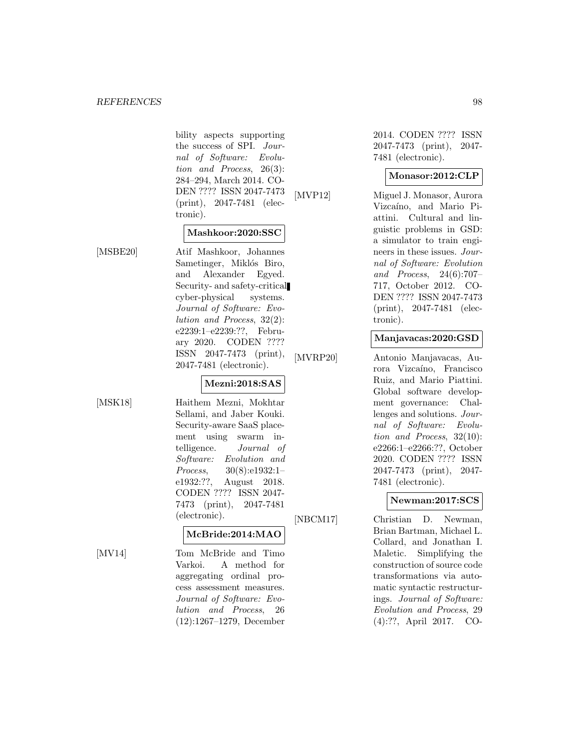bility aspects supporting the success of SPI. *Journal of Software: Evolution and Process*, 26(3): 284–294, March 2014. CODEN ???? ISSN 2047-7473 (print), 2047-7481 (electronic).

**Mashkoor:2020:SSC**

[MSBE20] Atif Mashkoor, Johannes Sametinger, Miklós Biro, and Alexander Egyed. Security- and safety-critical cyber-physical systems. *Journal of Software: Evolution and Process*, 32(2): e2239:1–e2239:??, February 2020. CODEN ???? ISSN 2047-7473 (print), 2047-7481 (electronic).

**Mezni:2018:SAS**

[MSK18] Haithem Mezni, Mokhtar Sellami, and Jaber Kouki. Security-aware SaaS placement using swarm intelligence. *Journal of Software: Evolution and Process*, 30(8):e1932:1–e1932:??, August 2018. CODEN ???? ISSN 2047-7473 (print), 2047-7481 (electronic).

**McBride:2014:MAO**

[MV14] Tom McBride and Timo Varkoi. A method for aggregating ordinal process assessment measures. *Journal of Software: Evolution and Process*, 26 (12):1267–1279, December 2014. CODEN ???? ISSN 2047-7473 (print), 2047-7481 (electronic).

**Monasor:2012:CLP**

[MVP12] Miguel J. Monasor, Aurora Vizcaíno, and Mario Piattini. Cultural and linguistic problems in GSD: a simulator to train engineers in these issues. *Journal of Software: Evolution and Process*, 24(6):707–717, October 2012. CODEN ???? ISSN 2047-7473 (print), 2047-7481 (electronic).

**Manjavacas:2020:GSD**

[MVRP20] Antonio Manjavacas, Aurora Vizcaíno, Francisco Ruiz, and Mario Piattini. Global software development governance: Challenges and solutions. *Journal of Software: Evolution and Process*, 32(10): e2266:1–e2266:??, October 2020. CODEN ???? ISSN 2047-7473 (print), 2047-7481 (electronic).

**Newman:2017:SCS**

[NBCM17] Christian D. Newman, Brian Bartman, Michael L. Collard, and Jonathan I. Maletic. Simplifying the construction of source code transformations via automatic syntactic restructurings. *Journal of Software: Evolution and Process*, 29 (4):??, April 2017. CO-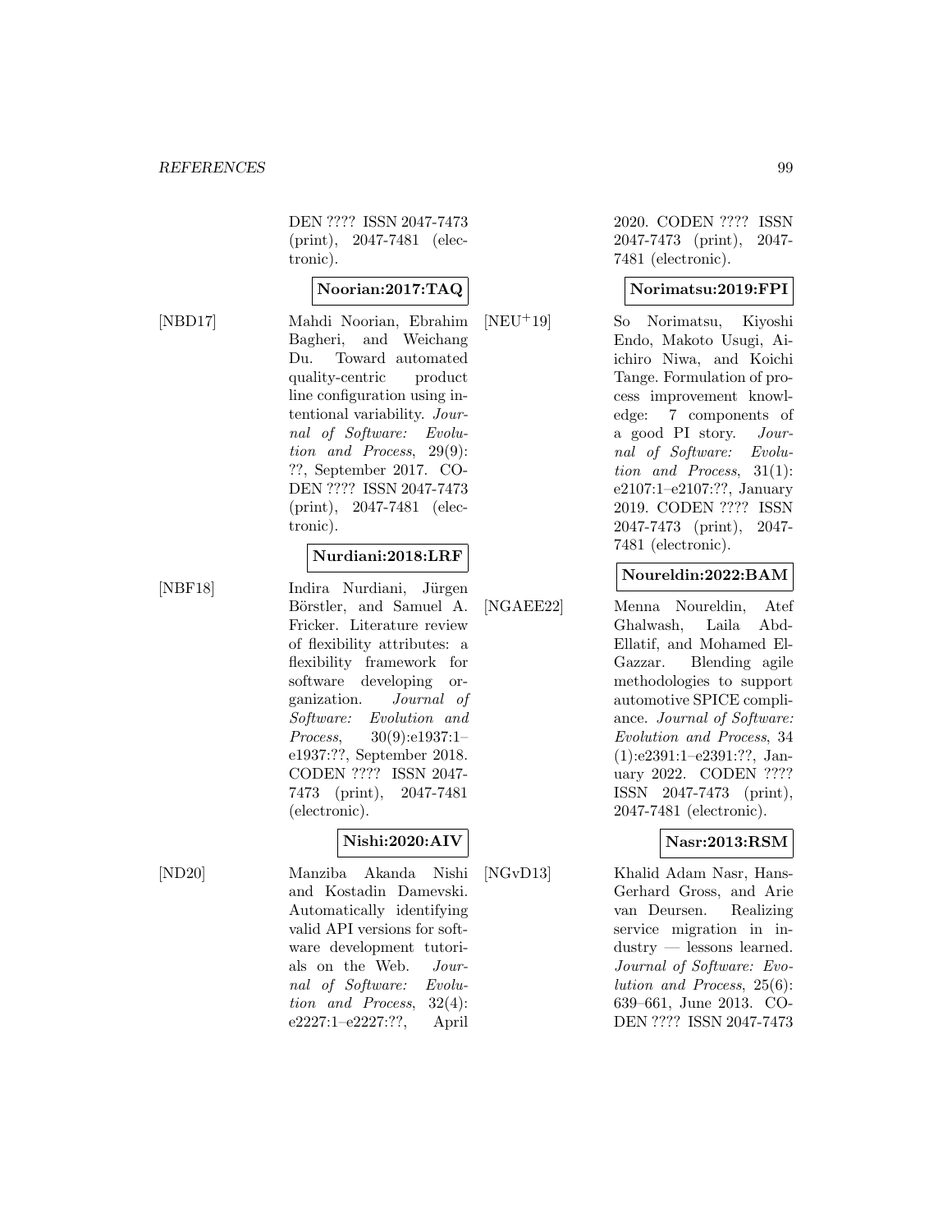DEN ???? ISSN 2047-7473 (print), 2047-7481 (electronic).

**Noorian:2017:TAQ**

[NBD17] Mahdi Noorian, Ebrahim Bagheri, and Weichang Du. Toward automated quality-centric product line configuration using intentional variability. *Journal of Software: Evolution and Process*, 29(9): ??, September 2017. CODEN ???? ISSN 2047-7473 (print), 2047-7481 (electronic).

**Nurdiani:2018:LRF**

[NBF18] Indira Nurdiani, Jürgen Börstler, and Samuel A. Fricker. Literature review of flexibility attributes: a flexibility framework for software developing organization. *Journal of Software: Evolution and Process*, 30(9):e1937:1–e1937:??, September 2018. CODEN ???? ISSN 2047-7473 (print), 2047-7481 (electronic).

**Nishi:2020:AIV**

[ND20] Manziba Akanda Nishi and Kostadin Damevski. Automatically identifying valid API versions for software development tutorials on the Web. *Journal of Software: Evolution and Process*, 32(4): e2227:1–e2227:??, April 2020. CODEN ???? ISSN 2047-7473 (print), 2047-7481 (electronic).

**Norimatsu:2019:FPI**

[NEU+19] So Norimatsu, Kiyoshi Endo, Makoto Usugi, Aiichiro Niwa, and Koichi Tange. Formulation of process improvement knowledge: 7 components of a good PI story. *Journal of Software: Evolution and Process*, 31(1): e2107:1–e2107:??, January 2019. CODEN ???? ISSN 2047-7473 (print), 2047-7481 (electronic).

**Noureldin:2022:BAM**

[NGAEE22] Menna Noureldin, Atef Ghalwash, Laila Abd-Ellatif, and Mohamed El-Gazzar. Blending agile methodologies to support automotive SPICE compliance. *Journal of Software: Evolution and Process*, 34 (1):e2391:1–e2391:??, January 2022. CODEN ???? ISSN 2047-7473 (print), 2047-7481 (electronic).

**Nasr:2013:RSM**

[NGvD13] Khalid Adam Nasr, Hans-Gerhard Gross, and Arie van Deursen. Realizing service migration in industry — lessons learned. *Journal of Software: Evolution and Process*, 25(6): 639–661, June 2013. CODEN ???? ISSN 2047-7473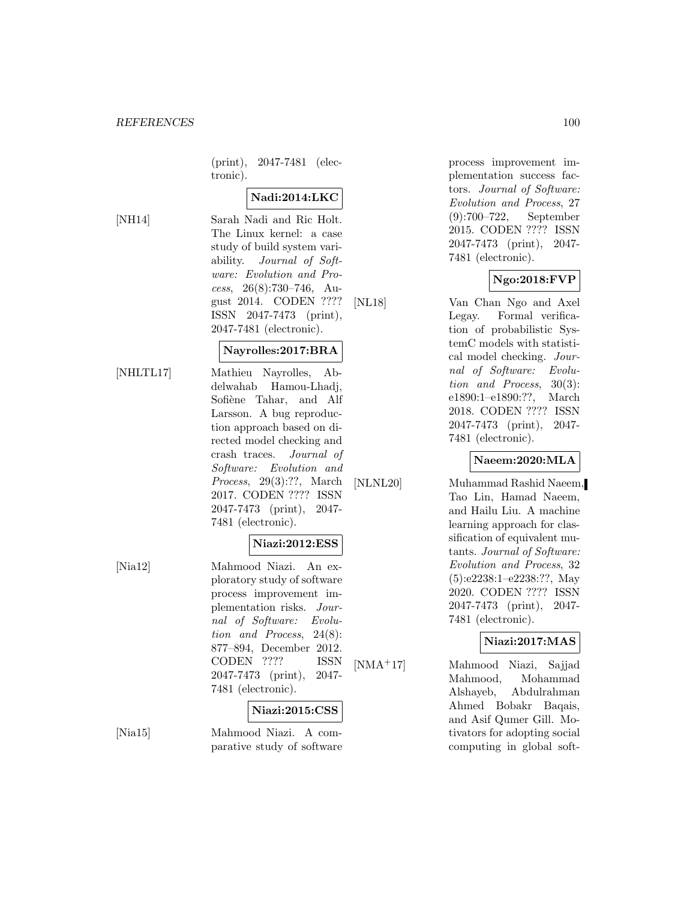(print), 2047-7481 (electronic).

**Nadi:2014:LKC**

[NH14] Sarah Nadi and Ric Holt. The Linux kernel: a case study of build system variability. *Journal of Software: Evolution and Process*, 26(8):730–746, August 2014. CODEN ???? ISSN 2047-7473 (print), 2047-7481 (electronic).

**Nayrolles:2017:BRA**

[NHLTL17] Mathieu Nayrolles, Abdelwahab Hamou-Lhadj, Sofiène Tahar, and Alf Larsson. A bug reproduction approach based on directed model checking and crash traces. *Journal of Software: Evolution and Process*, 29(3):??, March 2017. CODEN ???? ISSN 2047-7473 (print), 2047-7481 (electronic).

**Niazi:2012:ESS**

[Nia12] Mahmood Niazi. An exploratory study of software process improvement implementation risks. *Journal of Software: Evolution and Process*, 24(8): 877–894, December 2012. CODEN ???? ISSN 2047-7473 (print), 2047-7481 (electronic).

**Niazi:2015:CSS**

[Nia15] Mahmood Niazi. A comparative study of software process improvement implementation success factors. *Journal of Software: Evolution and Process*, 27 (9):700–722, September 2015. CODEN ???? ISSN 2047-7473 (print), 2047-7481 (electronic).

**Ngo:2018:FVP**

[NL18] Van Chan Ngo and Axel Legay. Formal verification of probabilistic SystemC models with statistical model checking. *Journal of Software: Evolution and Process*, 30(3): e1890:1–e1890:??, March 2018. CODEN ???? ISSN 2047-7473 (print), 2047-7481 (electronic).

**Naeem:2020:MLA**

[NLNL20] Muhammad Rashid Naeem, Tao Lin, Hamad Naeem, and Hailu Liu. A machine learning approach for classification of equivalent mutants. *Journal of Software: Evolution and Process*, 32 (5):e2238:1–e2238:??, May 2020. CODEN ???? ISSN 2047-7473 (print), 2047-7481 (electronic).

**Niazi:2017:MAS**

[NMA+17] Mahmood Niazi, Sajjad Mahmood, Mohammad Alshayeb, Abdulrahman Ahmed Bobakr Baqais, and Asif Qumer Gill. Motivators for adopting social computing in global soft-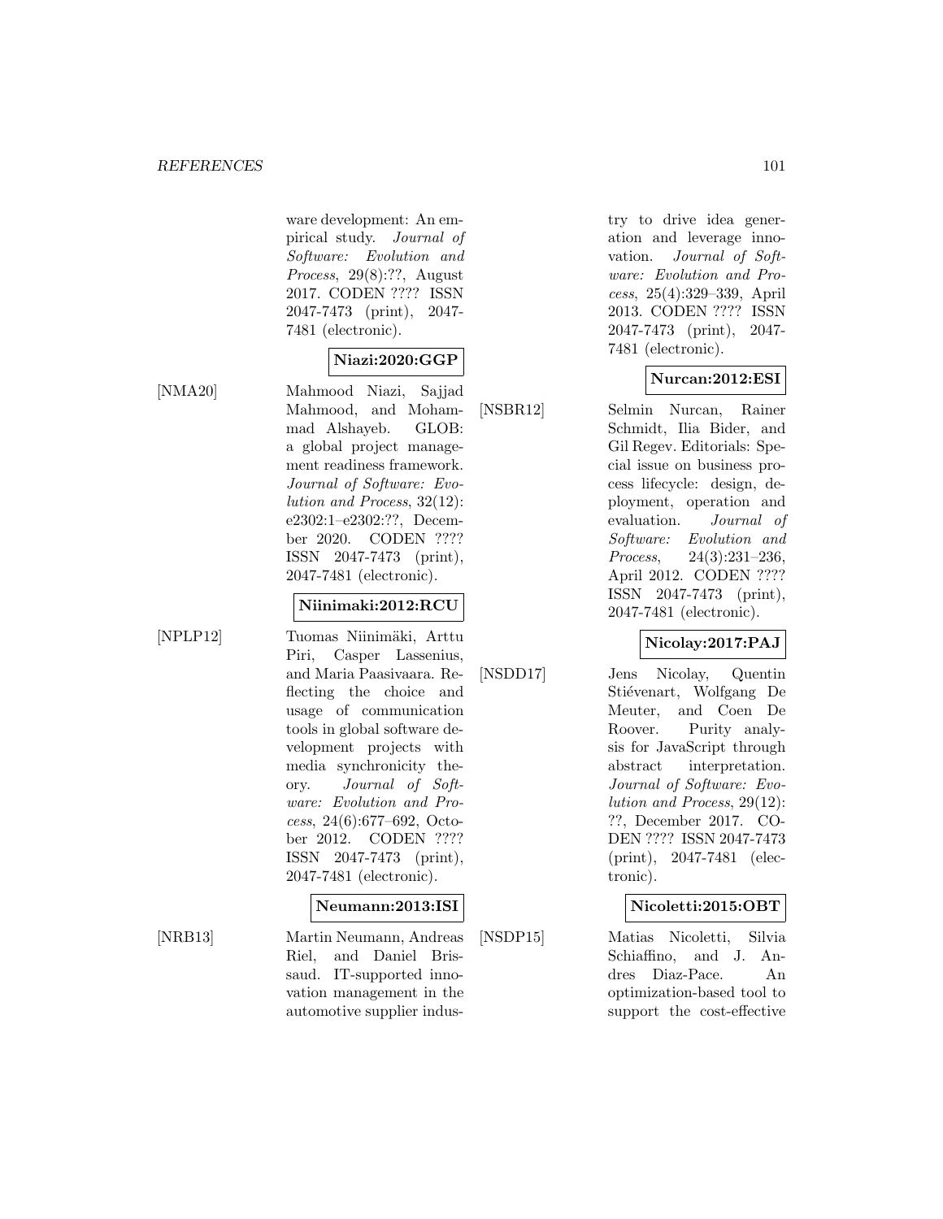ware development: An empirical study. *Journal of Software: Evolution and Process*, 29(8):??, August 2017. CODEN ???? ISSN 2047-7473 (print), 2047-7481 (electronic).

**Niazi:2020:GGP**

[NMA20] Mahmood Niazi, Sajjad Mahmood, and Mohammad Alshayeb. GLOB: a global project management readiness framework. *Journal of Software: Evolution and Process*, 32(12): e2302:1–e2302:??, December 2020. CODEN ???? ISSN 2047-7473 (print), 2047-7481 (electronic).

**Niinimaki:2012:RCU**

[NPLP12] Tuomas Niinimäki, Arttu Piri, Casper Lassenius, and Maria Paasivaara. Reflecting the choice and usage of communication tools in global software development projects with media synchronicity theory. *Journal of Software: Evolution and Process*, 24(6):677–692, October 2012. CODEN ???? ISSN 2047-7473 (print), 2047-7481 (electronic).

**Neumann:2013:ISI**

[NRB13] Martin Neumann, Andreas Riel, and Daniel Brissaud. IT-supported innovation management in the automotive supplier industry to drive idea generation and leverage innovation. *Journal of Software: Evolution and Process*, 25(4):329–339, April 2013. CODEN ???? ISSN 2047-7473 (print), 2047-7481 (electronic).

**Nurcan:2012:ESI**

[NSBR12] Selmin Nurcan, Rainer Schmidt, Ilia Bider, and Gil Regev. Editorials: Special issue on business process lifecycle: design, deployment, operation and evaluation. *Journal of Software: Evolution and Process*, 24(3):231–236, April 2012. CODEN ???? ISSN 2047-7473 (print), 2047-7481 (electronic).

**Nicolay:2017:PAJ**

[NSDD17] Jens Nicolay, Quentin Stiévenart, Wolfgang De Meuter, and Coen De Roover. Purity analysis for JavaScript through abstract interpretation. *Journal of Software: Evolution and Process*, 29(12): ??, December 2017. CODEN ???? ISSN 2047-7473 (print), 2047-7481 (electronic).

**Nicoletti:2015:OBT**

[NSDP15] Matias Nicoletti, Silvia Schiaffino, and J. Andres Diaz-Pace. An optimization-based tool to support the cost-effective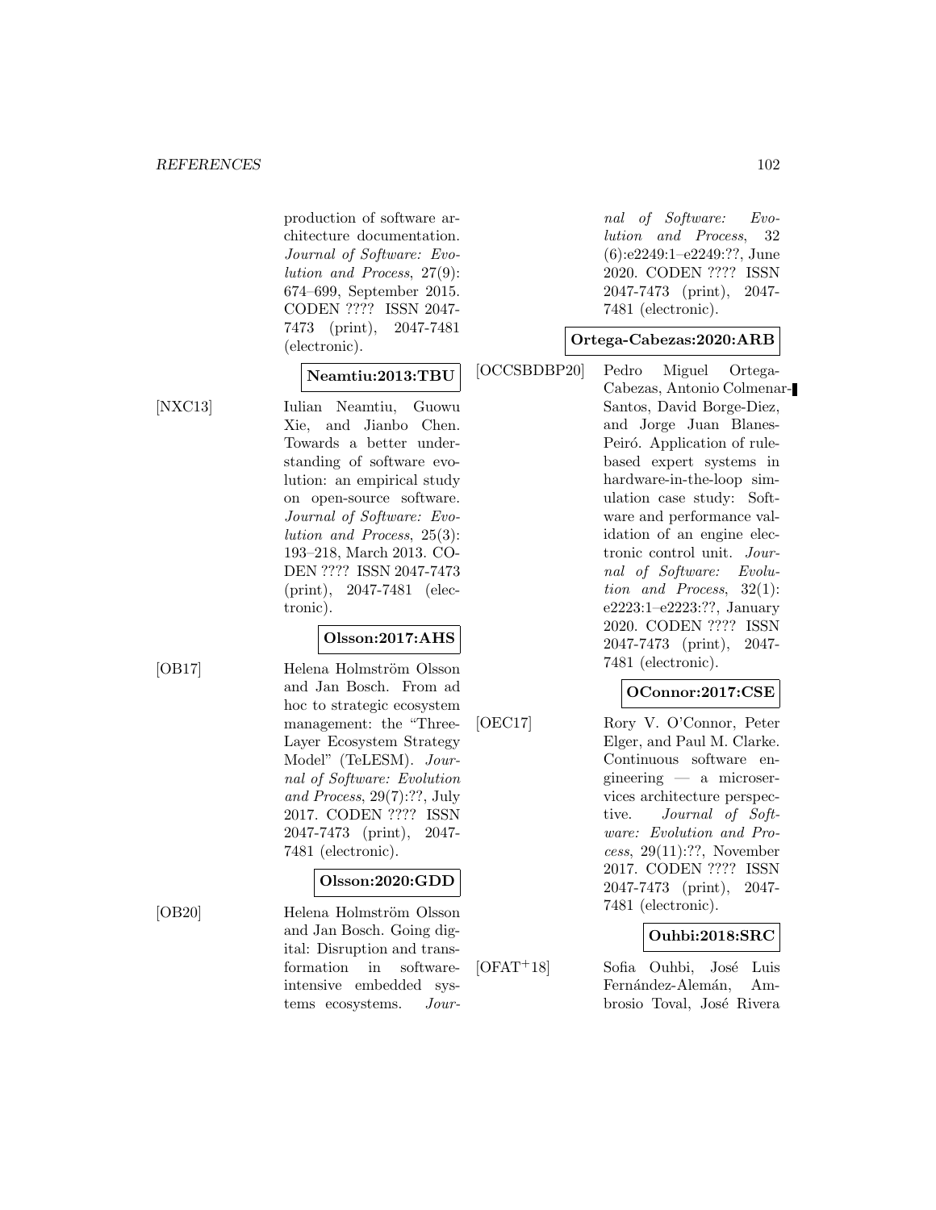production of software architecture documentation. *Journal of Software: Evolution and Process*, 27(9): 674–699, September 2015. CODEN ???? ISSN 2047-7473 (print), 2047-7481 (electronic).

**Neamtiu:2013:TBU**

[NXC13] Iulian Neamtiu, Guowu Xie, and Jianbo Chen. Towards a better understanding of software evolution: an empirical study on open-source software. *Journal of Software: Evolution and Process*, 25(3): 193–218, March 2013. CODEN ???? ISSN 2047-7473 (print), 2047-7481 (electronic).

**Olsson:2017:AHS**

[OB17] Helena Holmström Olsson and Jan Bosch. From ad hoc to strategic ecosystem management: the "Three-Layer Ecosystem Strategy Model" (TeLESM). *Journal of Software: Evolution and Process*, 29(7):??, July 2017. CODEN ???? ISSN 2047-7473 (print), 2047-7481 (electronic).

**Olsson:2020:GDD**

[OB20] Helena Holmström Olsson and Jan Bosch. Going digital: Disruption and transformation in software-intensive embedded systems ecosystems. *Journal of Software: Evolution and Process*, 32 (6):e2249:1–e2249:??, June 2020. CODEN ???? ISSN 2047-7473 (print), 2047-7481 (electronic).

**Ortega-Cabezas:2020:ARB**

[OCCSBDBP20] Pedro Miguel Ortega-Cabezas, Antonio Colmenar-Santos, David Borge-Diez, and Jorge Juan Blanes-Peiró. Application of rule-based expert systems in hardware-in-the-loop simulation case study: Software and performance validation of an engine electronic control unit. *Journal of Software: Evolution and Process*, 32(1): e2223:1–e2223:??, January 2020. CODEN ???? ISSN 2047-7473 (print), 2047-7481 (electronic).

**OConnor:2017:CSE**

[OEC17] Rory V. O'Connor, Peter Elger, and Paul M. Clarke. Continuous software engineering — a microservices architecture perspective. *Journal of Software: Evolution and Process*, 29(11):??, November 2017. CODEN ???? ISSN 2047-7473 (print), 2047-7481 (electronic).

**Ouhbi:2018:SRC**

[OFAT+18] Sofia Ouhbi, José Luis Fernández-Alemán, Ambrosio Toval, José Rivera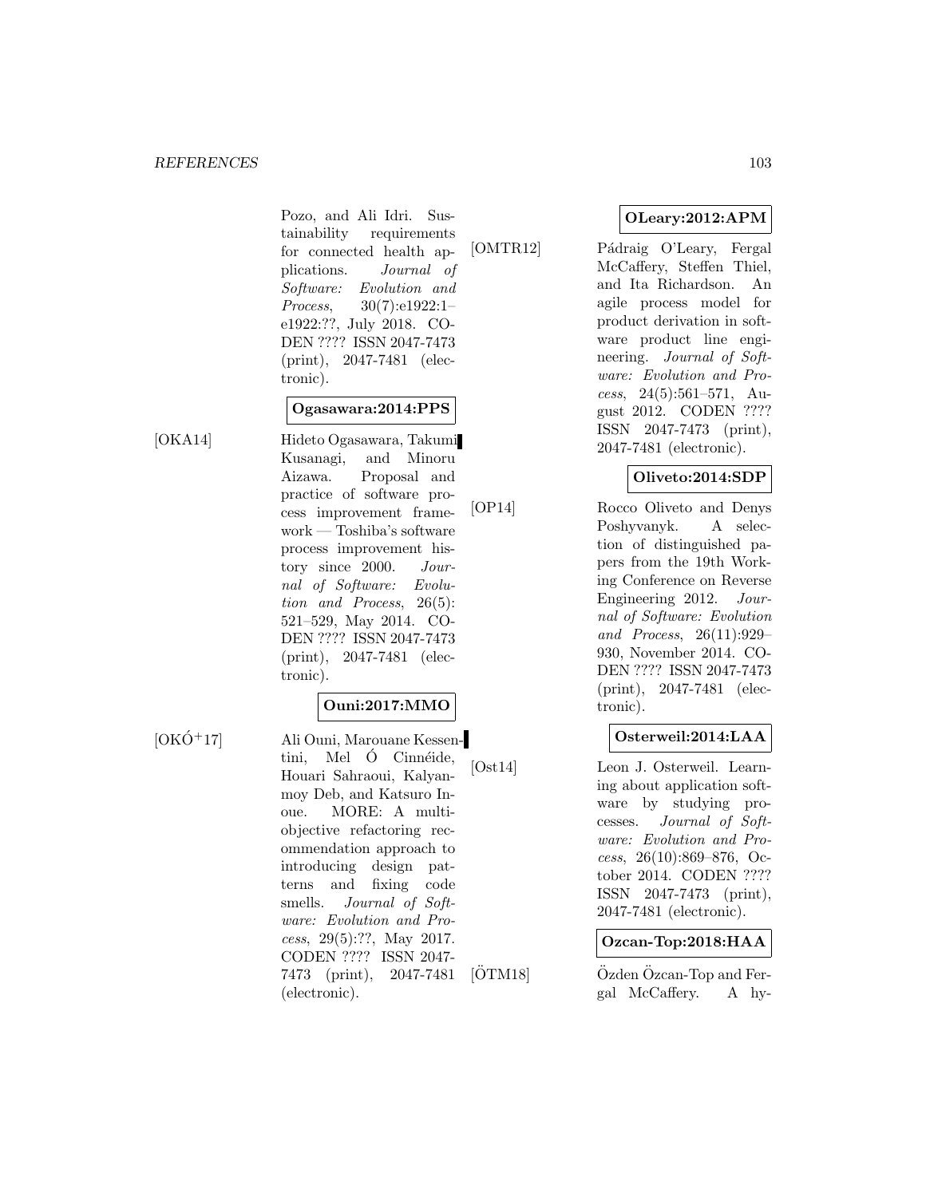Pozo, and Ali Idri. Sustainability requirements for connected health applications. *Journal of Software: Evolution and Process*, 30(7):e1922:1–e1922:??, July 2018. CODEN ???? ISSN 2047-7473 (print), 2047-7481 (electronic).

**Ogasawara:2014:PPS**

[OKA14] Hideto Ogasawara, Takumi Kusanagi, and Minoru Aizawa. Proposal and practice of software process improvement framework — Toshiba's software process improvement history since 2000. *Journal of Software: Evolution and Process*, 26(5): 521–529, May 2014. CODEN ???? ISSN 2047-7473 (print), 2047-7481 (electronic).

**Ouni:2017:MMO**

[OKÓ+17] Ali Ouni, Marouane Kessentini, Mel Ó Cinnéide, Houari Sahraoui, Kalyanmoy Deb, and Katsuro Inoue. MORE: A multi-objective refactoring recommendation approach to introducing design patterns and fixing code smells. *Journal of Software: Evolution and Process*, 29(5):??, May 2017. CODEN ???? ISSN 2047-7473 (print), 2047-7481 (electronic).

**OLeary:2012:APM**

[OMTR12] Pádraig O'Leary, Fergal McCaffery, Steffen Thiel, and Ita Richardson. An agile process model for product derivation in software product line engineering. *Journal of Software: Evolution and Process*, 24(5):561–571, August 2012. CODEN ???? ISSN 2047-7473 (print), 2047-7481 (electronic).

**Oliveto:2014:SDP**

[OP14] Rocco Oliveto and Denys Poshyvanyk. A selection of distinguished papers from the 19th Working Conference on Reverse Engineering 2012. *Journal of Software: Evolution and Process*, 26(11):929–930, November 2014. CODEN ???? ISSN 2047-7473 (print), 2047-7481 (electronic).

**Osterweil:2014:LAA**

[Ost14] Leon J. Osterweil. Learning about application software by studying processes. *Journal of Software: Evolution and Process*, 26(10):869–876, October 2014. CODEN ???? ISSN 2047-7473 (print), 2047-7481 (electronic).

**Ozcan-Top:2018:HAA**

[ÖTM18] Özden Özcan-Top and Fergal McCaffery. A hy-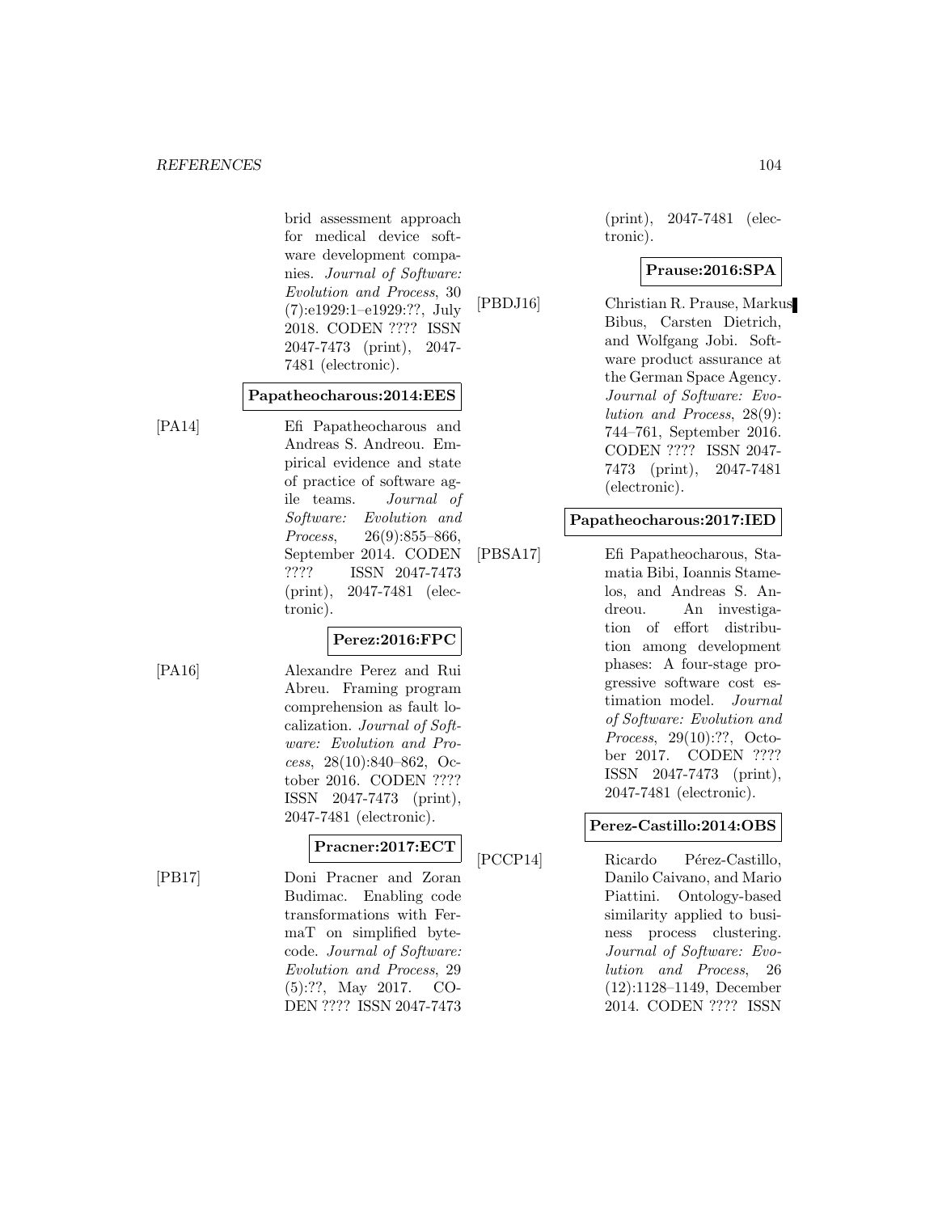brid assessment approach for medical device software development companies. *Journal of Software: Evolution and Process*, 30 (7):e1929:1–e1929:??, July 2018. CODEN ???? ISSN 2047-7473 (print), 2047-7481 (electronic).

**Papatheocharous:2014:EES**

[PA14] Efi Papatheocharous and Andreas S. Andreou. Empirical evidence and state of practice of software agile teams. *Journal of Software: Evolution and Process*, 26(9):855–866, September 2014. CODEN ???? ISSN 2047-7473 (print), 2047-7481 (electronic).

**Perez:2016:FPC**

[PA16] Alexandre Perez and Rui Abreu. Framing program comprehension as fault localization. *Journal of Software: Evolution and Process*, 28(10):840–862, October 2016. CODEN ???? ISSN 2047-7473 (print), 2047-7481 (electronic).

**Pracner:2017:ECT**

[PB17] Doni Pracner and Zoran Budimac. Enabling code transformations with FermaT on simplified bytecode. *Journal of Software: Evolution and Process*, 29 (5):??, May 2017. CODEN ???? ISSN 2047-7473 (print), 2047-7481 (electronic).

**Prause:2016:SPA**

[PBDJ16] Christian R. Prause, Markus Bibus, Carsten Dietrich, and Wolfgang Jobi. Software product assurance at the German Space Agency. *Journal of Software: Evolution and Process*, 28(9): 744–761, September 2016. CODEN ???? ISSN 2047-7473 (print), 2047-7481 (electronic).

**Papatheocharous:2017:IED**

[PBSA17] Efi Papatheocharous, Stamatia Bibi, Ioannis Stamelos, and Andreas S. Andreou. An investigation of effort distribution among development phases: A four-stage progressive software cost estimation model. *Journal of Software: Evolution and Process*, 29(10):??, October 2017. CODEN ???? ISSN 2047-7473 (print), 2047-7481 (electronic).

**Perez-Castillo:2014:OBS**

[PCCP14] Ricardo Pérez-Castillo, Danilo Caivano, and Mario Piattini. Ontology-based similarity applied to business process clustering. *Journal of Software: Evolution and Process*, 26 (12):1128–1149, December 2014. CODEN ???? ISSN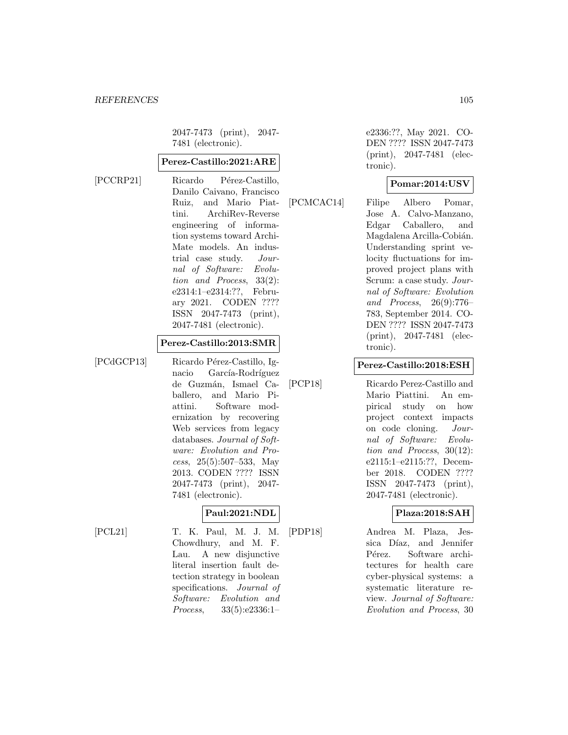2047-7473 (print), 2047-7481 (electronic).

**Perez-Castillo:2021:ARE**

[PCCRP21] Ricardo Pérez-Castillo, Danilo Caivano, Francisco Ruiz, and Mario Piattini. ArchiRev-Reverse engineering of information systems toward ArchiMate models. An industrial case study. *Journal of Software: Evolution and Process*, 33(2): e2314:1–e2314:??, February 2021. CODEN ???? ISSN 2047-7473 (print), 2047-7481 (electronic).

**Perez-Castillo:2013:SMR**

[PCdGCP13] Ricardo Pérez-Castillo, Ignacio García-Rodríguez de Guzmán, Ismael Caballero, and Mario Piattini. Software modernization by recovering Web services from legacy databases. *Journal of Software: Evolution and Process*, 25(5):507–533, May 2013. CODEN ???? ISSN 2047-7473 (print), 2047-7481 (electronic).

**Paul:2021:NDL**

[PCL21] T. K. Paul, M. J. M. Chowdhury, and M. F. Lau. A new disjunctive literal insertion fault detection strategy in boolean specifications. *Journal of Software: Evolution and Process*, 33(5):e2336:1–e2336:??, May 2021. CODEN ???? ISSN 2047-7473 (print), 2047-7481 (electronic).

**Pomar:2014:USV**

[PCMCAC14] Filipe Albero Pomar, Jose A. Calvo-Manzano, Edgar Caballero, and Magdalena Arcilla-Cobián. Understanding sprint velocity fluctuations for improved project plans with Scrum: a case study. *Journal of Software: Evolution and Process*, 26(9):776–783, September 2014. CODEN ???? ISSN 2047-7473 (print), 2047-7481 (electronic).

**Perez-Castillo:2018:ESH**

[PCP18] Ricardo Perez-Castillo and Mario Piattini. An empirical study on how project context impacts on code cloning. *Journal of Software: Evolution and Process*, 30(12): e2115:1–e2115:??, December 2018. CODEN ???? ISSN 2047-7473 (print), 2047-7481 (electronic).

**Plaza:2018:SAH**

[PDP18] Andrea M. Plaza, Jessica Díaz, and Jennifer Pérez. Software architectures for health care cyber-physical systems: a systematic literature review. *Journal of Software: Evolution and Process*, 30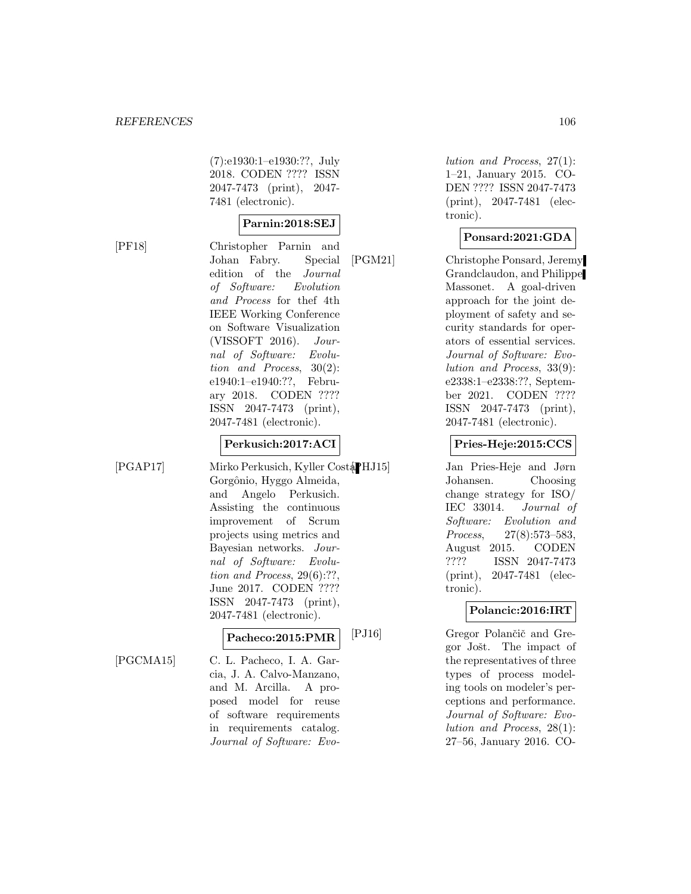(7):e1930:1–e1930:??, July 2018. CODEN ???? ISSN 2047-7473 (print), 2047-7481 (electronic).

**Parnin:2018:SEJ**

[PF18] Christopher Parnin and Johan Fabry. Special edition of the *Journal of Software: Evolution and Process* for thef 4th IEEE Working Conference on Software Visualization (VISSOFT 2016). *Journal of Software: Evolution and Process*, 30(2): e1940:1–e1940:??, February 2018. CODEN ???? ISSN 2047-7473 (print), 2047-7481 (electronic).

**Perkusich:2017:ACI**

[PGAP17] Mirko Perkusich, Kyller Costa Gorgônio, Hyggo Almeida, and Angelo Perkusich. Assisting the continuous improvement of Scrum projects using metrics and Bayesian networks. *Journal of Software: Evolution and Process*, 29(6):??, June 2017. CODEN ???? ISSN 2047-7473 (print), 2047-7481 (electronic).

**Pacheco:2015:PMR**

[PGCMA15] C. L. Pacheco, I. A. Garcia, J. A. Calvo-Manzano, and M. Arcilla. A proposed model for reuse of software requirements in requirements catalog. *Journal of Software: Evolution and Process*, 27(1): 1–21, January 2015. CODEN ???? ISSN 2047-7473 (print), 2047-7481 (electronic).

**Ponsard:2021:GDA**

[PGM21] Christophe Ponsard, Jeremy Grandclaudon, and Philippe Massonet. A goal-driven approach for the joint deployment of safety and security standards for operators of essential services. *Journal of Software: Evolution and Process*, 33(9): e2338:1–e2338:??, September 2021. CODEN ???? ISSN 2047-7473 (print), 2047-7481 (electronic).

**Pries-Heje:2015:CCS**

[PHJ15] Jan Pries-Heje and Jørn Johansen. Choosing change strategy for ISO/ IEC 33014. *Journal of Software: Evolution and Process*, 27(8):573–583, August 2015. CODEN ???? ISSN 2047-7473 (print), 2047-7481 (electronic).

**Polancic:2016:IRT**

[PJ16] Gregor Polančič and Gregor Jošt. The impact of the representatives of three types of process modeling tools on modeler's perceptions and performance. *Journal of Software: Evolution and Process*, 28(1): 27–56, January 2016. CO-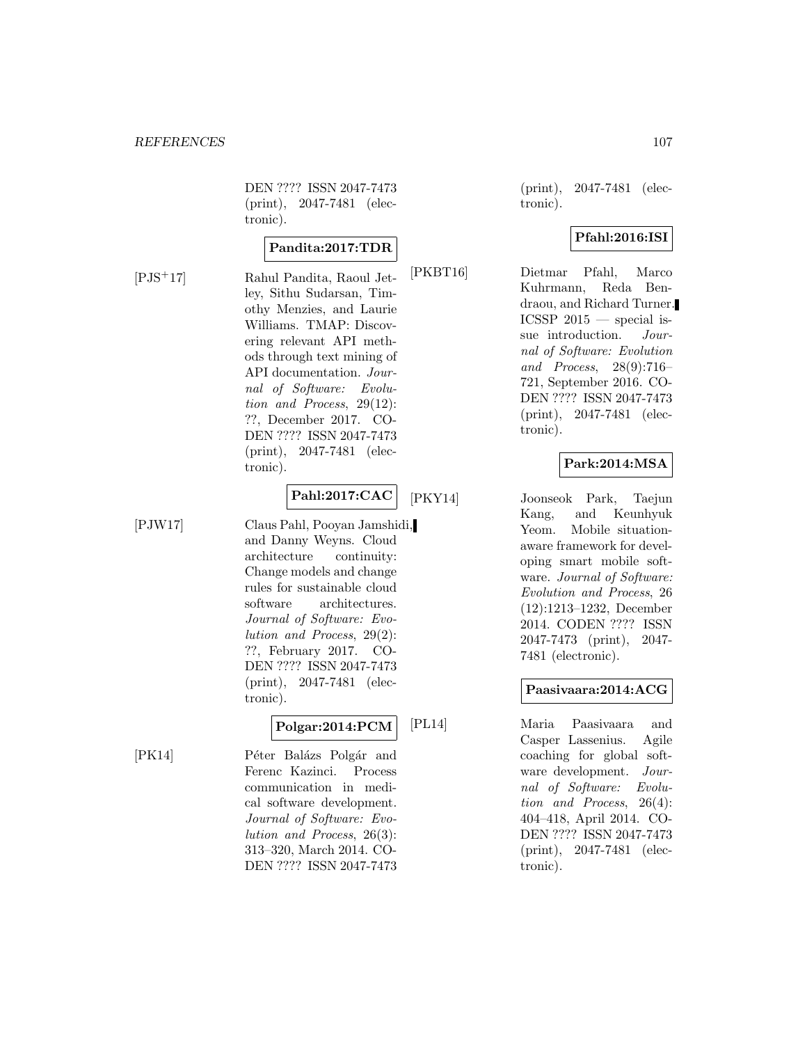DEN ???? ISSN 2047-7473 (print), 2047-7481 (electronic).

**Pandita:2017:TDR**

[PJS+17] Rahul Pandita, Raoul Jetley, Sithu Sudarsan, Timothy Menzies, and Laurie Williams. TMAP: Discovering relevant API methods through text mining of API documentation. *Journal of Software: Evolution and Process*, 29(12): ??, December 2017. CODEN ???? ISSN 2047-7473 (print), 2047-7481 (electronic).

**Pahl:2017:CAC**

[PJW17] Claus Pahl, Pooyan Jamshidi, and Danny Weyns. Cloud architecture continuity: Change models and change rules for sustainable cloud software architectures. *Journal of Software: Evolution and Process*, 29(2): ??, February 2017. CODEN ???? ISSN 2047-7473 (print), 2047-7481 (electronic).

**Polgar:2014:PCM**

[PK14] Péter Balázs Polgár and Ferenc Kazinci. Process communication in medical software development. *Journal of Software: Evolution and Process*, 26(3): 313–320, March 2014. CODEN ???? ISSN 2047-7473 (print), 2047-7481 (electronic).

**Pfahl:2016:ISI**

[PKBT16] Dietmar Pfahl, Marco Kuhrmann, Reda Bendraou, and Richard Turner. ICSSP 2015 — special issue introduction. *Journal of Software: Evolution and Process*, 28(9):716–721, September 2016. CODEN ???? ISSN 2047-7473 (print), 2047-7481 (electronic).

**Park:2014:MSA**

[PKY14] Joonseok Park, Taejun Kang, and Keunhyuk Yeom. Mobile situation-aware framework for developing smart mobile software. *Journal of Software: Evolution and Process*, 26 (12):1213–1232, December 2014. CODEN ???? ISSN 2047-7473 (print), 2047-7481 (electronic).

**Paasivaara:2014:ACG**

[PL14] Maria Paasivaara and Casper Lassenius. Agile coaching for global software development. *Journal of Software: Evolution and Process*, 26(4): 404–418, April 2014. CODEN ???? ISSN 2047-7473 (print), 2047-7481 (electronic).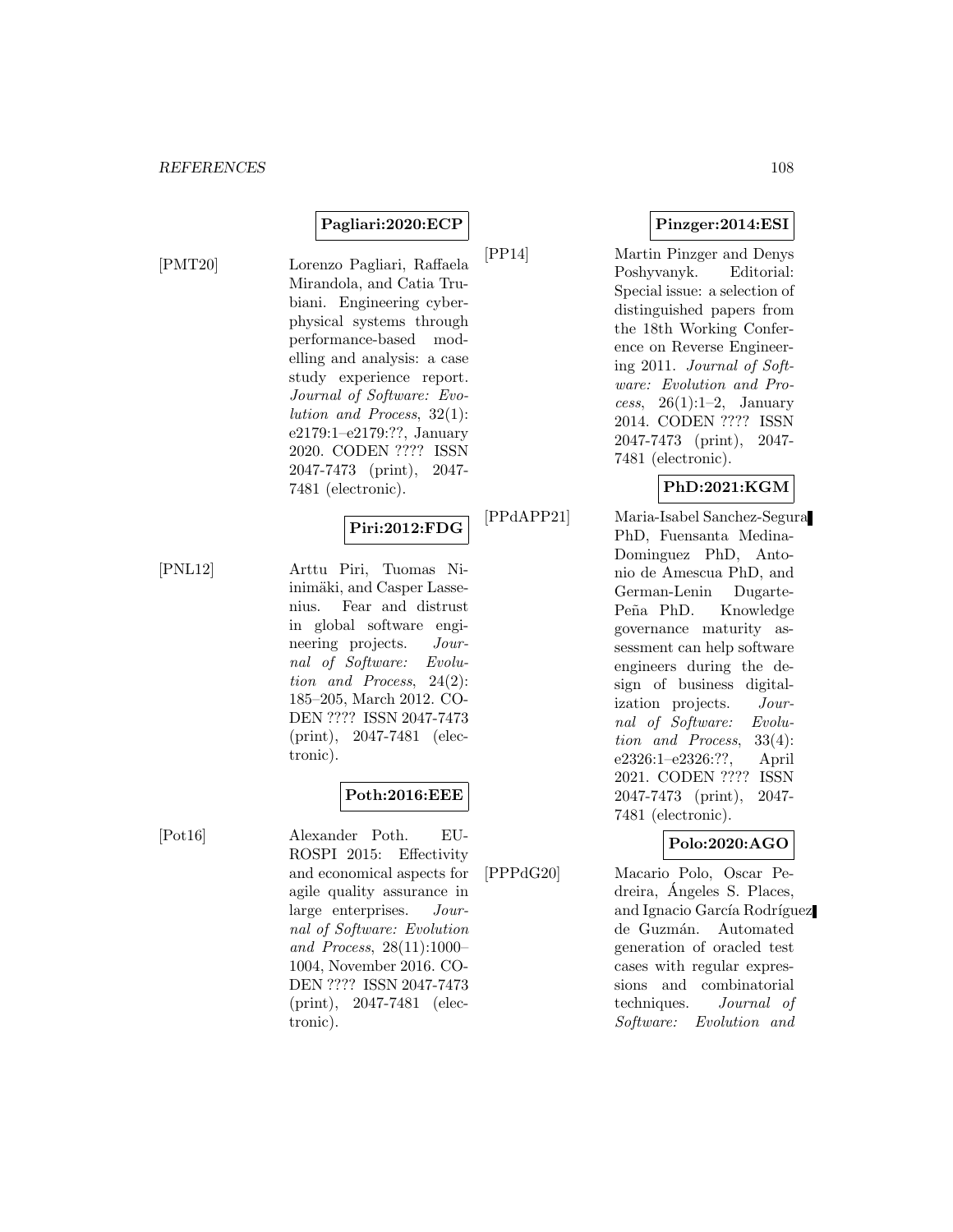**Pagliari:2020:ECP**

[PMT20] Lorenzo Pagliari, Raffaela Mirandola, and Catia Trubiani. Engineering cyber-physical systems through performance-based modelling and analysis: a case study experience report. *Journal of Software: Evolution and Process*, 32(1): e2179:1–e2179:??, January 2020. CODEN ???? ISSN 2047-7473 (print), 2047-7481 (electronic).

**Piri:2012:FDG**

[PNL12] Arttu Piri, Tuomas Niinimäki, and Casper Lassenius. Fear and distrust in global software engineering projects. *Journal of Software: Evolution and Process*, 24(2): 185–205, March 2012. CODEN ???? ISSN 2047-7473 (print), 2047-7481 (electronic).

**Poth:2016:EEE**

[Pot16] Alexander Poth. EUROSPI 2015: Effectivity and economical aspects for agile quality assurance in large enterprises. *Journal of Software: Evolution and Process*, 28(11):1000–1004, November 2016. CODEN ???? ISSN 2047-7473 (print), 2047-7481 (electronic).

**Pinzger:2014:ESI**

[PP14] Martin Pinzger and Denys Poshyvanyk. Editorial: Special issue: a selection of distinguished papers from the 18th Working Conference on Reverse Engineering 2011. *Journal of Software: Evolution and Process*, 26(1):1–2, January 2014. CODEN ???? ISSN 2047-7473 (print), 2047-7481 (electronic).

**PhD:2021:KGM**

[PPdAPP21] Maria-Isabel Sanchez-Segura PhD, Fuensanta Medina-Dominguez PhD, Antonio de Amescua PhD, and German-Lenin Dugarte-Peña PhD. Knowledge governance maturity assessment can help software engineers during the design of business digitalization projects. *Journal of Software: Evolution and Process*, 33(4): e2326:1–e2326:??, April 2021. CODEN ???? ISSN 2047-7473 (print), 2047-7481 (electronic).

**Polo:2020:AGO**

[PPPdG20] Macario Polo, Oscar Pedreira, Ángeles S. Places, and Ignacio García Rodríguez de Guzmán. Automated generation of oracled test cases with regular expressions and combinatorial techniques. *Journal of Software: Evolution and*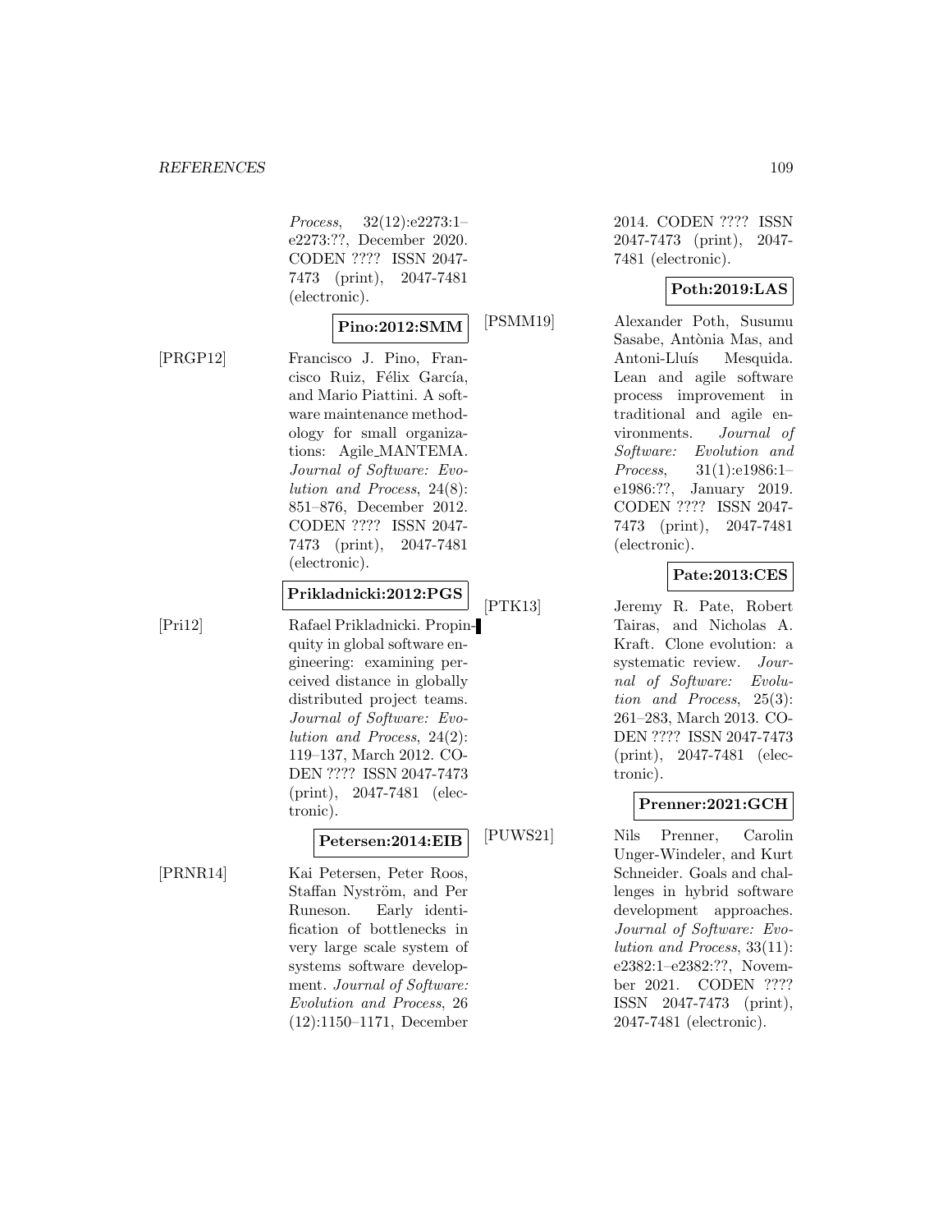*Process*, 32(12):e2273:1–e2273:??, December 2020. CODEN ???? ISSN 2047-7473 (print), 2047-7481 (electronic).

**Pino:2012:SMM**

[PRGP12] Francisco J. Pino, Francisco Ruiz, Félix García, and Mario Piattini. A software maintenance methodology for small organizations: Agile_MANTEMA. *Journal of Software: Evolution and Process*, 24(8): 851–876, December 2012. CODEN ???? ISSN 2047-7473 (print), 2047-7481 (electronic).

**Prikladnicki:2012:PGS**

[Pri12] Rafael Prikladnicki. Propinquity in global software engineering: examining perceived distance in globally distributed project teams. *Journal of Software: Evolution and Process*, 24(2): 119–137, March 2012. CODEN ???? ISSN 2047-7473 (print), 2047-7481 (electronic).

**Petersen:2014:EIB**

[PRNR14] Kai Petersen, Peter Roos, Staffan Nyström, and Per Runeson. Early identification of bottlenecks in very large scale system of systems software development. *Journal of Software: Evolution and Process*, 26 (12):1150–1171, December 2014. CODEN ???? ISSN 2047-7473 (print), 2047-7481 (electronic).

**Poth:2019:LAS**

[PSMM19] Alexander Poth, Susumu Sasabe, Antònia Mas, and Antoni-Lluís Mesquida. Lean and agile software process improvement in traditional and agile environments. *Journal of Software: Evolution and Process*, 31(1):e1986:1–e1986:??, January 2019. CODEN ???? ISSN 2047-7473 (print), 2047-7481 (electronic).

**Pate:2013:CES**

[PTK13] Jeremy R. Pate, Robert Tairas, and Nicholas A. Kraft. Clone evolution: a systematic review. *Journal of Software: Evolution and Process*, 25(3): 261–283, March 2013. CODEN ???? ISSN 2047-7473 (print), 2047-7481 (electronic).

**Prenner:2021:GCH**

[PUWS21] Nils Prenner, Carolin Unger-Windeler, and Kurt Schneider. Goals and challenges in hybrid software development approaches. *Journal of Software: Evolution and Process*, 33(11): e2382:1–e2382:??, November 2021. CODEN ???? ISSN 2047-7473 (print), 2047-7481 (electronic).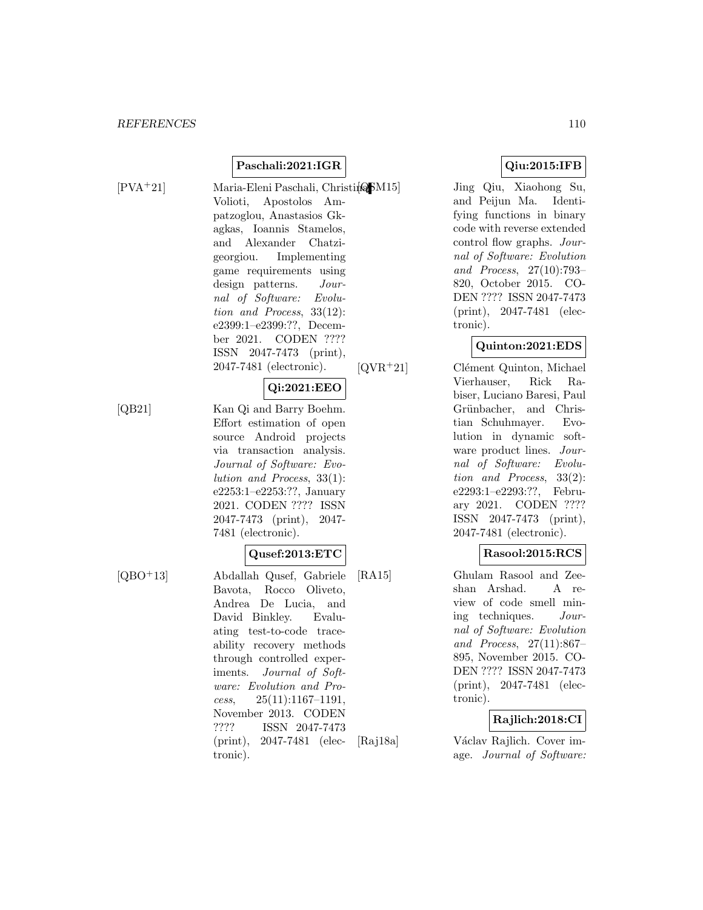**Paschali:2021:IGR**

[PVA+21] Maria-Eleni Paschali, Christina Volioti, Apostolos Ampatzoglou, Anastasios Gkagkas, Ioannis Stamelos, and Alexander Chatzigeorgiou. Implementing game requirements using design patterns. *Journal of Software: Evolution and Process*, 33(12): e2399:1–e2399:??, December 2021. CODEN ???? ISSN 2047-7473 (print), 2047-7481 (electronic).

**Qi:2021:EEO**

[QB21] Kan Qi and Barry Boehm. Effort estimation of open source Android projects via transaction analysis. *Journal of Software: Evolution and Process*, 33(1): e2253:1–e2253:??, January 2021. CODEN ???? ISSN 2047-7473 (print), 2047-7481 (electronic).

**Qusef:2013:ETC**

[QBO+13] Abdallah Qusef, Gabriele Bavota, Rocco Oliveto, Andrea De Lucia, and David Binkley. Evaluating test-to-code traceability recovery methods through controlled experiments. *Journal of Software: Evolution and Process*, 25(11):1167–1191, November 2013. CODEN ???? ISSN 2047-7473 (print), 2047-7481 (electronic).

**Qiu:2015:IFB**

[QSM15] Jing Qiu, Xiaohong Su, and Peijun Ma. Identifying functions in binary code with reverse extended control flow graphs. *Journal of Software: Evolution and Process*, 27(10):793–820, October 2015. CODEN ???? ISSN 2047-7473 (print), 2047-7481 (electronic).

**Quinton:2021:EDS**

[QVR+21] Clément Quinton, Michael Vierhauser, Rick Rabiser, Luciano Baresi, Paul Grünbacher, and Christian Schuhmayer. Evolution in dynamic software product lines. *Journal of Software: Evolution and Process*, 33(2): e2293:1–e2293:??, February 2021. CODEN ???? ISSN 2047-7473 (print), 2047-7481 (electronic).

**Rasool:2015:RCS**

[RA15] Ghulam Rasool and Zeeshan Arshad. A review of code smell mining techniques. *Journal of Software: Evolution and Process*, 27(11):867–895, November 2015. CODEN ???? ISSN 2047-7473 (print), 2047-7481 (electronic).

**Rajlich:2018:CI**

[Raj18a] Václav Rajlich. Cover image. *Journal of Software:*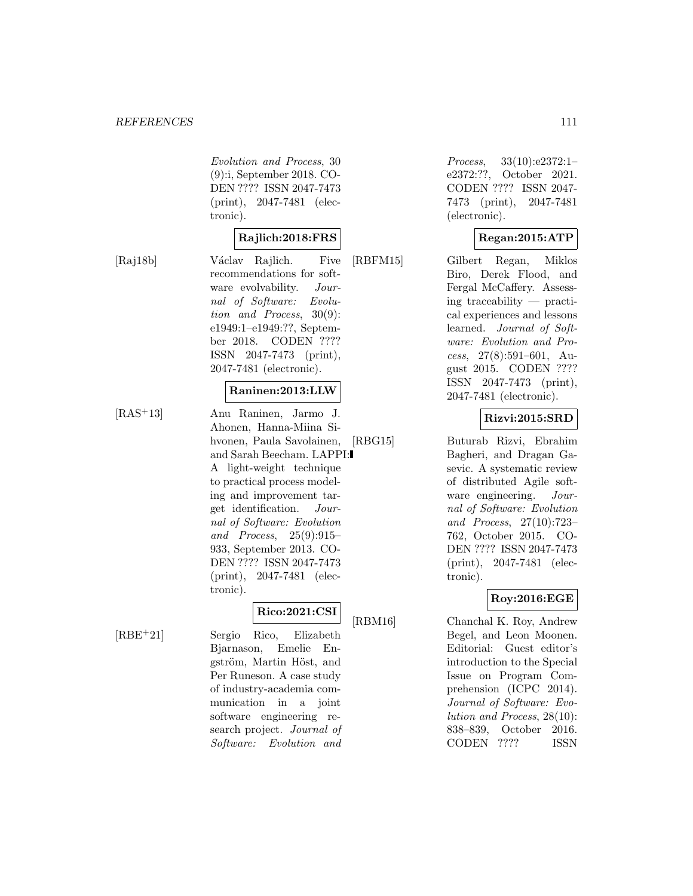Evolution and Process*, 30 (9):i, September 2018. CODEN ???? ISSN 2047-7473 (print), 2047-7481 (electronic).

**Rajlich:2018:FRS**

[Raj18b] Václav Rajlich. Five recommendations for software evolvability. *Journal of Software: Evolution and Process*, 30(9): e1949:1–e1949:??, September 2018. CODEN ???? ISSN 2047-7473 (print), 2047-7481 (electronic).

**Raninen:2013:LLW**

[RAS+13] Anu Raninen, Jarmo J. Ahonen, Hanna-Miina Sihvonen, Paula Savolainen, and Sarah Beecham. LAPPI: A light-weight technique to practical process modeling and improvement target identification. *Journal of Software: Evolution and Process*, 25(9):915–933, September 2013. CODEN ???? ISSN 2047-7473 (print), 2047-7481 (electronic).

**Rico:2021:CSI**

[RBE+21] Sergio Rico, Elizabeth Bjarnason, Emelie Engström, Martin Höst, and Per Runeson. A case study of industry-academia communication in a joint software engineering research project. *Journal of Software: Evolution and Process*, 33(10):e2372:1–e2372:??, October 2021. CODEN ???? ISSN 2047-7473 (print), 2047-7481 (electronic).

**Regan:2015:ATP**

[RBFM15] Gilbert Regan, Miklos Biro, Derek Flood, and Fergal McCaffery. Assessing traceability — practical experiences and lessons learned. *Journal of Software: Evolution and Process*, 27(8):591–601, August 2015. CODEN ???? ISSN 2047-7473 (print), 2047-7481 (electronic).

**Rizvi:2015:SRD**

[RBG15] Buturab Rizvi, Ebrahim Bagheri, and Dragan Gasevic. A systematic review of distributed Agile software engineering. *Journal of Software: Evolution and Process*, 27(10):723–762, October 2015. CODEN ???? ISSN 2047-7473 (print), 2047-7481 (electronic).

**Roy:2016:EGE**

[RBM16] Chanchal K. Roy, Andrew Begel, and Leon Moonen. Editorial: Guest editor's introduction to the Special Issue on Program Comprehension (ICPC 2014). *Journal of Software: Evolution and Process*, 28(10): 838–839, October 2016. CODEN ???? ISSN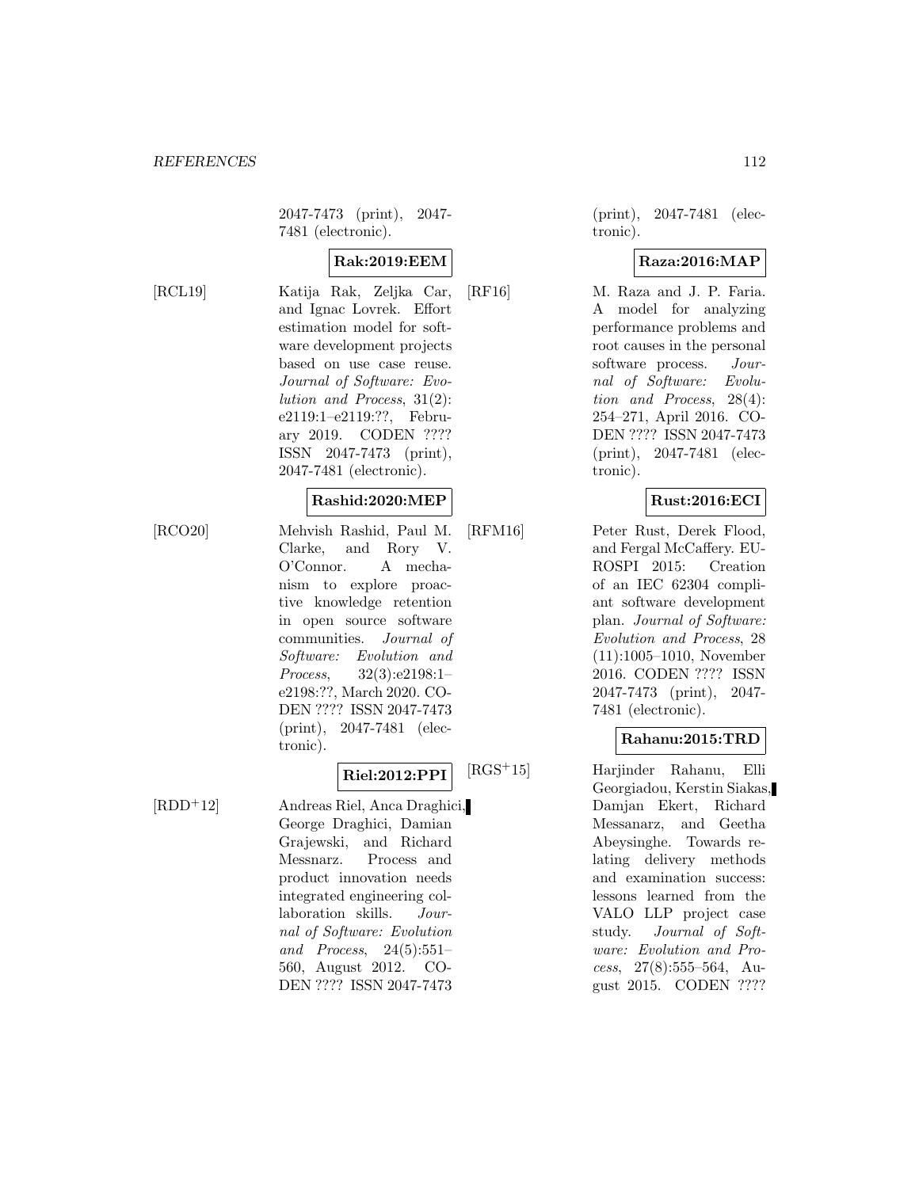2047-7473 (print), 2047-7481 (electronic).

**Rak:2019:EEM**

[RCL19] Katija Rak, Zeljka Car, and Ignac Lovrek. Effort estimation model for software development projects based on use case reuse. *Journal of Software: Evolution and Process*, 31(2): e2119:1–e2119:??, February 2019. CODEN ???? ISSN 2047-7473 (print), 2047-7481 (electronic).

**Rashid:2020:MEP**

[RCO20] Mehvish Rashid, Paul M. Clarke, and Rory V. O'Connor. A mechanism to explore proactive knowledge retention in open source software communities. *Journal of Software: Evolution and Process*, 32(3):e2198:1–e2198:??, March 2020. CODEN ???? ISSN 2047-7473 (print), 2047-7481 (electronic).

**Riel:2012:PPI**

[RDD+12] Andreas Riel, Anca Draghici, George Draghici, Damian Grajewski, and Richard Messnarz. Process and product innovation needs integrated engineering collaboration skills. *Journal of Software: Evolution and Process*, 24(5):551–560, August 2012. CODEN ???? ISSN 2047-7473 (print), 2047-7481 (electronic).

**Raza:2016:MAP**

[RF16] M. Raza and J. P. Faria. A model for analyzing performance problems and root causes in the personal software process. *Journal of Software: Evolution and Process*, 28(4): 254–271, April 2016. CODEN ???? ISSN 2047-7473 (print), 2047-7481 (electronic).

**Rust:2016:ECI**

[RFM16] Peter Rust, Derek Flood, and Fergal McCaffery. EUROSPI 2015: Creation of an IEC 62304 compliant software development plan. *Journal of Software: Evolution and Process*, 28 (11):1005–1010, November 2016. CODEN ???? ISSN 2047-7473 (print), 2047-7481 (electronic).

**Rahanu:2015:TRD**

[RGS+15] Harjinder Rahanu, Elli Georgiadou, Kerstin Siakas, Damjan Ekert, Richard Messanarz, and Geetha Abeysinghe. Towards relating delivery methods and examination success: lessons learned from the VALO LLP project case study. *Journal of Software: Evolution and Process*, 27(8):555–564, August 2015. CODEN ????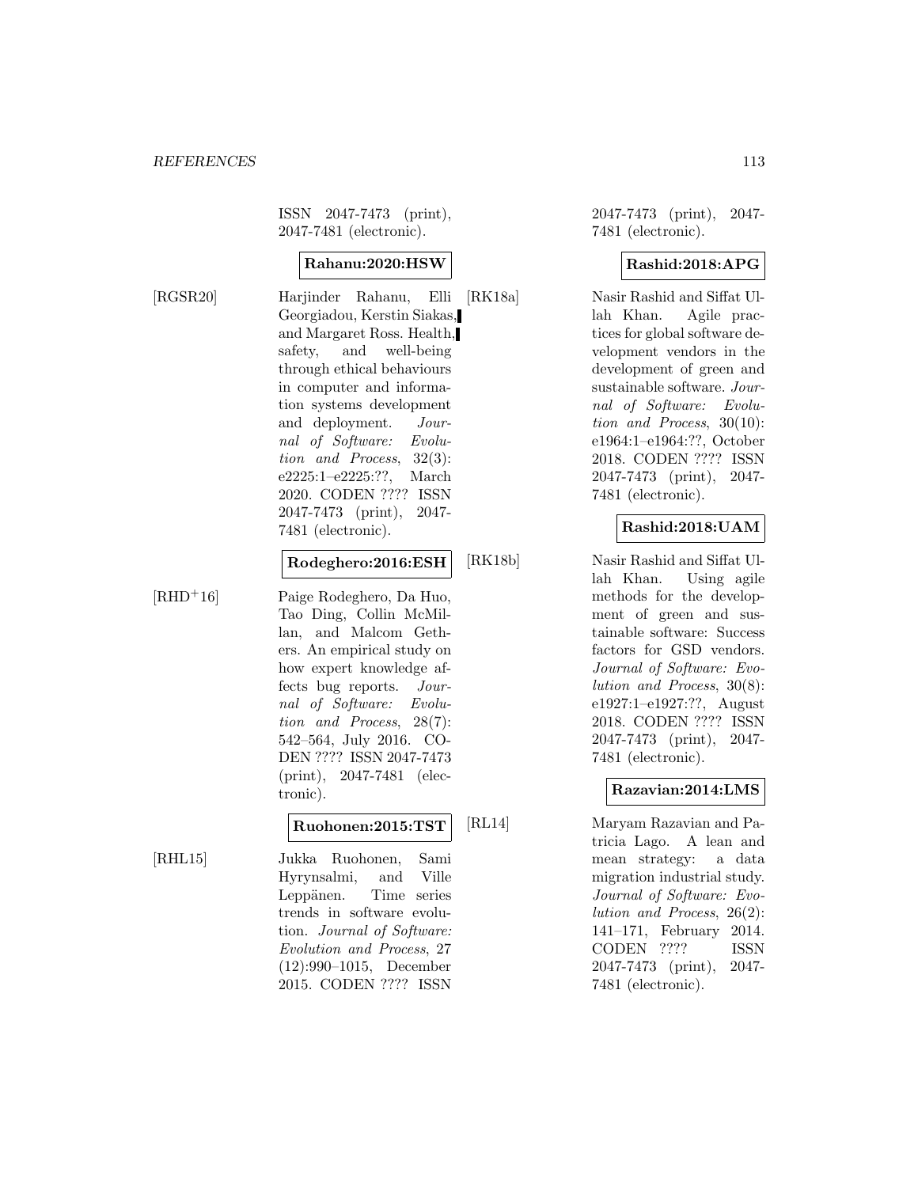ISSN 2047-7473 (print), 2047-7481 (electronic).

**Rahanu:2020:HSW**

[RGSR20] Harjinder Rahanu, Elli Georgiadou, Kerstin Siakas, and Margaret Ross. Health, safety, and well-being through ethical behaviours in computer and information systems development and deployment. *Journal of Software: Evolution and Process*, 32(3): e2225:1–e2225:??, March 2020. CODEN ???? ISSN 2047-7473 (print), 2047-7481 (electronic).

**Rodeghero:2016:ESH**

[RHD+16] Paige Rodeghero, Da Huo, Tao Ding, Collin McMillan, and Malcom Gethers. An empirical study on how expert knowledge affects bug reports. *Journal of Software: Evolution and Process*, 28(7): 542–564, July 2016. CODEN ???? ISSN 2047-7473 (print), 2047-7481 (electronic).

**Ruohonen:2015:TST**

[RHL15] Jukka Ruohonen, Sami Hyrynsalmi, and Ville Leppänen. Time series trends in software evolution. *Journal of Software: Evolution and Process*, 27 (12):990–1015, December 2015. CODEN ???? ISSN 2047-7473 (print), 2047-7481 (electronic).

**Rashid:2018:APG**

[RK18a] Nasir Rashid and Siffat Ullah Khan. Agile practices for global software development vendors in the development of green and sustainable software. *Journal of Software: Evolution and Process*, 30(10): e1964:1–e1964:??, October 2018. CODEN ???? ISSN 2047-7473 (print), 2047-7481 (electronic).

**Rashid:2018:UAM**

[RK18b] Nasir Rashid and Siffat Ullah Khan. Using agile methods for the development of green and sustainable software: Success factors for GSD vendors. *Journal of Software: Evolution and Process*, 30(8): e1927:1–e1927:??, August 2018. CODEN ???? ISSN 2047-7473 (print), 2047-7481 (electronic).

**Razavian:2014:LMS**

[RL14] Maryam Razavian and Patricia Lago. A lean and mean strategy: a data migration industrial study. *Journal of Software: Evolution and Process*, 26(2): 141–171, February 2014. CODEN ???? ISSN 2047-7473 (print), 2047-7481 (electronic).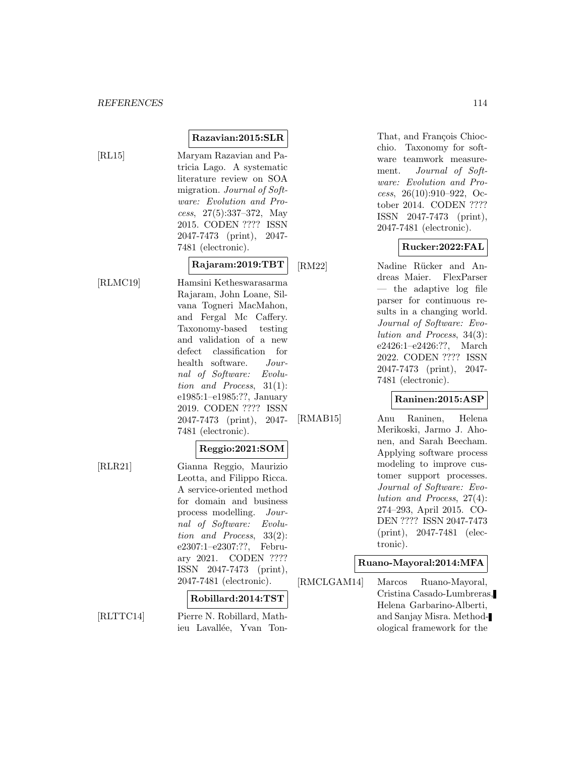**Razavian:2015:SLR**

[RL15] Maryam Razavian and Patricia Lago. A systematic literature review on SOA migration. *Journal of Software: Evolution and Process*, 27(5):337–372, May 2015. CODEN ???? ISSN 2047-7473 (print), 2047-7481 (electronic).

**Rajaram:2019:TBT**

[RLMC19] Hamsini Ketheswarasarma Rajaram, John Loane, Silvana Togneri MacMahon, and Fergal Mc Caffery. Taxonomy-based testing and validation of a new defect classification for health software. *Journal of Software: Evolution and Process*, 31(1): e1985:1–e1985:??, January 2019. CODEN ???? ISSN 2047-7473 (print), 2047-7481 (electronic).

**Reggio:2021:SOM**

[RLR21] Gianna Reggio, Maurizio Leotta, and Filippo Ricca. A service-oriented method for domain and business process modelling. *Journal of Software: Evolution and Process*, 33(2): e2307:1–e2307:??, February 2021. CODEN ???? ISSN 2047-7473 (print), 2047-7481 (electronic).

**Robillard:2014:TST**

[RLTTC14] Pierre N. Robillard, Mathieu Lavallée, Yvan Ton-That, and François Chiocchio. Taxonomy for software teamwork measurement. *Journal of Software: Evolution and Process*, 26(10):910–922, October 2014. CODEN ???? ISSN 2047-7473 (print), 2047-7481 (electronic).

**Rucker:2022:FAL**

[RM22] Nadine Rücker and Andreas Maier. FlexParser — the adaptive log file parser for continuous results in a changing world. *Journal of Software: Evolution and Process*, 34(3): e2426:1–e2426:??, March 2022. CODEN ???? ISSN 2047-7473 (print), 2047-7481 (electronic).

**Raninen:2015:ASP**

[RMAB15] Anu Raninen, Helena Merikoski, Jarmo J. Ahonen, and Sarah Beecham. Applying software process modeling to improve customer support processes. *Journal of Software: Evolution and Process*, 27(4): 274–293, April 2015. CODEN ???? ISSN 2047-7473 (print), 2047-7481 (electronic).

**Ruano-Mayoral:2014:MFA**

[RMCLGAM14] Marcos Ruano-Mayoral, Cristina Casado-Lumbreras, Helena Garbarino-Alberti, and Sanjay Misra. Methodological framework for the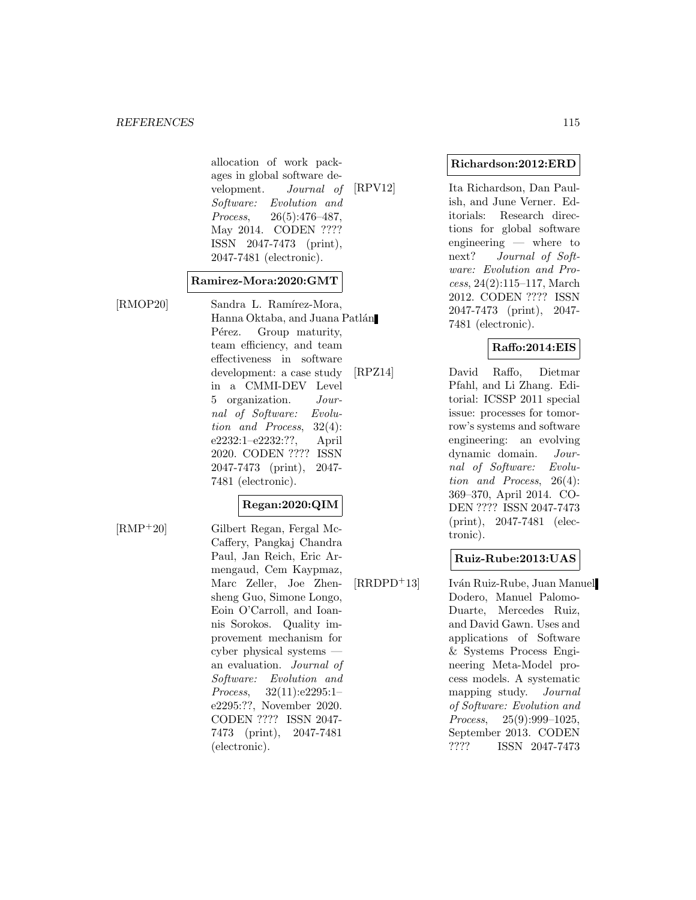allocation of work packages in global software development. *Journal of Software: Evolution and Process*, 26(5):476–487, May 2014. CODEN ???? ISSN 2047-7473 (print), 2047-7481 (electronic).

**Ramirez-Mora:2020:GMT**

[RMOP20] Sandra L. Ramírez-Mora, Hanna Oktaba, and Juana Patlán Pérez. Group maturity, team efficiency, and team effectiveness in software development: a case study in a CMMI-DEV Level 5 organization. *Journal of Software: Evolution and Process*, 32(4): e2232:1–e2232:??, April 2020. CODEN ???? ISSN 2047-7473 (print), 2047-7481 (electronic).

**Regan:2020:QIM**

[RMP+20] Gilbert Regan, Fergal McCaffery, Pangkaj Chandra Paul, Jan Reich, Eric Armengaud, Cem Kaypmaz, Marc Zeller, Joe Zhensheng Guo, Simone Longo, Eoin O'Carroll, and Ioannis Sorokos. Quality improvement mechanism for cyber physical systems — an evaluation. *Journal of Software: Evolution and Process*, 32(11):e2295:1–e2295:??, November 2020. CODEN ???? ISSN 2047-7473 (print), 2047-7481 (electronic).

**Richardson:2012:ERD**

[RPV12] Ita Richardson, Dan Paulish, and June Verner. Editorials: Research directions for global software engineering — where to next? *Journal of Software: Evolution and Process*, 24(2):115–117, March 2012. CODEN ???? ISSN 2047-7473 (print), 2047-7481 (electronic).

**Raffo:2014:EIS**

[RPZ14] David Raffo, Dietmar Pfahl, and Li Zhang. Editorial: ICSSP 2011 special issue: processes for tomorrow's systems and software engineering: an evolving dynamic domain. *Journal of Software: Evolution and Process*, 26(4): 369–370, April 2014. CODEN ???? ISSN 2047-7473 (print), 2047-7481 (electronic).

**Ruiz-Rube:2013:UAS**

[RRDPD+13] Iván Ruiz-Rube, Juan Manuel Dodero, Manuel Palomo-Duarte, Mercedes Ruiz, and David Gawn. Uses and applications of Software & Systems Process Engineering Meta-Model process models. A systematic mapping study. *Journal of Software: Evolution and Process*, 25(9):999–1025, September 2013. CODEN ???? ISSN 2047-7473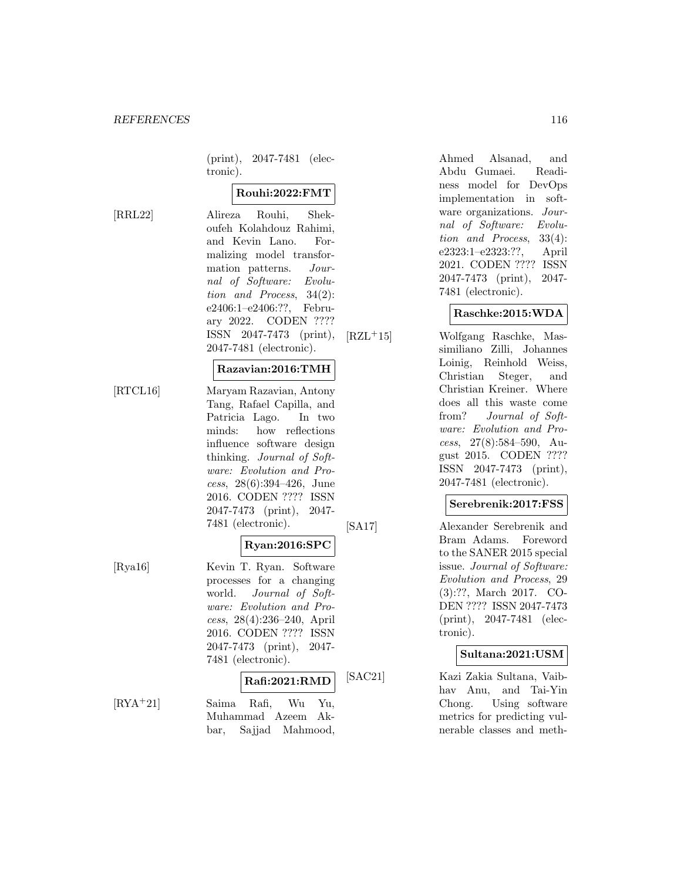(print), 2047-7481 (electronic).

**Rouhi:2022:FMT**

[RRL22] Alireza Rouhi, Shekoufeh Kolahdouz Rahimi, and Kevin Lano. Formalizing model transformation patterns. *Journal of Software: Evolution and Process*, 34(2): e2406:1–e2406:??, February 2022. CODEN ???? ISSN 2047-7473 (print), 2047-7481 (electronic).

**Razavian:2016:TMH**

[RTCL16] Maryam Razavian, Antony Tang, Rafael Capilla, and Patricia Lago. In two minds: how reflections influence software design thinking. *Journal of Software: Evolution and Process*, 28(6):394–426, June 2016. CODEN ???? ISSN 2047-7473 (print), 2047-7481 (electronic).

**Ryan:2016:SPC**

[Rya16] Kevin T. Ryan. Software processes for a changing world. *Journal of Software: Evolution and Process*, 28(4):236–240, April 2016. CODEN ???? ISSN 2047-7473 (print), 2047-7481 (electronic).

**Rafi:2021:RMD**

[RYA+21] Saima Rafi, Wu Yu, Muhammad Azeem Akbar, Sajjad Mahmood, Ahmed Alsanad, and Abdu Gumaei. Readiness model for DevOps implementation in software organizations. *Journal of Software: Evolution and Process*, 33(4): e2323:1–e2323:??, April 2021. CODEN ???? ISSN 2047-7473 (print), 2047-7481 (electronic).

**Raschke:2015:WDA**

[RZL+15] Wolfgang Raschke, Massimiliano Zilli, Johannes Loinig, Reinhold Weiss, Christian Steger, and Christian Kreiner. Where does all this waste come from? *Journal of Software: Evolution and Process*, 27(8):584–590, August 2015. CODEN ???? ISSN 2047-7473 (print), 2047-7481 (electronic).

**Serebrenik:2017:FSS**

[SA17] Alexander Serebrenik and Bram Adams. Foreword to the SANER 2015 special issue. *Journal of Software: Evolution and Process*, 29 (3):??, March 2017. CODEN ???? ISSN 2047-7473 (print), 2047-7481 (electronic).

**Sultana:2021:USM**

[SAC21] Kazi Zakia Sultana, Vaibhav Anu, and Tai-Yin Chong. Using software metrics for predicting vulnerable classes and meth-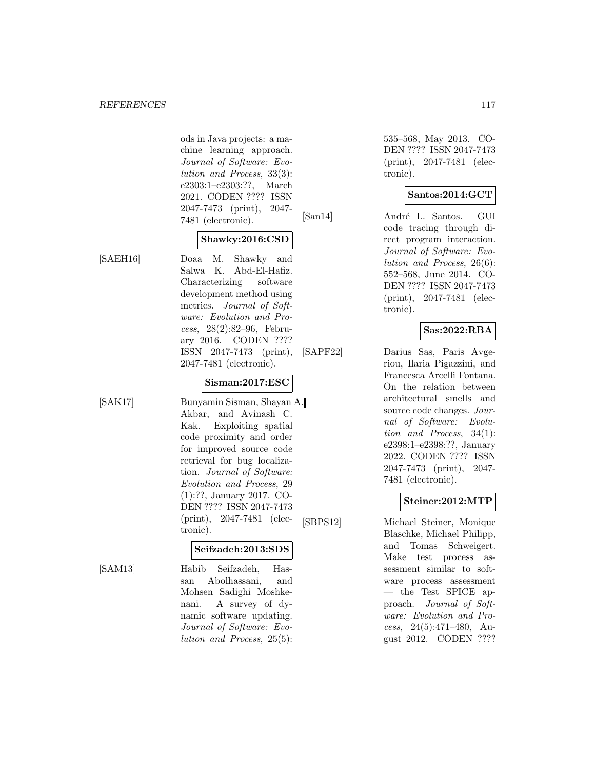ods in Java projects: a machine learning approach. *Journal of Software: Evolution and Process*, 33(3): e2303:1–e2303:??, March 2021. CODEN ???? ISSN 2047-7473 (print), 2047-7481 (electronic).

**Shawky:2016:CSD**

[SAEH16] Doaa M. Shawky and Salwa K. Abd-El-Hafiz. Characterizing software development method using metrics. *Journal of Software: Evolution and Process*, 28(2):82–96, February 2016. CODEN ???? ISSN 2047-7473 (print), 2047-7481 (electronic).

**Sisman:2017:ESC**

[SAK17] Bunyamin Sisman, Shayan A. Akbar, and Avinash C. Kak. Exploiting spatial code proximity and order for improved source code retrieval for bug localization. *Journal of Software: Evolution and Process*, 29 (1):??, January 2017. CODEN ???? ISSN 2047-7473 (print), 2047-7481 (electronic).

**Seifzadeh:2013:SDS**

[SAM13] Habib Seifzadeh, Hassan Abolhassani, and Mohsen Sadighi Moshkenani. A survey of dynamic software updating. *Journal of Software: Evolution and Process*, 25(5): 535–568, May 2013. CODEN ???? ISSN 2047-7473 (print), 2047-7481 (electronic).

**Santos:2014:GCT**

[San14] André L. Santos. GUI code tracing through direct program interaction. *Journal of Software: Evolution and Process*, 26(6): 552–568, June 2014. CODEN ???? ISSN 2047-7473 (print), 2047-7481 (electronic).

**Sas:2022:RBA**

[SAPF22] Darius Sas, Paris Avgeriou, Ilaria Pigazzini, and Francesca Arcelli Fontana. On the relation between architectural smells and source code changes. *Journal of Software: Evolution and Process*, 34(1): e2398:1–e2398:??, January 2022. CODEN ???? ISSN 2047-7473 (print), 2047-7481 (electronic).

**Steiner:2012:MTP**

[SBPS12] Michael Steiner, Monique Blaschke, Michael Philipp, and Tomas Schweigert. Make test process assessment similar to software process assessment — the Test SPICE approach. *Journal of Software: Evolution and Process*, 24(5):471–480, August 2012. CODEN ????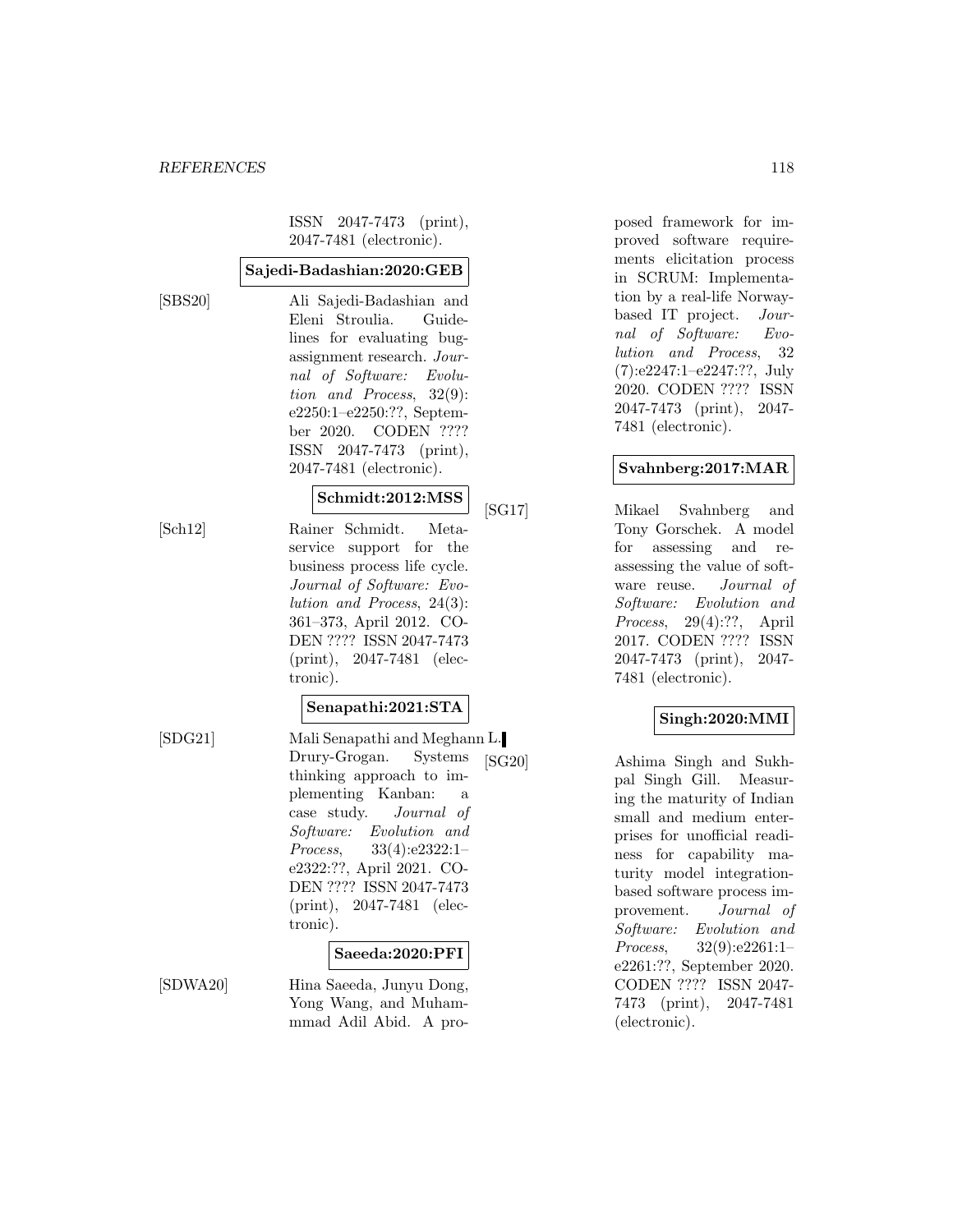ISSN 2047-7473 (print), 2047-7481 (electronic).

**Sajedi-Badashian:2020:GEB**

[SBS20] Ali Sajedi-Badashian and Eleni Stroulia. Guidelines for evaluating bug-assignment research. *Journal of Software: Evolution and Process*, 32(9): e2250:1–e2250:??, September 2020. CODEN ???? ISSN 2047-7473 (print), 2047-7481 (electronic).

**Schmidt:2012:MSS**

[Sch12] Rainer Schmidt. Meta-service support for the business process life cycle. *Journal of Software: Evolution and Process*, 24(3): 361–373, April 2012. CODEN ???? ISSN 2047-7473 (print), 2047-7481 (electronic).

**Senapathi:2021:STA**

[SDG21] Mali Senapathi and Meghann L. Drury-Grogan. Systems thinking approach to implementing Kanban: a case study. *Journal of Software: Evolution and Process*, 33(4):e2322:1–e2322:??, April 2021. CODEN ???? ISSN 2047-7473 (print), 2047-7481 (electronic).

**Saeeda:2020:PFI**

[SDWA20] Hina Saeeda, Junyu Dong, Yong Wang, and Muhammad Adil Abid. A proposed framework for improved software requirements elicitation process in SCRUM: Implementation by a real-life Norway-based IT project. *Journal of Software: Evolution and Process*, 32 (7):e2247:1–e2247:??, July 2020. CODEN ???? ISSN 2047-7473 (print), 2047-7481 (electronic).

**Svahnberg:2017:MAR**

[SG17] Mikael Svahnberg and Tony Gorschek. A model for assessing and re-assessing the value of software reuse. *Journal of Software: Evolution and Process*, 29(4):??, April 2017. CODEN ???? ISSN 2047-7473 (print), 2047-7481 (electronic).

**Singh:2020:MMI**

[SG20] Ashima Singh and Sukhpal Singh Gill. Measuring the maturity of Indian small and medium enterprises for unofficial readiness for capability maturity model integration-based software process improvement. *Journal of Software: Evolution and Process*, 32(9):e2261:1–e2261:??, September 2020. CODEN ???? ISSN 2047-7473 (print), 2047-7481 (electronic).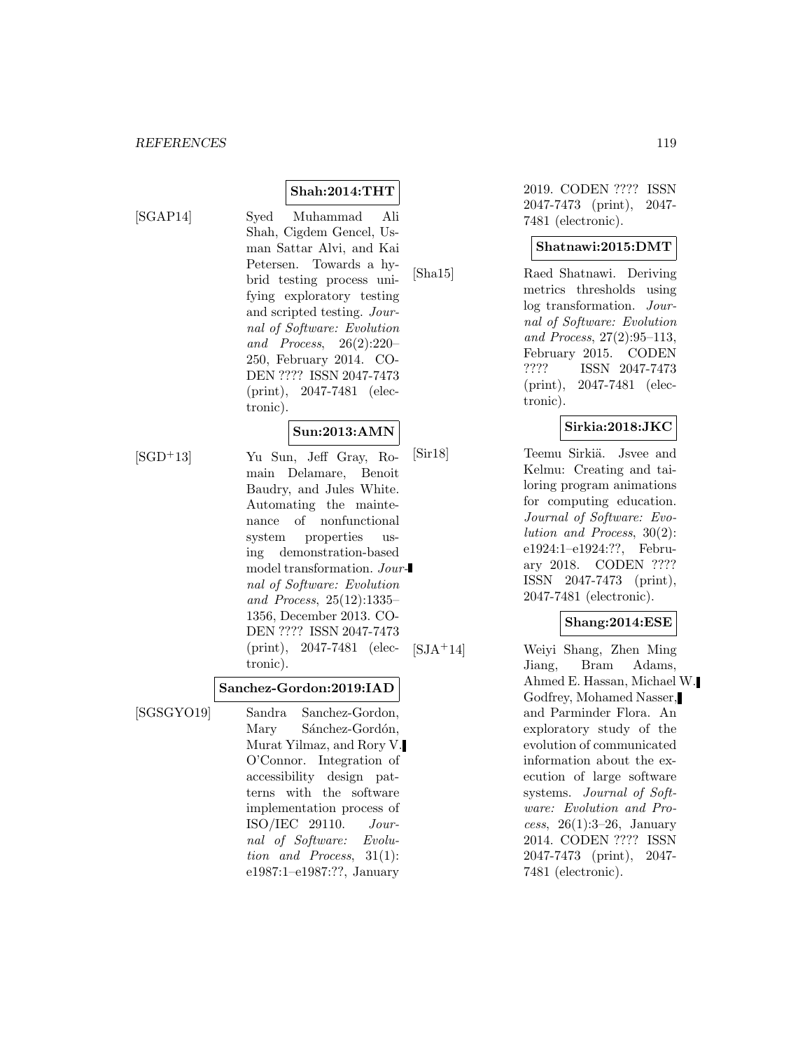**Shah:2014:THT**

[SGAP14] Syed Muhammad Ali Shah, Cigdem Gencel, Usman Sattar Alvi, and Kai Petersen. Towards a hybrid testing process unifying exploratory testing and scripted testing. *Journal of Software: Evolution and Process*, 26(2):220–250, February 2014. CODEN ???? ISSN 2047-7473 (print), 2047-7481 (electronic).

**Sun:2013:AMN**

[SGD+13] Yu Sun, Jeff Gray, Romain Delamare, Benoit Baudry, and Jules White. Automating the maintenance of nonfunctional system properties using demonstration-based model transformation. *Journal of Software: Evolution and Process*, 25(12):1335–1356, December 2013. CODEN ???? ISSN 2047-7473 (print), 2047-7481 (electronic).

**Sanchez-Gordon:2019:IAD**

[SGSGYO19] Sandra Sanchez-Gordon, Mary Sánchez-Gordón, Murat Yilmaz, and Rory V. O'Connor. Integration of accessibility design patterns with the software implementation process of ISO/IEC 29110. *Journal of Software: Evolution and Process*, 31(1): e1987:1–e1987:??, January 2019. CODEN ???? ISSN 2047-7473 (print), 2047-7481 (electronic).

**Shatnawi:2015:DMT**

[Sha15] Raed Shatnawi. Deriving metrics thresholds using log transformation. *Journal of Software: Evolution and Process*, 27(2):95–113, February 2015. CODEN ???? ISSN 2047-7473 (print), 2047-7481 (electronic).

**Sirkia:2018:JKC**

[Sir18] Teemu Sirkiä. Jsvee and Kelmu: Creating and tailoring program animations for computing education. *Journal of Software: Evolution and Process*, 30(2): e1924:1–e1924:??, February 2018. CODEN ???? ISSN 2047-7473 (print), 2047-7481 (electronic).

**Shang:2014:ESE**

[SJA+14] Weiyi Shang, Zhen Ming Jiang, Bram Adams, Ahmed E. Hassan, Michael W. Godfrey, Mohamed Nasser, and Parminder Flora. An exploratory study of the evolution of communicated information about the execution of large software systems. *Journal of Software: Evolution and Process*, 26(1):3–26, January 2014. CODEN ???? ISSN 2047-7473 (print), 2047-7481 (electronic).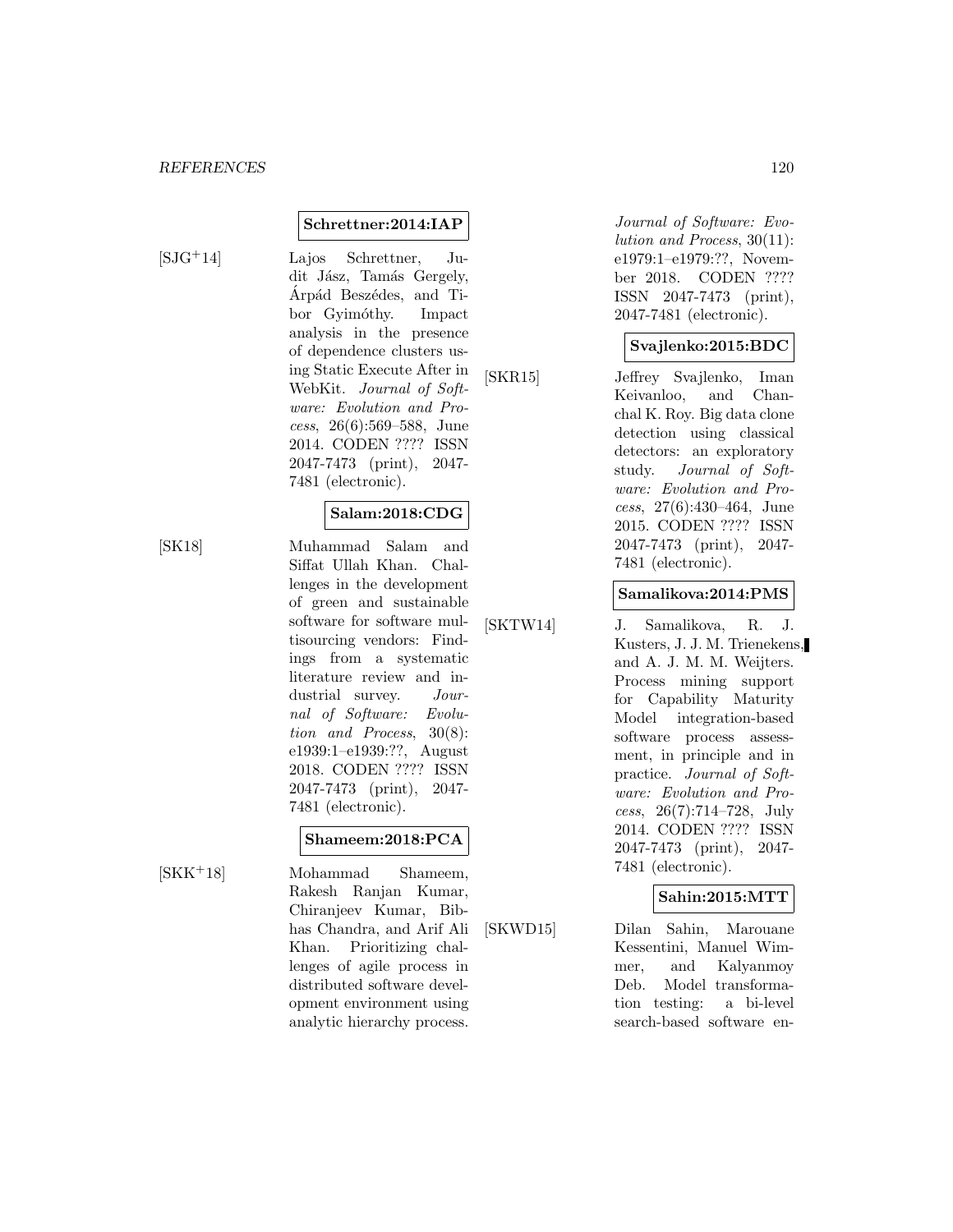**Schrettner:2014:IAP**

[SJG+14] Lajos Schrettner, Judit Jász, Tamás Gergely, Árpád Beszédes, and Tibor Gyimóthy. Impact analysis in the presence of dependence clusters using Static Execute After in WebKit. *Journal of Software: Evolution and Process*, 26(6):569–588, June 2014. CODEN ???? ISSN 2047-7473 (print), 2047-7481 (electronic).

**Salam:2018:CDG**

[SK18] Muhammad Salam and Siffat Ullah Khan. Challenges in the development of green and sustainable software for software multisourcing vendors: Findings from a systematic literature review and industrial survey. *Journal of Software: Evolution and Process*, 30(8): e1939:1–e1939:??, August 2018. CODEN ???? ISSN 2047-7473 (print), 2047-7481 (electronic).

**Shameem:2018:PCA**

[SKK+18] Mohammad Shameem, Rakesh Ranjan Kumar, Chiranjeev Kumar, Bibhas Chandra, and Arif Ali Khan. Prioritizing challenges of agile process in distributed software development environment using analytic hierarchy process. *Journal of Software: Evolution and Process*, 30(11): e1979:1–e1979:??, November 2018. CODEN ???? ISSN 2047-7473 (print), 2047-7481 (electronic).

**Svajlenko:2015:BDC**

[SKR15] Jeffrey Svajlenko, Iman Keivanloo, and Chanchal K. Roy. Big data clone detection using classical detectors: an exploratory study. *Journal of Software: Evolution and Process*, 27(6):430–464, June 2015. CODEN ???? ISSN 2047-7473 (print), 2047-7481 (electronic).

**Samalikova:2014:PMS**

[SKTW14] J. Samalikova, R. J. Kusters, J. J. M. Trienekens, and A. J. M. M. Weijters. Process mining support for Capability Maturity Model integration-based software process assessment, in principle and in practice. *Journal of Software: Evolution and Process*, 26(7):714–728, July 2014. CODEN ???? ISSN 2047-7473 (print), 2047-7481 (electronic).

**Sahin:2015:MTT**

[SKWD15] Dilan Sahin, Marouane Kessentini, Manuel Wimmer, and Kalyanmoy Deb. Model transformation testing: a bi-level search-based software en-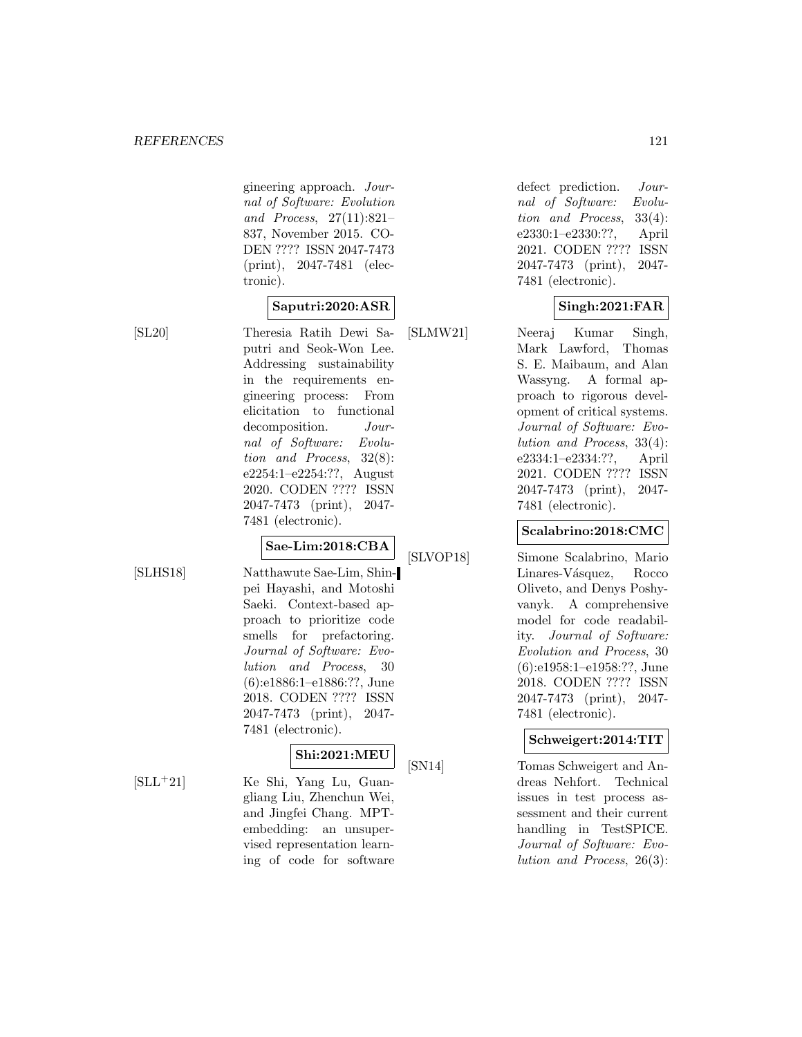gineering approach. *Journal of Software: Evolution and Process*, 27(11):821–837, November 2015. CODEN ???? ISSN 2047-7473 (print), 2047-7481 (electronic).

**Saputri:2020:ASR**

[SL20] Theresia Ratih Dewi Saputri and Seok-Won Lee. Addressing sustainability in the requirements engineering process: From elicitation to functional decomposition. *Journal of Software: Evolution and Process*, 32(8): e2254:1–e2254:??, August 2020. CODEN ???? ISSN 2047-7473 (print), 2047-7481 (electronic).

**Sae-Lim:2018:CBA**

[SLHS18] Natthawute Sae-Lim, Shinpei Hayashi, and Motoshi Saeki. Context-based approach to prioritize code smells for prefactoring. *Journal of Software: Evolution and Process*, 30 (6):e1886:1–e1886:??, June 2018. CODEN ???? ISSN 2047-7473 (print), 2047-7481 (electronic).

**Shi:2021:MEU**

[SLL+21] Ke Shi, Yang Lu, Guangliang Liu, Zhenchun Wei, and Jingfei Chang. MPT-embedding: an unsupervised representation learning of code for software defect prediction. *Journal of Software: Evolution and Process*, 33(4): e2330:1–e2330:??, April 2021. CODEN ???? ISSN 2047-7473 (print), 2047-7481 (electronic).

**Singh:2021:FAR**

[SLMW21] Neeraj Kumar Singh, Mark Lawford, Thomas S. E. Maibaum, and Alan Wassyng. A formal approach to rigorous development of critical systems. *Journal of Software: Evolution and Process*, 33(4): e2334:1–e2334:??, April 2021. CODEN ???? ISSN 2047-7473 (print), 2047-7481 (electronic).

**Scalabrino:2018:CMC**

[SLVOP18] Simone Scalabrino, Mario Linares-Vásquez, Rocco Oliveto, and Denys Poshyvanyk. A comprehensive model for code readability. *Journal of Software: Evolution and Process*, 30 (6):e1958:1–e1958:??, June 2018. CODEN ???? ISSN 2047-7473 (print), 2047-7481 (electronic).

**Schweigert:2014:TIT**

[SN14] Tomas Schweigert and Andreas Nehfort. Technical issues in test process assessment and their current handling in TestSPICE. *Journal of Software: Evolution and Process*, 26(3):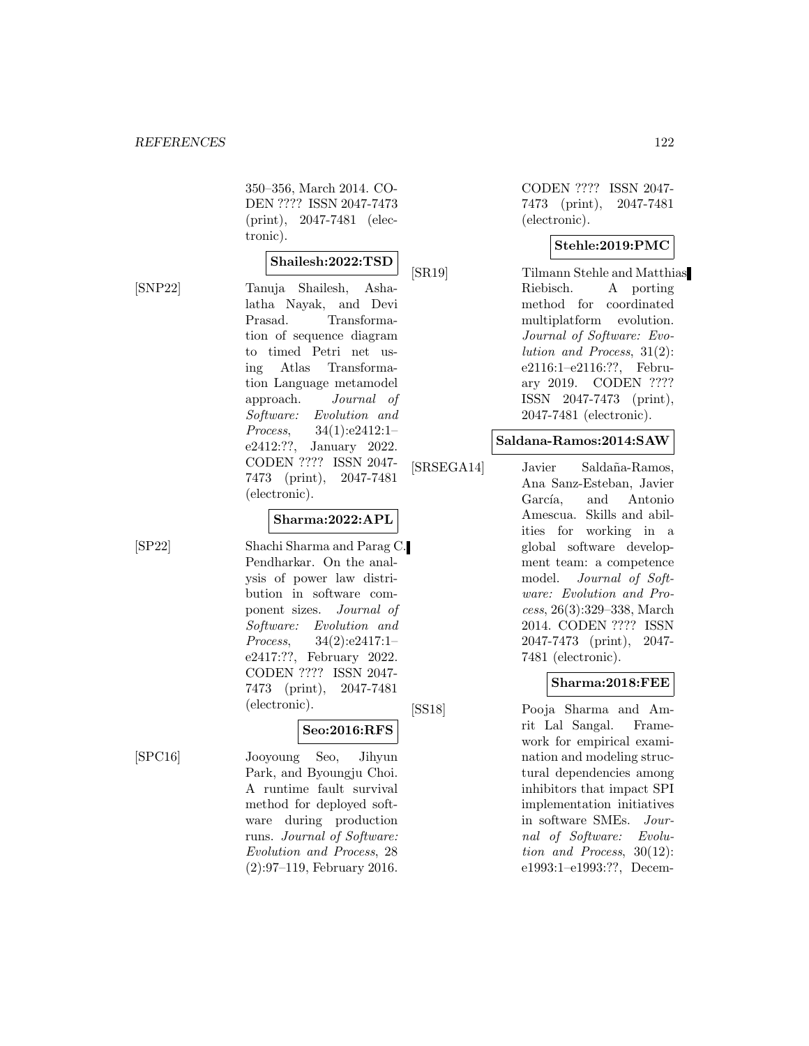350–356, March 2014. CODEN ???? ISSN 2047-7473 (print), 2047-7481 (electronic).

**Shailesh:2022:TSD**

[SNP22] Tanuja Shailesh, Ashalatha Nayak, and Devi Prasad. Transformation of sequence diagram to timed Petri net using Atlas Transformation Language metamodel approach. *Journal of Software: Evolution and Process*, 34(1):e2412:1–e2412:??, January 2022. CODEN ???? ISSN 2047-7473 (print), 2047-7481 (electronic).

**Sharma:2022:APL**

[SP22] Shachi Sharma and Parag C. Pendharkar. On the analysis of power law distribution in software component sizes. *Journal of Software: Evolution and Process*, 34(2):e2417:1–e2417:??, February 2022. CODEN ???? ISSN 2047-7473 (print), 2047-7481 (electronic).

**Seo:2016:RFS**

[SPC16] Jooyoung Seo, Jihyun Park, and Byoungju Choi. A runtime fault survival method for deployed software during production runs. *Journal of Software: Evolution and Process*, 28 (2):97–119, February 2016. CODEN ???? ISSN 2047-7473 (print), 2047-7481 (electronic).

**Stehle:2019:PMC**

[SR19] Tilmann Stehle and Matthias Riebisch. A porting method for coordinated multiplatform evolution. *Journal of Software: Evolution and Process*, 31(2): e2116:1–e2116:??, February 2019. CODEN ???? ISSN 2047-7473 (print), 2047-7481 (electronic).

**Saldana-Ramos:2014:SAW**

[SRSEGA14] Javier Saldaña-Ramos, Ana Sanz-Esteban, Javier García, and Antonio Amescua. Skills and abilities for working in a global software development team: a competence model. *Journal of Software: Evolution and Process*, 26(3):329–338, March 2014. CODEN ???? ISSN 2047-7473 (print), 2047-7481 (electronic).

**Sharma:2018:FEE**

[SS18] Pooja Sharma and Amrit Lal Sangal. Framework for empirical examination and modeling structural dependencies among inhibitors that impact SPI implementation initiatives in software SMEs. *Journal of Software: Evolution and Process*, 30(12): e1993:1–e1993:??, Decem-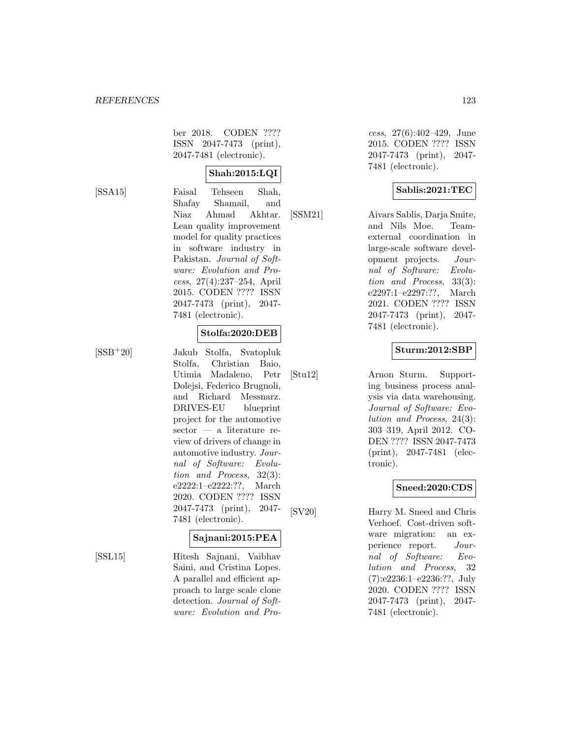ber 2018. CODEN ???? ISSN 2047-7473 (print), 2047-7481 (electronic).

**Shah:2015:LQI**

[SSA15] Faisal Tehseen Shah, Shafay Shamail, and Niaz Ahmad Akhtar. Lean quality improvement model for quality practices in software industry in Pakistan. *Journal of Software: Evolution and Process*, 27(4):237–254, April 2015. CODEN ???? ISSN 2047-7473 (print), 2047-7481 (electronic).

**Stolfa:2020:DEB**

[SSB+20] Jakub Stolfa, Svatopluk Stolfa, Christian Baio, Utimia Madaleno, Petr Dolejsi, Federico Brugnoli, and Richard Messnarz. DRIVES-EU blueprint project for the automotive sector — a literature review of drivers of change in automotive industry. *Journal of Software: Evolution and Process*, 32(3): e2222:1–e2222:??, March 2020. CODEN ???? ISSN 2047-7473 (print), 2047-7481 (electronic).

**Sajnani:2015:PEA**

[SSL15] Hitesh Sajnani, Vaibhav Saini, and Cristina Lopes. A parallel and efficient approach to large scale clone detection. *Journal of Software: Evolution and Process*, 27(6):402–429, June 2015. CODEN ???? ISSN 2047-7473 (print), 2047-7481 (electronic).

**Sablis:2021:TEC**

[SSM21] Aivars Sablis, Darja Smite, and Nils Moe. Team-external coordination in large-scale software development projects. *Journal of Software: Evolution and Process*, 33(3): e2297:1–e2297:??, March 2021. CODEN ???? ISSN 2047-7473 (print), 2047-7481 (electronic).

**Sturm:2012:SBP**

[Stu12] Arnon Sturm. Supporting business process analysis via data warehousing. *Journal of Software: Evolution and Process*, 24(3): 303–319, April 2012. CODEN ???? ISSN 2047-7473 (print), 2047-7481 (electronic).

**Sneed:2020:CDS**

[SV20] Harry M. Sneed and Chris Verhoef. Cost-driven software migration: an experience report. *Journal of Software: Evolution and Process*, 32 (7):e2236:1–e2236:??, July 2020. CODEN ???? ISSN 2047-7473 (print), 2047-7481 (electronic).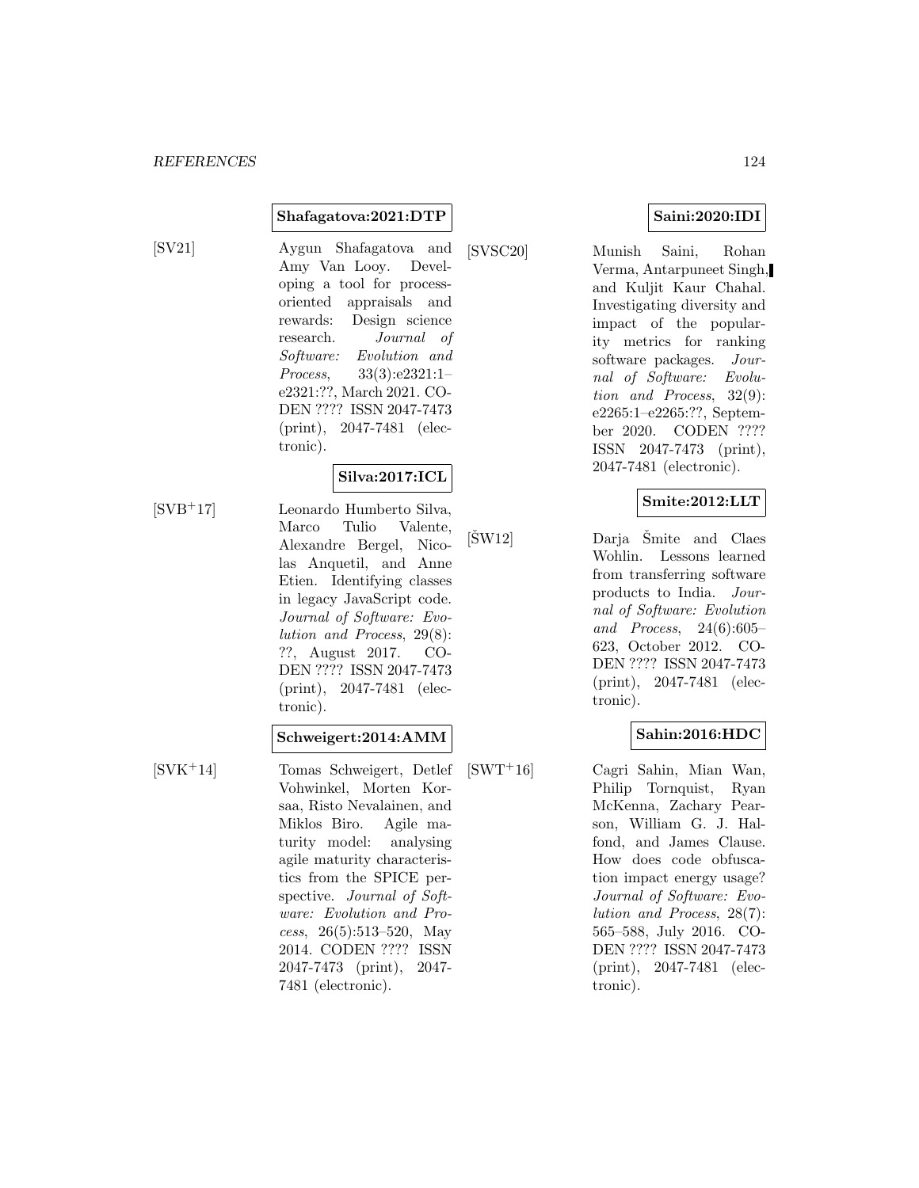**Shafagatova:2021:DTP**

[SV21] Aygun Shafagatova and Amy Van Looy. Developing a tool for process-oriented appraisals and rewards: Design science research. *Journal of Software: Evolution and Process*, 33(3):e2321:1–e2321:??, March 2021. CODEN ???? ISSN 2047-7473 (print), 2047-7481 (electronic).

**Silva:2017:ICL**

[SVB+17] Leonardo Humberto Silva, Marco Tulio Valente, Alexandre Bergel, Nicolas Anquetil, and Anne Etien. Identifying classes in legacy JavaScript code. *Journal of Software: Evolution and Process*, 29(8): ??, August 2017. CODEN ???? ISSN 2047-7473 (print), 2047-7481 (electronic).

**Schweigert:2014:AMM**

[SVK+14] Tomas Schweigert, Detlef Vohwinkel, Morten Korsaa, Risto Nevalainen, and Miklos Biro. Agile maturity model: analysing agile maturity characteristics from the SPICE perspective. *Journal of Software: Evolution and Process*, 26(5):513–520, May 2014. CODEN ???? ISSN 2047-7473 (print), 2047-7481 (electronic).

**Saini:2020:IDI**

[SVSC20] Munish Saini, Rohan Verma, Antarpuneet Singh, and Kuljit Kaur Chahal. Investigating diversity and impact of the popularity metrics for ranking software packages. *Journal of Software: Evolution and Process*, 32(9): e2265:1–e2265:??, September 2020. CODEN ???? ISSN 2047-7473 (print), 2047-7481 (electronic).

**Smite:2012:LLT**

[ŠW12] Darja Šmite and Claes Wohlin. Lessons learned from transferring software products to India. *Journal of Software: Evolution and Process*, 24(6):605–623, October 2012. CODEN ???? ISSN 2047-7473 (print), 2047-7481 (electronic).

**Sahin:2016:HDC**

[SWT+16] Cagri Sahin, Mian Wan, Philip Tornquist, Ryan McKenna, Zachary Pearson, William G. J. Halfond, and James Clause. How does code obfuscation impact energy usage? *Journal of Software: Evolution and Process*, 28(7): 565–588, July 2016. CODEN ???? ISSN 2047-7473 (print), 2047-7481 (electronic).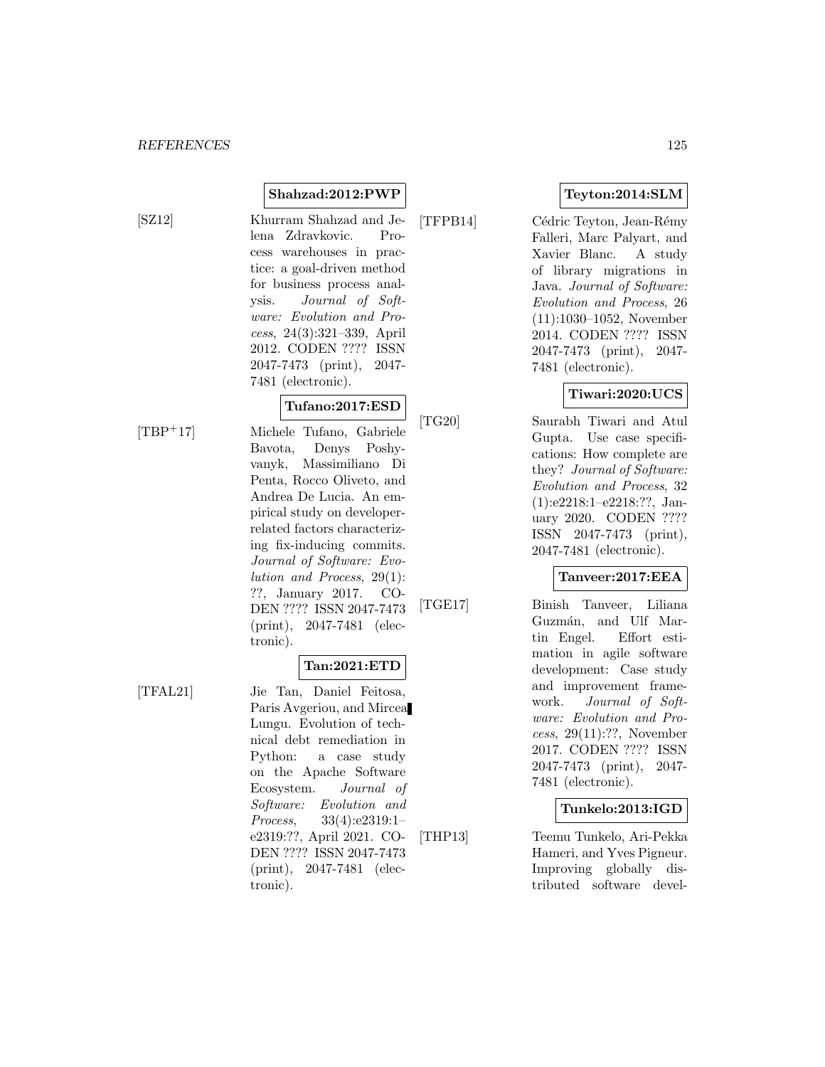**Shahzad:2012:PWP**

[SZ12] Khurram Shahzad and Jelena Zdravkovic. Process warehouses in practice: a goal-driven method for business process analysis. *Journal of Software: Evolution and Process*, 24(3):321–339, April 2012. CODEN ???? ISSN 2047-7473 (print), 2047-7481 (electronic).

**Tufano:2017:ESD**

[TBP+17] Michele Tufano, Gabriele Bavota, Denys Poshyvanyk, Massimiliano Di Penta, Rocco Oliveto, and Andrea De Lucia. An empirical study on developer-related factors characterizing fix-inducing commits. *Journal of Software: Evolution and Process*, 29(1):??, January 2017. CODEN ???? ISSN 2047-7473 (print), 2047-7481 (electronic).

**Tan:2021:ETD**

[TFAL21] Jie Tan, Daniel Feitosa, Paris Avgeriou, and Mircea Lungu. Evolution of technical debt remediation in Python: a case study on the Apache Software Ecosystem. *Journal of Software: Evolution and Process*, 33(4):e2319:1–e2319:??, April 2021. CODEN ???? ISSN 2047-7473 (print), 2047-7481 (electronic).

**Teyton:2014:SLM**

[TFPB14] Cédric Teyton, Jean-Rémy Falleri, Marc Palyart, and Xavier Blanc. A study of library migrations in Java. *Journal of Software: Evolution and Process*, 26(11):1030–1052, November 2014. CODEN ???? ISSN 2047-7473 (print), 2047-7481 (electronic).

**Tiwari:2020:UCS**

[TG20] Saurabh Tiwari and Atul Gupta. Use case specifications: How complete are they? *Journal of Software: Evolution and Process*, 32(1):e2218:1–e2218:??, January 2020. CODEN ???? ISSN 2047-7473 (print), 2047-7481 (electronic).

**Tanveer:2017:EEA**

[TGE17] Binish Tanveer, Liliana Guzmán, and Ulf Martin Engel. Effort estimation in agile software development: Case study and improvement framework. *Journal of Software: Evolution and Process*, 29(11):??, November 2017. CODEN ???? ISSN 2047-7473 (print), 2047-7481 (electronic).

**Tunkelo:2013:IGD**

[THP13] Teemu Tunkelo, Ari-Pekka Hameri, and Yves Pigneur. Improving globally distributed software devel-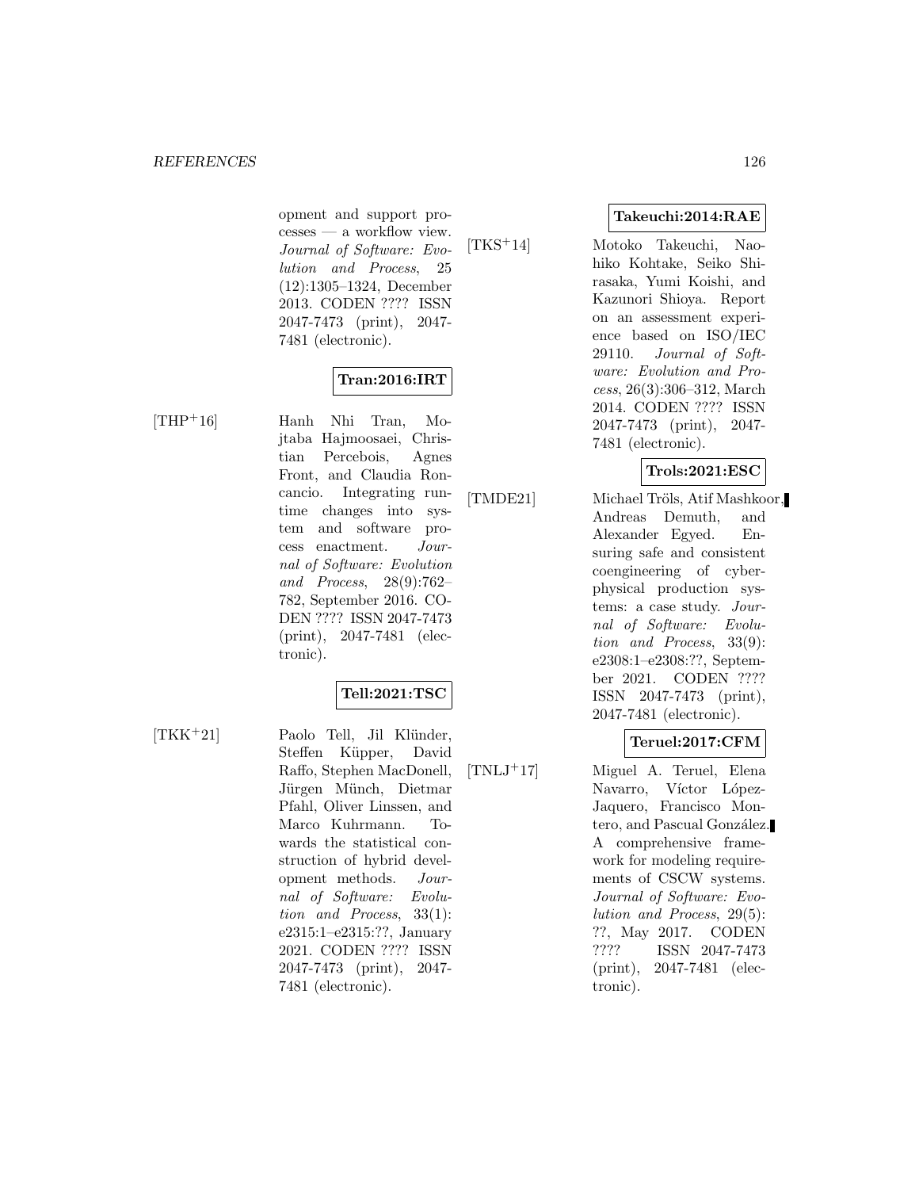opment and support processes — a workflow view. *Journal of Software: Evolution and Process*, 25 (12):1305–1324, December 2013. CODEN ???? ISSN 2047-7473 (print), 2047-7481 (electronic).

**Tran:2016:IRT**

[THP+16] Hanh Nhi Tran, Mojtaba Hajmoosaei, Christian Percebois, Agnes Front, and Claudia Roncancio. Integrating runtime changes into system and software process enactment. *Journal of Software: Evolution and Process*, 28(9):762–782, September 2016. CODEN ???? ISSN 2047-7473 (print), 2047-7481 (electronic).

**Tell:2021:TSC**

[TKK+21] Paolo Tell, Jil Klünder, Steffen Küpper, David Raffo, Stephen MacDonell, Jürgen Münch, Dietmar Pfahl, Oliver Linssen, and Marco Kuhrmann. Towards the statistical construction of hybrid development methods. *Journal of Software: Evolution and Process*, 33(1): e2315:1–e2315:??, January 2021. CODEN ???? ISSN 2047-7473 (print), 2047-7481 (electronic).

**Takeuchi:2014:RAE**

[TKS+14] Motoko Takeuchi, Naohiko Kohtake, Seiko Shirasaka, Yumi Koishi, and Kazunori Shioya. Report on an assessment experience based on ISO/IEC 29110. *Journal of Software: Evolution and Process*, 26(3):306–312, March 2014. CODEN ???? ISSN 2047-7473 (print), 2047-7481 (electronic).

**Trols:2021:ESC**

[TMDE21] Michael Tröls, Atif Mashkoor, Andreas Demuth, and Alexander Egyed. Ensuring safe and consistent coengineering of cyberphysical production systems: a case study. *Journal of Software: Evolution and Process*, 33(9): e2308:1–e2308:??, September 2021. CODEN ???? ISSN 2047-7473 (print), 2047-7481 (electronic).

**Teruel:2017:CFM**

[TNLJ+17] Miguel A. Teruel, Elena Navarro, Víctor López-Jaquero, Francisco Montero, and Pascual González. A comprehensive framework for modeling requirements of CSCW systems. *Journal of Software: Evolution and Process*, 29(5): ??, May 2017. CODEN ???? ISSN 2047-7473 (print), 2047-7481 (electronic).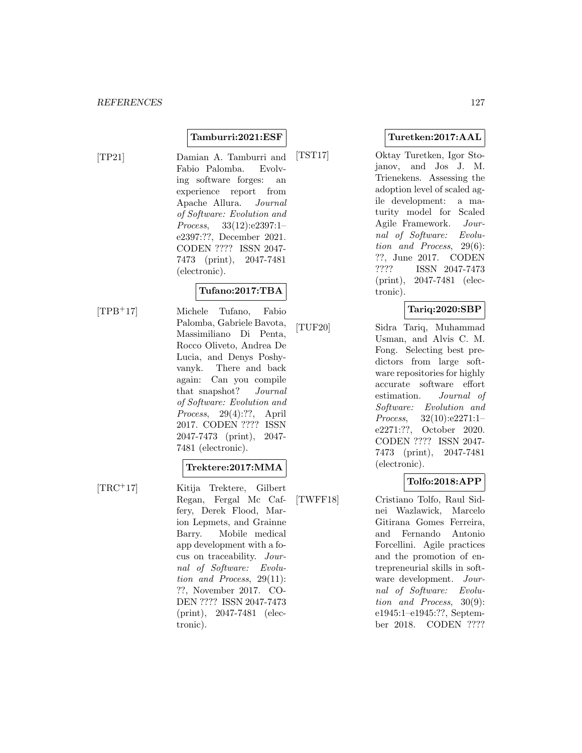**Tamburri:2021:ESF**

[TP21] Damian A. Tamburri and Fabio Palomba. Evolving software forges: an experience report from Apache Allura. *Journal of Software: Evolution and Process*, 33(12):e2397:1–e2397:??, December 2021. CODEN ???? ISSN 2047-7473 (print), 2047-7481 (electronic).

**Tufano:2017:TBA**

[TPB$^+$17] Michele Tufano, Fabio Palomba, Gabriele Bavota, Massimiliano Di Penta, Rocco Oliveto, Andrea De Lucia, and Denys Poshyvanyk. There and back again: Can you compile that snapshot? *Journal of Software: Evolution and Process*, 29(4):??, April 2017. CODEN ???? ISSN 2047-7473 (print), 2047-7481 (electronic).

**Trektere:2017:MMA**

[TRC$^+$17] Kitija Trektere, Gilbert Regan, Fergal Mc Caffery, Derek Flood, Marion Lepmets, and Grainne Barry. Mobile medical app development with a focus on traceability. *Journal of Software: Evolution and Process*, 29(11):??, November 2017. CODEN ???? ISSN 2047-7473 (print), 2047-7481 (electronic).

**Turetken:2017:AAL**

[TST17] Oktay Turetken, Igor Stojanov, and Jos J. M. Trienekens. Assessing the adoption level of scaled agile development: a maturity model for Scaled Agile Framework. *Journal of Software: Evolution and Process*, 29(6):??, June 2017. CODEN ???? ISSN 2047-7473 (print), 2047-7481 (electronic).

**Tariq:2020:SBP**

[TUF20] Sidra Tariq, Muhammad Usman, and Alvis C. M. Fong. Selecting best predictors from large software repositories for highly accurate software effort estimation. *Journal of Software: Evolution and Process*, 32(10):e2271:1–e2271:??, October 2020. CODEN ???? ISSN 2047-7473 (print), 2047-7481 (electronic).

**Tolfo:2018:APP**

[TWFF18] Cristiano Tolfo, Raul Sidnei Wazlawick, Marcelo Gitirana Gomes Ferreira, and Fernando Antonio Forcellini. Agile practices and the promotion of entrepreneurial skills in software development. *Journal of Software: Evolution and Process*, 30(9):e1945:1–e1945:??, September 2018. CODEN ????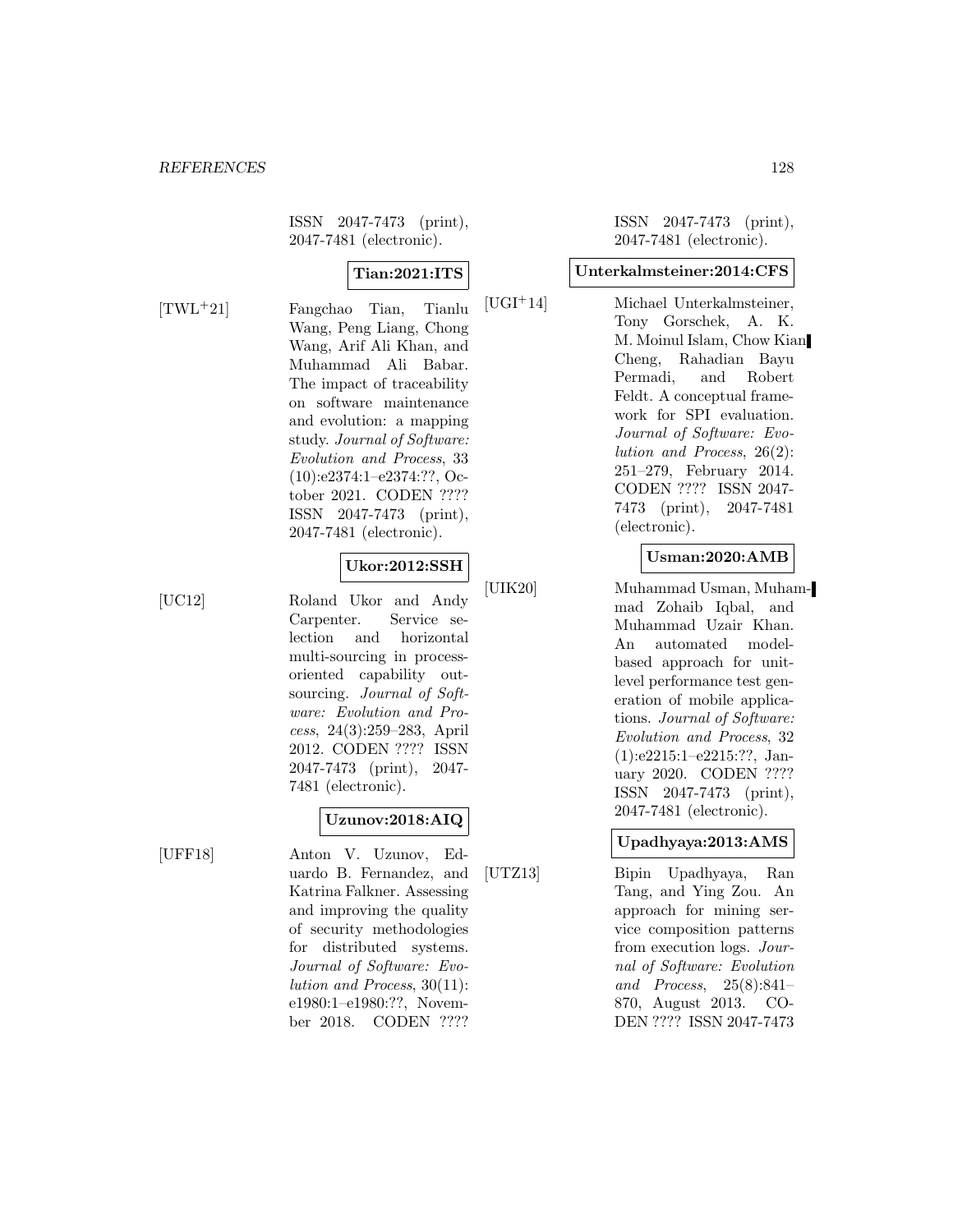ISSN 2047-7473 (print), 2047-7481 (electronic).

**Tian:2021:ITS**

[TWL+21] Fangchao Tian, Tianlu Wang, Peng Liang, Chong Wang, Arif Ali Khan, and Muhammad Ali Babar. The impact of traceability on software maintenance and evolution: a mapping study. *Journal of Software: Evolution and Process*, 33 (10):e2374:1–e2374:??, October 2021. CODEN ???? ISSN 2047-7473 (print), 2047-7481 (electronic).

**Ukor:2012:SSH**

[UC12] Roland Ukor and Andy Carpenter. Service selection and horizontal multi-sourcing in process-oriented capability outsourcing. *Journal of Software: Evolution and Process*, 24(3):259–283, April 2012. CODEN ???? ISSN 2047-7473 (print), 2047-7481 (electronic).

**Uzunov:2018:AIQ**

[UFF18] Anton V. Uzunov, Eduardo B. Fernandez, and Katrina Falkner. Assessing and improving the quality of security methodologies for distributed systems. *Journal of Software: Evolution and Process*, 30(11): e1980:1–e1980:??, November 2018. CODEN ???? ISSN 2047-7473 (print), 2047-7481 (electronic).

**Unterkalmsteiner:2014:CFS**

[UGI+14] Michael Unterkalmsteiner, Tony Gorschek, A. K. M. Moinul Islam, Chow Kian Cheng, Rahadian Bayu Permadi, and Robert Feldt. A conceptual framework for SPI evaluation. *Journal of Software: Evolution and Process*, 26(2): 251–279, February 2014. CODEN ???? ISSN 2047-7473 (print), 2047-7481 (electronic).

**Usman:2020:AMB**

[UIK20] Muhammad Usman, Muhammad Zohaib Iqbal, and Muhammad Uzair Khan. An automated model-based approach for unit-level performance test generation of mobile applications. *Journal of Software: Evolution and Process*, 32 (1):e2215:1–e2215:??, January 2020. CODEN ???? ISSN 2047-7473 (print), 2047-7481 (electronic).

**Upadhyaya:2013:AMS**

[UTZ13] Bipin Upadhyaya, Ran Tang, and Ying Zou. An approach for mining service composition patterns from execution logs. *Journal of Software: Evolution and Process*, 25(8):841–870, August 2013. CODEN ???? ISSN 2047-7473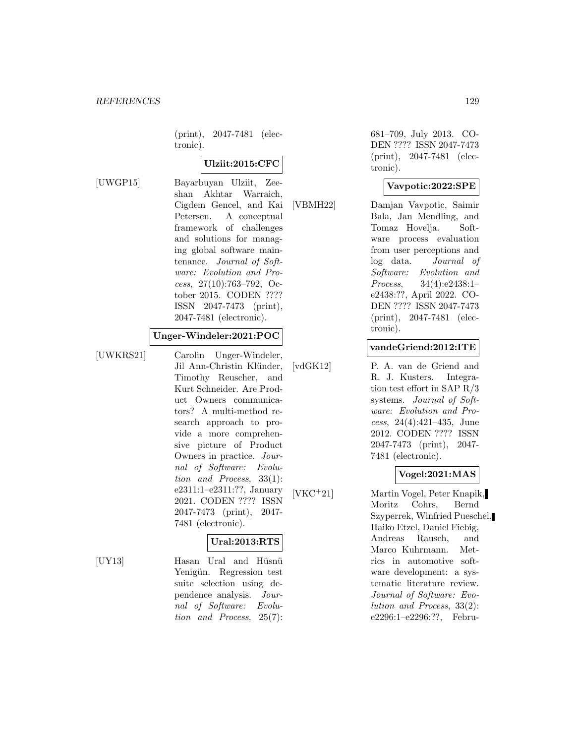(print), 2047-7481 (electronic).

**Ulziit:2015:CFC**

[UWGP15] Bayarbuyan Ulziit, Zeeshan Akhtar Warraich, Cigdem Gencel, and Kai Petersen. A conceptual framework of challenges and solutions for managing global software maintenance. *Journal of Software: Evolution and Process*, 27(10):763–792, October 2015. CODEN ???? ISSN 2047-7473 (print), 2047-7481 (electronic).

**Unger-Windeler:2021:POC**

[UWKRS21] Carolin Unger-Windeler, Jil Ann-Christin Klünder, Timothy Reuscher, and Kurt Schneider. Are Product Owners communicators? A multi-method research approach to provide a more comprehensive picture of Product Owners in practice. *Journal of Software: Evolution and Process*, 33(1): e2311:1–e2311:??, January 2021. CODEN ???? ISSN 2047-7473 (print), 2047-7481 (electronic).

**Ural:2013:RTS**

[UY13] Hasan Ural and Hüsnü Yenigün. Regression test suite selection using dependence analysis. *Journal of Software: Evolution and Process*, 25(7): 681–709, July 2013. CODEN ???? ISSN 2047-7473 (print), 2047-7481 (electronic).

**Vavpotic:2022:SPE**

[VBMH22] Damjan Vavpotic, Saimir Bala, Jan Mendling, and Tomaz Hovelja. Software process evaluation from user perceptions and log data. *Journal of Software: Evolution and Process*, 34(4):e2438:1–e2438:??, April 2022. CODEN ???? ISSN 2047-7473 (print), 2047-7481 (electronic).

**vandeGriend:2012:ITE**

[vdGK12] P. A. van de Griend and R. J. Kusters. Integration test effort in SAP R/3 systems. *Journal of Software: Evolution and Process*, 24(4):421–435, June 2012. CODEN ???? ISSN 2047-7473 (print), 2047-7481 (electronic).

**Vogel:2021:MAS**

[VKC+21] Martin Vogel, Peter Knapik, Moritz Cohrs, Bernd Szyperrek, Winfried Pueschel, Haiko Etzel, Daniel Fiebig, Andreas Rausch, and Marco Kuhrmann. Metrics in automotive software development: a systematic literature review. *Journal of Software: Evolution and Process*, 33(2): e2296:1–e2296:??, Febru-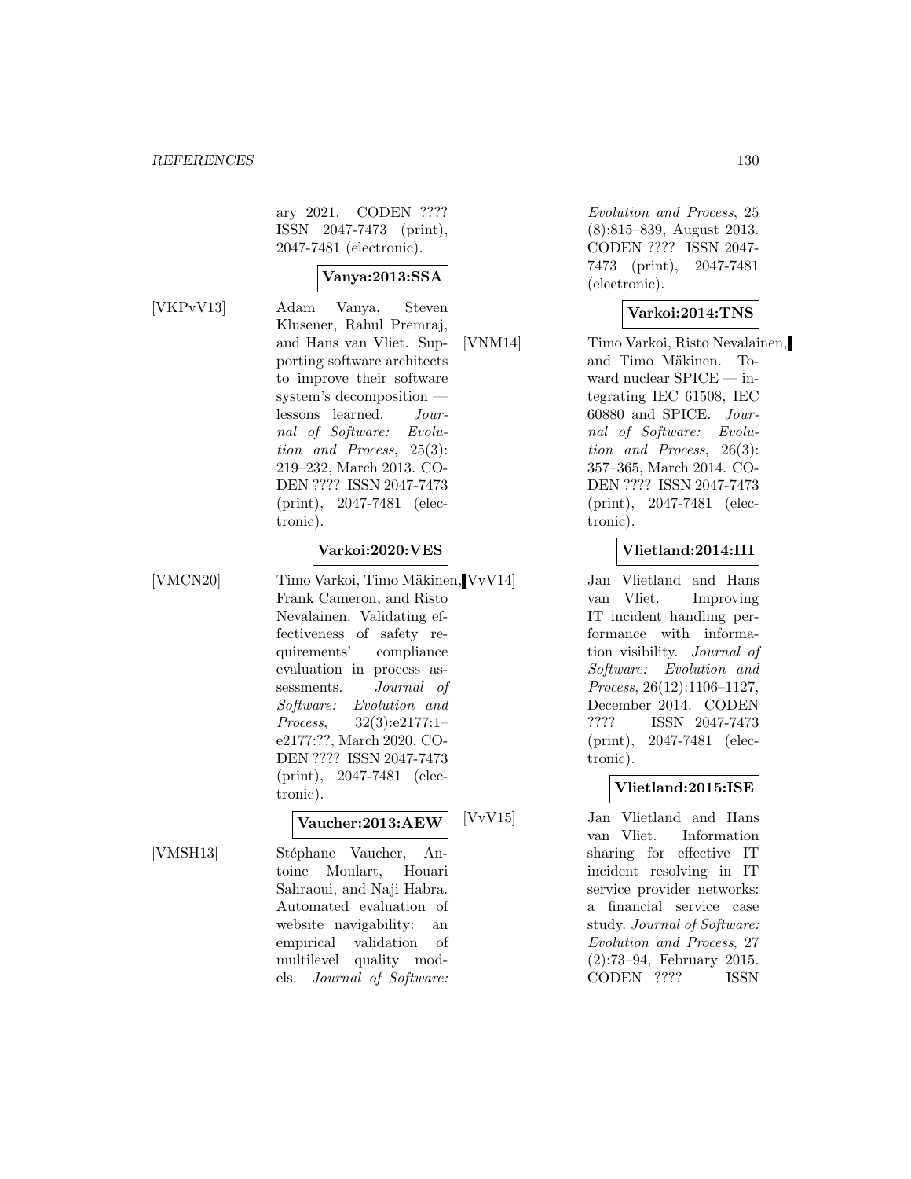ary 2021. CODEN ???? ISSN 2047-7473 (print), 2047-7481 (electronic).

**Vanya:2013:SSA**

[VKPvV13] Adam Vanya, Steven Klusener, Rahul Premraj, and Hans van Vliet. Supporting software architects to improve their software system's decomposition — lessons learned. *Journal of Software: Evolution and Process*, 25(3): 219–232, March 2013. CODEN ???? ISSN 2047-7473 (print), 2047-7481 (electronic).

**Varkoi:2020:VES**

[VMCN20] Timo Varkoi, Timo Mäkinen, Frank Cameron, and Risto Nevalainen. Validating effectiveness of safety requirements' compliance evaluation in process assessments. *Journal of Software: Evolution and Process*, 32(3):e2177:1–e2177:??, March 2020. CODEN ???? ISSN 2047-7473 (print), 2047-7481 (electronic).

**Vaucher:2013:AEW**

[VMSH13] Stéphane Vaucher, Antoine Moulart, Houari Sahraoui, and Naji Habra. Automated evaluation of website navigability: an empirical validation of multilevel quality models. *Journal of Software: Evolution and Process*, 25 (8):815–839, August 2013. CODEN ???? ISSN 2047-7473 (print), 2047-7481 (electronic).

**Varkoi:2014:TNS**

[VNM14] Timo Varkoi, Risto Nevalainen, and Timo Mäkinen. Toward nuclear SPICE — integrating IEC 61508, IEC 60880 and SPICE. *Journal of Software: Evolution and Process*, 26(3): 357–365, March 2014. CODEN ???? ISSN 2047-7473 (print), 2047-7481 (electronic).

**Vlietland:2014:III**

[VvV14] Jan Vlietland and Hans van Vliet. Improving IT incident handling performance with information visibility. *Journal of Software: Evolution and Process*, 26(12):1106–1127, December 2014. CODEN ???? ISSN 2047-7473 (print), 2047-7481 (electronic).

**Vlietland:2015:ISE**

[VvV15] Jan Vlietland and Hans van Vliet. Information sharing for effective IT incident resolving in IT service provider networks: a financial service case study. *Journal of Software: Evolution and Process*, 27 (2):73–94, February 2015. CODEN ???? ISSN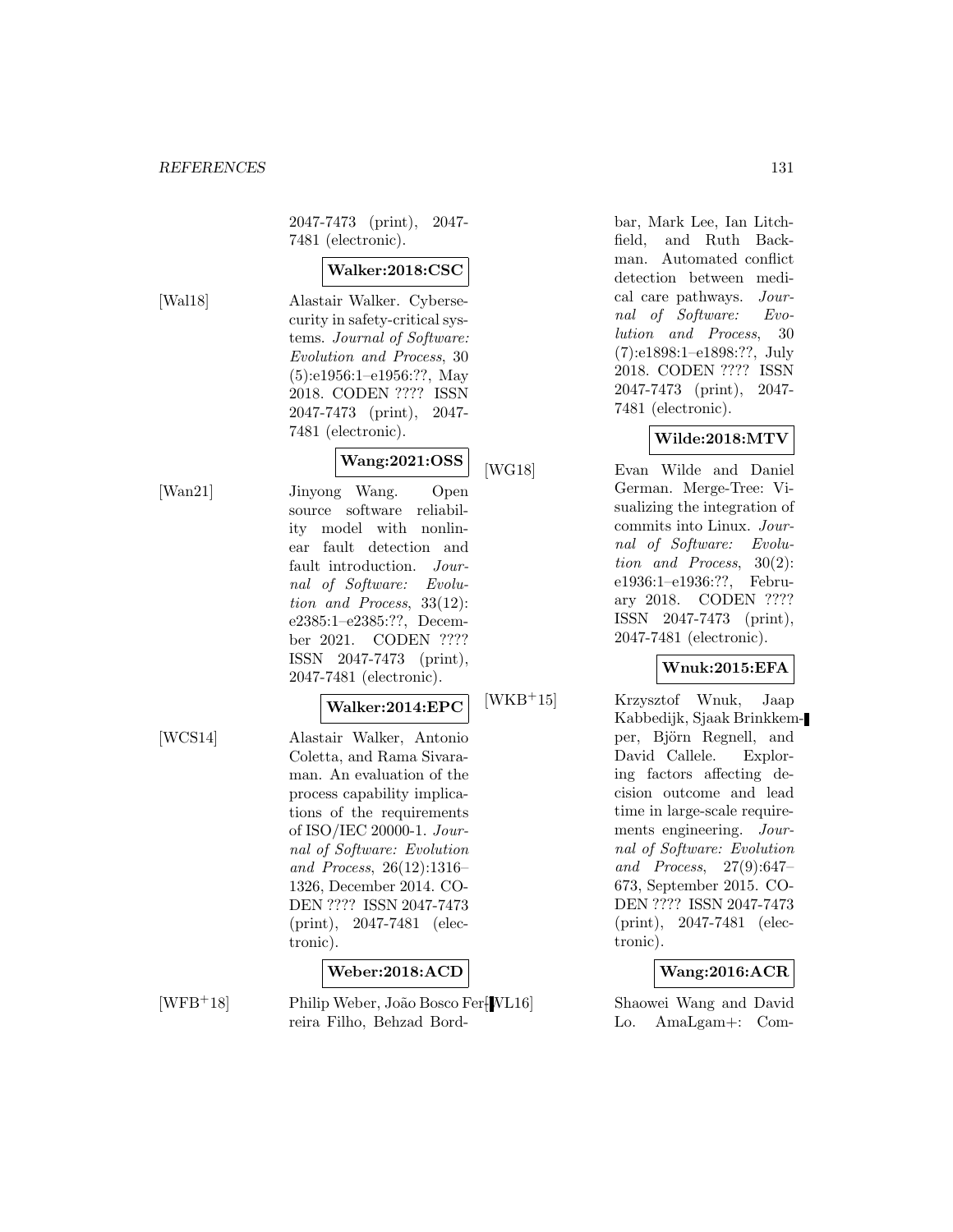2047-7473 (print), 2047-7481 (electronic).

**Walker:2018:CSC**

[Wal18] Alastair Walker. Cybersecurity in safety-critical systems. *Journal of Software: Evolution and Process*, 30 (5):e1956:1–e1956:??, May 2018. CODEN ???? ISSN 2047-7473 (print), 2047-7481 (electronic).

**Wang:2021:OSS**

[Wan21] Jinyong Wang. Open source software reliability model with nonlinear fault detection and fault introduction. *Journal of Software: Evolution and Process*, 33(12): e2385:1–e2385:??, December 2021. CODEN ???? ISSN 2047-7473 (print), 2047-7481 (electronic).

**Walker:2014:EPC**

[WCS14] Alastair Walker, Antonio Coletta, and Rama Sivaraman. An evaluation of the process capability implications of the requirements of ISO/IEC 20000-1. *Journal of Software: Evolution and Process*, 26(12):1316–1326, December 2014. CODEN ???? ISSN 2047-7473 (print), 2047-7481 (electronic).

**Weber:2018:ACD**

[WFB+18] Philip Weber, João Bosco Ferreira Filho, Behzad Bordbar, Mark Lee, Ian Litchfield, and Ruth Backman. Automated conflict detection between medical care pathways. *Journal of Software: Evolution and Process*, 30 (7):e1898:1–e1898:??, July 2018. CODEN ???? ISSN 2047-7473 (print), 2047-7481 (electronic).

**Wilde:2018:MTV**

[WG18] Evan Wilde and Daniel German. Merge-Tree: Visualizing the integration of commits into Linux. *Journal of Software: Evolution and Process*, 30(2): e1936:1–e1936:??, February 2018. CODEN ???? ISSN 2047-7473 (print), 2047-7481 (electronic).

**Wnuk:2015:EFA**

[WKB+15] Krzysztof Wnuk, Jaap Kabbedijk, Sjaak Brinkkemper, Björn Regnell, and David Callele. Exploring factors affecting decision outcome and lead time in large-scale requirements engineering. *Journal of Software: Evolution and Process*, 27(9):647–673, September 2015. CODEN ???? ISSN 2047-7473 (print), 2047-7481 (electronic).

**Wang:2016:ACR**

[WL16] Shaowei Wang and David Lo. AmaLgam+: Com-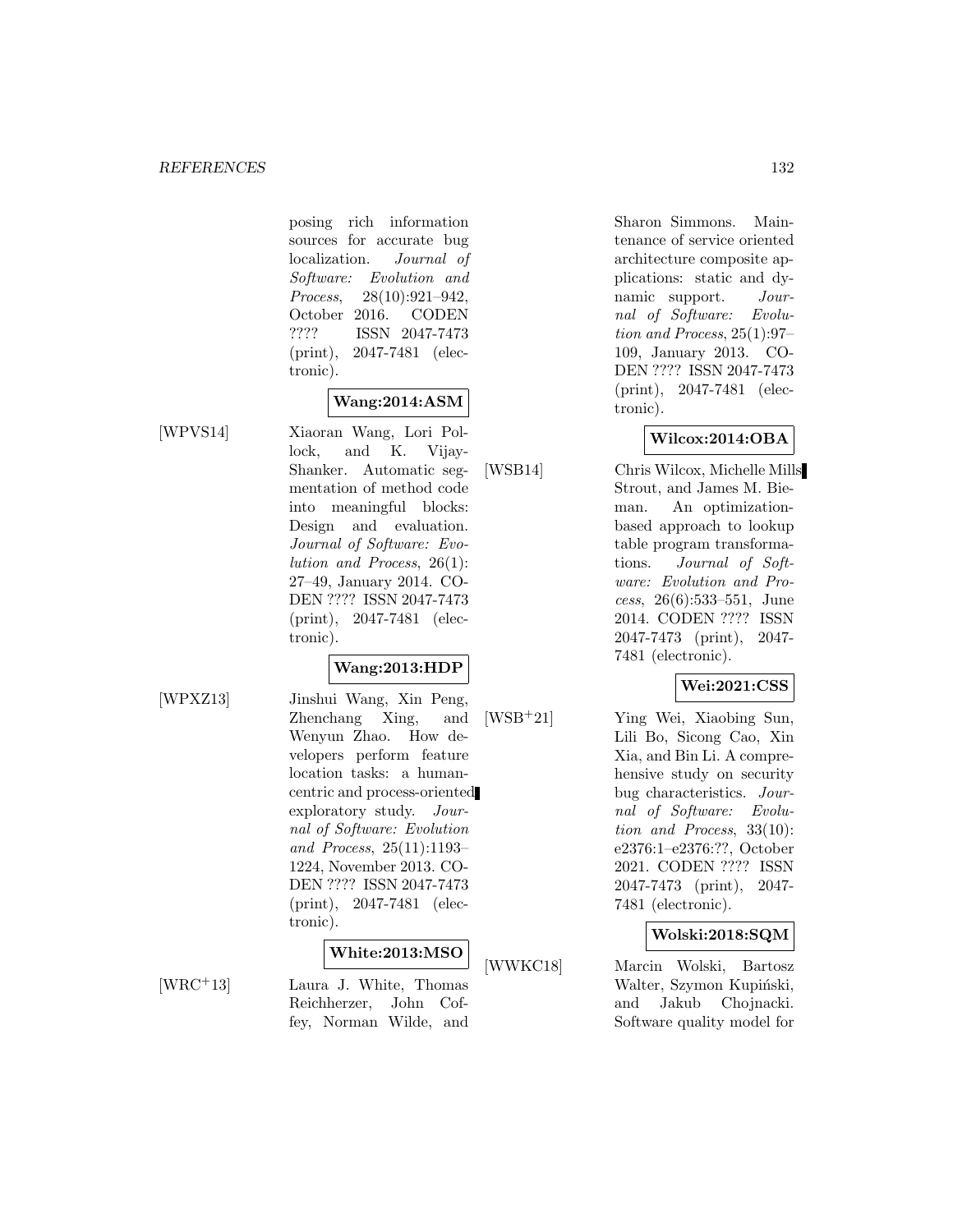posing rich information sources for accurate bug localization. *Journal of Software: Evolution and Process*, 28(10):921–942, October 2016. CODEN ???? ISSN 2047-7473 (print), 2047-7481 (electronic).

**Wang:2014:ASM**

[WPVS14] Xiaoran Wang, Lori Pollock, and K. Vijay-Shanker. Automatic segmentation of method code into meaningful blocks: Design and evaluation. *Journal of Software: Evolution and Process*, 26(1): 27–49, January 2014. CODEN ???? ISSN 2047-7473 (print), 2047-7481 (electronic).

**Wang:2013:HDP**

[WPXZ13] Jinshui Wang, Xin Peng, Zhenchang Xing, and Wenyun Zhao. How developers perform feature location tasks: a human-centric and process-oriented exploratory study. *Journal of Software: Evolution and Process*, 25(11):1193–1224, November 2013. CODEN ???? ISSN 2047-7473 (print), 2047-7481 (electronic).

**White:2013:MSO**

[WRC+13] Laura J. White, Thomas Reichherzer, John Coffey, Norman Wilde, and Sharon Simmons. Maintenance of service oriented architecture composite applications: static and dynamic support. *Journal of Software: Evolution and Process*, 25(1):97–109, January 2013. CODEN ???? ISSN 2047-7473 (print), 2047-7481 (electronic).

**Wilcox:2014:OBA**

[WSB14] Chris Wilcox, Michelle Mills Strout, and James M. Bieman. An optimization-based approach to lookup table program transformations. *Journal of Software: Evolution and Process*, 26(6):533–551, June 2014. CODEN ???? ISSN 2047-7473 (print), 2047-7481 (electronic).

**Wei:2021:CSS**

[WSB+21] Ying Wei, Xiaobing Sun, Lili Bo, Sicong Cao, Xin Xia, and Bin Li. A comprehensive study on security bug characteristics. *Journal of Software: Evolution and Process*, 33(10): e2376:1–e2376:??, October 2021. CODEN ???? ISSN 2047-7473 (print), 2047-7481 (electronic).

**Wolski:2018:SQM**

[WWKC18] Marcin Wolski, Bartosz Walter, Szymon Kupiński, and Jakub Chojnacki. Software quality model for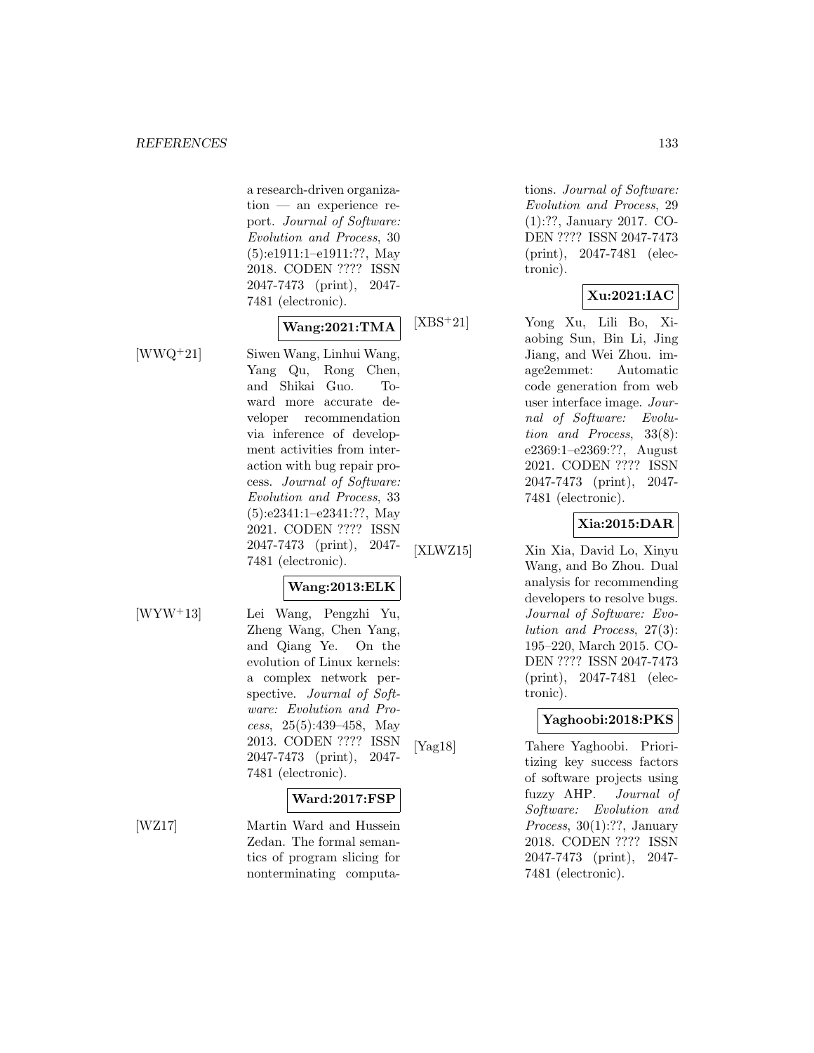a research-driven organization — an experience report. *Journal of Software: Evolution and Process*, 30 (5):e1911:1–e1911:??, May 2018. CODEN ???? ISSN 2047-7473 (print), 2047-7481 (electronic).

**Wang:2021:TMA**

[WWQ+21] Siwen Wang, Linhui Wang, Yang Qu, Rong Chen, and Shikai Guo. Toward more accurate developer recommendation via inference of development activities from interaction with bug repair process. *Journal of Software: Evolution and Process*, 33 (5):e2341:1–e2341:??, May 2021. CODEN ???? ISSN 2047-7473 (print), 2047-7481 (electronic).

**Wang:2013:ELK**

[WYW+13] Lei Wang, Pengzhi Yu, Zheng Wang, Chen Yang, and Qiang Ye. On the evolution of Linux kernels: a complex network perspective. *Journal of Software: Evolution and Process*, 25(5):439–458, May 2013. CODEN ???? ISSN 2047-7473 (print), 2047-7481 (electronic).

**Ward:2017:FSP**

[WZ17] Martin Ward and Hussein Zedan. The formal semantics of program slicing for nonterminating computations. *Journal of Software: Evolution and Process*, 29 (1):??, January 2017. CODEN ???? ISSN 2047-7473 (print), 2047-7481 (electronic).

**Xu:2021:IAC**

[XBS+21] Yong Xu, Lili Bo, Xiaobing Sun, Bin Li, Jing Jiang, and Wei Zhou. image2emmet: Automatic code generation from web user interface image. *Journal of Software: Evolution and Process*, 33(8): e2369:1–e2369:??, August 2021. CODEN ???? ISSN 2047-7473 (print), 2047-7481 (electronic).

**Xia:2015:DAR**

[XLWZ15] Xin Xia, David Lo, Xinyu Wang, and Bo Zhou. Dual analysis for recommending developers to resolve bugs. *Journal of Software: Evolution and Process*, 27(3): 195–220, March 2015. CODEN ???? ISSN 2047-7473 (print), 2047-7481 (electronic).

**Yaghoobi:2018:PKS**

[Yag18] Tahere Yaghoobi. Prioritizing key success factors of software projects using fuzzy AHP. *Journal of Software: Evolution and Process*, 30(1):??, January 2018. CODEN ???? ISSN 2047-7473 (print), 2047-7481 (electronic).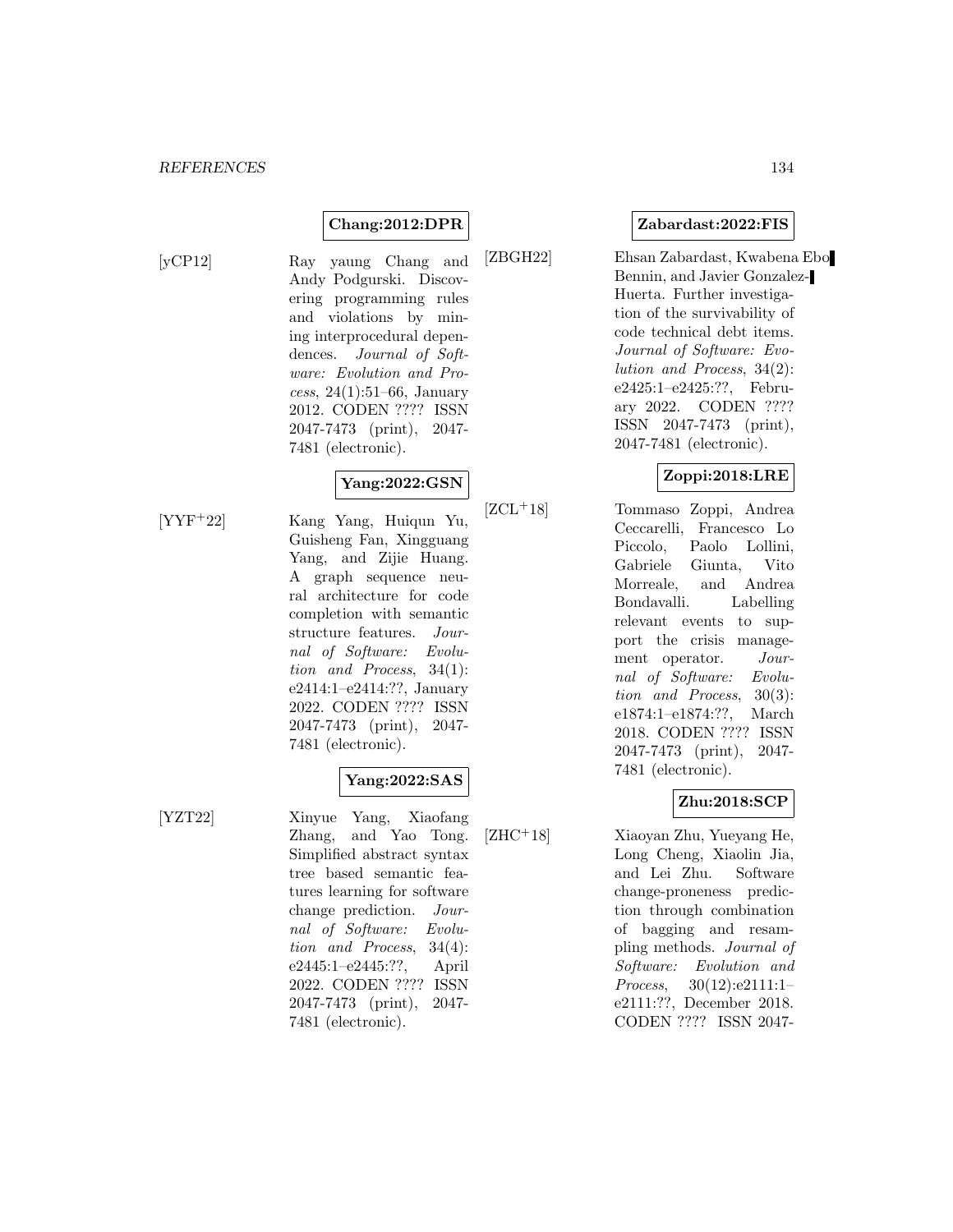**Chang:2012:DPR**

[yCP12] Ray yaung Chang and Andy Podgurski. Discovering programming rules and violations by mining interprocedural dependences. *Journal of Software: Evolution and Process*, 24(1):51–66, January 2012. CODEN ???? ISSN 2047-7473 (print), 2047-7481 (electronic).

**Yang:2022:GSN**

[YYF+22] Kang Yang, Huiqun Yu, Guisheng Fan, Xingguang Yang, and Zijie Huang. A graph sequence neural architecture for code completion with semantic structure features. *Journal of Software: Evolution and Process*, 34(1): e2414:1–e2414:??, January 2022. CODEN ???? ISSN 2047-7473 (print), 2047-7481 (electronic).

**Yang:2022:SAS**

[YZT22] Xinyue Yang, Xiaofang Zhang, and Yao Tong. Simplified abstract syntax tree based semantic features learning for software change prediction. *Journal of Software: Evolution and Process*, 34(4): e2445:1–e2445:??, April 2022. CODEN ???? ISSN 2047-7473 (print), 2047-7481 (electronic).

**Zabardast:2022:FIS**

[ZBGH22] Ehsan Zabardast, Kwabena Ebo Bennin, and Javier Gonzalez-Huerta. Further investigation of the survivability of code technical debt items. *Journal of Software: Evolution and Process*, 34(2): e2425:1–e2425:??, February 2022. CODEN ???? ISSN 2047-7473 (print), 2047-7481 (electronic).

**Zoppi:2018:LRE**

[ZCL+18] Tommaso Zoppi, Andrea Ceccarelli, Francesco Lo Piccolo, Paolo Lollini, Gabriele Giunta, Vito Morreale, and Andrea Bondavalli. Labelling relevant events to support the crisis management operator. *Journal of Software: Evolution and Process*, 30(3): e1874:1–e1874:??, March 2018. CODEN ???? ISSN 2047-7473 (print), 2047-7481 (electronic).

**Zhu:2018:SCP**

[ZHC+18] Xiaoyan Zhu, Yueyang He, Long Cheng, Xiaolin Jia, and Lei Zhu. Software change-proneness prediction through combination of bagging and resampling methods. *Journal of Software: Evolution and Process*, 30(12):e2111:1–e2111:??, December 2018. CODEN ???? ISSN 2047-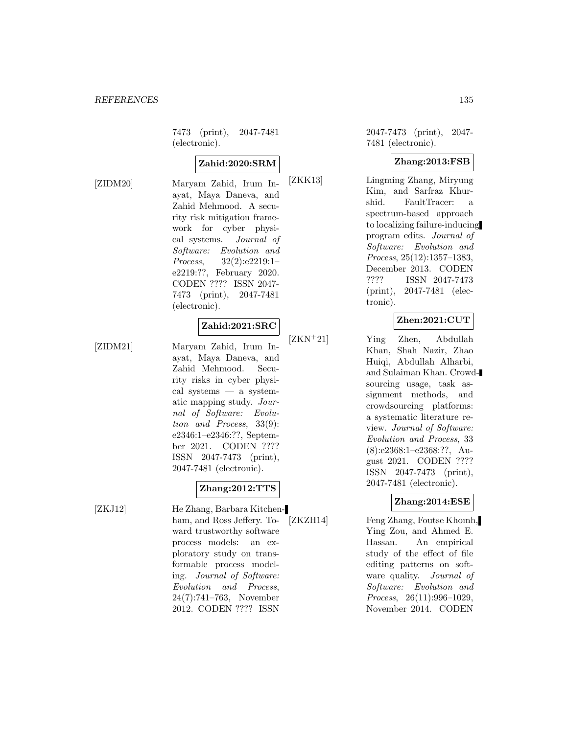7473 (print), 2047-7481 (electronic).

**Zahid:2020:SRM**

[ZIDM20] Maryam Zahid, Irum Inayat, Maya Daneva, and Zahid Mehmood. A security risk mitigation framework for cyber physical systems. *Journal of Software: Evolution and Process*, 32(2):e2219:1–e2219:??, February 2020. CODEN ???? ISSN 2047-7473 (print), 2047-7481 (electronic).

**Zahid:2021:SRC**

[ZIDM21] Maryam Zahid, Irum Inayat, Maya Daneva, and Zahid Mehmood. Security risks in cyber physical systems — a systematic mapping study. *Journal of Software: Evolution and Process*, 33(9):e2346:1–e2346:??, September 2021. CODEN ???? ISSN 2047-7473 (print), 2047-7481 (electronic).

**Zhang:2012:TTS**

[ZKJ12] He Zhang, Barbara Kitchenham, and Ross Jeffery. Toward trustworthy software process models: an exploratory study on transformable process modeling. *Journal of Software: Evolution and Process*, 24(7):741–763, November 2012. CODEN ???? ISSN 2047-7473 (print), 2047-7481 (electronic).

**Zhang:2013:FSB**

[ZKK13] Lingming Zhang, Miryung Kim, and Sarfraz Khurshid. FaultTracer: a spectrum-based approach to localizing failure-inducing program edits. *Journal of Software: Evolution and Process*, 25(12):1357–1383, December 2013. CODEN ???? ISSN 2047-7473 (print), 2047-7481 (electronic).

**Zhen:2021:CUT**

[ZKN+21] Ying Zhen, Abdullah Khan, Shah Nazir, Zhao Huiqi, Abdullah Alharbi, and Sulaiman Khan. Crowdsourcing usage, task assignment methods, and crowdsourcing platforms: a systematic literature review. *Journal of Software: Evolution and Process*, 33(8):e2368:1–e2368:??, August 2021. CODEN ???? ISSN 2047-7473 (print), 2047-7481 (electronic).

**Zhang:2014:ESE**

[ZKZH14] Feng Zhang, Foutse Khomh, Ying Zou, and Ahmed E. Hassan. An empirical study of the effect of file editing patterns on software quality. *Journal of Software: Evolution and Process*, 26(11):996–1029, November 2014. CODEN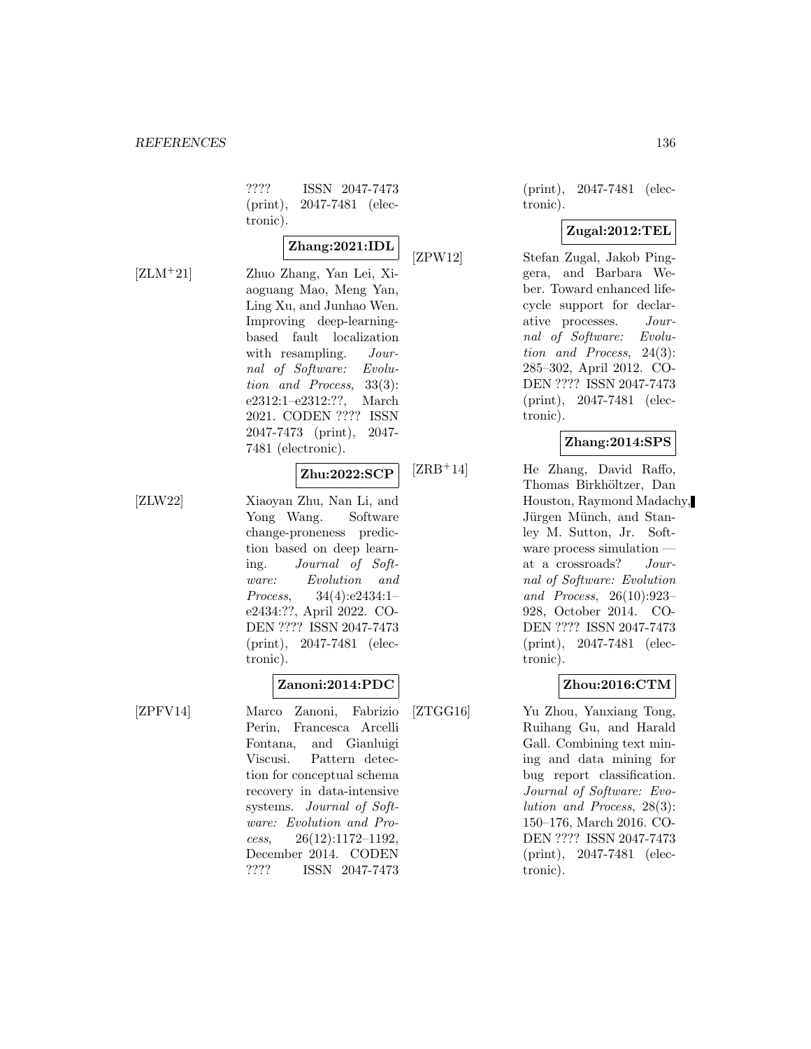???? ISSN 2047-7473 (print), 2047-7481 (electronic).

**Zhang:2021:IDL**

[ZLM+21] Zhuo Zhang, Yan Lei, Xiaoguang Mao, Meng Yan, Ling Xu, and Junhao Wen. Improving deep-learning-based fault localization with resampling. *Journal of Software: Evolution and Process*, 33(3): e2312:1–e2312:??, March 2021. CODEN ???? ISSN 2047-7473 (print), 2047-7481 (electronic).

**Zhu:2022:SCP**

[ZLW22] Xiaoyan Zhu, Nan Li, and Yong Wang. Software change-proneness prediction based on deep learning. *Journal of Software: Evolution and Process*, 34(4):e2434:1–e2434:??, April 2022. CODEN ???? ISSN 2047-7473 (print), 2047-7481 (electronic).

**Zanoni:2014:PDC**

[ZPFV14] Marco Zanoni, Fabrizio Perin, Francesca Arcelli Fontana, and Gianluigi Viscusi. Pattern detection for conceptual schema recovery in data-intensive systems. *Journal of Software: Evolution and Process*, 26(12):1172–1192, December 2014. CODEN ???? ISSN 2047-7473 (print), 2047-7481 (electronic).

**Zugal:2012:TEL**

[ZPW12] Stefan Zugal, Jakob Pinggera, and Barbara Weber. Toward enhanced lifecycle support for declarative processes. *Journal of Software: Evolution and Process*, 24(3): 285–302, April 2012. CODEN ???? ISSN 2047-7473 (print), 2047-7481 (electronic).

**Zhang:2014:SPS**

[ZRB+14] He Zhang, David Raffo, Thomas Birkhöltzer, Dan Houston, Raymond Madachy, Jürgen Münch, and Stanley M. Sutton, Jr. Software process simulation — at a crossroads? *Journal of Software: Evolution and Process*, 26(10):923–928, October 2014. CODEN ???? ISSN 2047-7473 (print), 2047-7481 (electronic).

**Zhou:2016:CTM**

[ZTGG16] Yu Zhou, Yanxiang Tong, Ruihang Gu, and Harald Gall. Combining text mining and data mining for bug report classification. *Journal of Software: Evolution and Process*, 28(3): 150–176, March 2016. CODEN ???? ISSN 2047-7473 (print), 2047-7481 (electronic).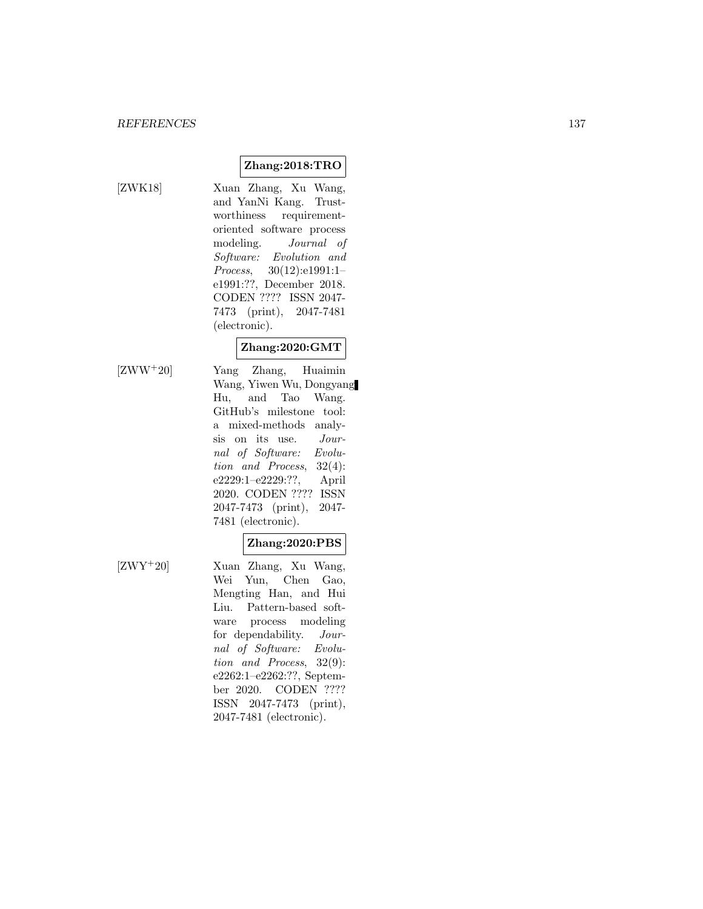**Zhang:2018:TRO**

[ZWK18] Xuan Zhang, Xu Wang, and YanNi Kang. Trustworthiness requirement-oriented software process modeling. *Journal of Software: Evolution and Process*, 30(12):e1991:1–e1991:??, December 2018. CODEN ???? ISSN 2047-7473 (print), 2047-7481 (electronic).

**Zhang:2020:GMT**

[ZWW+20] Yang Zhang, Huaimin Wang, Yiwen Wu, Dongyang Hu, and Tao Wang. GitHub's milestone tool: a mixed-methods analysis on its use. *Journal of Software: Evolution and Process*, 32(4): e2229:1–e2229:??, April 2020. CODEN ???? ISSN 2047-7473 (print), 2047-7481 (electronic).

**Zhang:2020:PBS**

[ZWY+20] Xuan Zhang, Xu Wang, Wei Yun, Chen Gao, Mengting Han, and Hui Liu. Pattern-based software process modeling for dependability. *Journal of Software: Evolution and Process*, 32(9): e2262:1–e2262:??, September 2020. CODEN ???? ISSN 2047-7473 (print), 2047-7481 (electronic).